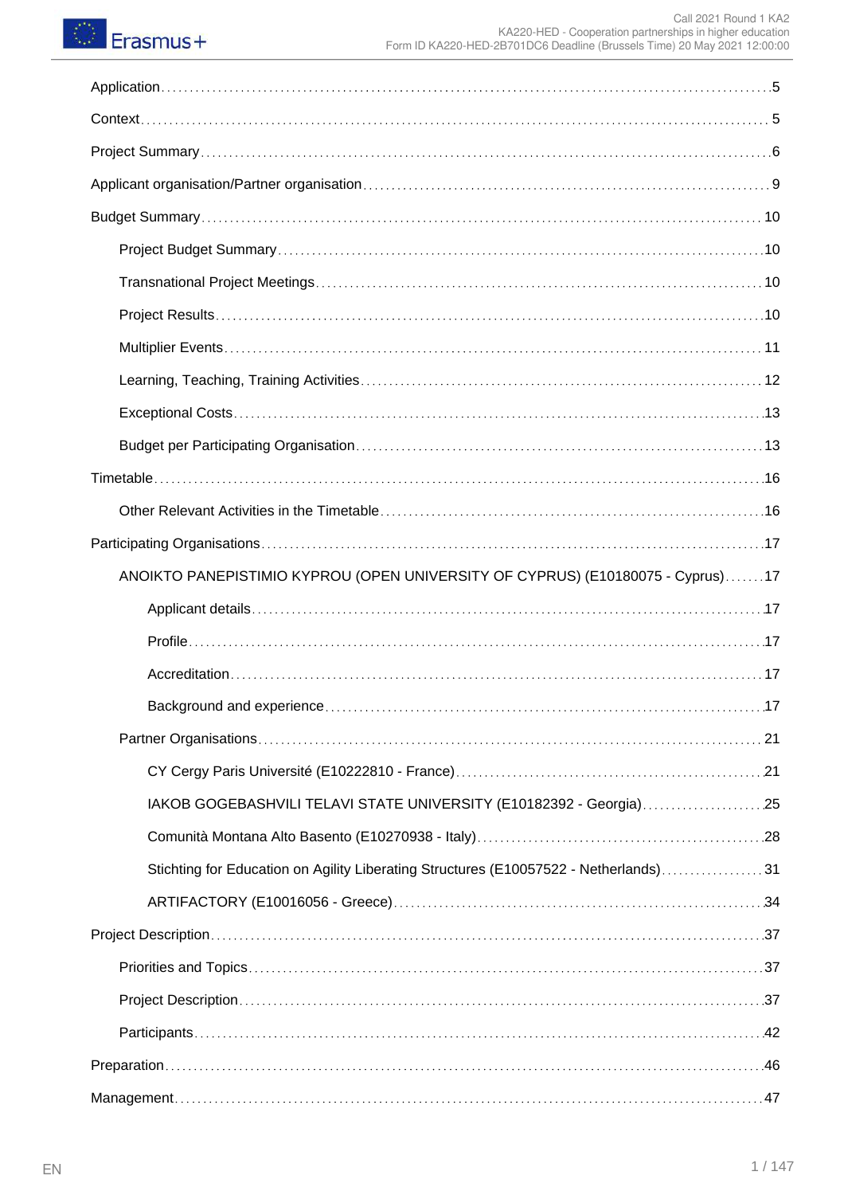- Application .....5
- Context .....5
- Project Summary .....6
- Applicant organisation/Partner organisation .....9
- Budget Summary .....10
  - Project Budget Summary .....10
  - Transnational Project Meetings .....10
  - Project Results .....10
  - Multiplier Events .....11
  - Learning, Teaching, Training Activities .....12
  - Exceptional Costs .....13
  - Budget per Participating Organisation .....13
- Timetable .....16
  - Other Relevant Activities in the Timetable .....16
- Participating Organisations .....17
  - ANOIKTO PANEPISTIMIO KYPROU (OPEN UNIVERSITY OF CYPRUS) (E10180075 - Cyprus) .....17
    - Applicant details .....17
    - Profile .....17
    - Accreditation .....17
    - Background and experience .....17
  - Partner Organisations .....21
    - CY Cergy Paris Université (E10222810 - France) .....21
    - IAKOB GOGEBASHVILI TELAVI STATE UNIVERSITY (E10182392 - Georgia) .....25
    - Comunità Montana Alto Basento (E10270938 - Italy) .....28
    - Stichting for Education on Agility Liberating Structures (E10057522 - Netherlands) .....31
    - ARTIFACTORY (E10016056 - Greece) .....34
- Project Description .....37
  - Priorities and Topics .....37
  - Project Description .....37
  - Participants .....42
- Preparation .....46
- Management .....47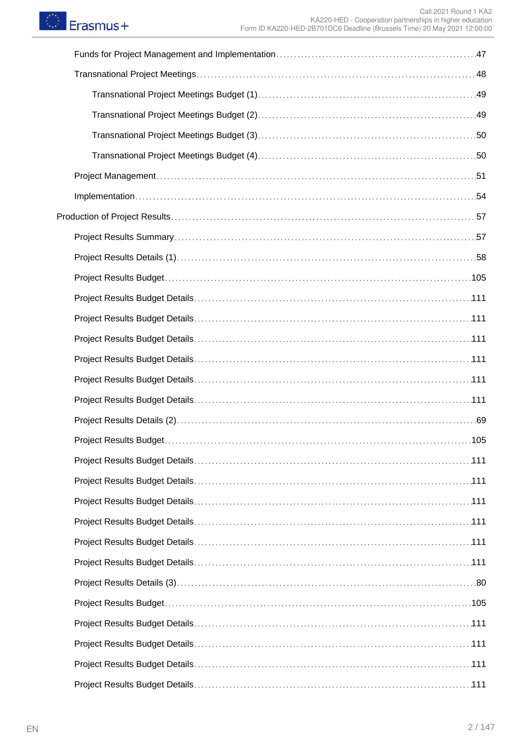- Funds for Project Management and Implementation ........ 47
- Transnational Project Meetings ........ 48
  - Transnational Project Meetings Budget (1) ........ 49
  - Transnational Project Meetings Budget (2) ........ 49
  - Transnational Project Meetings Budget (3) ........ 50
  - Transnational Project Meetings Budget (4) ........ 50
- Project Management ........ 51
- Implementation ........ 54

Production of Project Results ........ 57

- Project Results Summary ........ 57
- Project Results Details (1) ........ 58
- Project Results Budget ........ 105
- Project Results Budget Details ........ 111
- Project Results Budget Details ........ 111
- Project Results Budget Details ........ 111
- Project Results Budget Details ........ 111
- Project Results Budget Details ........ 111
- Project Results Budget Details ........ 111
- Project Results Details (2) ........ 69
- Project Results Budget ........ 105
- Project Results Budget Details ........ 111
- Project Results Budget Details ........ 111
- Project Results Budget Details ........ 111
- Project Results Budget Details ........ 111
- Project Results Budget Details ........ 111
- Project Results Budget Details ........ 111
- Project Results Details (3) ........ 80
- Project Results Budget ........ 105
- Project Results Budget Details ........ 111
- Project Results Budget Details ........ 111
- Project Results Budget Details ........ 111
- Project Results Budget Details ........ 111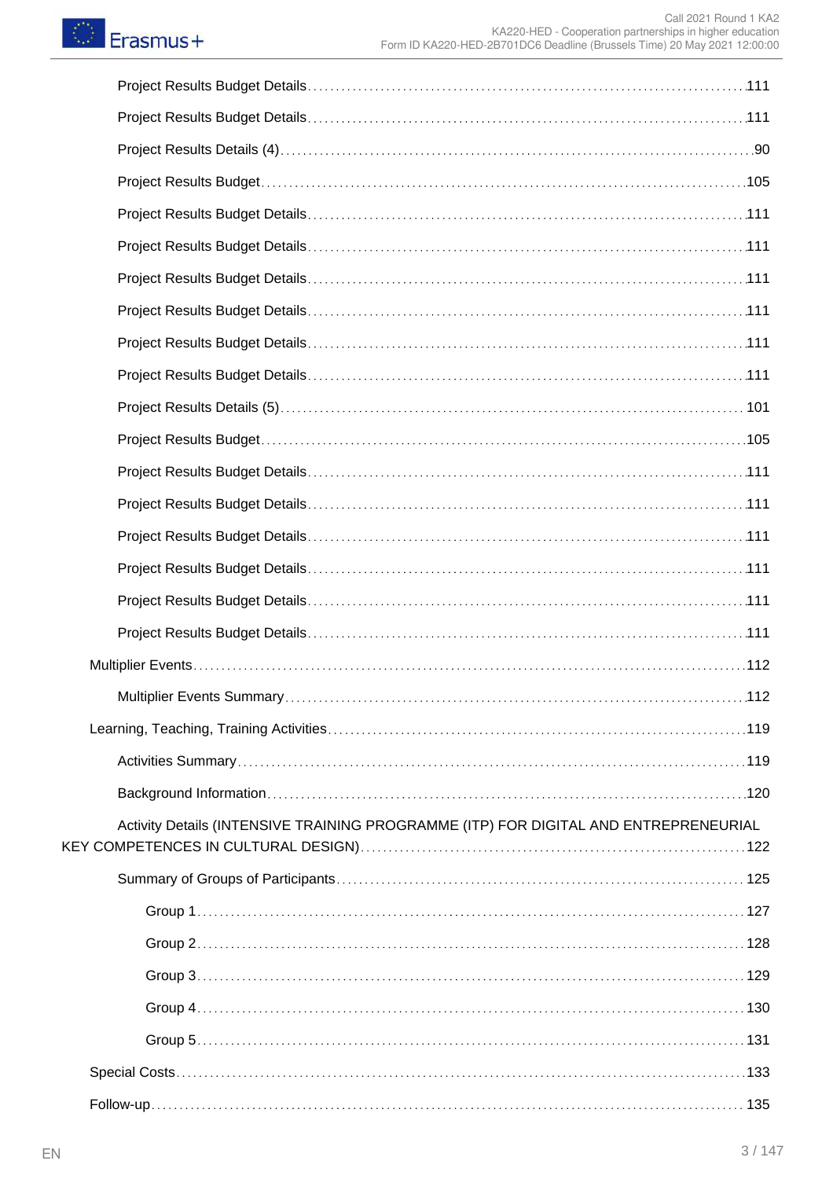Project Results Budget Details....111

Project Results Budget Details....111

Project Results Details (4)....90

Project Results Budget....105

Project Results Budget Details....111

Project Results Budget Details....111

Project Results Budget Details....111

Project Results Budget Details....111

Project Results Budget Details....111

Project Results Budget Details....111

Project Results Details (5)....101

Project Results Budget....105

Project Results Budget Details....111

Project Results Budget Details....111

Project Results Budget Details....111

Project Results Budget Details....111

Project Results Budget Details....111

Project Results Budget Details....111

Multiplier Events....112

Multiplier Events Summary....112

Learning, Teaching, Training Activities....119

Activities Summary....119

Background Information....120

Activity Details (INTENSIVE TRAINING PROGRAMME (ITP) FOR DIGITAL AND ENTREPRENEURIAL KEY COMPETENCES IN CULTURAL DESIGN)....122

Summary of Groups of Participants....125

Group 1....127

Group 2....128

Group 3....129

Group 4....130

Group 5....131

Special Costs....133

Follow-up....135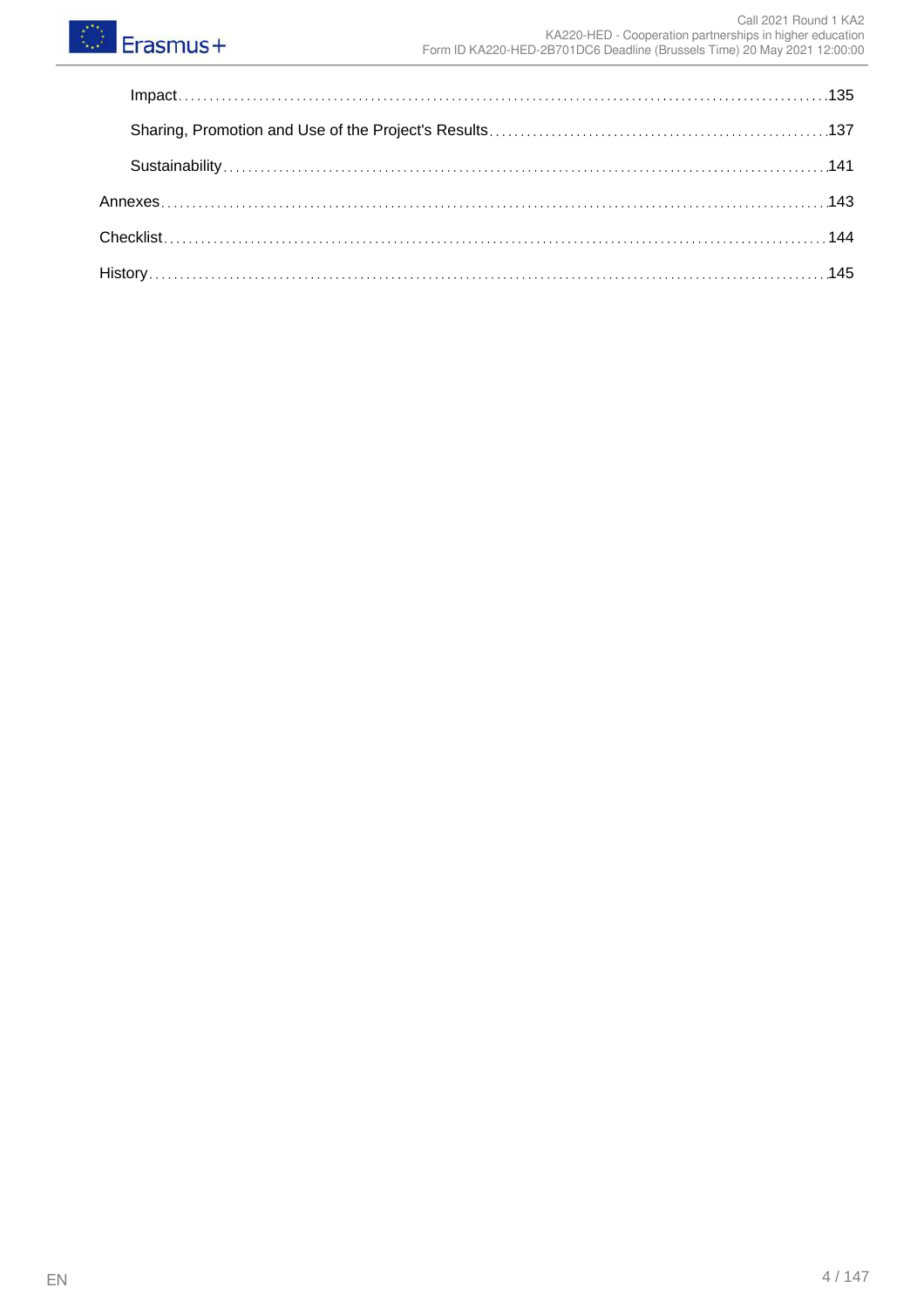Impact ..... 135

Sharing, Promotion and Use of the Project's Results ..... 137

Sustainability ..... 141

Annexes ..... 143

Checklist ..... 144

History ..... 145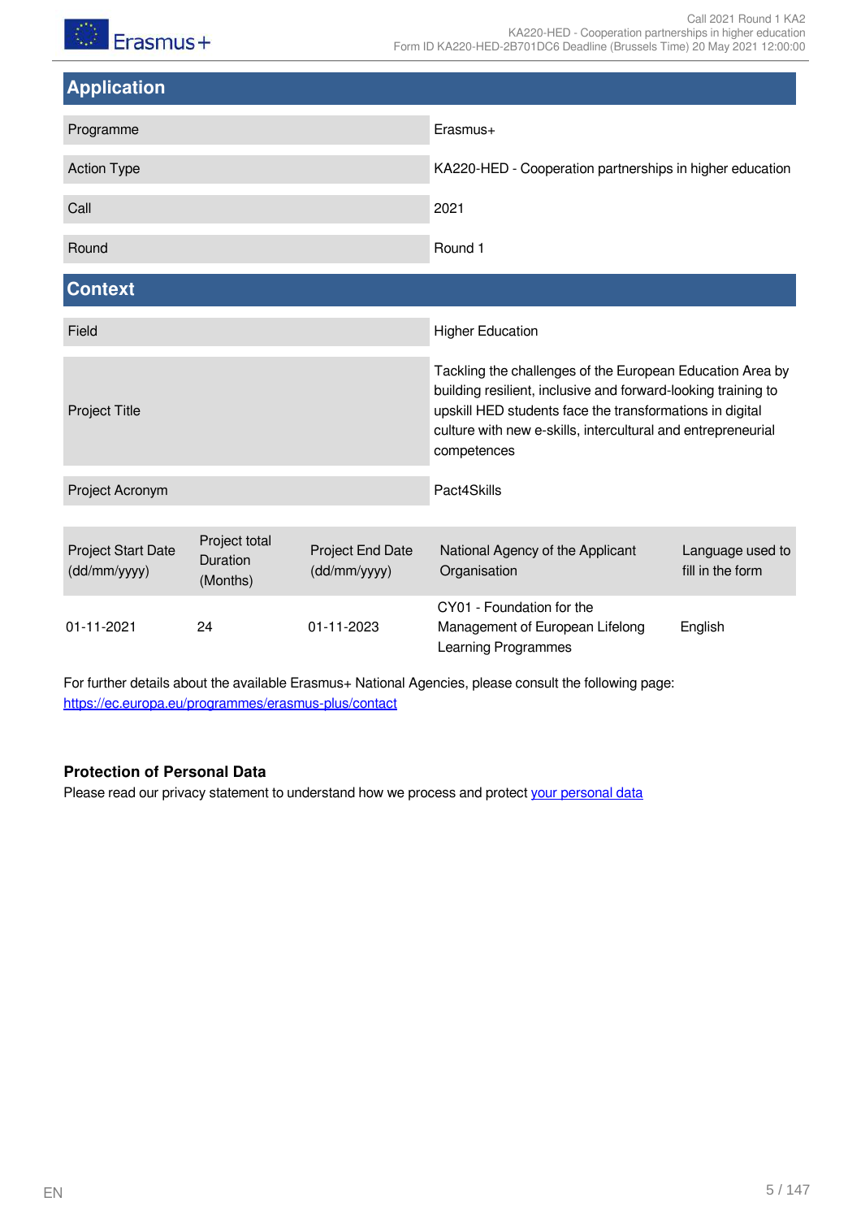## Application

| | |
|---|---|
| Programme | Erasmus+ |
| Action Type | KA220-HED - Cooperation partnerships in higher education |
| Call | 2021 |
| Round | Round 1 |

## Context

| | |
|---|---|
| Field | Higher Education |
| Project Title | Tackling the challenges of the European Education Area by building resilient, inclusive and forward-looking training to upskill HED students face the transformations in digital culture with new e-skills, intercultural and entrepreneurial competences |
| Project Acronym | Pact4Skills |

| Project Start Date (dd/mm/yyyy) | Project total Duration (Months) | Project End Date (dd/mm/yyyy) | National Agency of the Applicant Organisation | Language used to fill in the form |
|---|---|---|---|---|
| 01-11-2021 | 24 | 01-11-2023 | CY01 - Foundation for the Management of European Lifelong Learning Programmes | English |

For further details about the available Erasmus+ National Agencies, please consult the following page: https://ec.europa.eu/programmes/erasmus-plus/contact

**Protection of Personal Data**

Please read our privacy statement to understand how we process and protect your personal data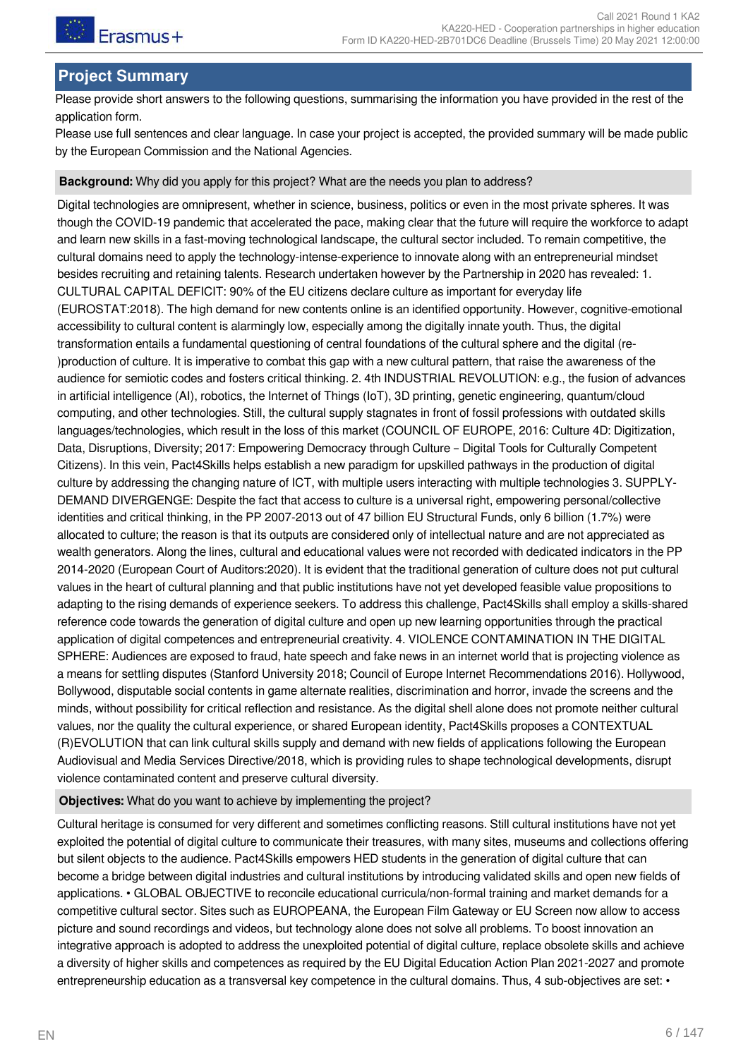## Project Summary

Please provide short answers to the following questions, summarising the information you have provided in the rest of the application form.
Please use full sentences and clear language. In case your project is accepted, the provided summary will be made public by the European Commission and the National Agencies.

**Background:** Why did you apply for this project? What are the needs you plan to address?

Digital technologies are omnipresent, whether in science, business, politics or even in the most private spheres. It was though the COVID-19 pandemic that accelerated the pace, making clear that the future will require the workforce to adapt and learn new skills in a fast-moving technological landscape, the cultural sector included. To remain competitive, the cultural domains need to apply the technology-intense-experience to innovate along with an entrepreneurial mindset besides recruiting and retaining talents. Research undertaken however by the Partnership in 2020 has revealed: 1. CULTURAL CAPITAL DEFICIT: 90% of the EU citizens declare culture as important for everyday life (EUROSTAT:2018). The high demand for new contents online is an identified opportunity. However, cognitive-emotional accessibility to cultural content is alarmingly low, especially among the digitally innate youth. Thus, the digital transformation entails a fundamental questioning of central foundations of the cultural sphere and the digital (re-)production of culture. It is imperative to combat this gap with a new cultural pattern, that raise the awareness of the audience for semiotic codes and fosters critical thinking. 2. 4th INDUSTRIAL REVOLUTION: e.g., the fusion of advances in artificial intelligence (AI), robotics, the Internet of Things (IoT), 3D printing, genetic engineering, quantum/cloud computing, and other technologies. Still, the cultural supply stagnates in front of fossil professions with outdated skills languages/technologies, which result in the loss of this market (COUNCIL OF EUROPE, 2016: Culture 4D: Digitization, Data, Disruptions, Diversity; 2017: Empowering Democracy through Culture – Digital Tools for Culturally Competent Citizens). In this vein, Pact4Skills helps establish a new paradigm for upskilled pathways in the production of digital culture by addressing the changing nature of ICT, with multiple users interacting with multiple technologies 3. SUPPLY-DEMAND DIVERGENGE: Despite the fact that access to culture is a universal right, empowering personal/collective identities and critical thinking, in the PP 2007-2013 out of 47 billion EU Structural Funds, only 6 billion (1.7%) were allocated to culture; the reason is that its outputs are considered only of intellectual nature and are not appreciated as wealth generators. Along the lines, cultural and educational values were not recorded with dedicated indicators in the PP 2014-2020 (European Court of Auditors:2020). It is evident that the traditional generation of culture does not put cultural values in the heart of cultural planning and that public institutions have not yet developed feasible value propositions to adapting to the rising demands of experience seekers. To address this challenge, Pact4Skills shall employ a skills-shared reference code towards the generation of digital culture and open up new learning opportunities through the practical application of digital competences and entrepreneurial creativity. 4. VIOLENCE CONTAMINATION IN THE DIGITAL SPHERE: Audiences are exposed to fraud, hate speech and fake news in an internet world that is projecting violence as a means for settling disputes (Stanford University 2018; Council of Europe Internet Recommendations 2016). Hollywood, Bollywood, disputable social contents in game alternate realities, discrimination and horror, invade the screens and the minds, without possibility for critical reflection and resistance. As the digital shell alone does not promote neither cultural values, nor the quality the cultural experience, or shared European identity, Pact4Skills proposes a CONTEXTUAL (R)EVOLUTION that can link cultural skills supply and demand with new fields of applications following the European Audiovisual and Media Services Directive/2018, which is providing rules to shape technological developments, disrupt violence contaminated content and preserve cultural diversity.

**Objectives:** What do you want to achieve by implementing the project?

Cultural heritage is consumed for very different and sometimes conflicting reasons. Still cultural institutions have not yet exploited the potential of digital culture to communicate their treasures, with many sites, museums and collections offering but silent objects to the audience. Pact4Skills empowers HED students in the generation of digital culture that can become a bridge between digital industries and cultural institutions by introducing validated skills and open new fields of applications. • GLOBAL OBJECTIVE to reconcile educational curricula/non-formal training and market demands for a competitive cultural sector. Sites such as EUROPEANA, the European Film Gateway or EU Screen now allow to access picture and sound recordings and videos, but technology alone does not solve all problems. To boost innovation an integrative approach is adopted to address the unexploited potential of digital culture, replace obsolete skills and achieve a diversity of higher skills and competences as required by the EU Digital Education Action Plan 2021-2027 and promote entrepreneurship education as a transversal key competence in the cultural domains. Thus, 4 sub-objectives are set: •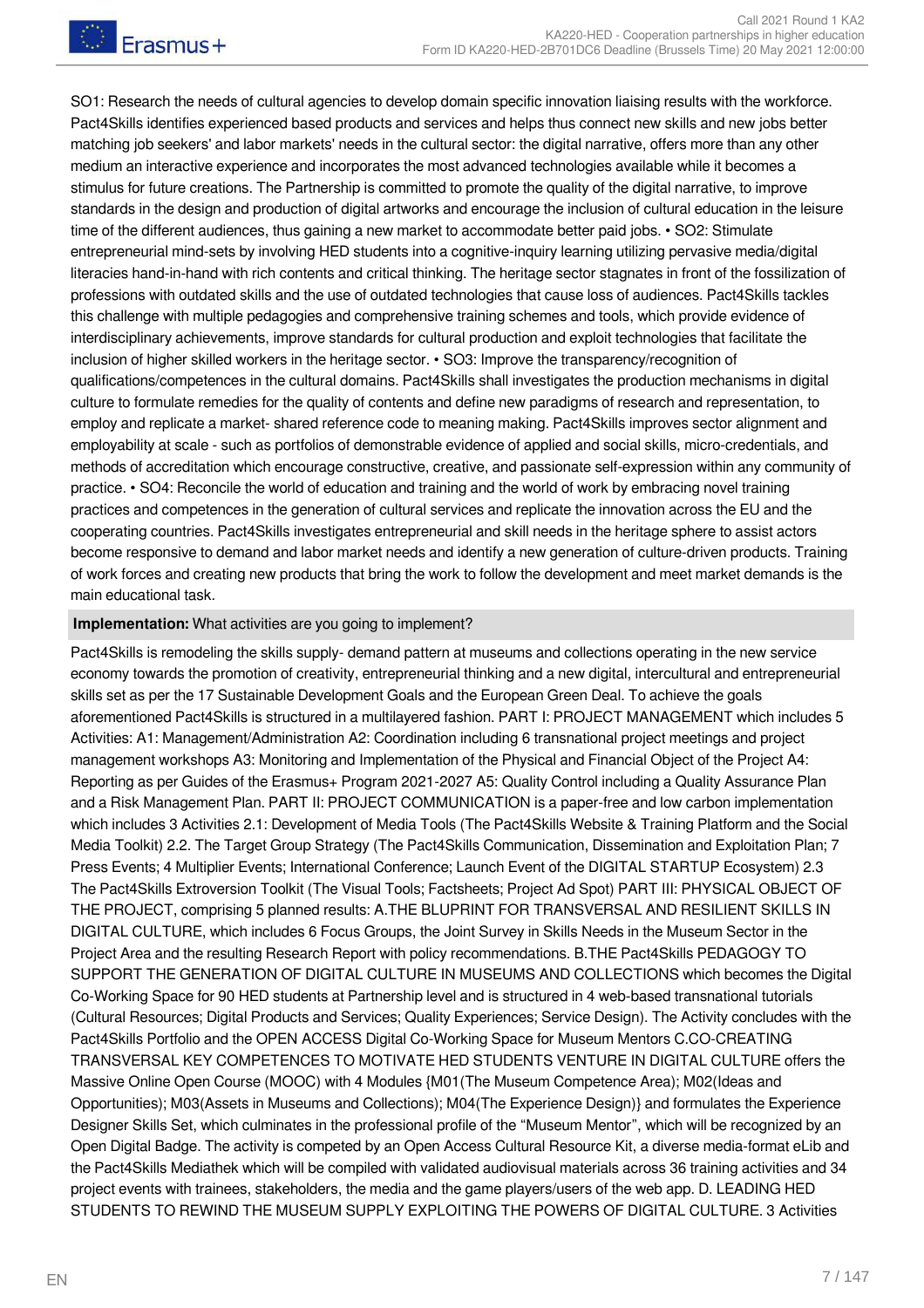SO1: Research the needs of cultural agencies to develop domain specific innovation liaising results with the workforce. Pact4Skills identifies experienced based products and services and helps thus connect new skills and new jobs better matching job seekers' and labor markets' needs in the cultural sector: the digital narrative, offers more than any other medium an interactive experience and incorporates the most advanced technologies available while it becomes a stimulus for future creations. The Partnership is committed to promote the quality of the digital narrative, to improve standards in the design and production of digital artworks and encourage the inclusion of cultural education in the leisure time of the different audiences, thus gaining a new market to accommodate better paid jobs. • SO2: Stimulate entrepreneurial mind-sets by involving HED students into a cognitive-inquiry learning utilizing pervasive media/digital literacies hand-in-hand with rich contents and critical thinking. The heritage sector stagnates in front of the fossilization of professions with outdated skills and the use of outdated technologies that cause loss of audiences. Pact4Skills tackles this challenge with multiple pedagogies and comprehensive training schemes and tools, which provide evidence of interdisciplinary achievements, improve standards for cultural production and exploit technologies that facilitate the inclusion of higher skilled workers in the heritage sector. • SO3: Improve the transparency/recognition of qualifications/competences in the cultural domains. Pact4Skills shall investigates the production mechanisms in digital culture to formulate remedies for the quality of contents and define new paradigms of research and representation, to employ and replicate a market- shared reference code to meaning making. Pact4Skills improves sector alignment and employability at scale - such as portfolios of demonstrable evidence of applied and social skills, micro-credentials, and methods of accreditation which encourage constructive, creative, and passionate self-expression within any community of practice. • SO4: Reconcile the world of education and training and the world of work by embracing novel training practices and competences in the generation of cultural services and replicate the innovation across the EU and the cooperating countries. Pact4Skills investigates entrepreneurial and skill needs in the heritage sphere to assist actors become responsive to demand and labor market needs and identify a new generation of culture-driven products. Training of work forces and creating new products that bring the work to follow the development and meet market demands is the main educational task.

**Implementation:** What activities are you going to implement?

Pact4Skills is remodeling the skills supply- demand pattern at museums and collections operating in the new service economy towards the promotion of creativity, entrepreneurial thinking and a new digital, intercultural and entrepreneurial skills set as per the 17 Sustainable Development Goals and the European Green Deal. To achieve the goals aforementioned Pact4Skills is structured in a multilayered fashion. PART I: PROJECT MANAGEMENT which includes 5 Activities: A1: Management/Administration A2: Coordination including 6 transnational project meetings and project management workshops A3: Monitoring and Implementation of the Physical and Financial Object of the Project A4: Reporting as per Guides of the Erasmus+ Program 2021-2027 A5: Quality Control including a Quality Assurance Plan and a Risk Management Plan. PART II: PROJECT COMMUNICATION is a paper-free and low carbon implementation which includes 3 Activities 2.1: Development of Media Tools (The Pact4Skills Website & Training Platform and the Social Media Toolkit) 2.2. The Target Group Strategy (The Pact4Skills Communication, Dissemination and Exploitation Plan; 7 Press Events; 4 Multiplier Events; International Conference; Launch Event of the DIGITAL STARTUP Ecosystem) 2.3 The Pact4Skills Extroversion Toolkit (The Visual Tools; Factsheets; Project Ad Spot) PART III: PHYSICAL OBJECT OF THE PROJECT, comprising 5 planned results: A.THE BLUPRINT FOR TRANSVERSAL AND RESILIENT SKILLS IN DIGITAL CULTURE, which includes 6 Focus Groups, the Joint Survey in Skills Needs in the Museum Sector in the Project Area and the resulting Research Report with policy recommendations. B.THE Pact4Skills PEDAGOGY TO SUPPORT THE GENERATION OF DIGITAL CULTURE IN MUSEUMS AND COLLECTIONS which becomes the Digital Co-Working Space for 90 HED students at Partnership level and is structured in 4 web-based transnational tutorials (Cultural Resources; Digital Products and Services; Quality Experiences; Service Design). The Activity concludes with the Pact4Skills Portfolio and the OPEN ACCESS Digital Co-Working Space for Museum Mentors C.CO-CREATING TRANSVERSAL KEY COMPETENCES TO MOTIVATE HED STUDENTS VENTURE IN DIGITAL CULTURE offers the Massive Online Open Course (MOOC) with 4 Modules {M01(The Museum Competence Area); M02(Ideas and Opportunities); M03(Assets in Museums and Collections); M04(The Experience Design)} and formulates the Experience Designer Skills Set, which culminates in the professional profile of the "Museum Mentor", which will be recognized by an Open Digital Badge. The activity is competed by an Open Access Cultural Resource Kit, a diverse media-format eLib and the Pact4Skills Mediathek which will be compiled with validated audiovisual materials across 36 training activities and 34 project events with trainees, stakeholders, the media and the game players/users of the web app. D. LEADING HED STUDENTS TO REWIND THE MUSEUM SUPPLY EXPLOITING THE POWERS OF DIGITAL CULTURE. 3 Activities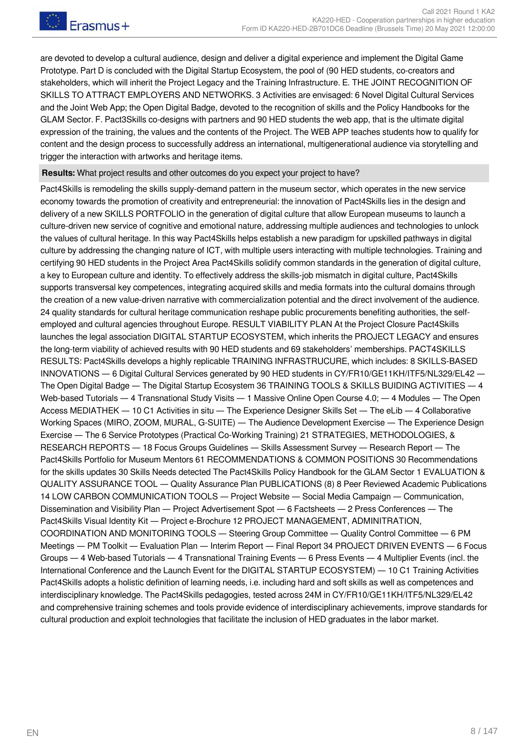are devoted to develop a cultural audience, design and deliver a digital experience and implement the Digital Game Prototype. Part D is concluded with the Digital Startup Ecosystem, the pool of (90 HED students, co-creators and stakeholders, which will inherit the Project Legacy and the Training Infrastructure. E. THE JOINT RECOGNITION OF SKILLS TO ATTRACT EMPLOYERS AND NETWORKS. 3 Activities are envisaged: 6 Novel Digital Cultural Services and the Joint Web App; the Open Digital Badge, devoted to the recognition of skills and the Policy Handbooks for the GLAM Sector. F. Pact3Skills co-designs with partners and 90 HED students the web app, that is the ultimate digital expression of the training, the values and the contents of the Project. The WEB APP teaches students how to qualify for content and the design process to successfully address an international, multigenerational audience via storytelling and trigger the interaction with artworks and heritage items.

**Results:** What project results and other outcomes do you expect your project to have?

Pact4Skills is remodeling the skills supply-demand pattern in the museum sector, which operates in the new service economy towards the promotion of creativity and entrepreneurial: the innovation of Pact4Skills lies in the design and delivery of a new SKILLS PORTFOLIO in the generation of digital culture that allow European museums to launch a culture-driven new service of cognitive and emotional nature, addressing multiple audiences and technologies to unlock the values of cultural heritage. In this way Pact4Skills helps establish a new paradigm for upskilled pathways in digital culture by addressing the changing nature of ICT, with multiple users interacting with multiple technologies. Training and certifying 90 HED students in the Project Area Pact4Skills solidify common standards in the generation of digital culture, a key to European culture and identity. To effectively address the skills-job mismatch in digital culture, Pact4Skills supports transversal key competences, integrating acquired skills and media formats into the cultural domains through the creation of a new value-driven narrative with commercialization potential and the direct involvement of the audience. 24 quality standards for cultural heritage communication reshape public procurements benefiting authorities, the self-employed and cultural agencies throughout Europe. RESULT VIABILITY PLAN At the Project Closure Pact4Skills launches the legal association DIGITAL STARTUP ECOSYSTEM, which inherits the PROJECT LEGACY and ensures the long-term viability of achieved results with 90 HED students and 69 stakeholders' memberships. PACT4SKILLS RESULTS: Pact4Skills develops a highly replicable TRAINING INFRASTRUCURE, which includes: 8 SKILLS-BASED INNOVATIONS — 6 Digital Cultural Services generated by 90 HED students in CY/FR10/GE11KH/ITF5/NL329/EL42 — The Open Digital Badge — The Digital Startup Ecosystem 36 TRAINING TOOLS & SKILLS BUIDING ACTIVITIES — 4 Web-based Tutorials — 4 Transnational Study Visits — 1 Massive Online Open Course 4.0; — 4 Modules — The Open Access MEDIATHEK — 10 C1 Activities in situ — The Experience Designer Skills Set — The eLib — 4 Collaborative Working Spaces (MIRO, ZOOM, MURAL, G-SUITE) — The Audience Development Exercise — The Experience Design Exercise — The 6 Service Prototypes (Practical Co-Working Training) 21 STRATEGIES, METHODOLOGIES, & RESEARCH REPORTS — 18 Focus Groups Guidelines — Skills Assessment Survey — Research Report — The Pact4Skills Portfolio for Museum Mentors 61 RECOMMENDATIONS & COMMON POSITIONS 30 Recommendations for the skills updates 30 Skills Needs detected The Pact4Skills Policy Handbook for the GLAM Sector 1 EVALUATION & QUALITY ASSURANCE TOOL — Quality Assurance Plan PUBLICATIONS (8) 8 Peer Reviewed Academic Publications 14 LOW CARBON COMMUNICATION TOOLS — Project Website — Social Media Campaign — Communication, Dissemination and Visibility Plan — Project Advertisement Spot — 6 Factsheets — 2 Press Conferences — The Pact4Skills Visual Identity Kit — Project e-Brochure 12 PROJECT MANAGEMENT, ADMINITRATION, COORDINATION AND MONITORING TOOLS — Steering Group Committee — Quality Control Committee — 6 PM Meetings — PM Toolkit — Evaluation Plan — Interim Report — Final Report 34 PROJECT DRIVEN EVENTS — 6 Focus Groups — 4 Web-based Tutorials — 4 Transnational Training Events — 6 Press Events — 4 Multiplier Events (incl. the International Conference and the Launch Event for the DIGITAL STARTUP ECOSYSTEM) — 10 C1 Training Activities Pact4Skills adopts a holistic definition of learning needs, i.e. including hard and soft skills as well as competences and interdisciplinary knowledge. The Pact4Skills pedagogies, tested across 24M in CY/FR10/GE11KH/ITF5/NL329/EL42 and comprehensive training schemes and tools provide evidence of interdisciplinary achievements, improve standards for cultural production and exploit technologies that facilitate the inclusion of HED graduates in the labor market.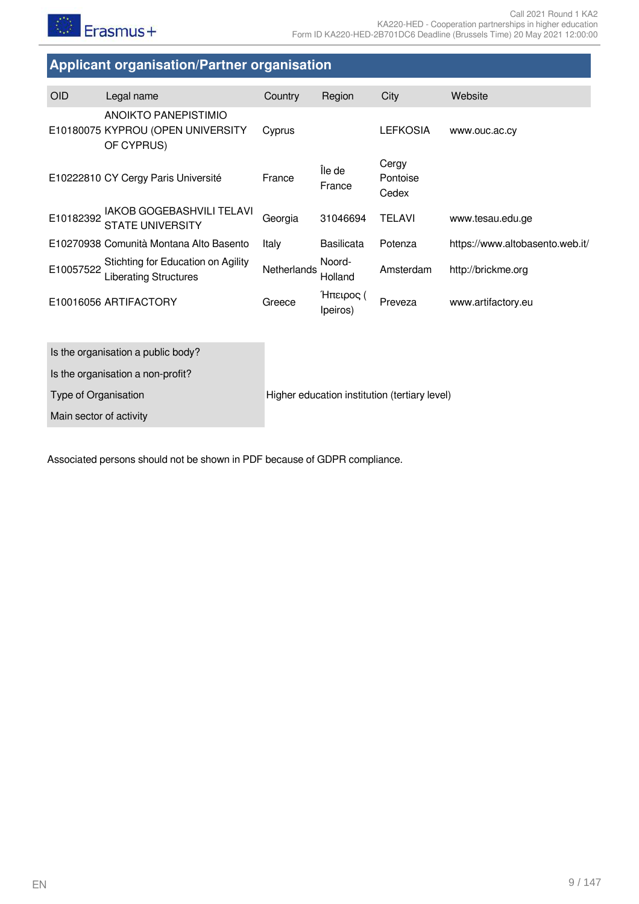## Applicant organisation/Partner organisation

| OID | Legal name | Country | Region | City | Website |
|---|---|---|---|---|---|
| E10180075 | ANOIKTO PANEPISTIMIO KYPROU (OPEN UNIVERSITY OF CYPRUS) | Cyprus | | LEFKOSIA | www.ouc.ac.cy |
| E10222810 | CY Cergy Paris Université | France | Île de France | Cergy Pontoise Cedex | |
| E10182392 | IAKOB GOGEBASHVILI TELAVI STATE UNIVERSITY | Georgia | 31046694 | TELAVI | www.tesau.edu.ge |
| E10270938 | Comunità Montana Alto Basento | Italy | Basilicata | Potenza | https://www.altobasento.web.it/ |
| E10057522 | Stichting for Education on Agility Liberating Structures | Netherlands | Noord-Holland | Amsterdam | http://brickme.org |
| E10016056 | ARTIFACTORY | Greece | Ήπειρος ( Ipeiros) | Preveza | www.artifactory.eu |

| | |
|---|---|
| Is the organisation a public body? | |
| Is the organisation a non-profit? | |
| Type of Organisation | Higher education institution (tertiary level) |
| Main sector of activity | |

Associated persons should not be shown in PDF because of GDPR compliance.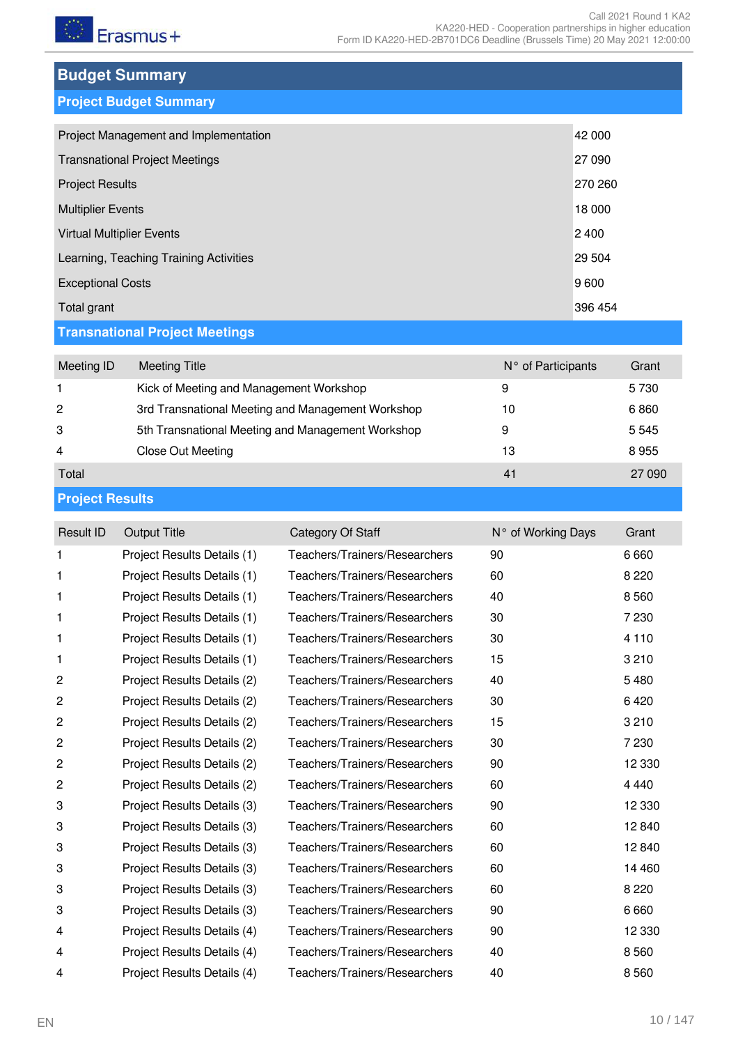# Budget Summary

## Project Budget Summary

| | |
|---|---|
| Project Management and Implementation | 42 000 |
| Transnational Project Meetings | 27 090 |
| Project Results | 270 260 |
| Multiplier Events | 18 000 |
| Virtual Multiplier Events | 2 400 |
| Learning, Teaching Training Activities | 29 504 |
| Exceptional Costs | 9 600 |
| Total grant | 396 454 |

## Transnational Project Meetings

| Meeting ID | Meeting Title | N° of Participants | Grant |
|---|---|---|---|
| 1 | Kick of Meeting and Management Workshop | 9 | 5 730 |
| 2 | 3rd Transnational Meeting and Management Workshop | 10 | 6 860 |
| 3 | 5th Transnational Meeting and Management Workshop | 9 | 5 545 |
| 4 | Close Out Meeting | 13 | 8 955 |
| Total | | 41 | 27 090 |

## Project Results

| Result ID | Output Title | Category Of Staff | N° of Working Days | Grant |
|---|---|---|---|---|
| 1 | Project Results Details (1) | Teachers/Trainers/Researchers | 90 | 6 660 |
| 1 | Project Results Details (1) | Teachers/Trainers/Researchers | 60 | 8 220 |
| 1 | Project Results Details (1) | Teachers/Trainers/Researchers | 40 | 8 560 |
| 1 | Project Results Details (1) | Teachers/Trainers/Researchers | 30 | 7 230 |
| 1 | Project Results Details (1) | Teachers/Trainers/Researchers | 30 | 4 110 |
| 1 | Project Results Details (1) | Teachers/Trainers/Researchers | 15 | 3 210 |
| 2 | Project Results Details (2) | Teachers/Trainers/Researchers | 40 | 5 480 |
| 2 | Project Results Details (2) | Teachers/Trainers/Researchers | 30 | 6 420 |
| 2 | Project Results Details (2) | Teachers/Trainers/Researchers | 15 | 3 210 |
| 2 | Project Results Details (2) | Teachers/Trainers/Researchers | 30 | 7 230 |
| 2 | Project Results Details (2) | Teachers/Trainers/Researchers | 90 | 12 330 |
| 2 | Project Results Details (2) | Teachers/Trainers/Researchers | 60 | 4 440 |
| 3 | Project Results Details (3) | Teachers/Trainers/Researchers | 90 | 12 330 |
| 3 | Project Results Details (3) | Teachers/Trainers/Researchers | 60 | 12 840 |
| 3 | Project Results Details (3) | Teachers/Trainers/Researchers | 60 | 12 840 |
| 3 | Project Results Details (3) | Teachers/Trainers/Researchers | 60 | 14 460 |
| 3 | Project Results Details (3) | Teachers/Trainers/Researchers | 60 | 8 220 |
| 3 | Project Results Details (3) | Teachers/Trainers/Researchers | 90 | 6 660 |
| 4 | Project Results Details (4) | Teachers/Trainers/Researchers | 90 | 12 330 |
| 4 | Project Results Details (4) | Teachers/Trainers/Researchers | 40 | 8 560 |
| 4 | Project Results Details (4) | Teachers/Trainers/Researchers | 40 | 8 560 |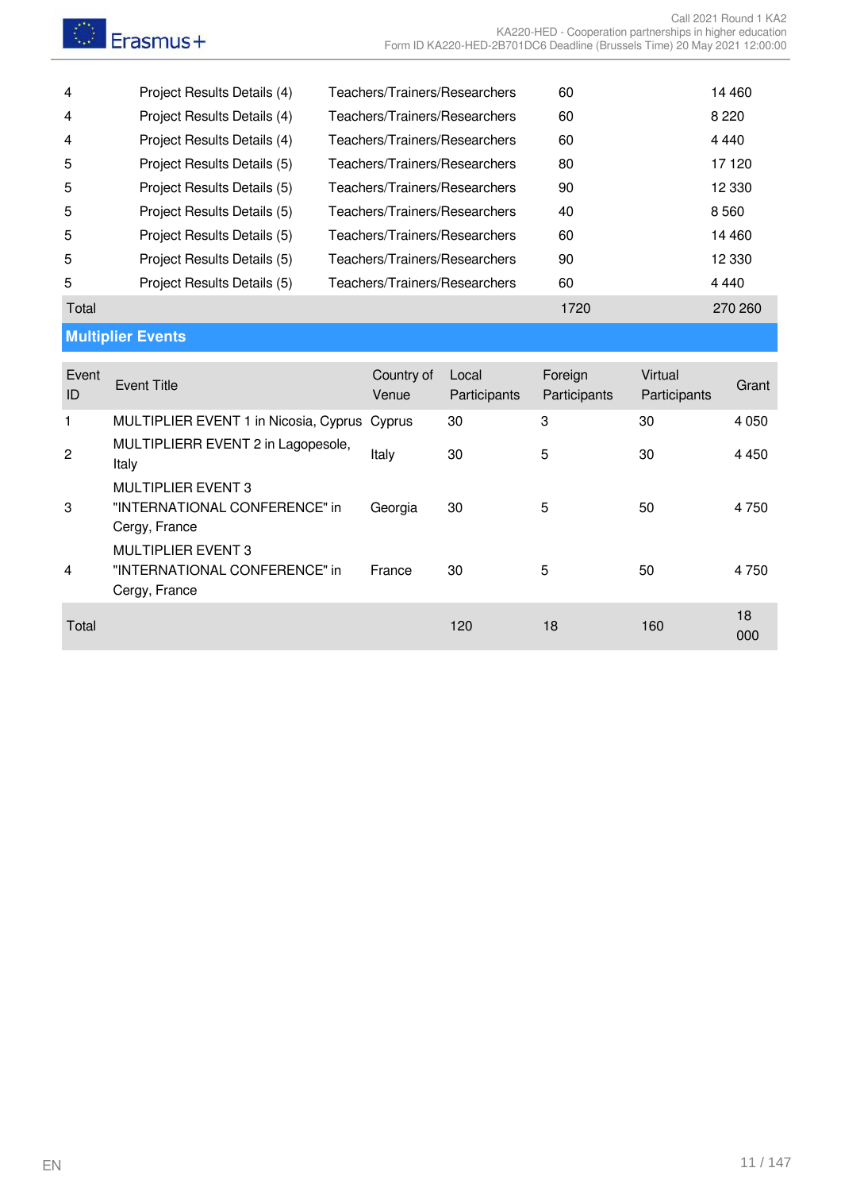| | | | | |
|---|---|---|---|---|
| 4 | Project Results Details (4) | Teachers/Trainers/Researchers | 60 | 14 460 |
| 4 | Project Results Details (4) | Teachers/Trainers/Researchers | 60 | 8 220 |
| 4 | Project Results Details (4) | Teachers/Trainers/Researchers | 60 | 4 440 |
| 5 | Project Results Details (5) | Teachers/Trainers/Researchers | 80 | 17 120 |
| 5 | Project Results Details (5) | Teachers/Trainers/Researchers | 90 | 12 330 |
| 5 | Project Results Details (5) | Teachers/Trainers/Researchers | 40 | 8 560 |
| 5 | Project Results Details (5) | Teachers/Trainers/Researchers | 60 | 14 460 |
| 5 | Project Results Details (5) | Teachers/Trainers/Researchers | 90 | 12 330 |
| 5 | Project Results Details (5) | Teachers/Trainers/Researchers | 60 | 4 440 |
| Total | | | 1720 | 270 260 |

## Multiplier Events

| Event ID | Event Title | Country of Venue | Local Participants | Foreign Participants | Virtual Participants | Grant |
|---|---|---|---|---|---|---|
| 1 | MULTIPLIER EVENT 1 in Nicosia, Cyprus | Cyprus | 30 | 3 | 30 | 4 050 |
| 2 | MULTIPLIERR EVENT 2 in Lagopesole, Italy | Italy | 30 | 5 | 30 | 4 450 |
| 3 | MULTIPLIER EVENT 3 "INTERNATIONAL CONFERENCE" in Cergy, France | Georgia | 30 | 5 | 50 | 4 750 |
| 4 | MULTIPLIER EVENT 3 "INTERNATIONAL CONFERENCE" in Cergy, France | France | 30 | 5 | 50 | 4 750 |
| Total | | | 120 | 18 | 160 | 18 000 |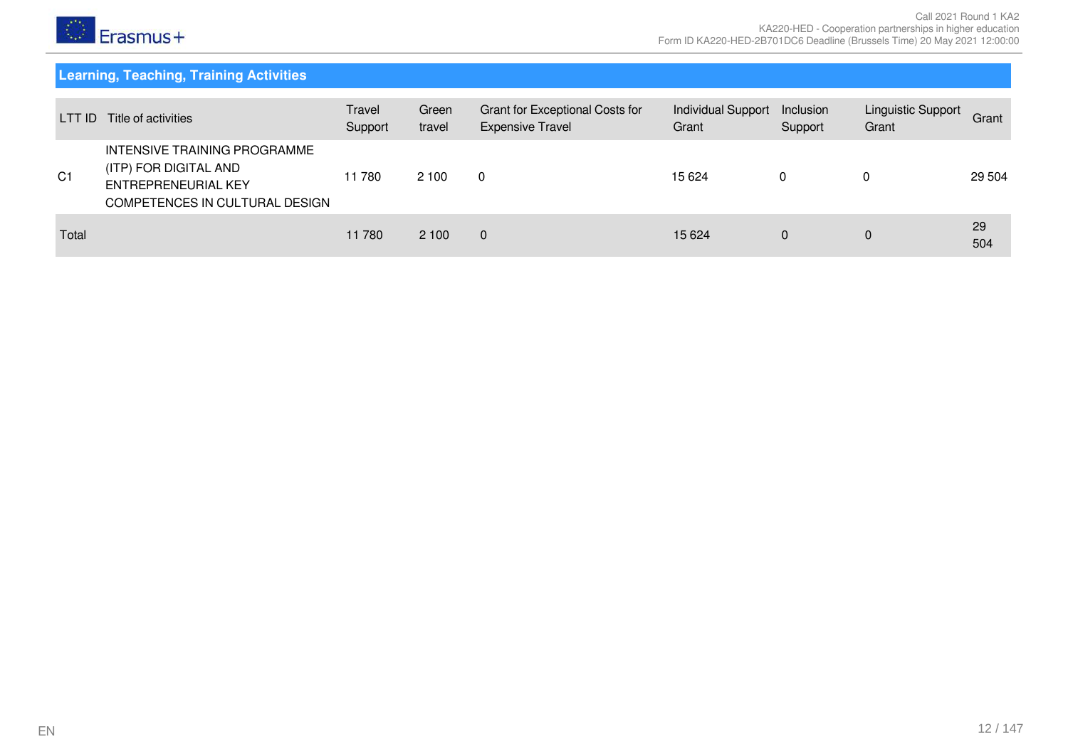## Learning, Teaching, Training Activities

| LTT ID | Title of activities | Travel Support | Green travel | Grant for Exceptional Costs for Expensive Travel | Individual Support Grant | Inclusion Support | Linguistic Support Grant | Grant |
|---|---|---|---|---|---|---|---|---|
| C1 | INTENSIVE TRAINING PROGRAMME (ITP) FOR DIGITAL AND ENTREPRENEURIAL KEY COMPETENCES IN CULTURAL DESIGN | 11 780 | 2 100 | 0 | 15 624 | 0 | 0 | 29 504 |
| Total | | 11 780 | 2 100 | 0 | 15 624 | 0 | 0 | 29 504 |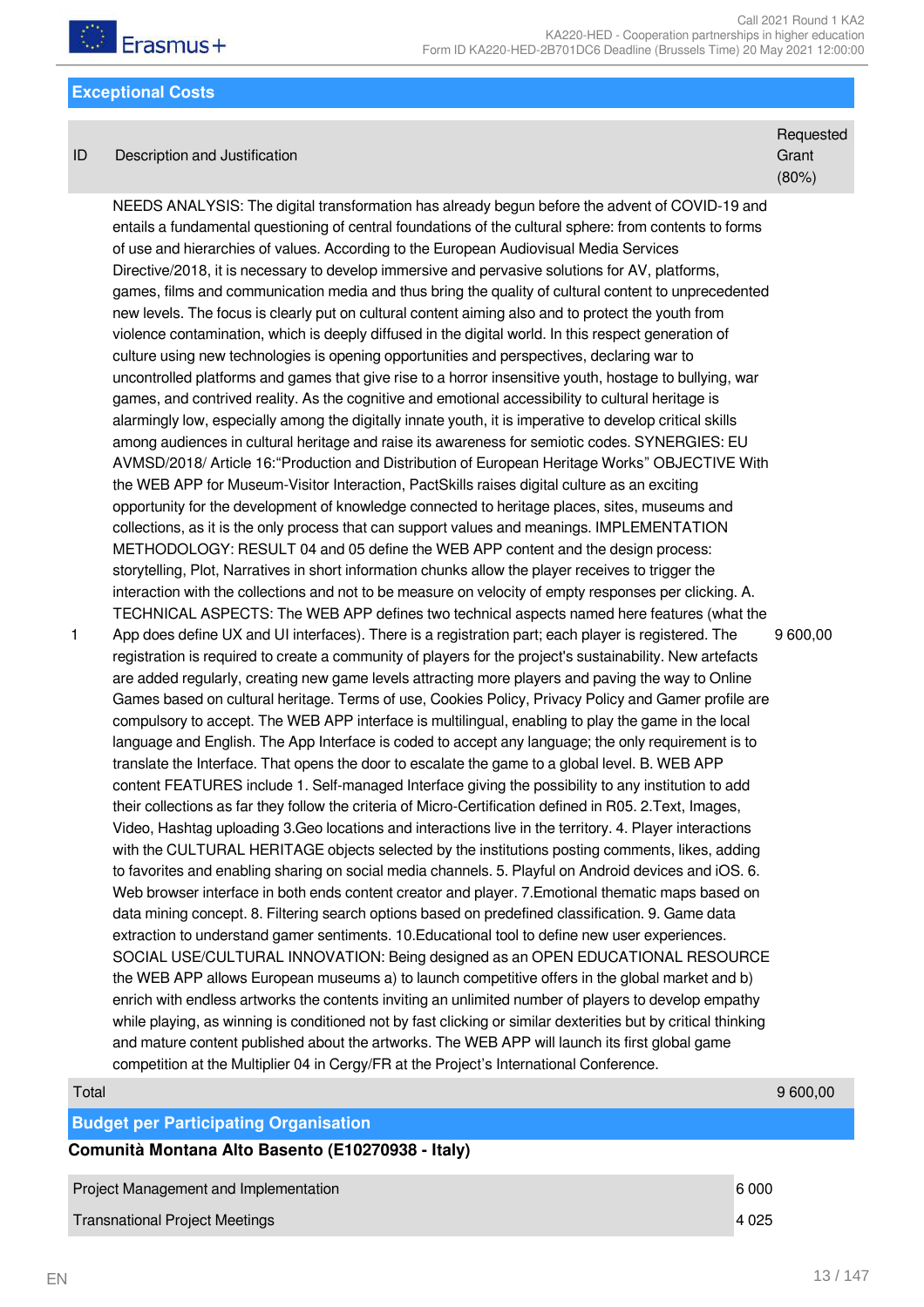## Exceptional Costs

| ID | Description and Justification | Requested Grant (80%) |
|---|---|---|
| 1 | NEEDS ANALYSIS: The digital transformation has already begun before the advent of COVID-19 and entails a fundamental questioning of central foundations of the cultural sphere: from contents to forms of use and hierarchies of values. According to the European Audiovisual Media Services Directive/2018, it is necessary to develop immersive and pervasive solutions for AV, platforms, games, films and communication media and thus bring the quality of cultural content to unprecedented new levels. The focus is clearly put on cultural content aiming also and to protect the youth from violence contamination, which is deeply diffused in the digital world. In this respect generation of culture using new technologies is opening opportunities and perspectives, declaring war to uncontrolled platforms and games that give rise to a horror insensitive youth, hostage to bullying, war games, and contrived reality. As the cognitive and emotional accessibility to cultural heritage is alarmingly low, especially among the digitally innate youth, it is imperative to develop critical skills among audiences in cultural heritage and raise its awareness for semiotic codes. SYNERGIES: EU AVMSD/2018/ Article 16:"Production and Distribution of European Heritage Works" OBJECTIVE With the WEB APP for Museum-Visitor Interaction, PactSkills raises digital culture as an exciting opportunity for the development of knowledge connected to heritage places, sites, museums and collections, as it is the only process that can support values and meanings. IMPLEMENTATION METHODOLOGY: RESULT 04 and 05 define the WEB APP content and the design process: storytelling, Plot, Narratives in short information chunks allow the player receives to trigger the interaction with the collections and not to be measure on velocity of empty responses per clicking. A. TECHNICAL ASPECTS: The WEB APP defines two technical aspects named here features (what the App does define UX and UI interfaces). There is a registration part; each player is registered. The registration is required to create a community of players for the project's sustainability. New artefacts are added regularly, creating new game levels attracting more players and paving the way to Online Games based on cultural heritage. Terms of use, Cookies Policy, Privacy Policy and Gamer profile are compulsory to accept. The WEB APP interface is multilingual, enabling to play the game in the local language and English. The App Interface is coded to accept any language; the only requirement is to translate the Interface. That opens the door to escalate the game to a global level. B. WEB APP content FEATURES include 1. Self-managed Interface giving the possibility to any institution to add their collections as far they follow the criteria of Micro-Certification defined in R05. 2.Text, Images, Video, Hashtag uploading 3.Geo locations and interactions live in the territory. 4. Player interactions with the CULTURAL HERITAGE objects selected by the institutions posting comments, likes, adding to favorites and enabling sharing on social media channels. 5. Playful on Android devices and iOS. 6. Web browser interface in both ends content creator and player. 7.Emotional thematic maps based on data mining concept. 8. Filtering search options based on predefined classification. 9. Game data extraction to understand gamer sentiments. 10.Educational tool to define new user experiences. SOCIAL USE/CULTURAL INNOVATION: Being designed as an OPEN EDUCATIONAL RESOURCE the WEB APP allows European museums a) to launch competitive offers in the global market and b) enrich with endless artworks the contents inviting an unlimited number of players to develop empathy while playing, as winning is conditioned not by fast clicking or similar dexterities but by critical thinking and mature content published about the artworks. The WEB APP will launch its first global game competition at the Multiplier 04 in Cergy/FR at the Project's International Conference. | 9 600,00 |
| Total | | 9 600,00 |

## Budget per Participating Organisation

**Comunità Montana Alto Basento (E10270938 - Italy)**

| | |
|---|---|
| Project Management and Implementation | 6 000 |
| Transnational Project Meetings | 4 025 |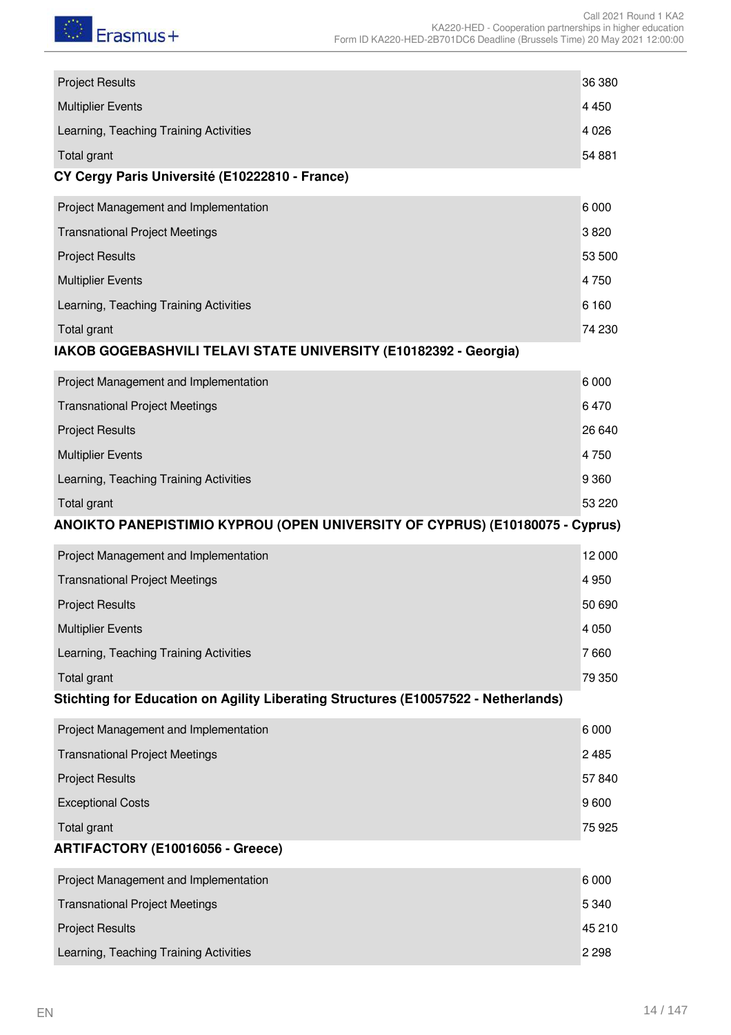| | |
|---|---|
| Project Results | 36 380 |
| Multiplier Events | 4 450 |
| Learning, Teaching Training Activities | 4 026 |
| Total grant | 54 881 |

**CY Cergy Paris Université (E10222810 - France)**

| | |
|---|---|
| Project Management and Implementation | 6 000 |
| Transnational Project Meetings | 3 820 |
| Project Results | 53 500 |
| Multiplier Events | 4 750 |
| Learning, Teaching Training Activities | 6 160 |
| Total grant | 74 230 |

**IAKOB GOGEBASHVILI TELAVI STATE UNIVERSITY (E10182392 - Georgia)**

| | |
|---|---|
| Project Management and Implementation | 6 000 |
| Transnational Project Meetings | 6 470 |
| Project Results | 26 640 |
| Multiplier Events | 4 750 |
| Learning, Teaching Training Activities | 9 360 |
| Total grant | 53 220 |

**ANOIKTO PANEPISTIMIO KYPROU (OPEN UNIVERSITY OF CYPRUS) (E10180075 - Cyprus)**

| | |
|---|---|
| Project Management and Implementation | 12 000 |
| Transnational Project Meetings | 4 950 |
| Project Results | 50 690 |
| Multiplier Events | 4 050 |
| Learning, Teaching Training Activities | 7 660 |
| Total grant | 79 350 |

**Stichting for Education on Agility Liberating Structures (E10057522 - Netherlands)**

| | |
|---|---|
| Project Management and Implementation | 6 000 |
| Transnational Project Meetings | 2 485 |
| Project Results | 57 840 |
| Exceptional Costs | 9 600 |
| Total grant | 75 925 |

**ARTIFACTORY (E10016056 - Greece)**

| | |
|---|---|
| Project Management and Implementation | 6 000 |
| Transnational Project Meetings | 5 340 |
| Project Results | 45 210 |
| Learning, Teaching Training Activities | 2 298 |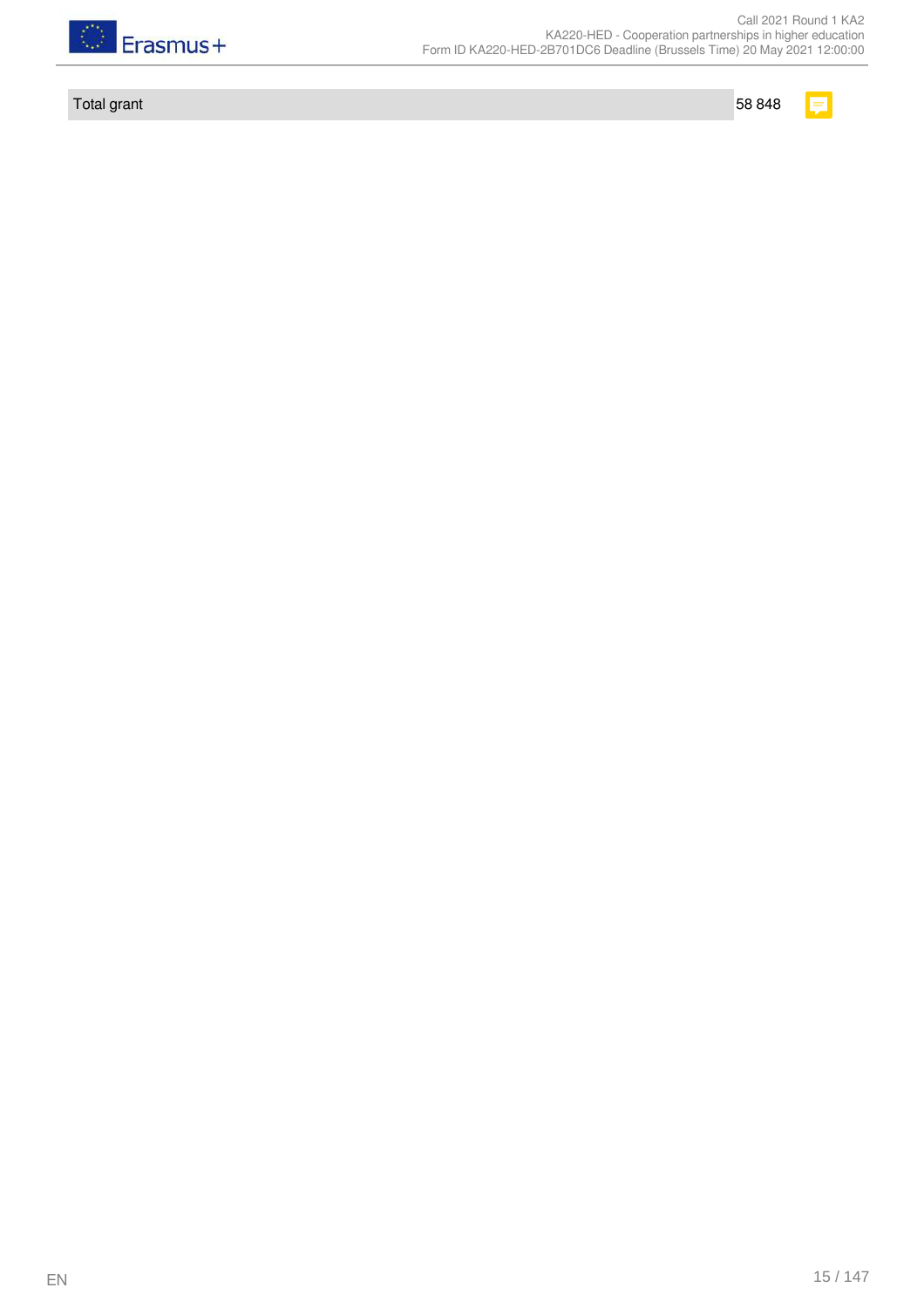| Total grant | 58 848 |
| --- | --- |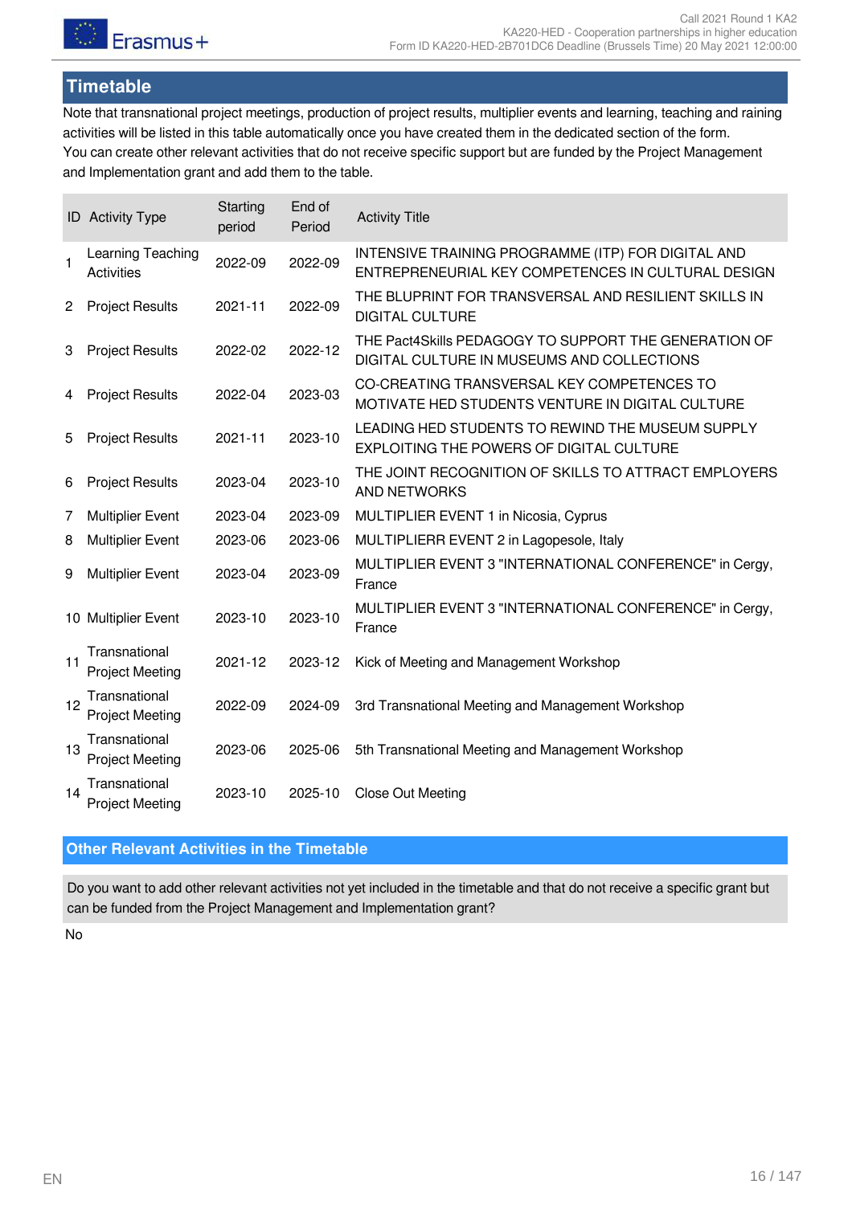## Timetable

Note that transnational project meetings, production of project results, multiplier events and learning, teaching and raining activities will be listed in this table automatically once you have created them in the dedicated section of the form.
You can create other relevant activities that do not receive specific support but are funded by the Project Management and Implementation grant and add them to the table.

| ID | Activity Type | Starting period | End of Period | Activity Title |
|---|---|---|---|---|
| 1 | Learning Teaching Activities | 2022-09 | 2022-09 | INTENSIVE TRAINING PROGRAMME (ITP) FOR DIGITAL AND ENTREPRENEURIAL KEY COMPETENCES IN CULTURAL DESIGN |
| 2 | Project Results | 2021-11 | 2022-09 | THE BLUPRINT FOR TRANSVERSAL AND RESILIENT SKILLS IN DIGITAL CULTURE |
| 3 | Project Results | 2022-02 | 2022-12 | THE Pact4Skills PEDAGOGY TO SUPPORT THE GENERATION OF DIGITAL CULTURE IN MUSEUMS AND COLLECTIONS |
| 4 | Project Results | 2022-04 | 2023-03 | CO-CREATING TRANSVERSAL KEY COMPETENCES TO MOTIVATE HED STUDENTS VENTURE IN DIGITAL CULTURE |
| 5 | Project Results | 2021-11 | 2023-10 | LEADING HED STUDENTS TO REWIND THE MUSEUM SUPPLY EXPLOITING THE POWERS OF DIGITAL CULTURE |
| 6 | Project Results | 2023-04 | 2023-10 | THE JOINT RECOGNITION OF SKILLS TO ATTRACT EMPLOYERS AND NETWORKS |
| 7 | Multiplier Event | 2023-04 | 2023-09 | MULTIPLIER EVENT 1 in Nicosia, Cyprus |
| 8 | Multiplier Event | 2023-06 | 2023-06 | MULTIPLIERR EVENT 2 in Lagopesole, Italy |
| 9 | Multiplier Event | 2023-04 | 2023-09 | MULTIPLIER EVENT 3 "INTERNATIONAL CONFERENCE" in Cergy, France |
| 10 | Multiplier Event | 2023-10 | 2023-10 | MULTIPLIER EVENT 3 "INTERNATIONAL CONFERENCE" in Cergy, France |
| 11 | Transnational Project Meeting | 2021-12 | 2023-12 | Kick of Meeting and Management Workshop |
| 12 | Transnational Project Meeting | 2022-09 | 2024-09 | 3rd Transnational Meeting and Management Workshop |
| 13 | Transnational Project Meeting | 2023-06 | 2025-06 | 5th Transnational Meeting and Management Workshop |
| 14 | Transnational Project Meeting | 2023-10 | 2025-10 | Close Out Meeting |

### Other Relevant Activities in the Timetable

Do you want to add other relevant activities not yet included in the timetable and that do not receive a specific grant but can be funded from the Project Management and Implementation grant?

No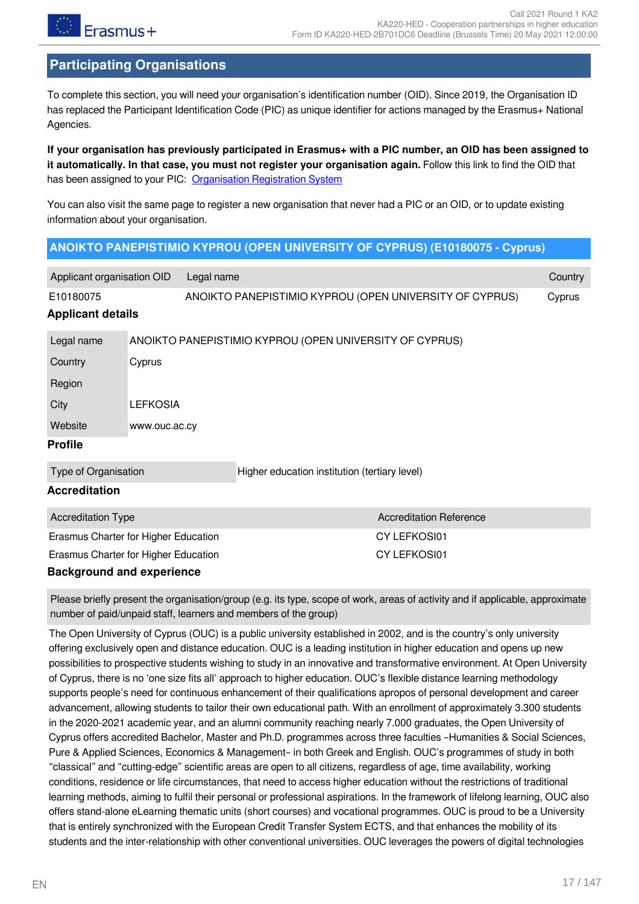## Participating Organisations

To complete this section, you will need your organisation's identification number (OID). Since 2019, the Organisation ID has replaced the Participant Identification Code (PIC) as unique identifier for actions managed by the Erasmus+ National Agencies.

**If your organisation has previously participated in Erasmus+ with a PIC number, an OID has been assigned to it automatically. In that case, you must not register your organisation again.** Follow this link to find the OID that has been assigned to your PIC: Organisation Registration System

You can also visit the same page to register a new organisation that never had a PIC or an OID, or to update existing information about your organisation.

### ANOIKTO PANEPISTIMIO KYPROU (OPEN UNIVERSITY OF CYPRUS) (E10180075 - Cyprus)

| Applicant organisation OID | Legal name | Country |
|---|---|---|
| E10180075 | ANOIKTO PANEPISTIMIO KYPROU (OPEN UNIVERSITY OF CYPRUS) | Cyprus |

#### Applicant details

| | |
|---|---|
| Legal name | ANOIKTO PANEPISTIMIO KYPROU (OPEN UNIVERSITY OF CYPRUS) |
| Country | Cyprus |
| Region | |
| City | LEFKOSIA |
| Website | www.ouc.ac.cy |

#### Profile

| | |
|---|---|
| Type of Organisation | Higher education institution (tertiary level) |

#### Accreditation

| Accreditation Type | Accreditation Reference |
|---|---|
| Erasmus Charter for Higher Education | CY LEFKOSI01 |
| Erasmus Charter for Higher Education | CY LEFKOSI01 |

#### Background and experience

Please briefly present the organisation/group (e.g. its type, scope of work, areas of activity and if applicable, approximate number of paid/unpaid staff, learners and members of the group)

The Open University of Cyprus (OUC) is a public university established in 2002, and is the country's only university offering exclusively open and distance education. OUC is a leading institution in higher education and opens up new possibilities to prospective students wishing to study in an innovative and transformative environment. At Open University of Cyprus, there is no 'one size fits all' approach to higher education. OUC's flexible distance learning methodology supports people's need for continuous enhancement of their qualifications apropos of personal development and career advancement, allowing students to tailor their own educational path. With an enrollment of approximately 3.300 students in the 2020-2021 academic year, and an alumni community reaching nearly 7.000 graduates, the Open University of Cyprus offers accredited Bachelor, Master and Ph.D. programmes across three faculties –Humanities & Social Sciences, Pure & Applied Sciences, Economics & Management– in both Greek and English. OUC's programmes of study in both "classical" and "cutting-edge" scientific areas are open to all citizens, regardless of age, time availability, working conditions, residence or life circumstances, that need to access higher education without the restrictions of traditional learning methods, aiming to fulfil their personal or professional aspirations. In the framework of lifelong learning, OUC also offers stand-alone eLearning thematic units (short courses) and vocational programmes. OUC is proud to be a University that is entirely synchronized with the European Credit Transfer System ECTS, and that enhances the mobility of its students and the inter-relationship with other conventional universities. OUC leverages the powers of digital technologies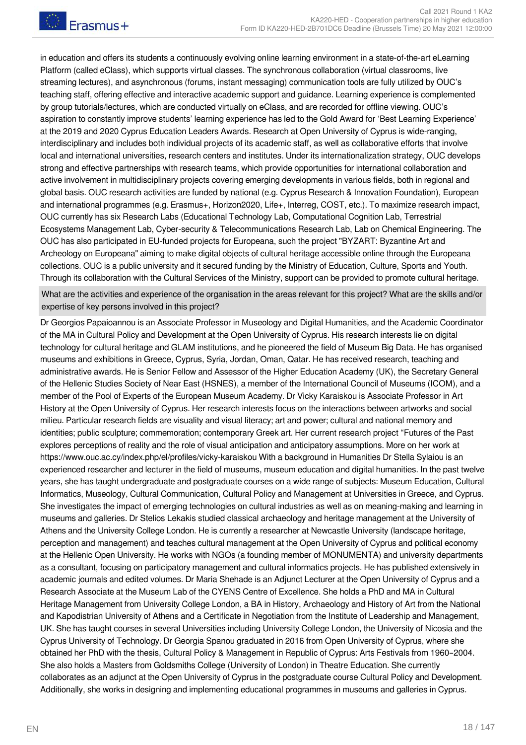in education and offers its students a continuously evolving online learning environment in a state-of-the-art eLearning Platform (called eClass), which supports virtual classes. The synchronous collaboration (virtual classrooms, live streaming lectures), and asynchronous (forums, instant messaging) communication tools are fully utilized by OUC's teaching staff, offering effective and interactive academic support and guidance. Learning experience is complemented by group tutorials/lectures, which are conducted virtually on eClass, and are recorded for offline viewing. OUC's aspiration to constantly improve students' learning experience has led to the Gold Award for 'Best Learning Experience' at the 2019 and 2020 Cyprus Education Leaders Awards. Research at Open University of Cyprus is wide-ranging, interdisciplinary and includes both individual projects of its academic staff, as well as collaborative efforts that involve local and international universities, research centers and institutes. Under its internationalization strategy, OUC develops strong and effective partnerships with research teams, which provide opportunities for international collaboration and active involvement in multidisciplinary projects covering emerging developments in various fields, both in regional and global basis. OUC research activities are funded by national (e.g. Cyprus Research & Innovation Foundation), European and international programmes (e.g. Erasmus+, Horizon2020, Life+, Interreg, COST, etc.). To maximize research impact, OUC currently has six Research Labs (Educational Technology Lab, Computational Cognition Lab, Terrestrial Ecosystems Management Lab, Cyber-security & Telecommunications Research Lab, Lab on Chemical Engineering. The OUC has also participated in EU-funded projects for Europeana, such the project "BYZART: Byzantine Art and Archeology on Europeana" aiming to make digital objects of cultural heritage accessible online through the Europeana collections. OUC is a public university and it secured funding by the Ministry of Education, Culture, Sports and Youth. Through its collaboration with the Cultural Services of the Ministry, support can be provided to promote cultural heritage.

**What are the activities and experience of the organisation in the areas relevant for this project? What are the skills and/or expertise of key persons involved in this project?**

Dr Georgios Papaioannou is an Associate Professor in Museology and Digital Humanities, and the Academic Coordinator of the MA in Cultural Policy and Development at the Open University of Cyprus. His research interests lie on digital technology for cultural heritage and GLAM institutions, and he pioneered the field of Museum Big Data. He has organised museums and exhibitions in Greece, Cyprus, Syria, Jordan, Oman, Qatar. He has received research, teaching and administrative awards. He is Senior Fellow and Assessor of the Higher Education Academy (UK), the Secretary General of the Hellenic Studies Society of Near East (HSNES), a member of the International Council of Museums (ICOM), and a member of the Pool of Experts of the European Museum Academy. Dr Vicky Karaiskou is Associate Professor in Art History at the Open University of Cyprus. Her research interests focus on the interactions between artworks and social milieu. Particular research fields are visuality and visual literacy; art and power; cultural and national memory and identities; public sculpture; commemoration; contemporary Greek art. Her current research project "Futures of the Past explores perceptions of reality and the role of visual anticipation and anticipatory assumptions. More on her work at https://www.ouc.ac.cy/index.php/el/profiles/vicky-karaiskou With a background in Humanities Dr Stella Sylaiou is an experienced researcher and lecturer in the field of museums, museum education and digital humanities. In the past twelve years, she has taught undergraduate and postgraduate courses on a wide range of subjects: Museum Education, Cultural Informatics, Museology, Cultural Communication, Cultural Policy and Management at Universities in Greece, and Cyprus. She investigates the impact of emerging technologies on cultural industries as well as on meaning-making and learning in museums and galleries. Dr Stelios Lekakis studied classical archaeology and heritage management at the University of Athens and the University College London. He is currently a researcher at Newcastle University (landscape heritage, perception and management) and teaches cultural management at the Open University of Cyprus and political economy at the Hellenic Open University. He works with NGOs (a founding member of MONUMENTA) and university departments as a consultant, focusing on participatory management and cultural informatics projects. He has published extensively in academic journals and edited volumes. Dr Maria Shehade is an Adjunct Lecturer at the Open University of Cyprus and a Research Associate at the Museum Lab of the CYENS Centre of Excellence. She holds a PhD and MA in Cultural Heritage Management from University College London, a BA in History, Archaeology and History of Art from the National and Kapodistrian University of Athens and a Certificate in Negotiation from the Institute of Leadership and Management, UK. She has taught courses in several Universities including University College London, the University of Nicosia and the Cyprus University of Technology. Dr Georgia Spanou graduated in 2016 from Open University of Cyprus, where she obtained her PhD with the thesis, Cultural Policy & Management in Republic of Cyprus: Arts Festivals from 1960–2004. She also holds a Masters from Goldsmiths College (University of London) in Theatre Education. She currently collaborates as an adjunct at the Open University of Cyprus in the postgraduate course Cultural Policy and Development. Additionally, she works in designing and implementing educational programmes in museums and galleries in Cyprus.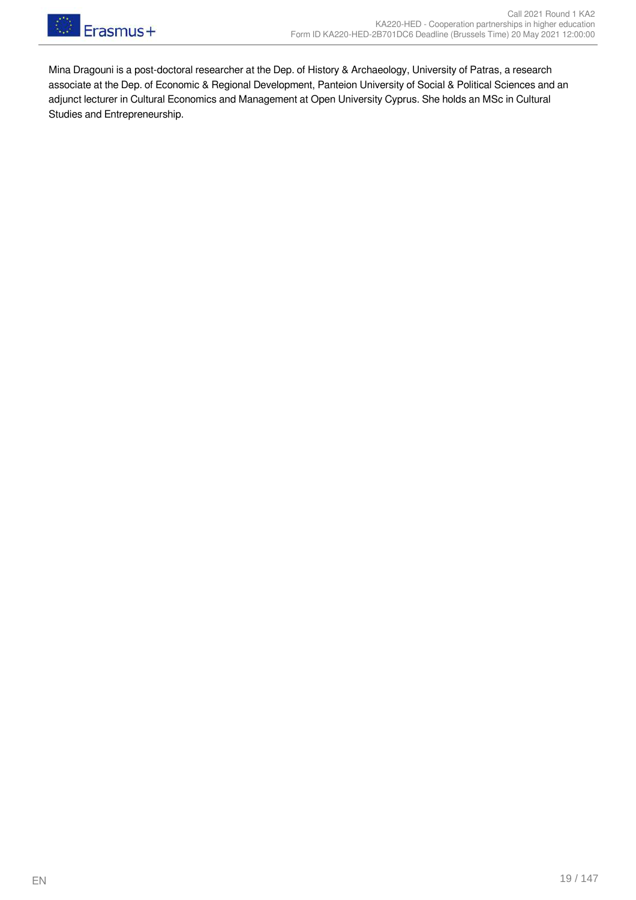Mina Dragouni is a post-doctoral researcher at the Dep. of History & Archaeology, University of Patras, a research associate at the Dep. of Economic & Regional Development, Panteion University of Social & Political Sciences and an adjunct lecturer in Cultural Economics and Management at Open University Cyprus. She holds an MSc in Cultural Studies and Entrepreneurship.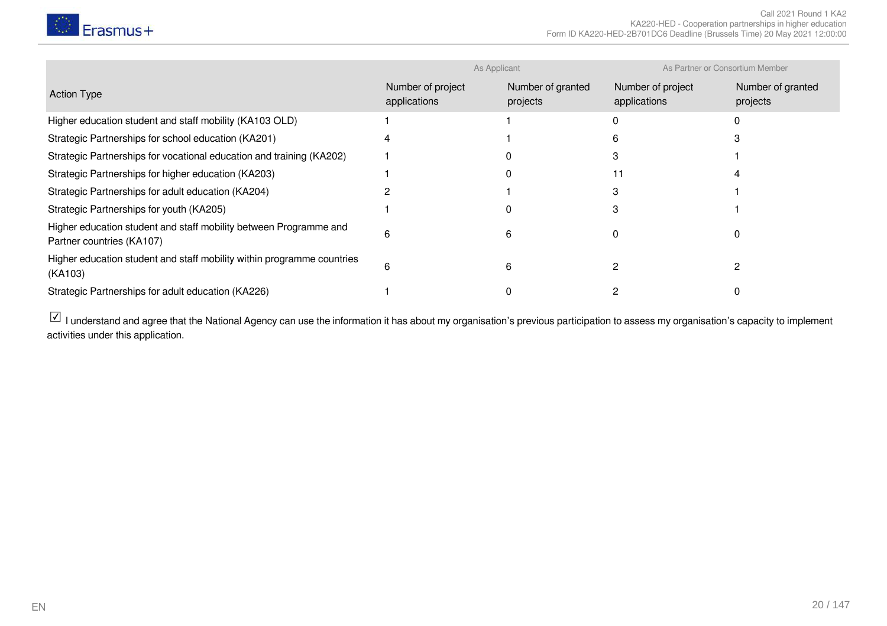| Action Type | As Applicant | | As Partner or Consortium Member | |
|---|---|---|---|---|
| | Number of project applications | Number of granted projects | Number of project applications | Number of granted projects |
| Higher education student and staff mobility (KA103 OLD) | 1 | 1 | 0 | 0 |
| Strategic Partnerships for school education (KA201) | 4 | 1 | 6 | 3 |
| Strategic Partnerships for vocational education and training (KA202) | 1 | 0 | 3 | 1 |
| Strategic Partnerships for higher education (KA203) | 1 | 0 | 11 | 4 |
| Strategic Partnerships for adult education (KA204) | 2 | 1 | 3 | 1 |
| Strategic Partnerships for youth (KA205) | 1 | 0 | 3 | 1 |
| Higher education student and staff mobility between Programme and Partner countries (KA107) | 6 | 6 | 0 | 0 |
| Higher education student and staff mobility within programme countries (KA103) | 6 | 6 | 2 | 2 |
| Strategic Partnerships for adult education (KA226) | 1 | 0 | 2 | 0 |

☑ I understand and agree that the National Agency can use the information it has about my organisation's previous participation to assess my organisation's capacity to implement activities under this application.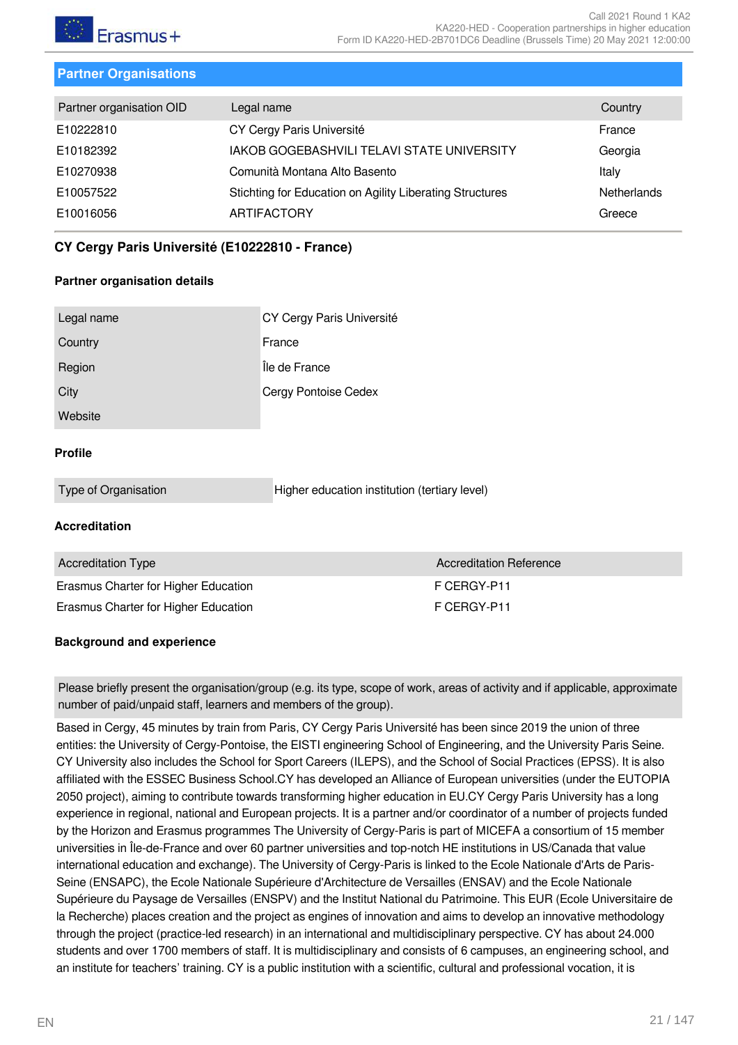## Partner Organisations

| Partner organisation OID | Legal name | Country |
| --- | --- | --- |
| E10222810 | CY Cergy Paris Université | France |
| E10182392 | IAKOB GOGEBASHVILI TELAVI STATE UNIVERSITY | Georgia |
| E10270938 | Comunità Montana Alto Basento | Italy |
| E10057522 | Stichting for Education on Agility Liberating Structures | Netherlands |
| E10016056 | ARTIFACTORY | Greece |

### CY Cergy Paris Université (E10222810 - France)

#### Partner organisation details

| | |
| --- | --- |
| Legal name | CY Cergy Paris Université |
| Country | France |
| Region | Île de France |
| City | Cergy Pontoise Cedex |
| Website | |

#### Profile

| | |
| --- | --- |
| Type of Organisation | Higher education institution (tertiary level) |

#### Accreditation

| Accreditation Type | Accreditation Reference |
| --- | --- |
| Erasmus Charter for Higher Education | F CERGY-P11 |
| Erasmus Charter for Higher Education | F CERGY-P11 |

#### Background and experience

Please briefly present the organisation/group (e.g. its type, scope of work, areas of activity and if applicable, approximate number of paid/unpaid staff, learners and members of the group).

Based in Cergy, 45 minutes by train from Paris, CY Cergy Paris Université has been since 2019 the union of three entities: the University of Cergy-Pontoise, the EISTI engineering School of Engineering, and the University Paris Seine. CY University also includes the School for Sport Careers (ILEPS), and the School of Social Practices (EPSS). It is also affiliated with the ESSEC Business School.CY has developed an Alliance of European universities (under the EUTOPIA 2050 project), aiming to contribute towards transforming higher education in EU.CY Cergy Paris University has a long experience in regional, national and European projects. It is a partner and/or coordinator of a number of projects funded by the Horizon and Erasmus programmes The University of Cergy-Paris is part of MICEFA a consortium of 15 member universities in Île-de-France and over 60 partner universities and top-notch HE institutions in US/Canada that value international education and exchange). The University of Cergy-Paris is linked to the Ecole Nationale d'Arts de Paris-Seine (ENSAPC), the Ecole Nationale Supérieure d'Architecture de Versailles (ENSAV) and the Ecole Nationale Supérieure du Paysage de Versailles (ENSPV) and the Institut National du Patrimoine. This EUR (Ecole Universitaire de la Recherche) places creation and the project as engines of innovation and aims to develop an innovative methodology through the project (practice-led research) in an international and multidisciplinary perspective. CY has about 24.000 students and over 1700 members of staff. It is multidisciplinary and consists of 6 campuses, an engineering school, and an institute for teachers' training. CY is a public institution with a scientific, cultural and professional vocation, it is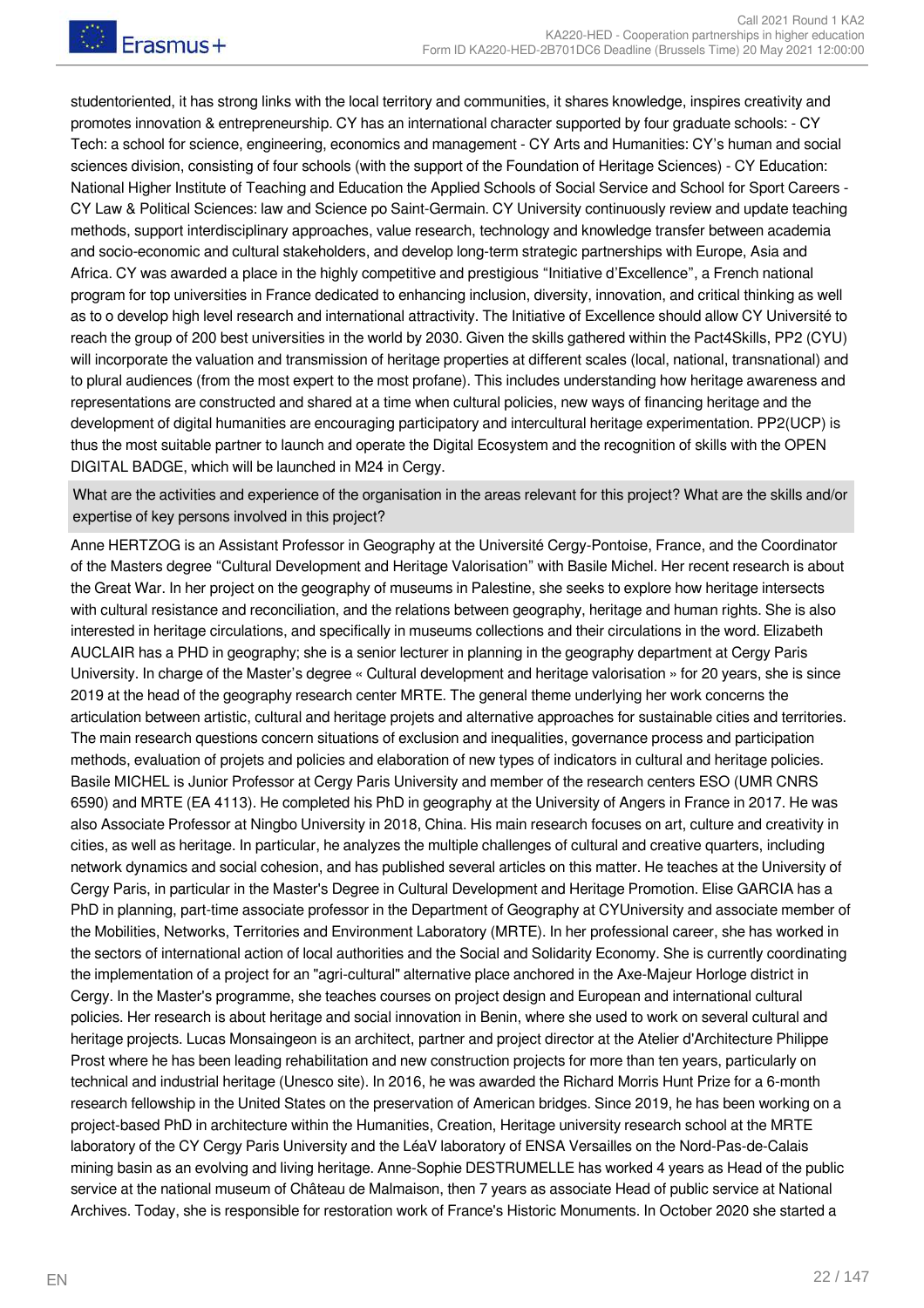studentoriented, it has strong links with the local territory and communities, it shares knowledge, inspires creativity and promotes innovation & entrepreneurship. CY has an international character supported by four graduate schools: - CY Tech: a school for science, engineering, economics and management - CY Arts and Humanities: CY's human and social sciences division, consisting of four schools (with the support of the Foundation of Heritage Sciences) - CY Education: National Higher Institute of Teaching and Education the Applied Schools of Social Service and School for Sport Careers - CY Law & Political Sciences: law and Science po Saint-Germain. CY University continuously review and update teaching methods, support interdisciplinary approaches, value research, technology and knowledge transfer between academia and socio-economic and cultural stakeholders, and develop long-term strategic partnerships with Europe, Asia and Africa. CY was awarded a place in the highly competitive and prestigious "Initiative d'Excellence", a French national program for top universities in France dedicated to enhancing inclusion, diversity, innovation, and critical thinking as well as to o develop high level research and international attractivity. The Initiative of Excellence should allow CY Université to reach the group of 200 best universities in the world by 2030. Given the skills gathered within the Pact4Skills, PP2 (CYU) will incorporate the valuation and transmission of heritage properties at different scales (local, national, transnational) and to plural audiences (from the most expert to the most profane). This includes understanding how heritage awareness and representations are constructed and shared at a time when cultural policies, new ways of financing heritage and the development of digital humanities are encouraging participatory and intercultural heritage experimentation. PP2(UCP) is thus the most suitable partner to launch and operate the Digital Ecosystem and the recognition of skills with the OPEN DIGITAL BADGE, which will be launched in M24 in Cergy.

What are the activities and experience of the organisation in the areas relevant for this project? What are the skills and/or expertise of key persons involved in this project?

Anne HERTZOG is an Assistant Professor in Geography at the Université Cergy-Pontoise, France, and the Coordinator of the Masters degree "Cultural Development and Heritage Valorisation" with Basile Michel. Her recent research is about the Great War. In her project on the geography of museums in Palestine, she seeks to explore how heritage intersects with cultural resistance and reconciliation, and the relations between geography, heritage and human rights. She is also interested in heritage circulations, and specifically in museums collections and their circulations in the word. Elizabeth AUCLAIR has a PHD in geography; she is a senior lecturer in planning in the geography department at Cergy Paris University. In charge of the Master's degree « Cultural development and heritage valorisation » for 20 years, she is since 2019 at the head of the geography research center MRTE. The general theme underlying her work concerns the articulation between artistic, cultural and heritage projets and alternative approaches for sustainable cities and territories. The main research questions concern situations of exclusion and inequalities, governance process and participation methods, evaluation of projets and policies and elaboration of new types of indicators in cultural and heritage policies. Basile MICHEL is Junior Professor at Cergy Paris University and member of the research centers ESO (UMR CNRS 6590) and MRTE (EA 4113). He completed his PhD in geography at the University of Angers in France in 2017. He was also Associate Professor at Ningbo University in 2018, China. His main research focuses on art, culture and creativity in cities, as well as heritage. In particular, he analyzes the multiple challenges of cultural and creative quarters, including network dynamics and social cohesion, and has published several articles on this matter. He teaches at the University of Cergy Paris, in particular in the Master's Degree in Cultural Development and Heritage Promotion. Elise GARCIA has a PhD in planning, part-time associate professor in the Department of Geography at CYUniversity and associate member of the Mobilities, Networks, Territories and Environment Laboratory (MRTE). In her professional career, she has worked in the sectors of international action of local authorities and the Social and Solidarity Economy. She is currently coordinating the implementation of a project for an "agri-cultural" alternative place anchored in the Axe-Majeur Horloge district in Cergy. In the Master's programme, she teaches courses on project design and European and international cultural policies. Her research is about heritage and social innovation in Benin, where she used to work on several cultural and heritage projects. Lucas Monsaingeon is an architect, partner and project director at the Atelier d'Architecture Philippe Prost where he has been leading rehabilitation and new construction projects for more than ten years, particularly on technical and industrial heritage (Unesco site). In 2016, he was awarded the Richard Morris Hunt Prize for a 6-month research fellowship in the United States on the preservation of American bridges. Since 2019, he has been working on a project-based PhD in architecture within the Humanities, Creation, Heritage university research school at the MRTE laboratory of the CY Cergy Paris University and the LéaV laboratory of ENSA Versailles on the Nord-Pas-de-Calais mining basin as an evolving and living heritage. Anne-Sophie DESTRUMELLE has worked 4 years as Head of the public service at the national museum of Château de Malmaison, then 7 years as associate Head of public service at National Archives. Today, she is responsible for restoration work of France's Historic Monuments. In October 2020 she started a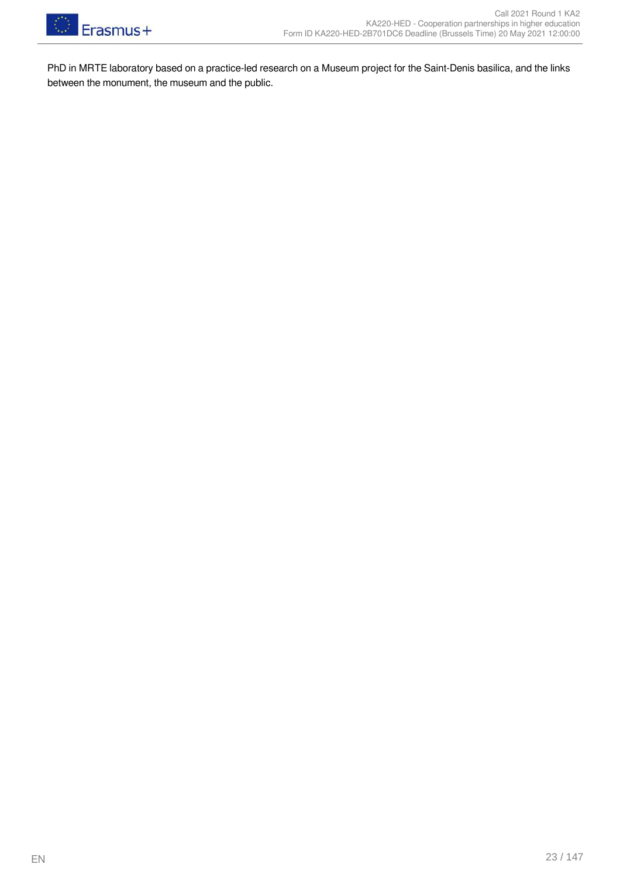PhD in MRTE laboratory based on a practice-led research on a Museum project for the Saint-Denis basilica, and the links between the monument, the museum and the public.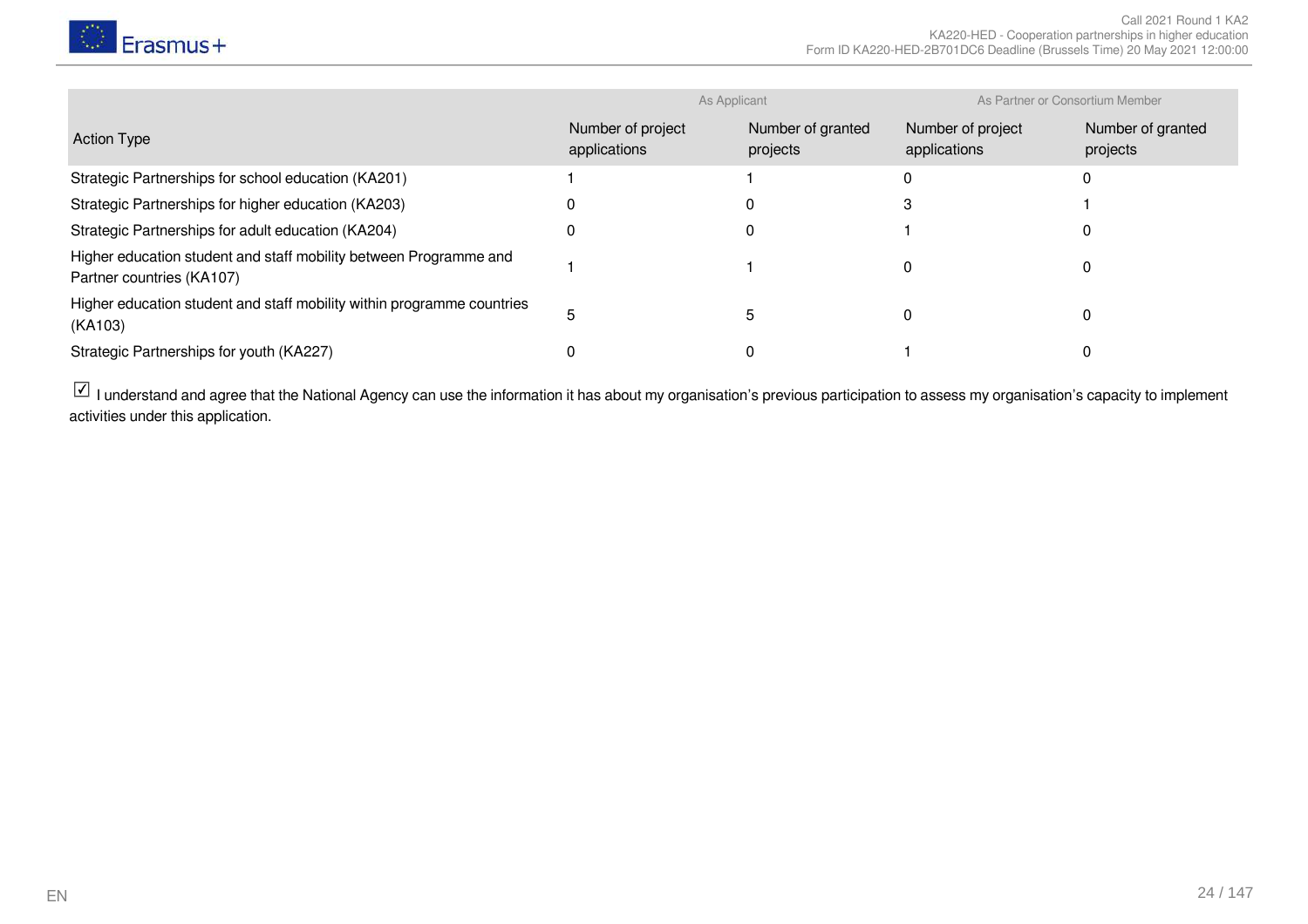| Action Type | As Applicant | | As Partner or Consortium Member | |
|---|---|---|---|---|
| | Number of project applications | Number of granted projects | Number of project applications | Number of granted projects |
| Strategic Partnerships for school education (KA201) | 1 | 1 | 0 | 0 |
| Strategic Partnerships for higher education (KA203) | 0 | 0 | 3 | 1 |
| Strategic Partnerships for adult education (KA204) | 0 | 0 | 1 | 0 |
| Higher education student and staff mobility between Programme and Partner countries (KA107) | 1 | 1 | 0 | 0 |
| Higher education student and staff mobility within programme countries (KA103) | 5 | 5 | 0 | 0 |
| Strategic Partnerships for youth (KA227) | 0 | 0 | 1 | 0 |

☑ I understand and agree that the National Agency can use the information it has about my organisation's previous participation to assess my organisation's capacity to implement activities under this application.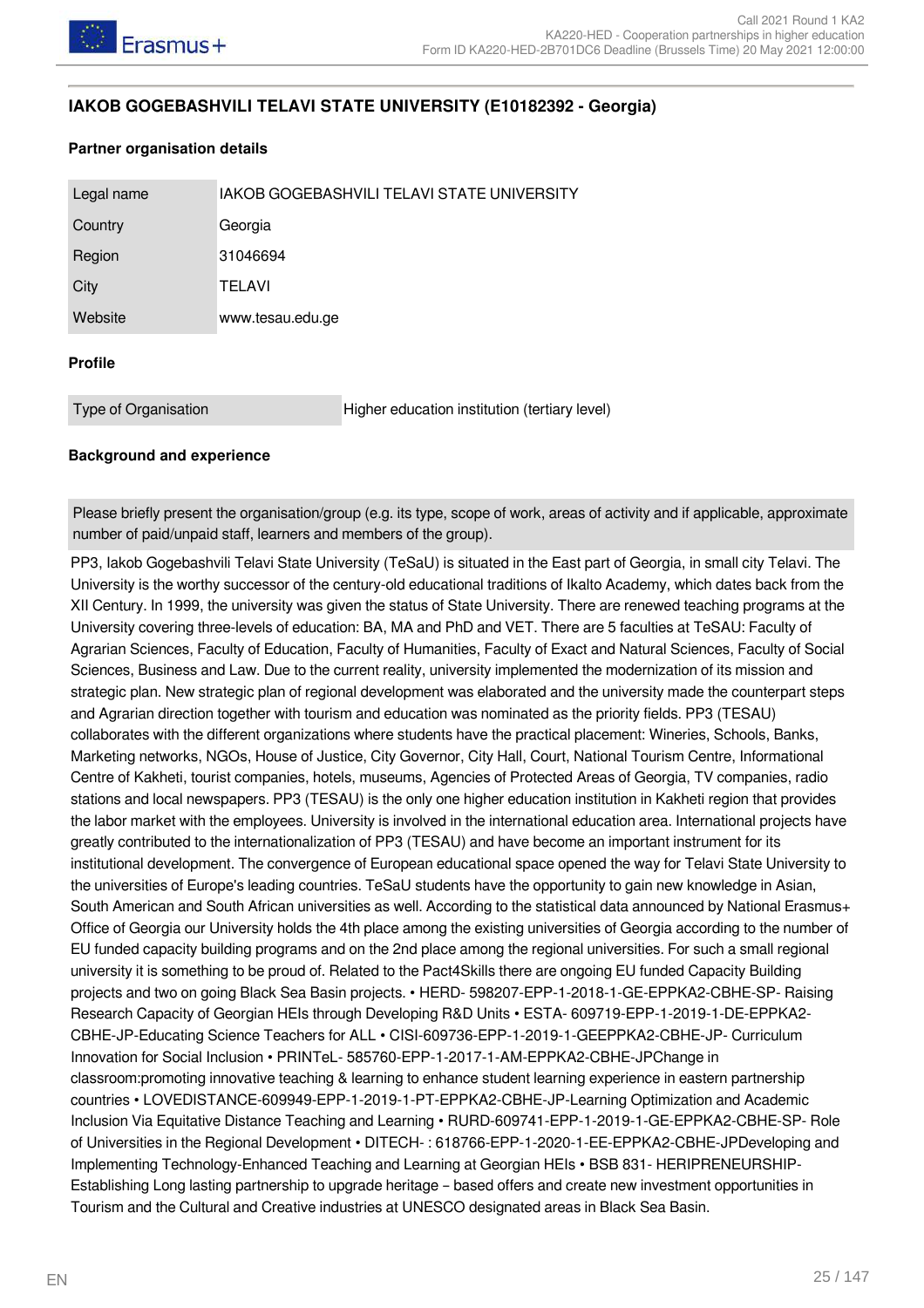## IAKOB GOGEBASHVILI TELAVI STATE UNIVERSITY (E10182392 - Georgia)

### Partner organisation details

| Legal name | IAKOB GOGEBASHVILI TELAVI STATE UNIVERSITY |
|---|---|
| Country | Georgia |
| Region | 31046694 |
| City | TELAVI |
| Website | www.tesau.edu.ge |

### Profile

| Type of Organisation | Higher education institution (tertiary level) |
|---|---|

### Background and experience

Please briefly present the organisation/group (e.g. its type, scope of work, areas of activity and if applicable, approximate number of paid/unpaid staff, learners and members of the group).

PP3, Iakob Gogebashvili Telavi State University (TeSaU) is situated in the East part of Georgia, in small city Telavi. The University is the worthy successor of the century-old educational traditions of Ikalto Academy, which dates back from the XII Century. In 1999, the university was given the status of State University. There are renewed teaching programs at the University covering three-levels of education: BA, MA and PhD and VET. There are 5 faculties at TeSaU: Faculty of Agrarian Sciences, Faculty of Education, Faculty of Humanities, Faculty of Exact and Natural Sciences, Faculty of Social Sciences, Business and Law. Due to the current reality, university implemented the modernization of its mission and strategic plan. New strategic plan of regional development was elaborated and the university made the counterpart steps and Agrarian direction together with tourism and education was nominated as the priority fields. PP3 (TESAU) collaborates with the different organizations where students have the practical placement: Wineries, Schools, Banks, Marketing networks, NGOs, House of Justice, City Governor, City Hall, Court, National Tourism Centre, Informational Centre of Kakheti, tourist companies, hotels, museums, Agencies of Protected Areas of Georgia, TV companies, radio stations and local newspapers. PP3 (TESAU) is the only one higher education institution in Kakheti region that provides the labor market with the employees. University is involved in the international education area. International projects have greatly contributed to the internationalization of PP3 (TESAU) and have become an important instrument for its institutional development. The convergence of European educational space opened the way for Telavi State University to the universities of Europe's leading countries. TeSaU students have the opportunity to gain new knowledge in Asian, South American and South African universities as well. According to the statistical data announced by National Erasmus+ Office of Georgia our University holds the 4th place among the existing universities of Georgia according to the number of EU funded capacity building programs and on the 2nd place among the regional universities. For such a small regional university it is something to be proud of. Related to the Pact4Skills there are ongoing EU funded Capacity Building projects and two on going Black Sea Basin projects. • HERD- 598207-EPP-1-2018-1-GE-EPPKA2-CBHE-SP- Raising Research Capacity of Georgian HEIs through Developing R&D Units • ESTA- 609719-EPP-1-2019-1-DE-EPPKA2-CBHE-JP-Educating Science Teachers for ALL • CISI-609736-EPP-1-2019-1-GEEPPKA2-CBHE-JP- Curriculum Innovation for Social Inclusion • PRINTeL- 585760-EPP-1-2017-1-AM-EPPKA2-CBHE-JPChange in classroom:promoting innovative teaching & learning to enhance student learning experience in eastern partnership countries • LOVEDISTANCE-609949-EPP-1-2019-1-PT-EPPKA2-CBHE-JP-Learning Optimization and Academic Inclusion Via Equitative Distance Teaching and Learning • RURD-609741-EPP-1-2019-1-GE-EPPKA2-CBHE-SP- Role of Universities in the Regional Development • DITECH- : 618766-EPP-1-2020-1-EE-EPPKA2-CBHE-JPDeveloping and Implementing Technology-Enhanced Teaching and Learning at Georgian HEIs • BSB 831- HERIPRENEURSHIP- Establishing Long lasting partnership to upgrade heritage – based offers and create new investment opportunities in Tourism and the Cultural and Creative industries at UNESCO designated areas in Black Sea Basin.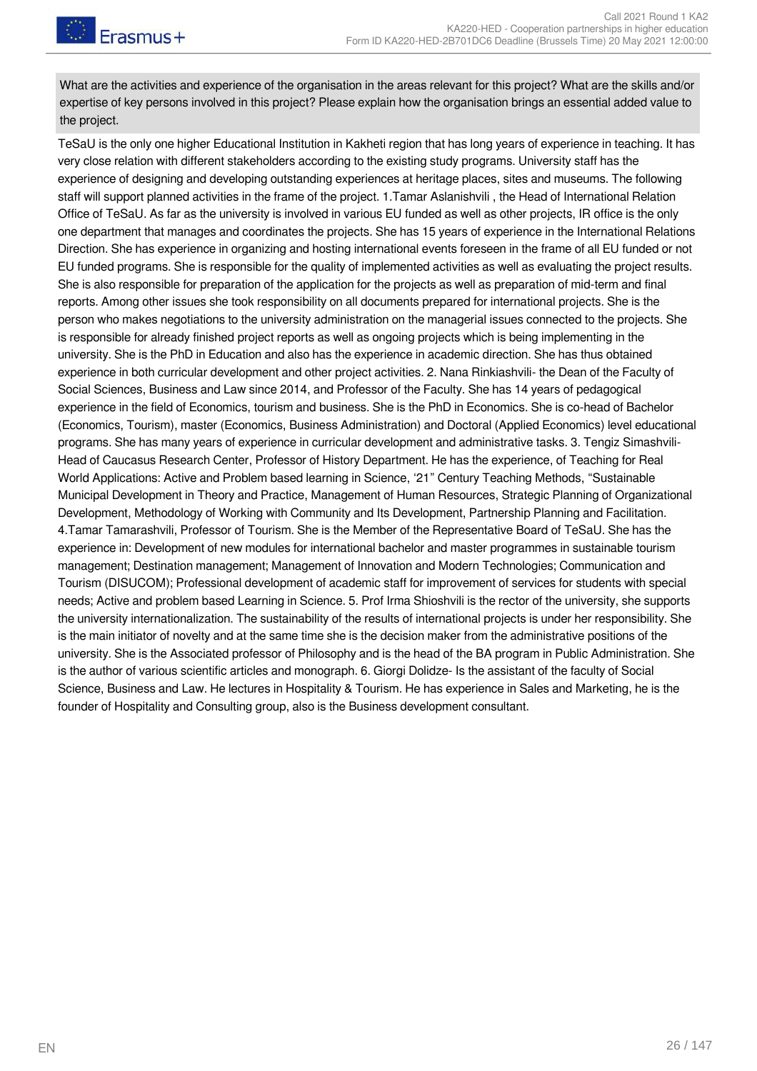What are the activities and experience of the organisation in the areas relevant for this project? What are the skills and/or expertise of key persons involved in this project? Please explain how the organisation brings an essential added value to the project.

TeSaU is the only one higher Educational Institution in Kakheti region that has long years of experience in teaching. It has very close relation with different stakeholders according to the existing study programs. University staff has the experience of designing and developing outstanding experiences at heritage places, sites and museums. The following staff will support planned activities in the frame of the project. 1.Tamar Aslanishvili , the Head of International Relation Office of TeSaU. As far as the university is involved in various EU funded as well as other projects, IR office is the only one department that manages and coordinates the projects. She has 15 years of experience in the International Relations Direction. She has experience in organizing and hosting international events foreseen in the frame of all EU funded or not EU funded programs. She is responsible for the quality of implemented activities as well as evaluating the project results. She is also responsible for preparation of the application for the projects as well as preparation of mid-term and final reports. Among other issues she took responsibility on all documents prepared for international projects. She is the person who makes negotiations to the university administration on the managerial issues connected to the projects. She is responsible for already finished project reports as well as ongoing projects which is being implementing in the university. She is the PhD in Education and also has the experience in academic direction. She has thus obtained experience in both curricular development and other project activities. 2. Nana Rinkiashvili- the Dean of the Faculty of Social Sciences, Business and Law since 2014, and Professor of the Faculty. She has 14 years of pedagogical experience in the field of Economics, tourism and business. She is the PhD in Economics. She is co-head of Bachelor (Economics, Tourism), master (Economics, Business Administration) and Doctoral (Applied Economics) level educational programs. She has many years of experience in curricular development and administrative tasks. 3. Tengiz Simashvili- Head of Caucasus Research Center, Professor of History Department. He has the experience, of Teaching for Real World Applications: Active and Problem based learning in Science, '21" Century Teaching Methods, "Sustainable Municipal Development in Theory and Practice, Management of Human Resources, Strategic Planning of Organizational Development, Methodology of Working with Community and Its Development, Partnership Planning and Facilitation. 4.Tamar Tamarashvili, Professor of Tourism. She is the Member of the Representative Board of TeSaU. She has the experience in: Development of new modules for international bachelor and master programmes in sustainable tourism management; Destination management; Management of Innovation and Modern Technologies; Communication and Tourism (DISUCOM); Professional development of academic staff for improvement of services for students with special needs; Active and problem based Learning in Science. 5. Prof Irma Shioshvili is the rector of the university, she supports the university internationalization. The sustainability of the results of international projects is under her responsibility. She is the main initiator of novelty and at the same time she is the decision maker from the administrative positions of the university. She is the Associated professor of Philosophy and is the head of the BA program in Public Administration. She is the author of various scientific articles and monograph. 6. Giorgi Dolidze- Is the assistant of the faculty of Social Science, Business and Law. He lectures in Hospitality & Tourism. He has experience in Sales and Marketing, he is the founder of Hospitality and Consulting group, also is the Business development consultant.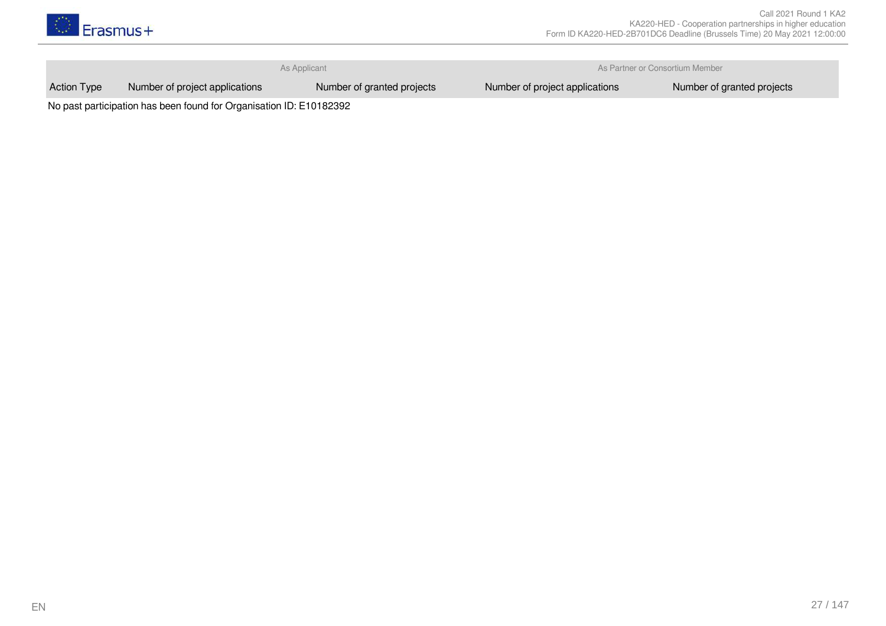| | As Applicant | | As Partner or Consortium Member | |
|---|---|---|---|---|
| Action Type | Number of project applications | Number of granted projects | Number of project applications | Number of granted projects |

No past participation has been found for Organisation ID: E10182392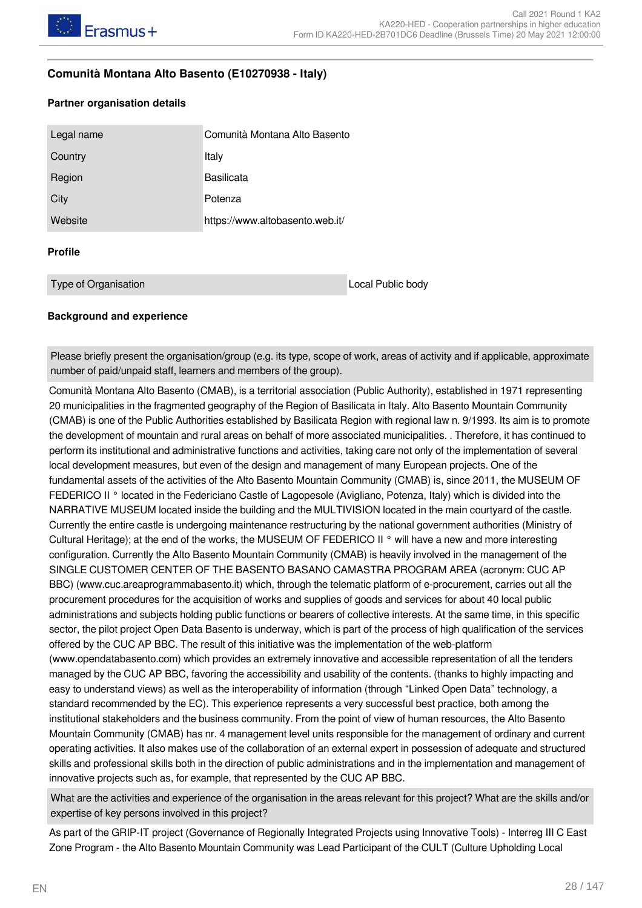## Comunità Montana Alto Basento (E10270938 - Italy)

### Partner organisation details

| Legal name | Comunità Montana Alto Basento |
|---|---|
| Country | Italy |
| Region | Basilicata |
| City | Potenza |
| Website | https://www.altobasento.web.it/ |

### Profile

| Type of Organisation | Local Public body |
|---|---|

### Background and experience

Please briefly present the organisation/group (e.g. its type, scope of work, areas of activity and if applicable, approximate number of paid/unpaid staff, learners and members of the group).

Comunità Montana Alto Basento (CMAB), is a territorial association (Public Authority), established in 1971 representing 20 municipalities in the fragmented geography of the Region of Basilicata in Italy. Alto Basento Mountain Community (CMAB) is one of the Public Authorities established by Basilicata Region with regional law n. 9/1993. Its aim is to promote the development of mountain and rural areas on behalf of more associated municipalities. . Therefore, it has continued to perform its institutional and administrative functions and activities, taking care not only of the implementation of several local development measures, but even of the design and management of many European projects. One of the fundamental assets of the activities of the Alto Basento Mountain Community (CMAB) is, since 2011, the MUSEUM OF FEDERICO II ° located in the Federiciano Castle of Lagopesole (Avigliano, Potenza, Italy) which is divided into the NARRATIVE MUSEUM located inside the building and the MULTIVISION located in the main courtyard of the castle. Currently the entire castle is undergoing maintenance restructuring by the national government authorities (Ministry of Cultural Heritage); at the end of the works, the MUSEUM OF FEDERICO II ° will have a new and more interesting configuration. Currently the Alto Basento Mountain Community (CMAB) is heavily involved in the management of the SINGLE CUSTOMER CENTER OF THE BASENTO BASANO CAMASTRA PROGRAM AREA (acronym: CUC AP BBC) (www.cuc.areaprogrammabasento.it) which, through the telematic platform of e-procurement, carries out all the procurement procedures for the acquisition of works and supplies of goods and services for about 40 local public administrations and subjects holding public functions or bearers of collective interests. At the same time, in this specific sector, the pilot project Open Data Basento is underway, which is part of the process of high qualification of the services offered by the CUC AP BBC. The result of this initiative was the implementation of the web-platform (www.opendatabasento.com) which provides an extremely innovative and accessible representation of all the tenders managed by the CUC AP BBC, favoring the accessibility and usability of the contents. (thanks to highly impacting and easy to understand views) as well as the interoperability of information (through “Linked Open Data” technology, a standard recommended by the EC). This experience represents a very successful best practice, both among the institutional stakeholders and the business community. From the point of view of human resources, the Alto Basento Mountain Community (CMAB) has nr. 4 management level units responsible for the management of ordinary and current operating activities. It also makes use of the collaboration of an external expert in possession of adequate and structured skills and professional skills both in the direction of public administrations and in the implementation and management of innovative projects such as, for example, that represented by the CUC AP BBC.

What are the activities and experience of the organisation in the areas relevant for this project? What are the skills and/or expertise of key persons involved in this project?

As part of the GRIP-IT project (Governance of Regionally Integrated Projects using Innovative Tools) - Interreg III C East Zone Program - the Alto Basento Mountain Community was Lead Participant of the CULT (Culture Upholding Local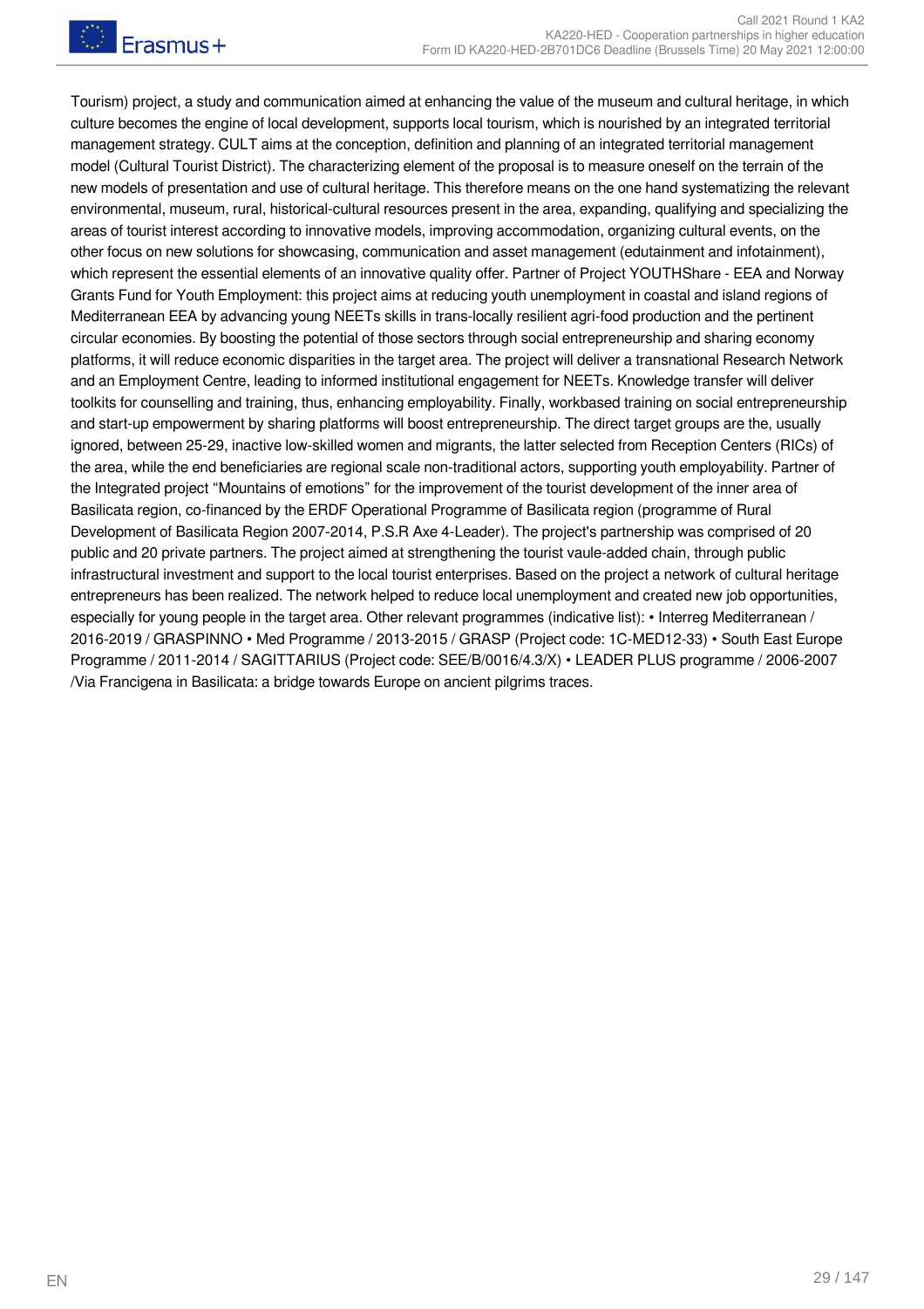Tourism) project, a study and communication aimed at enhancing the value of the museum and cultural heritage, in which culture becomes the engine of local development, supports local tourism, which is nourished by an integrated territorial management strategy. CULT aims at the conception, definition and planning of an integrated territorial management model (Cultural Tourist District). The characterizing element of the proposal is to measure oneself on the terrain of the new models of presentation and use of cultural heritage. This therefore means on the one hand systematizing the relevant environmental, museum, rural, historical-cultural resources present in the area, expanding, qualifying and specializing the areas of tourist interest according to innovative models, improving accommodation, organizing cultural events, on the other focus on new solutions for showcasing, communication and asset management (edutainment and infotainment), which represent the essential elements of an innovative quality offer. Partner of Project YOUTHShare - EEA and Norway Grants Fund for Youth Employment: this project aims at reducing youth unemployment in coastal and island regions of Mediterranean EEA by advancing young NEETs skills in trans-locally resilient agri-food production and the pertinent circular economies. By boosting the potential of those sectors through social entrepreneurship and sharing economy platforms, it will reduce economic disparities in the target area. The project will deliver a transnational Research Network and an Employment Centre, leading to informed institutional engagement for NEETs. Knowledge transfer will deliver toolkits for counselling and training, thus, enhancing employability. Finally, workbased training on social entrepreneurship and start-up empowerment by sharing platforms will boost entrepreneurship. The direct target groups are the, usually ignored, between 25-29, inactive low-skilled women and migrants, the latter selected from Reception Centers (RICs) of the area, while the end beneficiaries are regional scale non-traditional actors, supporting youth employability. Partner of the Integrated project “Mountains of emotions” for the improvement of the tourist development of the inner area of Basilicata region, co-financed by the ERDF Operational Programme of Basilicata region (programme of Rural Development of Basilicata Region 2007-2014, P.S.R Axe 4-Leader). The project's partnership was comprised of 20 public and 20 private partners. The project aimed at strengthening the tourist vaule-added chain, through public infrastructural investment and support to the local tourist enterprises. Based on the project a network of cultural heritage entrepreneurs has been realized. The network helped to reduce local unemployment and created new job opportunities, especially for young people in the target area. Other relevant programmes (indicative list): • Interreg Mediterranean / 2016-2019 / GRASPINNO • Med Programme / 2013-2015 / GRASP (Project code: 1C-MED12-33) • South East Europe Programme / 2011-2014 / SAGITTARIUS (Project code: SEE/B/0016/4.3/X) • LEADER PLUS programme / 2006-2007 /Via Francigena in Basilicata: a bridge towards Europe on ancient pilgrims traces.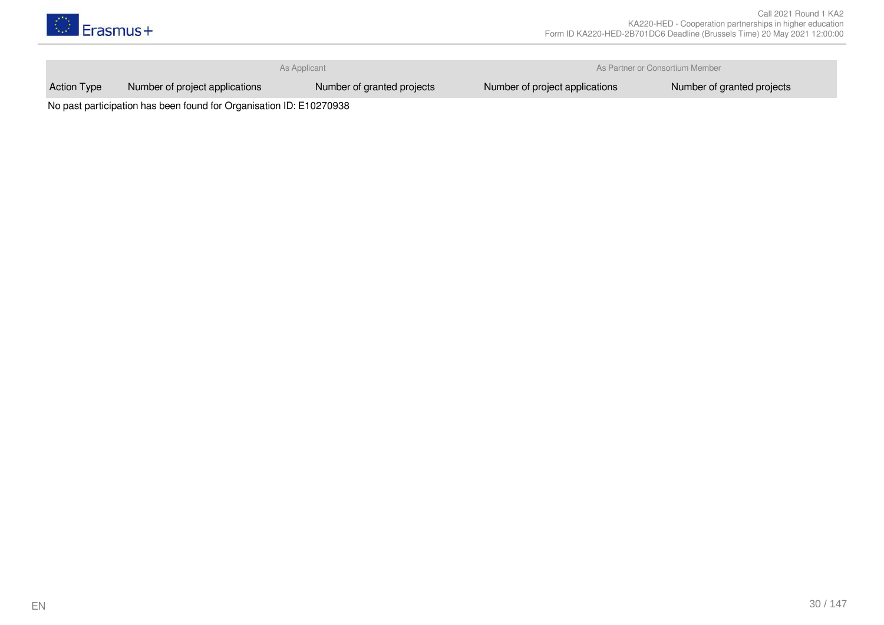| | As Applicant | | As Partner or Consortium Member | |
|---|---|---|---|---|
| Action Type | Number of project applications | Number of granted projects | Number of project applications | Number of granted projects |

No past participation has been found for Organisation ID: E10270938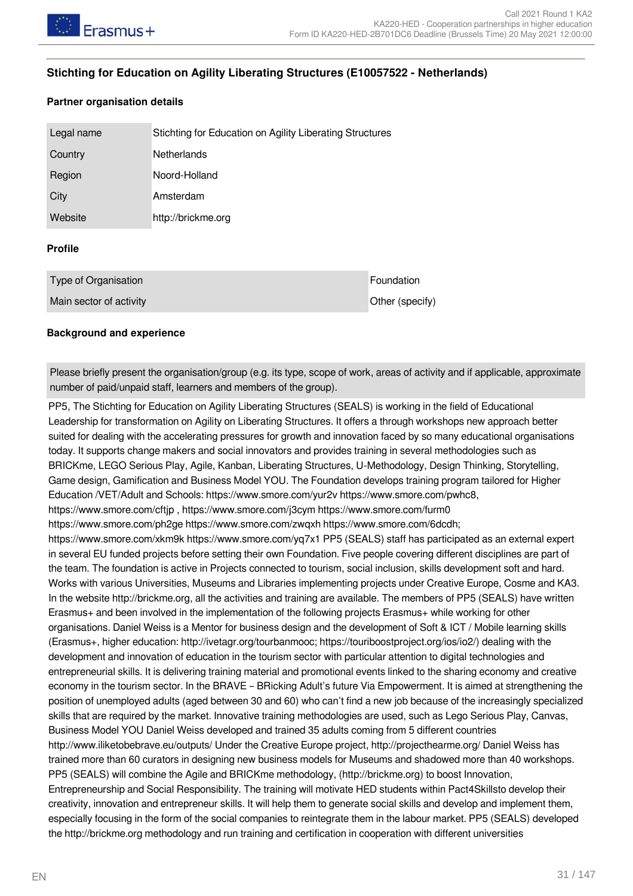### Stichting for Education on Agility Liberating Structures (E10057522 - Netherlands)

#### Partner organisation details

| | |
|---|---|
| Legal name | Stichting for Education on Agility Liberating Structures |
| Country | Netherlands |
| Region | Noord-Holland |
| City | Amsterdam |
| Website | http://brickme.org |

#### Profile

| | |
|---|---|
| Type of Organisation | Foundation |
| Main sector of activity | Other (specify) |

#### Background and experience

| |
|---|
| Please briefly present the organisation/group (e.g. its type, scope of work, areas of activity and if applicable, approximate number of paid/unpaid staff, learners and members of the group). |

PP5, The Stichting for Education on Agility Liberating Structures (SEALS) is working in the field of Educational Leadership for transformation on Agility on Liberating Structures. It offers a through workshops new approach better suited for dealing with the accelerating pressures for growth and innovation faced by so many educational organisations today. It supports change makers and social innovators and provides training in several methodologies such as BRICKme, LEGO Serious Play, Agile, Kanban, Liberating Structures, U-Methodology, Design Thinking, Storytelling, Game design, Gamification and Business Model YOU. The Foundation develops training program tailored for Higher Education /VET/Adult and Schools: https://www.smore.com/yur2v https://www.smore.com/pwhc8, https://www.smore.com/cftjp , https://www.smore.com/j3cym https://www.smore.com/furm0 https://www.smore.com/ph2ge https://www.smore.com/zwqxh https://www.smore.com/6dcdh; https://www.smore.com/xkm9k https://www.smore.com/yq7x1 PP5 (SEALS) staff has participated as an external expert in several EU funded projects before setting their own Foundation. Five people covering different disciplines are part of the team. The foundation is active in Projects connected to tourism, social inclusion, skills development soft and hard. Works with various Universities, Museums and Libraries implementing projects under Creative Europe, Cosme and KA3. In the website http://brickme.org, all the activities and training are available. The members of PP5 (SEALS) have written Erasmus+ and been involved in the implementation of the following projects Erasmus+ while working for other organisations. Daniel Weiss is a Mentor for business design and the development of Soft & ICT / Mobile learning skills (Erasmus+, higher education: http://ivetagr.org/tourbanmooc; https://touriboostproject.org/ios/io2/) dealing with the development and innovation of education in the tourism sector with particular attention to digital technologies and entrepreneurial skills. It is delivering training material and promotional events linked to the sharing economy and creative economy in the tourism sector. In the BRAVE – BRicking Adult's future Via Empowerment. It is aimed at strengthening the position of unemployed adults (aged between 30 and 60) who can't find a new job because of the increasingly specialized skills that are required by the market. Innovative training methodologies are used, such as Lego Serious Play, Canvas, Business Model YOU Daniel Weiss developed and trained 35 adults coming from 5 different countries http://www.iliketobebrave.eu/outputs/ Under the Creative Europe project, http://projecthearme.org/ Daniel Weiss has trained more than 60 curators in designing new business models for Museums and shadowed more than 40 workshops. PP5 (SEALS) will combine the Agile and BRICKme methodology, (http://brickme.org) to boost Innovation, Entrepreneurship and Social Responsibility. The training will motivate HED students within Pact4Skillsto develop their creativity, innovation and entrepreneur skills. It will help them to generate social skills and develop and implement them, especially focusing in the form of the social companies to reintegrate them in the labour market. PP5 (SEALS) developed the http://brickme.org methodology and run training and certification in cooperation with different universities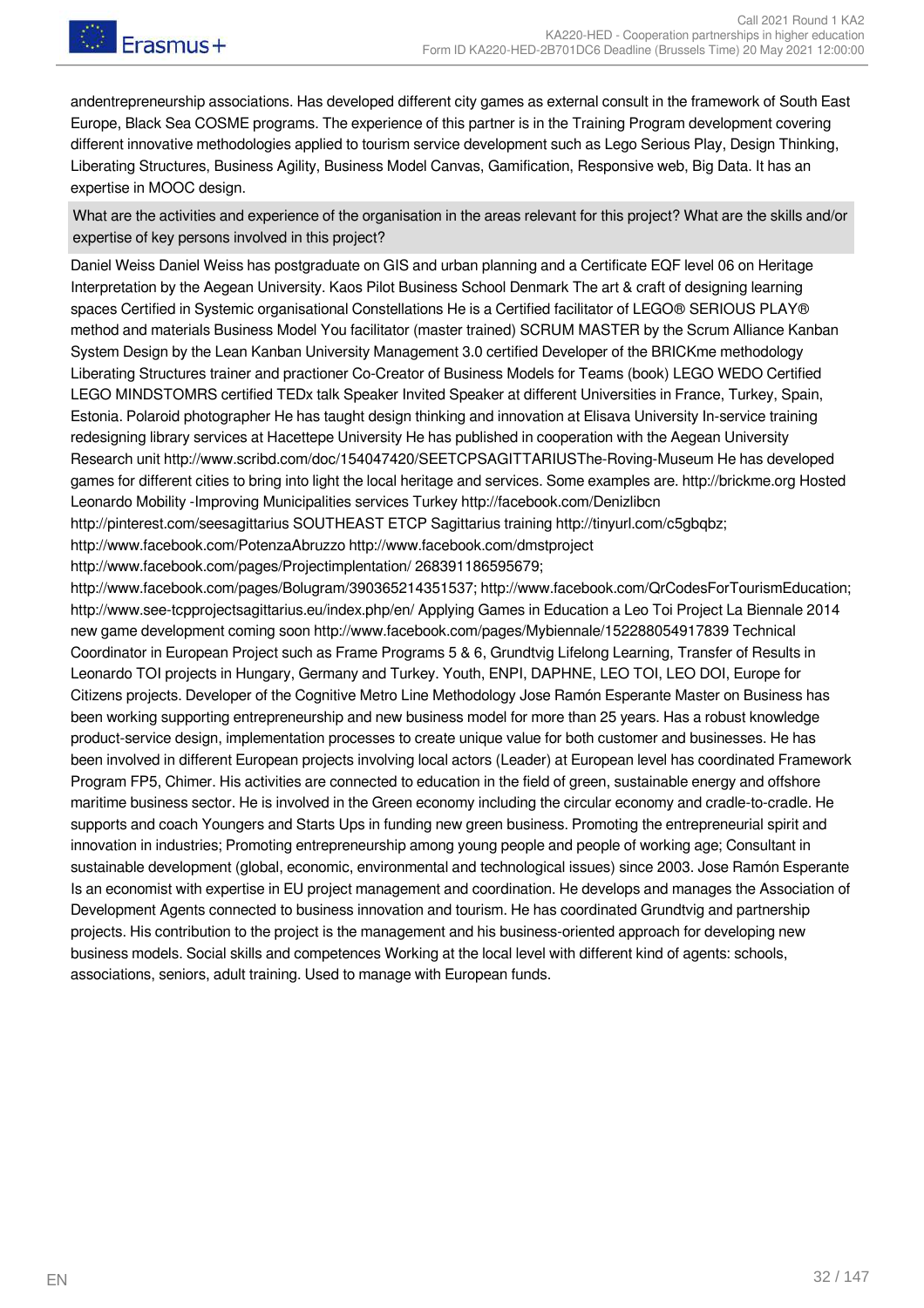andentrepreneurship associations. Has developed different city games as external consult in the framework of South East Europe, Black Sea COSME programs. The experience of this partner is in the Training Program development covering different innovative methodologies applied to tourism service development such as Lego Serious Play, Design Thinking, Liberating Structures, Business Agility, Business Model Canvas, Gamification, Responsive web, Big Data. It has an expertise in MOOC design.

**What are the activities and experience of the organisation in the areas relevant for this project? What are the skills and/or expertise of key persons involved in this project?**

Daniel Weiss Daniel Weiss has postgraduate on GIS and urban planning and a Certificate EQF level 06 on Heritage Interpretation by the Aegean University. Kaos Pilot Business School Denmark The art & craft of designing learning spaces Certified in Systemic organisational Constellations He is a Certified facilitator of LEGO® SERIOUS PLAY® method and materials Business Model You facilitator (master trained) SCRUM MASTER by the Scrum Alliance Kanban System Design by the Lean Kanban University Management 3.0 certified Developer of the BRICKme methodology Liberating Structures trainer and practioner Co-Creator of Business Models for Teams (book) LEGO WEDO Certified LEGO MINDSTOMRS certified TEDx talk Speaker Invited Speaker at different Universities in France, Turkey, Spain, Estonia. Polaroid photographer He has taught design thinking and innovation at Elisava University In-service training redesigning library services at Hacettepe University He has published in cooperation with the Aegean University Research unit http://www.scribd.com/doc/154047420/SEETCPSAGITTARIUSThe-Roving-Museum He has developed games for different cities to bring into light the local heritage and services. Some examples are. http://brickme.org Hosted Leonardo Mobility -Improving Municipalities services Turkey http://facebook.com/Denizlibcn http://pinterest.com/seesagittarius SOUTHEAST ETCP Sagittarius training http://tinyurl.com/c5gbqbz; http://www.facebook.com/PotenzaAbruzzo http://www.facebook.com/dmstproject http://www.facebook.com/pages/Projectimplentation/ 268391186595679; http://www.facebook.com/pages/Bolugram/390365214351537; http://www.facebook.com/QrCodesForTourismEducation; http://www.see-tcpprojectsagittarius.eu/index.php/en/ Applying Games in Education a Leo Toi Project La Biennale 2014 new game development coming soon http://www.facebook.com/pages/Mybiennale/152288054917839 Technical Coordinator in European Project such as Frame Programs 5 & 6, Grundtvig Lifelong Learning, Transfer of Results in Leonardo TOI projects in Hungary, Germany and Turkey. Youth, ENPI, DAPHNE, LEO TOI, LEO DOI, Europe for Citizens projects. Developer of the Cognitive Metro Line Methodology Jose Ramón Esperante Master on Business has been working supporting entrepreneurship and new business model for more than 25 years. Has a robust knowledge product-service design, implementation processes to create unique value for both customer and businesses. He has been involved in different European projects involving local actors (Leader) at European level has coordinated Framework Program FP5, Chimer. His activities are connected to education in the field of green, sustainable energy and offshore maritime business sector. He is involved in the Green economy including the circular economy and cradle-to-cradle. He supports and coach Youngers and Starts Ups in funding new green business. Promoting the entrepreneurial spirit and innovation in industries; Promoting entrepreneurship among young people and people of working age; Consultant in sustainable development (global, economic, environmental and technological issues) since 2003. Jose Ramón Esperante Is an economist with expertise in EU project management and coordination. He develops and manages the Association of Development Agents connected to business innovation and tourism. He has coordinated Grundtvig and partnership projects. His contribution to the project is the management and his business-oriented approach for developing new business models. Social skills and competences Working at the local level with different kind of agents: schools, associations, seniors, adult training. Used to manage with European funds.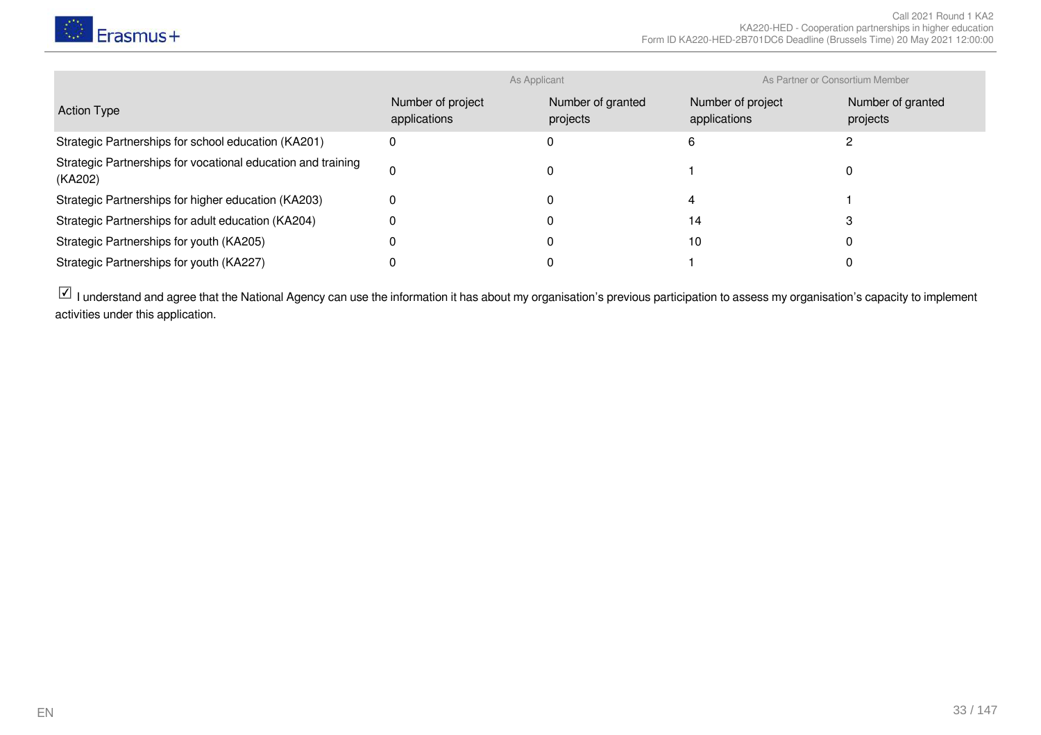| Action Type | As Applicant | | As Partner or Consortium Member | |
|---|---|---|---|---|
| | Number of project applications | Number of granted projects | Number of project applications | Number of granted projects |
| Strategic Partnerships for school education (KA201) | 0 | 0 | 6 | 2 |
| Strategic Partnerships for vocational education and training (KA202) | 0 | 0 | 1 | 0 |
| Strategic Partnerships for higher education (KA203) | 0 | 0 | 4 | 1 |
| Strategic Partnerships for adult education (KA204) | 0 | 0 | 14 | 3 |
| Strategic Partnerships for youth (KA205) | 0 | 0 | 10 | 0 |
| Strategic Partnerships for youth (KA227) | 0 | 0 | 1 | 0 |

☑ I understand and agree that the National Agency can use the information it has about my organisation's previous participation to assess my organisation's capacity to implement activities under this application.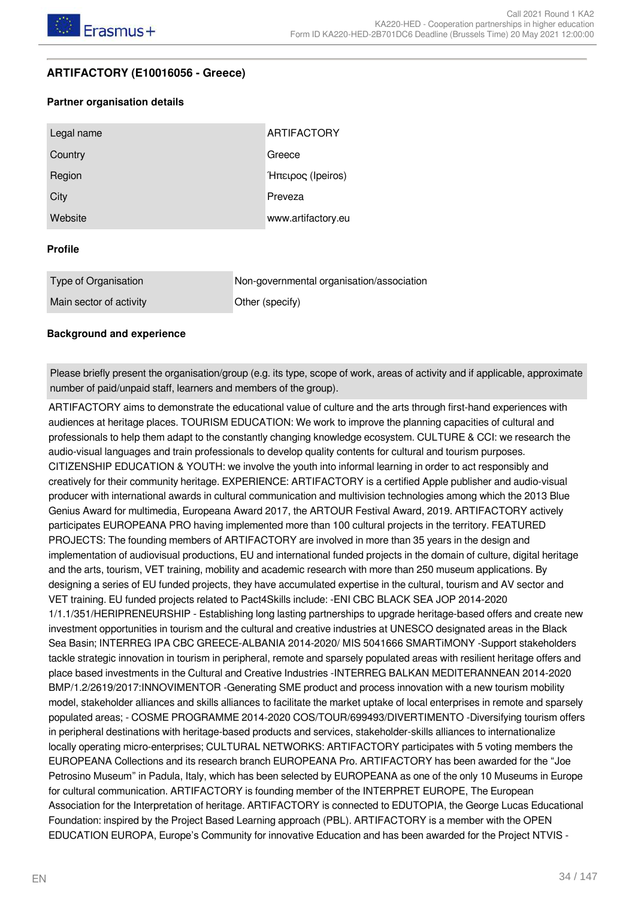## ARTIFACTORY (E10016056 - Greece)

### Partner organisation details

| Legal name | ARTIFACTORY |
|---|---|
| Country | Greece |
| Region | Ήπειρος (Ipeiros) |
| City | Preveza |
| Website | www.artifactory.eu |

### Profile

| Type of Organisation | Non-governmental organisation/association |
|---|---|
| Main sector of activity | Other (specify) |

### Background and experience

Please briefly present the organisation/group (e.g. its type, scope of work, areas of activity and if applicable, approximate number of paid/unpaid staff, learners and members of the group).

ARTIFACTORY aims to demonstrate the educational value of culture and the arts through first-hand experiences with audiences at heritage places. TOURISM EDUCATION: We work to improve the planning capacities of cultural and professionals to help them adapt to the constantly changing knowledge ecosystem. CULTURE & CCI: we research the audio-visual languages and train professionals to develop quality contents for cultural and tourism purposes. CITIZENSHIP EDUCATION & YOUTH: we involve the youth into informal learning in order to act responsibly and creatively for their community heritage. EXPERIENCE: ARTIFACTORY is a certified Apple publisher and audio-visual producer with international awards in cultural communication and multivision technologies among which the 2013 Blue Genius Award for multimedia, Europeana Award 2017, the ARTOUR Festival Award, 2019. ARTIFACTORY actively participates EUROPEANA PRO having implemented more than 100 cultural projects in the territory. FEATURED PROJECTS: The founding members of ARTIFACTORY are involved in more than 35 years in the design and implementation of audiovisual productions, EU and international funded projects in the domain of culture, digital heritage and the arts, tourism, VET training, mobility and academic research with more than 250 museum applications. By designing a series of EU funded projects, they have accumulated expertise in the cultural, tourism and AV sector and VET training. EU funded projects related to Pact4Skills include: -ENI CBC BLACK SEA JOP 2014-2020 1/1.1/351/HERIPRENEURSHIP - Establishing long lasting partnerships to upgrade heritage-based offers and create new investment opportunities in tourism and the cultural and creative industries at UNESCO designated areas in the Black Sea Basin; INTERREG IPA CBC GREECE-ALBANIA 2014-2020/ MIS 5041666 SMARTiMONY -Support stakeholders tackle strategic innovation in tourism in peripheral, remote and sparsely populated areas with resilient heritage offers and place based investments in the Cultural and Creative Industries -INTERREG BALKAN MEDITERANNEAN 2014-2020 BMP/1.2/2619/2017:INNOVIMENTOR -Generating SME product and process innovation with a new tourism mobility model, stakeholder alliances and skills alliances to facilitate the market uptake of local enterprises in remote and sparsely populated areas; - COSME PROGRAMME 2014-2020 COS/TOUR/699493/DIVERTIMENTO -Diversifying tourism offers in peripheral destinations with heritage-based products and services, stakeholder-skills alliances to internationalize locally operating micro-enterprises; CULTURAL NETWORKS: ARTIFACTORY participates with 5 voting members the EUROPEANA Collections and its research branch EUROPEANA Pro. ARTIFACTORY has been awarded for the “Joe Petrosino Museum” in Padula, Italy, which has been selected by EUROPEANA as one of the only 10 Museums in Europe for cultural communication. ARTIFACTORY is founding member of the INTERPRET EUROPE, The European Association for the Interpretation of heritage. ARTIFACTORY is connected to EDUTOPIA, the George Lucas Educational Foundation: inspired by the Project Based Learning approach (PBL). ARTIFACTORY is a member with the OPEN EDUCATION EUROPA, Europe’s Community for innovative Education and has been awarded for the Project NTVIS -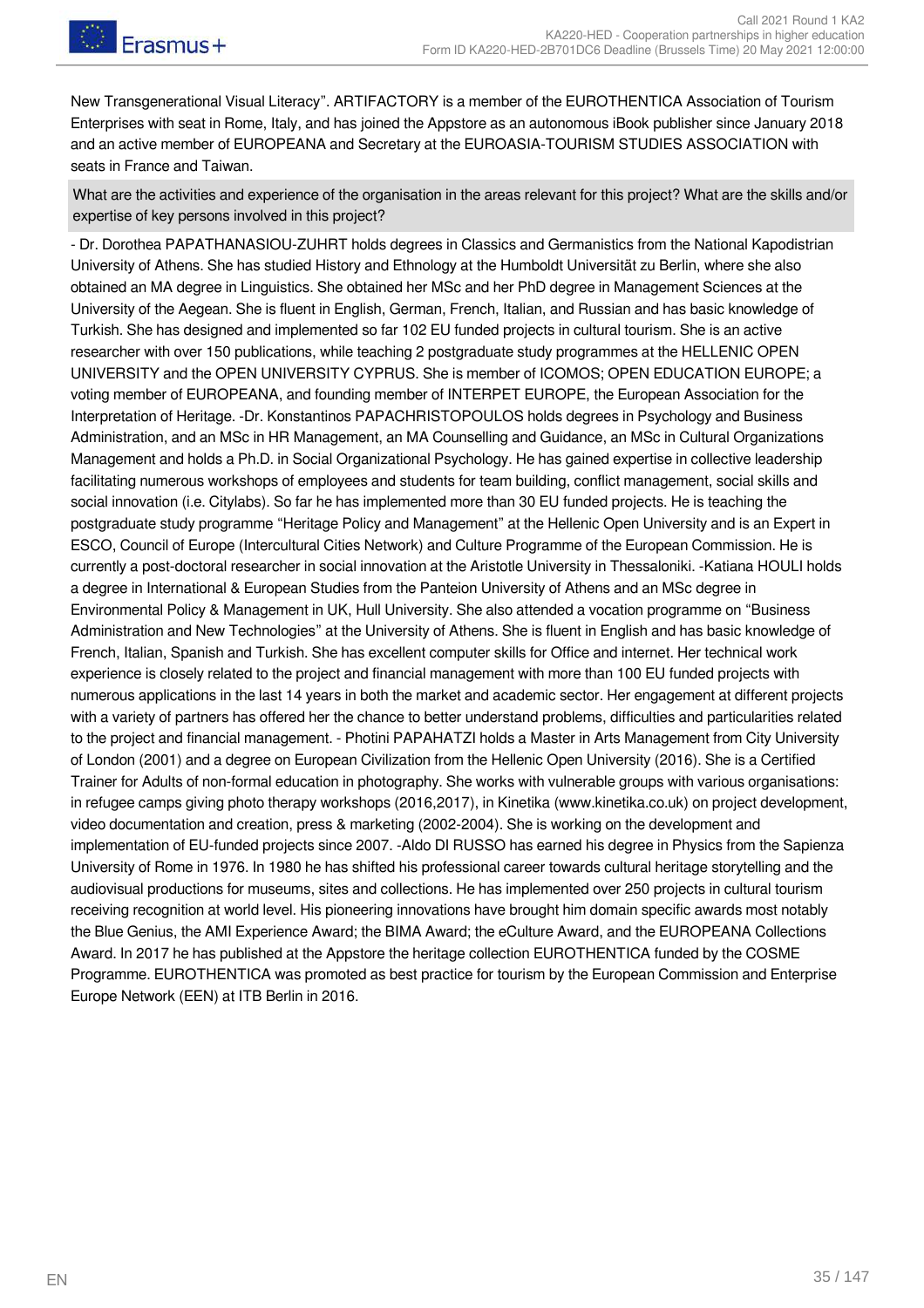New Transgenerational Visual Literacy". ARTIFACTORY is a member of the EUROTHENTICA Association of Tourism Enterprises with seat in Rome, Italy, and has joined the Appstore as an autonomous iBook publisher since January 2018 and an active member of EUROPEANA and Secretary at the EUROASIA-TOURISM STUDIES ASSOCIATION with seats in France and Taiwan.

**What are the activities and experience of the organisation in the areas relevant for this project? What are the skills and/or expertise of key persons involved in this project?**

- Dr. Dorothea PAPATHANASIOU-ZUHRT holds degrees in Classics and Germanistics from the National Kapodistrian University of Athens. She has studied History and Ethnology at the Humboldt Universität zu Berlin, where she also obtained an MA degree in Linguistics. She obtained her MSc and her PhD degree in Management Sciences at the University of the Aegean. She is fluent in English, German, French, Italian, and Russian and has basic knowledge of Turkish. She has designed and implemented so far 102 EU funded projects in cultural tourism. She is an active researcher with over 150 publications, while teaching 2 postgraduate study programmes at the HELLENIC OPEN UNIVERSITY and the OPEN UNIVERSITY CYPRUS. She is member of ICOMOS; OPEN EDUCATION EUROPE; a voting member of EUROPEANA, and founding member of INTERPET EUROPE, the European Association for the Interpretation of Heritage. -Dr. Konstantinos PAPACHRISTOPOULOS holds degrees in Psychology and Business Administration, and an MSc in HR Management, an MA Counselling and Guidance, an MSc in Cultural Organizations Management and holds a Ph.D. in Social Organizational Psychology. He has gained expertise in collective leadership facilitating numerous workshops of employees and students for team building, conflict management, social skills and social innovation (i.e. Citylabs). So far he has implemented more than 30 EU funded projects. He is teaching the postgraduate study programme "Heritage Policy and Management" at the Hellenic Open University and is an Expert in ESCO, Council of Europe (Intercultural Cities Network) and Culture Programme of the European Commission. He is currently a post-doctoral researcher in social innovation at the Aristotle University in Thessaloniki. -Katiana HOULI holds a degree in International & European Studies from the Panteion University of Athens and an MSc degree in Environmental Policy & Management in UK, Hull University. She also attended a vocation programme on "Business Administration and New Technologies" at the University of Athens. She is fluent in English and has basic knowledge of French, Italian, Spanish and Turkish. She has excellent computer skills for Office and internet. Her technical work experience is closely related to the project and financial management with more than 100 EU funded projects with numerous applications in the last 14 years in both the market and academic sector. Her engagement at different projects with a variety of partners has offered her the chance to better understand problems, difficulties and particularities related to the project and financial management. - Photini PAPAHATZI holds a Master in Arts Management from City University of London (2001) and a degree on European Civilization from the Hellenic Open University (2016). She is a Certified Trainer for Adults of non-formal education in photography. She works with vulnerable groups with various organisations: in refugee camps giving photo therapy workshops (2016,2017), in Kinetika (www.kinetika.co.uk) on project development, video documentation and creation, press & marketing (2002-2004). She is working on the development and implementation of EU-funded projects since 2007. -Aldo DI RUSSO has earned his degree in Physics from the Sapienza University of Rome in 1976. In 1980 he has shifted his professional career towards cultural heritage storytelling and the audiovisual productions for museums, sites and collections. He has implemented over 250 projects in cultural tourism receiving recognition at world level. His pioneering innovations have brought him domain specific awards most notably the Blue Genius, the AMI Experience Award; the BIMA Award; the eCulture Award, and the EUROPEANA Collections Award. In 2017 he has published at the Appstore the heritage collection EUROTHENTICA funded by the COSME Programme. EUROTHENTICA was promoted as best practice for tourism by the European Commission and Enterprise Europe Network (EEN) at ITB Berlin in 2016.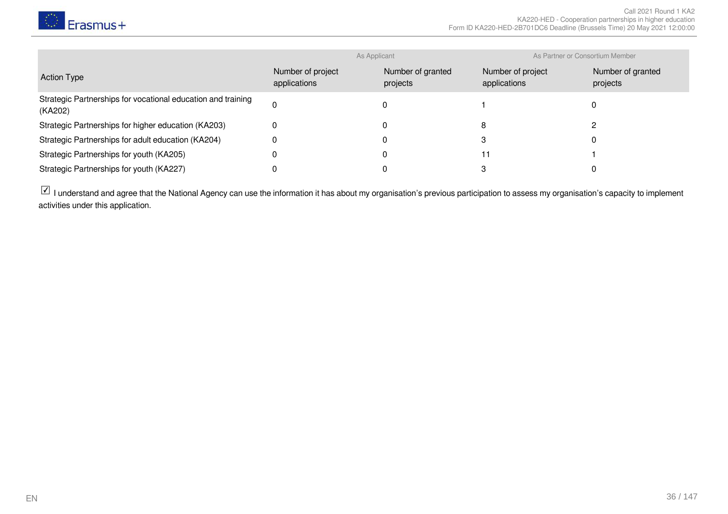| Action Type | As Applicant | | As Partner or Consortium Member | |
|---|---|---|---|---|
| | Number of project applications | Number of granted projects | Number of project applications | Number of granted projects |
| Strategic Partnerships for vocational education and training (KA202) | 0 | 0 | 1 | 0 |
| Strategic Partnerships for higher education (KA203) | 0 | 0 | 8 | 2 |
| Strategic Partnerships for adult education (KA204) | 0 | 0 | 3 | 0 |
| Strategic Partnerships for youth (KA205) | 0 | 0 | 11 | 1 |
| Strategic Partnerships for youth (KA227) | 0 | 0 | 3 | 0 |

☑ I understand and agree that the National Agency can use the information it has about my organisation's previous participation to assess my organisation's capacity to implement activities under this application.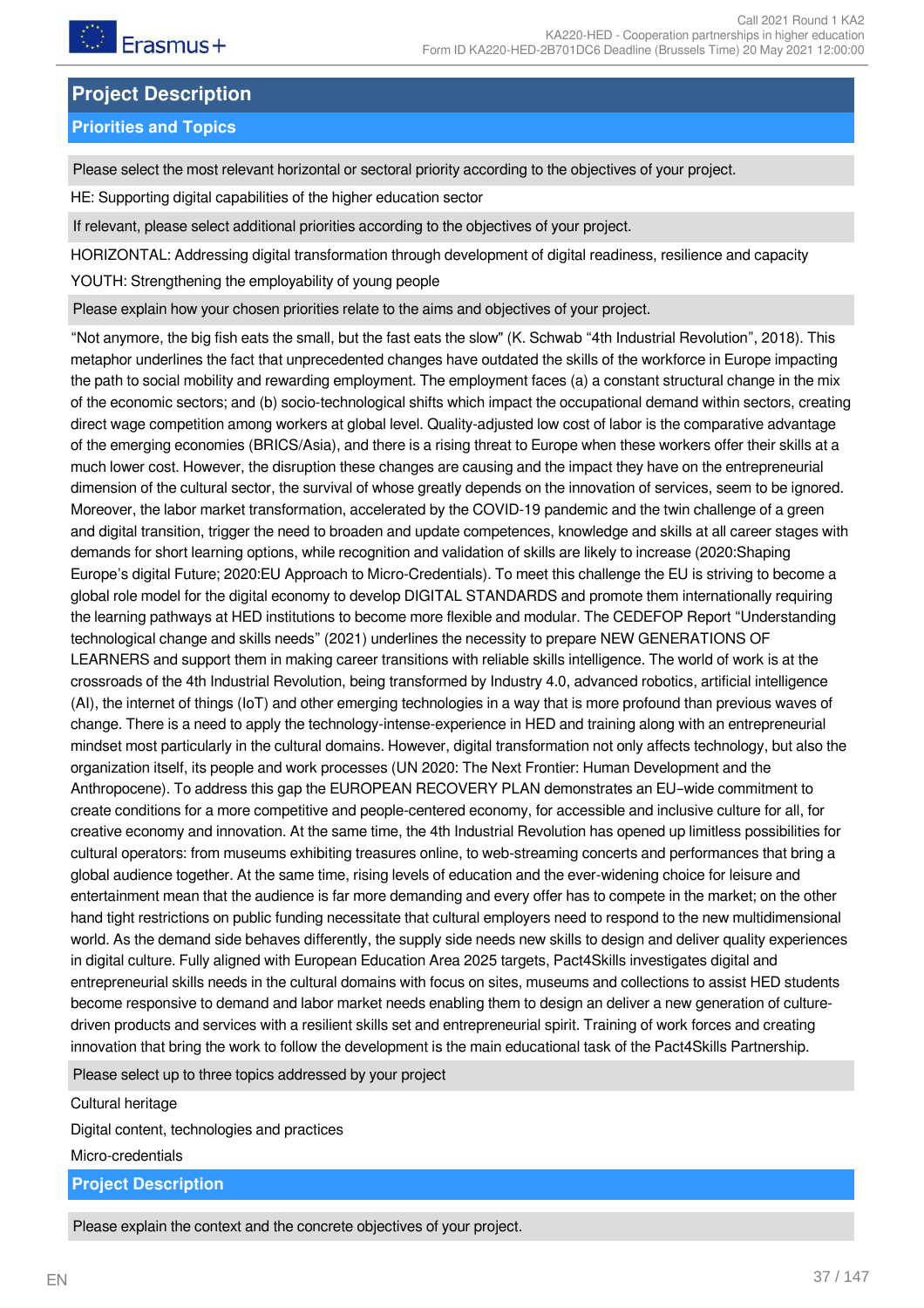# Project Description

## Priorities and Topics

Please select the most relevant horizontal or sectoral priority according to the objectives of your project.

HE: Supporting digital capabilities of the higher education sector

If relevant, please select additional priorities according to the objectives of your project.

HORIZONTAL: Addressing digital transformation through development of digital readiness, resilience and capacity

YOUTH: Strengthening the employability of young people

Please explain how your chosen priorities relate to the aims and objectives of your project.

"Not anymore, the big fish eats the small, but the fast eats the slow" (K. Schwab "4th Industrial Revolution", 2018). This metaphor underlines the fact that unprecedented changes have outdated the skills of the workforce in Europe impacting the path to social mobility and rewarding employment. The employment faces (a) a constant structural change in the mix of the economic sectors; and (b) socio-technological shifts which impact the occupational demand within sectors, creating direct wage competition among workers at global level. Quality-adjusted low cost of labor is the comparative advantage of the emerging economies (BRICS/Asia), and there is a rising threat to Europe when these workers offer their skills at a much lower cost. However, the disruption these changes are causing and the impact they have on the entrepreneurial dimension of the cultural sector, the survival of whose greatly depends on the innovation of services, seem to be ignored. Moreover, the labor market transformation, accelerated by the COVID-19 pandemic and the twin challenge of a green and digital transition, trigger the need to broaden and update competences, knowledge and skills at all career stages with demands for short learning options, while recognition and validation of skills are likely to increase (2020:Shaping Europe's digital Future; 2020:EU Approach to Micro-Credentials). To meet this challenge the EU is striving to become a global role model for the digital economy to develop DIGITAL STANDARDS and promote them internationally requiring the learning pathways at HED institutions to become more flexible and modular. The CEDEFOP Report "Understanding technological change and skills needs" (2021) underlines the necessity to prepare NEW GENERATIONS OF LEARNERS and support them in making career transitions with reliable skills intelligence. The world of work is at the crossroads of the 4th Industrial Revolution, being transformed by Industry 4.0, advanced robotics, artificial intelligence (AI), the internet of things (IoT) and other emerging technologies in a way that is more profound than previous waves of change. There is a need to apply the technology-intense-experience in HED and training along with an entrepreneurial mindset most particularly in the cultural domains. However, digital transformation not only affects technology, but also the organization itself, its people and work processes (UN 2020: The Next Frontier: Human Development and the Anthropocene). To address this gap the EUROPEAN RECOVERY PLAN demonstrates an EU–wide commitment to create conditions for a more competitive and people-centered economy, for accessible and inclusive culture for all, for creative economy and innovation. At the same time, the 4th Industrial Revolution has opened up limitless possibilities for cultural operators: from museums exhibiting treasures online, to web-streaming concerts and performances that bring a global audience together. At the same time, rising levels of education and the ever-widening choice for leisure and entertainment mean that the audience is far more demanding and every offer has to compete in the market; on the other hand tight restrictions on public funding necessitate that cultural employers need to respond to the new multidimensional world. As the demand side behaves differently, the supply side needs new skills to design and deliver quality experiences in digital culture. Fully aligned with European Education Area 2025 targets, Pact4Skills investigates digital and entrepreneurial skills needs in the cultural domains with focus on sites, museums and collections to assist HED students become responsive to demand and labor market needs enabling them to design an deliver a new generation of culture-driven products and services with a resilient skills set and entrepreneurial spirit. Training of work forces and creating innovation that bring the work to follow the development is the main educational task of the Pact4Skills Partnership.

Please select up to three topics addressed by your project

Cultural heritage

Digital content, technologies and practices

Micro-credentials

## Project Description

Please explain the context and the concrete objectives of your project.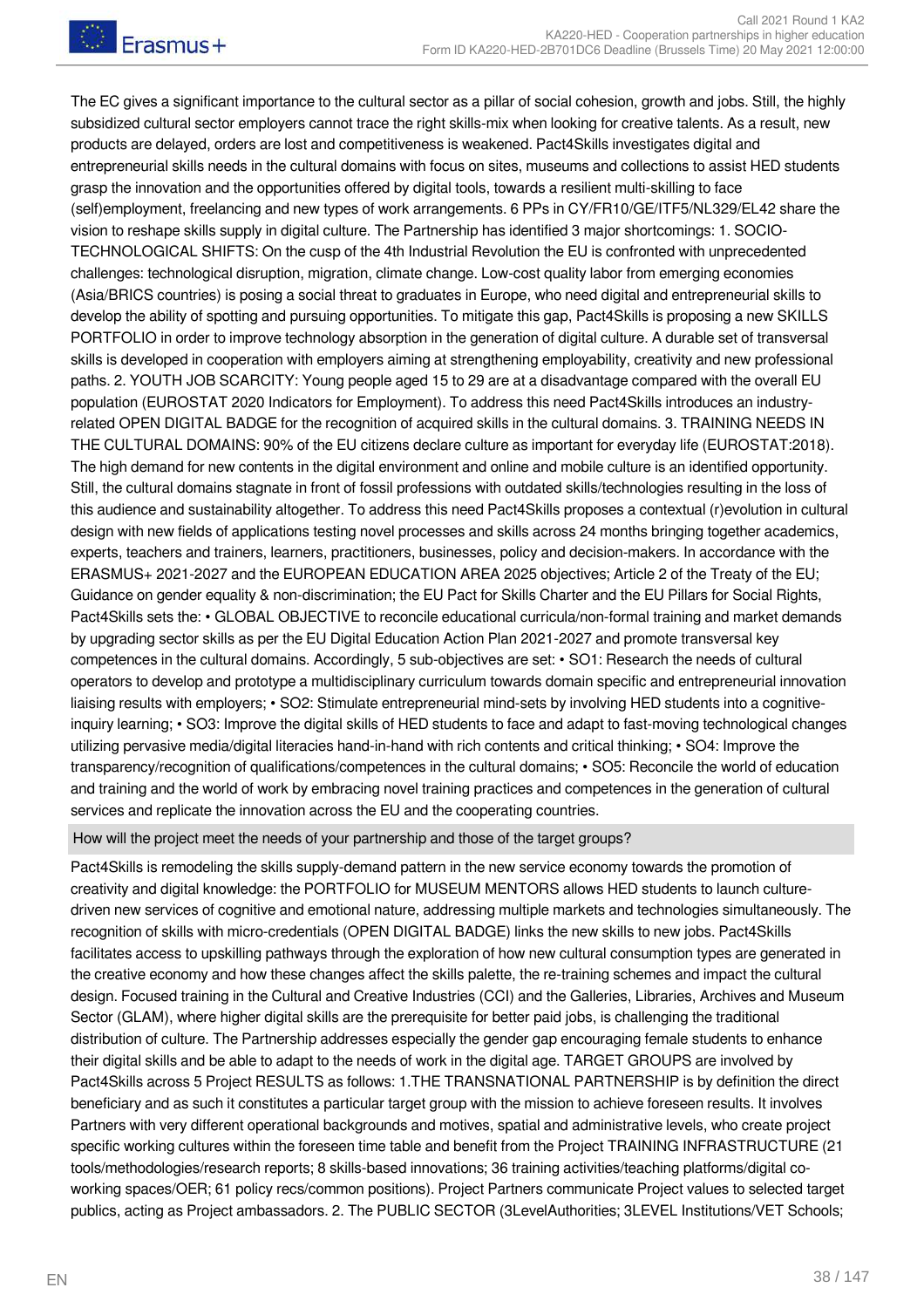The EC gives a significant importance to the cultural sector as a pillar of social cohesion, growth and jobs. Still, the highly subsidized cultural sector employers cannot trace the right skills-mix when looking for creative talents. As a result, new products are delayed, orders are lost and competitiveness is weakened. Pact4Skills investigates digital and entrepreneurial skills needs in the cultural domains with focus on sites, museums and collections to assist HED students grasp the innovation and the opportunities offered by digital tools, towards a resilient multi-skilling to face (self)employment, freelancing and new types of work arrangements. 6 PPs in CY/FR10/GE/ITF5/NL329/EL42 share the vision to reshape skills supply in digital culture. The Partnership has identified 3 major shortcomings: 1. SOCIO-TECHNOLOGICAL SHIFTS: On the cusp of the 4th Industrial Revolution the EU is confronted with unprecedented challenges: technological disruption, migration, climate change. Low-cost quality labor from emerging economies (Asia/BRICS countries) is posing a social threat to graduates in Europe, who need digital and entrepreneurial skills to develop the ability of spotting and pursuing opportunities. To mitigate this gap, Pact4Skills is proposing a new SKILLS PORTFOLIO in order to improve technology absorption in the generation of digital culture. A durable set of transversal skills is developed in cooperation with employers aiming at strengthening employability, creativity and new professional paths. 2. YOUTH JOB SCARCITY: Young people aged 15 to 29 are at a disadvantage compared with the overall EU population (EUROSTAT 2020 Indicators for Employment). To address this need Pact4Skills introduces an industry-related OPEN DIGITAL BADGE for the recognition of acquired skills in the cultural domains. 3. TRAINING NEEDS IN THE CULTURAL DOMAINS: 90% of the EU citizens declare culture as important for everyday life (EUROSTAT:2018). The high demand for new contents in the digital environment and online and mobile culture is an identified opportunity. Still, the cultural domains stagnate in front of fossil professions with outdated skills/technologies resulting in the loss of this audience and sustainability altogether. To address this need Pact4Skills proposes a contextual (r)evolution in cultural design with new fields of applications testing novel processes and skills across 24 months bringing together academics, experts, teachers and trainers, learners, practitioners, businesses, policy and decision-makers. In accordance with the ERASMUS+ 2021-2027 and the EUROPEAN EDUCATION AREA 2025 objectives; Article 2 of the Treaty of the EU; Guidance on gender equality & non-discrimination; the EU Pact for Skills Charter and the EU Pillars for Social Rights, Pact4Skills sets the: • GLOBAL OBJECTIVE to reconcile educational curricula/non-formal training and market demands by upgrading sector skills as per the EU Digital Education Action Plan 2021-2027 and promote transversal key competences in the cultural domains. Accordingly, 5 sub-objectives are set: • SO1: Research the needs of cultural operators to develop and prototype a multidisciplinary curriculum towards domain specific and entrepreneurial innovation liaising results with employers; • SO2: Stimulate entrepreneurial mind-sets by involving HED students into a cognitive-inquiry learning; • SO3: Improve the digital skills of HED students to face and adapt to fast-moving technological changes utilizing pervasive media/digital literacies hand-in-hand with rich contents and critical thinking; • SO4: Improve the transparency/recognition of qualifications/competences in the cultural domains; • SO5: Reconcile the world of education and training and the world of work by embracing novel training practices and competences in the generation of cultural services and replicate the innovation across the EU and the cooperating countries.

### How will the project meet the needs of your partnership and those of the target groups?

Pact4Skills is remodeling the skills supply-demand pattern in the new service economy towards the promotion of creativity and digital knowledge: the PORTFOLIO for MUSEUM MENTORS allows HED students to launch culture-driven new services of cognitive and emotional nature, addressing multiple markets and technologies simultaneously. The recognition of skills with micro-credentials (OPEN DIGITAL BADGE) links the new skills to new jobs. Pact4Skills facilitates access to upskilling pathways through the exploration of how new cultural consumption types are generated in the creative economy and how these changes affect the skills palette, the re-training schemes and impact the cultural design. Focused training in the Cultural and Creative Industries (CCI) and the Galleries, Libraries, Archives and Museum Sector (GLAM), where higher digital skills are the prerequisite for better paid jobs, is challenging the traditional distribution of culture. The Partnership addresses especially the gender gap encouraging female students to enhance their digital skills and be able to adapt to the needs of work in the digital age. TARGET GROUPS are involved by Pact4Skills across 5 Project RESULTS as follows: 1.THE TRANSNATIONAL PARTNERSHIP is by definition the direct beneficiary and as such it constitutes a particular target group with the mission to achieve foreseen results. It involves Partners with very different operational backgrounds and motives, spatial and administrative levels, who create project specific working cultures within the foreseen time table and benefit from the Project TRAINING INFRASTRUCTURE (21 tools/methodologies/research reports; 8 skills-based innovations; 36 training activities/teaching platforms/digital co-working spaces/OER; 61 policy recs/common positions). Project Partners communicate Project values to selected target publics, acting as Project ambassadors. 2. The PUBLIC SECTOR (3LevelAuthorities; 3LEVEL Institutions/VET Schools;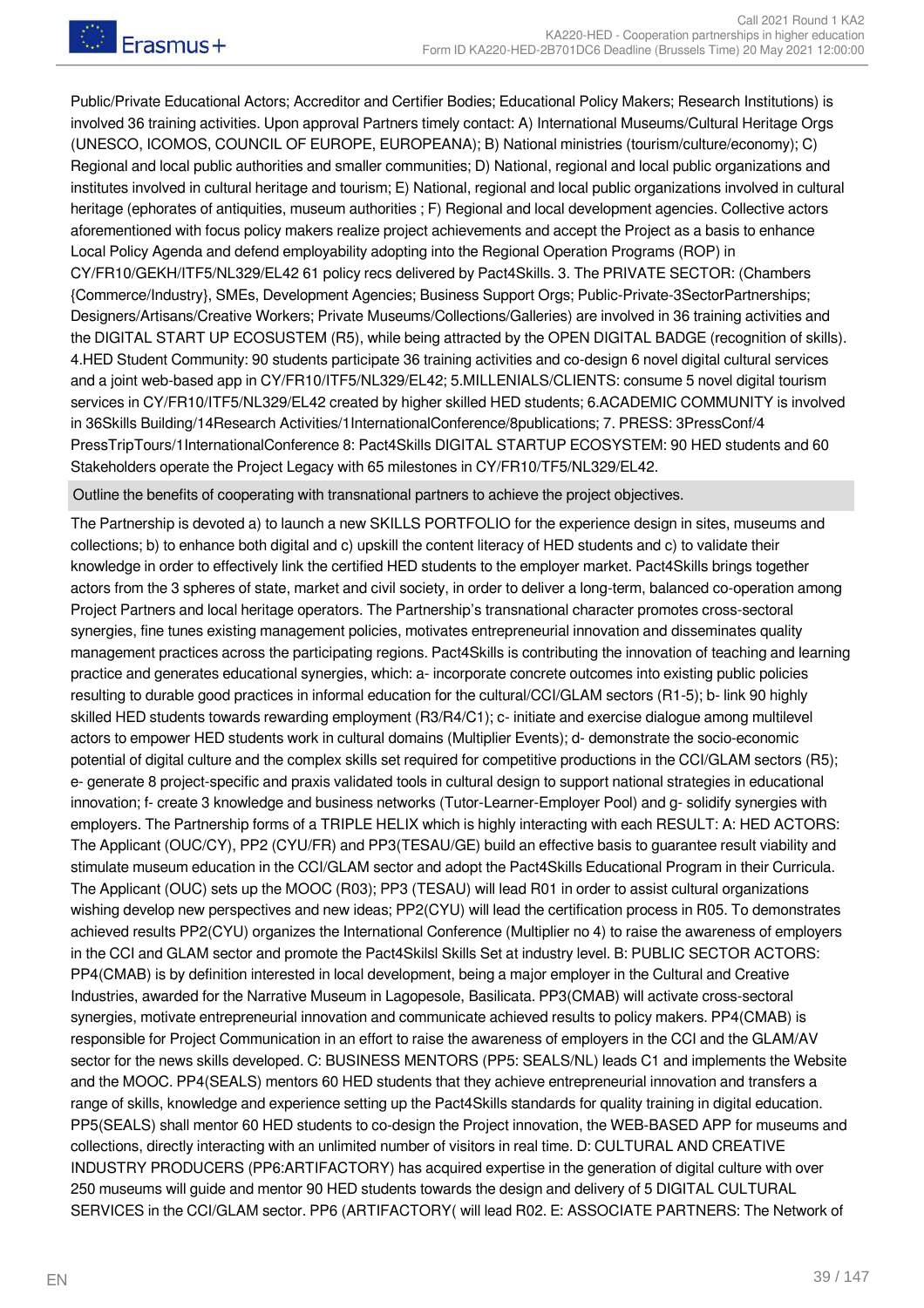Public/Private Educational Actors; Accreditor and Certifier Bodies; Educational Policy Makers; Research Institutions) is involved 36 training activities. Upon approval Partners timely contact: A) International Museums/Cultural Heritage Orgs (UNESCO, ICOMOS, COUNCIL OF EUROPE, EUROPEANA); B) National ministries (tourism/culture/economy); C) Regional and local public authorities and smaller communities; D) National, regional and local public organizations and institutes involved in cultural heritage and tourism; E) National, regional and local public organizations involved in cultural heritage (ephorates of antiquities, museum authorities ; F) Regional and local development agencies. Collective actors aforementioned with focus policy makers realize project achievements and accept the Project as a basis to enhance Local Policy Agenda and defend employability adopting into the Regional Operation Programs (ROP) in CY/FR10/GEKH/ITF5/NL329/EL42 61 policy recs delivered by Pact4Skills. 3. The PRIVATE SECTOR: (Chambers {Commerce/Industry}, SMEs, Development Agencies; Business Support Orgs; Public-Private-3SectorPartnerships; Designers/Artisans/Creative Workers; Private Museums/Collections/Galleries) are involved in 36 training activities and the DIGITAL START UP ECOSUSTEM (R5), while being attracted by the OPEN DIGITAL BADGE (recognition of skills). 4.HED Student Community: 90 students participate 36 training activities and co-design 6 novel digital cultural services and a joint web-based app in CY/FR10/ITF5/NL329/EL42; 5.MILLENIALS/CLIENTS: consume 5 novel digital tourism services in CY/FR10/ITF5/NL329/EL42 created by higher skilled HED students; 6.ACADEMIC COMMUNITY is involved in 36Skills Building/14Research Activities/1InternationalConference/8publications; 7. PRESS: 3PressConf/4 PressTripTours/1InternationalConference 8: Pact4Skills DIGITAL STARTUP ECOSYSTEM: 90 HED students and 60 Stakeholders operate the Project Legacy with 65 milestones in CY/FR10/TF5/NL329/EL42.

**Outline the benefits of cooperating with transnational partners to achieve the project objectives.**

The Partnership is devoted a) to launch a new SKILLS PORTFOLIO for the experience design in sites, museums and collections; b) to enhance both digital and c) upskill the content literacy of HED students and c) to validate their knowledge in order to effectively link the certified HED students to the employer market. Pact4Skills brings together actors from the 3 spheres of state, market and civil society, in order to deliver a long-term, balanced co-operation among Project Partners and local heritage operators. The Partnership's transnational character promotes cross-sectoral synergies, fine tunes existing management policies, motivates entrepreneurial innovation and disseminates quality management practices across the participating regions. Pact4Skills is contributing the innovation of teaching and learning practice and generates educational synergies, which: a- incorporate concrete outcomes into existing public policies resulting to durable good practices in informal education for the cultural/CCI/GLAM sectors (R1-5); b- link 90 highly skilled HED students towards rewarding employment (R3/R4/C1); c- initiate and exercise dialogue among multilevel actors to empower HED students work in cultural domains (Multiplier Events); d- demonstrate the socio-economic potential of digital culture and the complex skills set required for competitive productions in the CCI/GLAM sectors (R5); e- generate 8 project-specific and praxis validated tools in cultural design to support national strategies in educational innovation; f- create 3 knowledge and business networks (Tutor-Learner-Employer Pool) and g- solidify synergies with employers. The Partnership forms of a TRIPLE HELIX which is highly interacting with each RESULT: A: HED ACTORS: The Applicant (OUC/CY), PP2 (CYU/FR) and PP3(TESAU/GE) build an effective basis to guarantee result viability and stimulate museum education in the CCI/GLAM sector and adopt the Pact4Skills Educational Program in their Curricula. The Applicant (OUC) sets up the MOOC (R03); PP3 (TESAU) will lead R01 in order to assist cultural organizations wishing develop new perspectives and new ideas; PP2(CYU) will lead the certification process in R05. To demonstrates achieved results PP2(CYU) organizes the International Conference (Multiplier no 4) to raise the awareness of employers in the CCI and GLAM sector and promote the Pact4Skilsl Skills Set at industry level. B: PUBLIC SECTOR ACTORS: PP4(CMAB) is by definition interested in local development, being a major employer in the Cultural and Creative Industries, awarded for the Narrative Museum in Lagopesole, Basilicata. PP3(CMAB) will activate cross-sectoral synergies, motivate entrepreneurial innovation and communicate achieved results to policy makers. PP4(CMAB) is responsible for Project Communication in an effort to raise the awareness of employers in the CCI and the GLAM/AV sector for the news skills developed. C: BUSINESS MENTORS (PP5: SEALS/NL) leads C1 and implements the Website and the MOOC. PP4(SEALS) mentors 60 HED students that they achieve entrepreneurial innovation and transfers a range of skills, knowledge and experience setting up the Pact4Skills standards for quality training in digital education. PP5(SEALS) shall mentor 60 HED students to co-design the Project innovation, the WEB-BASED APP for museums and collections, directly interacting with an unlimited number of visitors in real time. D: CULTURAL AND CREATIVE INDUSTRY PRODUCERS (PP6:ARTIFACTORY) has acquired expertise in the generation of digital culture with over 250 museums will guide and mentor 90 HED students towards the design and delivery of 5 DIGITAL CULTURAL SERVICES in the CCI/GLAM sector. PP6 (ARTIFACTORY( will lead R02. E: ASSOCIATE PARTNERS: The Network of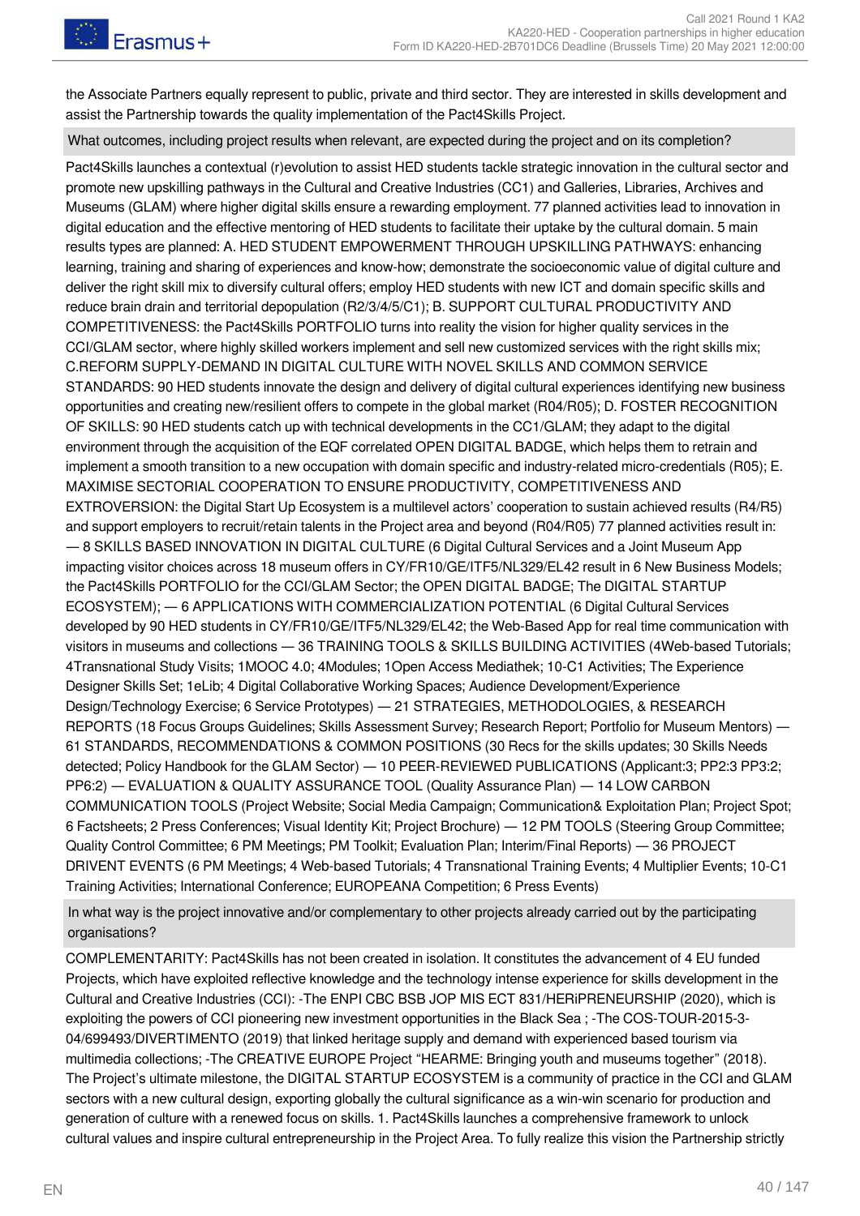the Associate Partners equally represent to public, private and third sector. They are interested in skills development and assist the Partnership towards the quality implementation of the Pact4Skills Project.

**What outcomes, including project results when relevant, are expected during the project and on its completion?**

Pact4Skills launches a contextual (r)evolution to assist HED students tackle strategic innovation in the cultural sector and promote new upskilling pathways in the Cultural and Creative Industries (CC1) and Galleries, Libraries, Archives and Museums (GLAM) where higher digital skills ensure a rewarding employment. 77 planned activities lead to innovation in digital education and the effective mentoring of HED students to facilitate their uptake by the cultural domain. 5 main results types are planned: A. HED STUDENT EMPOWERMENT THROUGH UPSKILLING PATHWAYS: enhancing learning, training and sharing of experiences and know-how; demonstrate the socioeconomic value of digital culture and deliver the right skill mix to diversify cultural offers; employ HED students with new ICT and domain specific skills and reduce brain drain and territorial depopulation (R2/3/4/5/C1); B. SUPPORT CULTURAL PRODUCTIVITY AND COMPETITIVENESS: the Pact4Skills PORTFOLIO turns into reality the vision for higher quality services in the CCI/GLAM sector, where highly skilled workers implement and sell new customized services with the right skills mix; C.REFORM SUPPLY-DEMAND IN DIGITAL CULTURE WITH NOVEL SKILLS AND COMMON SERVICE STANDARDS: 90 HED students innovate the design and delivery of digital cultural experiences identifying new business opportunities and creating new/resilient offers to compete in the global market (R04/R05); D. FOSTER RECOGNITION OF SKILLS: 90 HED students catch up with technical developments in the CC1/GLAM; they adapt to the digital environment through the acquisition of the EQF correlated OPEN DIGITAL BADGE, which helps them to retrain and implement a smooth transition to a new occupation with domain specific and industry-related micro-credentials (R05); E. MAXIMISE SECTORIAL COOPERATION TO ENSURE PRODUCTIVITY, COMPETITIVENESS AND EXTROVERSION: the Digital Start Up Ecosystem is a multilevel actors' cooperation to sustain achieved results (R4/R5) and support employers to recruit/retain talents in the Project area and beyond (R04/R05) 77 planned activities result in: — 8 SKILLS BASED INNOVATION IN DIGITAL CULTURE (6 Digital Cultural Services and a Joint Museum App impacting visitor choices across 18 museum offers in CY/FR10/GE/ITF5/NL329/EL42 result in 6 New Business Models; the Pact4Skills PORTFOLIO for the CCI/GLAM Sector; the OPEN DIGITAL BADGE; The DIGITAL STARTUP ECOSYSTEM); — 6 APPLICATIONS WITH COMMERCIALIZATION POTENTIAL (6 Digital Cultural Services developed by 90 HED students in CY/FR10/GE/ITF5/NL329/EL42; the Web-Based App for real time communication with visitors in museums and collections — 36 TRAINING TOOLS & SKILLS BUILDING ACTIVITIES (4Web-based Tutorials; 4Transnational Study Visits; 1MOOC 4.0; 4Modules; 1Open Access Mediathek; 10-C1 Activities; The Experience Designer Skills Set; 1eLib; 4 Digital Collaborative Working Spaces; Audience Development/Experience Design/Technology Exercise; 6 Service Prototypes) — 21 STRATEGIES, METHODOLOGIES, & RESEARCH REPORTS (18 Focus Groups Guidelines; Skills Assessment Survey; Research Report; Portfolio for Museum Mentors) — 61 STANDARDS, RECOMMENDATIONS & COMMON POSITIONS (30 Recs for the skills updates; 30 Skills Needs detected; Policy Handbook for the GLAM Sector) — 10 PEER-REVIEWED PUBLICATIONS (Applicant:3; PP2:3 PP3:2; PP6:2) — EVALUATION & QUALITY ASSURANCE TOOL (Quality Assurance Plan) — 14 LOW CARBON COMMUNICATION TOOLS (Project Website; Social Media Campaign; Communication& Exploitation Plan; Project Spot; 6 Factsheets; 2 Press Conferences; Visual Identity Kit; Project Brochure) — 12 PM TOOLS (Steering Group Committee; Quality Control Committee; 6 PM Meetings; PM Toolkit; Evaluation Plan; Interim/Final Reports) — 36 PROJECT DRIVENT EVENTS (6 PM Meetings; 4 Web-based Tutorials; 4 Transnational Training Events; 4 Multiplier Events; 10-C1 Training Activities; International Conference; EUROPEANA Competition; 6 Press Events)

**In what way is the project innovative and/or complementary to other projects already carried out by the participating organisations?**

COMPLEMENTARITY: Pact4Skills has not been created in isolation. It constitutes the advancement of 4 EU funded Projects, which have exploited reflective knowledge and the technology intense experience for skills development in the Cultural and Creative Industries (CCI): -The ENPI CBC BSB JOP MIS ECT 831/HERiPRENEURSHIP (2020), which is exploiting the powers of CCI pioneering new investment opportunities in the Black Sea ; -The COS-TOUR-2015-3-04/699493/DIVERTIMENTO (2019) that linked heritage supply and demand with experienced based tourism via multimedia collections; -The CREATIVE EUROPE Project "HEARME: Bringing youth and museums together" (2018). The Project's ultimate milestone, the DIGITAL STARTUP ECOSYSTEM is a community of practice in the CCI and GLAM sectors with a new cultural design, exporting globally the cultural significance as a win-win scenario for production and generation of culture with a renewed focus on skills. 1. Pact4Skills launches a comprehensive framework to unlock cultural values and inspire cultural entrepreneurship in the Project Area. To fully realize this vision the Partnership strictly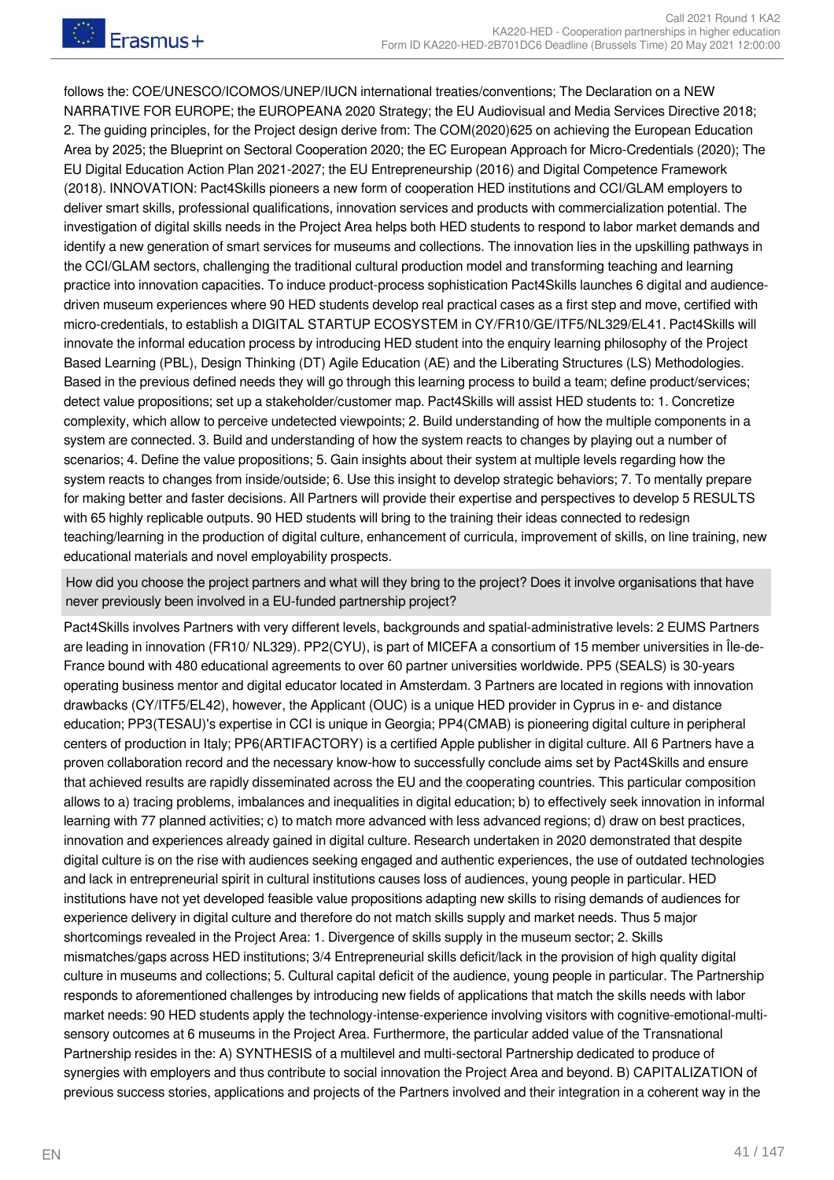follows the: COE/UNESCO/ICOMOS/UNEP/IUCN international treaties/conventions; The Declaration on a NEW NARRATIVE FOR EUROPE; the EUROPEANA 2020 Strategy; the EU Audiovisual and Media Services Directive 2018; 2. The guiding principles, for the Project design derive from: The COM(2020)625 on achieving the European Education Area by 2025; the Blueprint on Sectoral Cooperation 2020; the EC European Approach for Micro-Credentials (2020); The EU Digital Education Action Plan 2021-2027; the EU Entrepreneurship (2016) and Digital Competence Framework (2018). INNOVATION: Pact4Skills pioneers a new form of cooperation HED institutions and CCI/GLAM employers to deliver smart skills, professional qualifications, innovation services and products with commercialization potential. The investigation of digital skills needs in the Project Area helps both HED students to respond to labor market demands and identify a new generation of smart services for museums and collections. The innovation lies in the upskilling pathways in the CCI/GLAM sectors, challenging the traditional cultural production model and transforming teaching and learning practice into innovation capacities. To induce product-process sophistication Pact4Skills launches 6 digital and audience-driven museum experiences where 90 HED students develop real practical cases as a first step and move, certified with micro-credentials, to establish a DIGITAL STARTUP ECOSYSTEM in CY/FR10/GE/ITF5/NL329/EL41. Pact4Skills will innovate the informal education process by introducing HED student into the enquiry learning philosophy of the Project Based Learning (PBL), Design Thinking (DT) Agile Education (AE) and the Liberating Structures (LS) Methodologies. Based in the previous defined needs they will go through this learning process to build a team; define product/services; detect value propositions; set up a stakeholder/customer map. Pact4Skills will assist HED students to: 1. Concretize complexity, which allow to perceive undetected viewpoints; 2. Build understanding of how the multiple components in a system are connected. 3. Build and understanding of how the system reacts to changes by playing out a number of scenarios; 4. Define the value propositions; 5. Gain insights about their system at multiple levels regarding how the system reacts to changes from inside/outside; 6. Use this insight to develop strategic behaviors; 7. To mentally prepare for making better and faster decisions. All Partners will provide their expertise and perspectives to develop 5 RESULTS with 65 highly replicable outputs. 90 HED students will bring to the training their ideas connected to redesign teaching/learning in the production of digital culture, enhancement of curricula, improvement of skills, on line training, new educational materials and novel employability prospects.

How did you choose the project partners and what will they bring to the project? Does it involve organisations that have never previously been involved in a EU-funded partnership project?

Pact4Skills involves Partners with very different levels, backgrounds and spatial-administrative levels: 2 EUMS Partners are leading in innovation (FR10/ NL329). PP2(CYU), is part of MICEFA a consortium of 15 member universities in Île-de-France bound with 480 educational agreements to over 60 partner universities worldwide. PP5 (SEALS) is 30-years operating business mentor and digital educator located in Amsterdam. 3 Partners are located in regions with innovation drawbacks (CY/ITF5/EL42), however, the Applicant (OUC) is a unique HED provider in Cyprus in e- and distance education; PP3(TESAU)'s expertise in CCI is unique in Georgia; PP4(CMAB) is pioneering digital culture in peripheral centers of production in Italy; PP6(ARTIFACTORY) is a certified Apple publisher in digital culture. All 6 Partners have a proven collaboration record and the necessary know-how to successfully conclude aims set by Pact4Skills and ensure that achieved results are rapidly disseminated across the EU and the cooperating countries. This particular composition allows to a) tracing problems, imbalances and inequalities in digital education; b) to effectively seek innovation in informal learning with 77 planned activities; c) to match more advanced with less advanced regions; d) draw on best practices, innovation and experiences already gained in digital culture. Research undertaken in 2020 demonstrated that despite digital culture is on the rise with audiences seeking engaged and authentic experiences, the use of outdated technologies and lack in entrepreneurial spirit in cultural institutions causes loss of audiences, young people in particular. HED institutions have not yet developed feasible value propositions adapting new skills to rising demands of audiences for experience delivery in digital culture and therefore do not match skills supply and market needs. Thus 5 major shortcomings revealed in the Project Area: 1. Divergence of skills supply in the museum sector; 2. Skills mismatches/gaps across HED institutions; 3/4 Entrepreneurial skills deficit/lack in the provision of high quality digital culture in museums and collections; 5. Cultural capital deficit of the audience, young people in particular. The Partnership responds to aforementioned challenges by introducing new fields of applications that match the skills needs with labor market needs: 90 HED students apply the technology-intense-experience involving visitors with cognitive-emotional-multi-sensory outcomes at 6 museums in the Project Area. Furthermore, the particular added value of the Transnational Partnership resides in the: A) SYNTHESIS of a multilevel and multi-sectoral Partnership dedicated to produce of synergies with employers and thus contribute to social innovation the Project Area and beyond. B) CAPITALIZATION of previous success stories, applications and projects of the Partners involved and their integration in a coherent way in the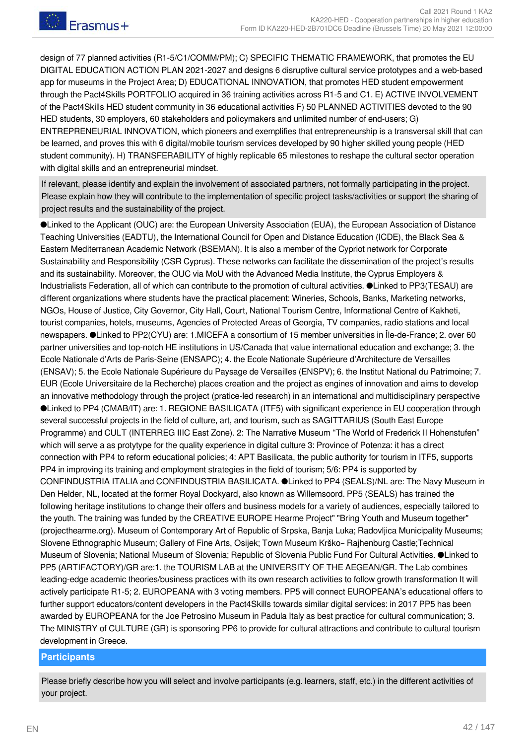design of 77 planned activities (R1-5/C1/COMM/PM); C) SPECIFIC THEMATIC FRAMEWORK, that promotes the EU DIGITAL EDUCATION ACTION PLAN 2021-2027 and designs 6 disruptive cultural service prototypes and a web-based app for museums in the Project Area; D) EDUCATIONAL INNOVATION, that promotes HED student empowerment through the Pact4Skills PORTFOLIO acquired in 36 training activities across R1-5 and C1. E) ACTIVE INVOLVEMENT of the Pact4Skills HED student community in 36 educational activities F) 50 PLANNED ACTIVITIES devoted to the 90 HED students, 30 employers, 60 stakeholders and policymakers and unlimited number of end-users; G) ENTREPRENEURIAL INNOVATION, which pioneers and exemplifies that entrepreneurship is a transversal skill that can be learned, and proves this with 6 digital/mobile tourism services developed by 90 higher skilled young people (HED student community). H) TRANSFERABILITY of highly replicable 65 milestones to reshape the cultural sector operation with digital skills and an entrepreneurial mindset.

If relevant, please identify and explain the involvement of associated partners, not formally participating in the project. Please explain how they will contribute to the implementation of specific project tasks/activities or support the sharing of project results and the sustainability of the project.

●Linked to the Applicant (OUC) are: the European University Association (EUA), the European Association of Distance Teaching Universities (EADTU), the International Council for Open and Distance Education (ICDE), the Black Sea & Eastern Mediterranean Academic Network (BSEMAN). It is also a member of the Cypriot network for Corporate Sustainability and Responsibility (CSR Cyprus). These networks can facilitate the dissemination of the project's results and its sustainability. Moreover, the OUC via MoU with the Advanced Media Institute, the Cyprus Employers & Industrialists Federation, all of which can contribute to the promotion of cultural activities. ●Linked to PP3(TESAU) are different organizations where students have the practical placement: Wineries, Schools, Banks, Marketing networks, NGOs, House of Justice, City Governor, City Hall, Court, National Tourism Centre, Informational Centre of Kakheti, tourist companies, hotels, museums, Agencies of Protected Areas of Georgia, TV companies, radio stations and local newspapers. ●Linked to PP2(CYU) are: 1.MICEFA a consortium of 15 member universities in Île-de-France; 2. over 60 partner universities and top-notch HE institutions in US/Canada that value international education and exchange; 3. the Ecole Nationale d'Arts de Paris-Seine (ENSAPC); 4. the Ecole Nationale Supérieure d'Architecture de Versailles (ENSAV); 5. the Ecole Nationale Supérieure du Paysage de Versailles (ENSPV); 6. the Institut National du Patrimoine; 7. EUR (Ecole Universitaire de la Recherche) places creation and the project as engines of innovation and aims to develop an innovative methodology through the project (pratice-led research) in an international and multidisciplinary perspective ●Linked to PP4 (CMAB/IT) are: 1. REGIONE BASILICATA (ITF5) with significant experience in EU cooperation through several successful projects in the field of culture, art, and tourism, such as SAGITTARIUS (South East Europe Programme) and CULT (INTERREG IIIC East Zone). 2: The Narrative Museum "The World of Frederick II Hohenstufen" which will serve a as protytype for the quality experience in digital culture 3: Province of Potenza: it has a direct connection with PP4 to reform educational policies; 4: APT Basilicata, the public authority for tourism in ITF5, supports PP4 in improving its training and employment strategies in the field of tourism; 5/6: PP4 is supported by CONFINDUSTRIA ITALIA and CONFINDUSTRIA BASILICATA. ●Linked to PP4 (SEALS)/NL are: The Navy Museum in Den Helder, NL, located at the former Royal Dockyard, also known as Willemsoord. PP5 (SEALS) has trained the following heritage institutions to change their offers and business models for a variety of audiences, especially tailored to the youth. The training was funded by the CREATIVE EUROPE Hearme Project" "Bring Youth and Museum together" (projecthearme.org). Museum of Contemporary Art of Republic of Srpska, Banja Luka; Radovljica Municipality Museums; Slovene Ethnographic Museum; Gallery of Fine Arts, Osijek; Town Museum Krško– Rajhenburg Castle;Technical Museum of Slovenia; National Museum of Slovenia; Republic of Slovenia Public Fund For Cultural Activities. ●Linked to PP5 (ARTIFACTORY)/GR are:1. the TOURISM LAB at the UNIVERSITY OF THE AEGEAN/GR. The Lab combines leading-edge academic theories/business practices with its own research activities to follow growth transformation It will actively participate R1-5; 2. EUROPEANA with 3 voting members. PP5 will connect EUROPEANA's educational offers to further support educators/content developers in the Pact4Skills towards similar digital services: in 2017 PP5 has been awarded by EUROPEANA for the Joe Petrosino Museum in Padula Italy as best practice for cultural communication; 3. The MINISTRY of CULTURE (GR) is sponsoring PP6 to provide for cultural attractions and contribute to cultural tourism development in Greece.

## Participants

Please briefly describe how you will select and involve participants (e.g. learners, staff, etc.) in the different activities of your project.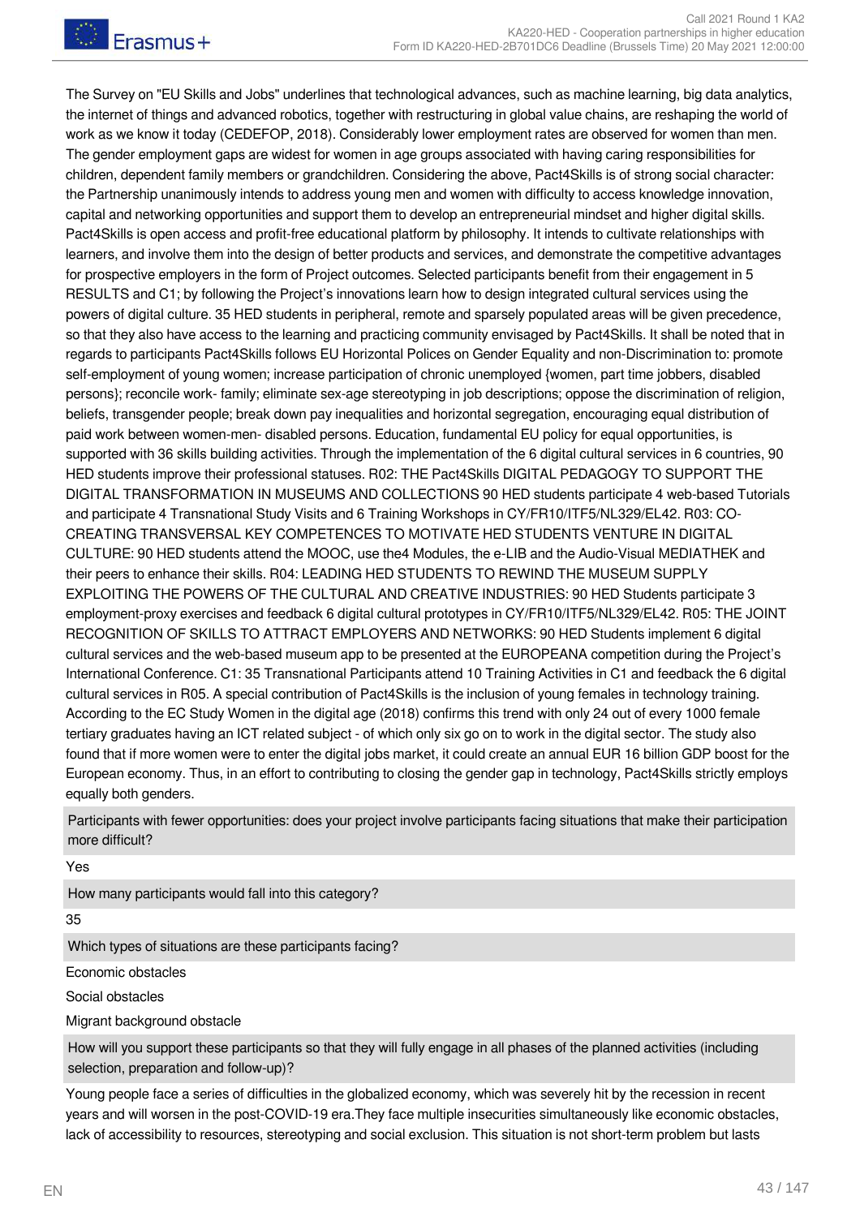The Survey on "EU Skills and Jobs" underlines that technological advances, such as machine learning, big data analytics, the internet of things and advanced robotics, together with restructuring in global value chains, are reshaping the world of work as we know it today (CEDEFOP, 2018). Considerably lower employment rates are observed for women than men. The gender employment gaps are widest for women in age groups associated with having caring responsibilities for children, dependent family members or grandchildren. Considering the above, Pact4Skills is of strong social character: the Partnership unanimously intends to address young men and women with difficulty to access knowledge innovation, capital and networking opportunities and support them to develop an entrepreneurial mindset and higher digital skills. Pact4Skills is open access and profit-free educational platform by philosophy. It intends to cultivate relationships with learners, and involve them into the design of better products and services, and demonstrate the competitive advantages for prospective employers in the form of Project outcomes. Selected participants benefit from their engagement in 5 RESULTS and C1; by following the Project's innovations learn how to design integrated cultural services using the powers of digital culture. 35 HED students in peripheral, remote and sparsely populated areas will be given precedence, so that they also have access to the learning and practicing community envisaged by Pact4Skills. It shall be noted that in regards to participants Pact4Skills follows EU Horizontal Polices on Gender Equality and non-Discrimination to: promote self-employment of young women; increase participation of chronic unemployed {women, part time jobbers, disabled persons}; reconcile work- family; eliminate sex-age stereotyping in job descriptions; oppose the discrimination of religion, beliefs, transgender people; break down pay inequalities and horizontal segregation, encouraging equal distribution of paid work between women-men- disabled persons. Education, fundamental EU policy for equal opportunities, is supported with 36 skills building activities. Through the implementation of the 6 digital cultural services in 6 countries, 90 HED students improve their professional statuses. R02: THE Pact4Skills DIGITAL PEDAGOGY TO SUPPORT THE DIGITAL TRANSFORMATION IN MUSEUMS AND COLLECTIONS 90 HED students participate 4 web-based Tutorials and participate 4 Transnational Study Visits and 6 Training Workshops in CY/FR10/ITF5/NL329/EL42. R03: CO-CREATING TRANSVERSAL KEY COMPETENCES TO MOTIVATE HED STUDENTS VENTURE IN DIGITAL CULTURE: 90 HED students attend the MOOC, use the4 Modules, the e-LIB and the Audio-Visual MEDIATHEK and their peers to enhance their skills. R04: LEADING HED STUDENTS TO REWIND THE MUSEUM SUPPLY EXPLOITING THE POWERS OF THE CULTURAL AND CREATIVE INDUSTRIES: 90 HED Students participate 3 employment-proxy exercises and feedback 6 digital cultural prototypes in CY/FR10/ITF5/NL329/EL42. R05: THE JOINT RECOGNITION OF SKILLS TO ATTRACT EMPLOYERS AND NETWORKS: 90 HED Students implement 6 digital cultural services and the web-based museum app to be presented at the EUROPEANA competition during the Project's International Conference. C1: 35 Transnational Participants attend 10 Training Activities in C1 and feedback the 6 digital cultural services in R05. A special contribution of Pact4Skills is the inclusion of young females in technology training. According to the EC Study Women in the digital age (2018) confirms this trend with only 24 out of every 1000 female tertiary graduates having an ICT related subject - of which only six go on to work in the digital sector. The study also found that if more women were to enter the digital jobs market, it could create an annual EUR 16 billion GDP boost for the European economy. Thus, in an effort to contributing to closing the gender gap in technology, Pact4Skills strictly employs equally both genders.

Participants with fewer opportunities: does your project involve participants facing situations that make their participation more difficult?

Yes

How many participants would fall into this category?

35

Which types of situations are these participants facing?

Economic obstacles

Social obstacles

Migrant background obstacle

How will you support these participants so that they will fully engage in all phases of the planned activities (including selection, preparation and follow-up)?

Young people face a series of difficulties in the globalized economy, which was severely hit by the recession in recent years and will worsen in the post-COVID-19 era.They face multiple insecurities simultaneously like economic obstacles, lack of accessibility to resources, stereotyping and social exclusion. This situation is not short-term problem but lasts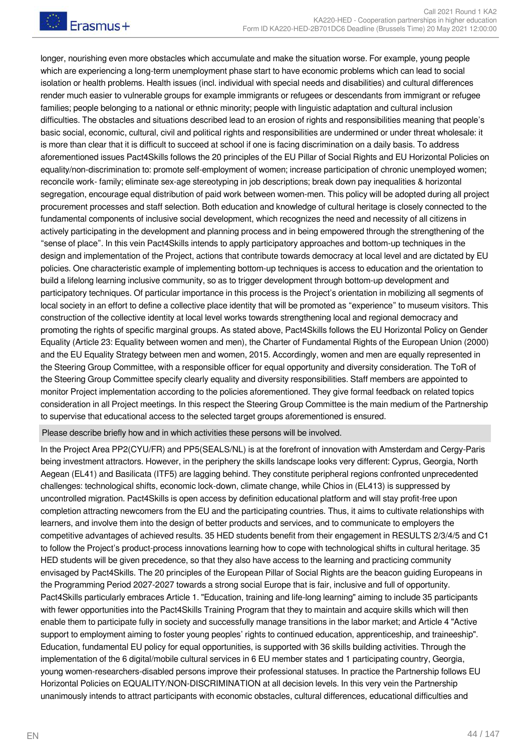longer, nourishing even more obstacles which accumulate and make the situation worse. For example, young people which are experiencing a long-term unemployment phase start to have economic problems which can lead to social isolation or health problems. Health issues (incl. individual with special needs and disabilities) and cultural differences render much easier to vulnerable groups for example immigrants or refugees or descendants from immigrant or refugee families; people belonging to a national or ethnic minority; people with linguistic adaptation and cultural inclusion difficulties. The obstacles and situations described lead to an erosion of rights and responsibilities meaning that people's basic social, economic, cultural, civil and political rights and responsibilities are undermined or under threat wholesale: it is more than clear that it is difficult to succeed at school if one is facing discrimination on a daily basis. To address aforementioned issues Pact4Skills follows the 20 principles of the EU Pillar of Social Rights and EU Horizontal Policies on equality/non-discrimination to: promote self-employment of women; increase participation of chronic unemployed women; reconcile work- family; eliminate sex-age stereotyping in job descriptions; break down pay inequalities & horizontal segregation, encourage equal distribution of paid work between women-men. This policy will be adopted during all project procurement processes and staff selection. Both education and knowledge of cultural heritage is closely connected to the fundamental components of inclusive social development, which recognizes the need and necessity of all citizens in actively participating in the development and planning process and in being empowered through the strengthening of the "sense of place". In this vein Pact4Skills intends to apply participatory approaches and bottom-up techniques in the design and implementation of the Project, actions that contribute towards democracy at local level and are dictated by EU policies. One characteristic example of implementing bottom-up techniques is access to education and the orientation to build a lifelong learning inclusive community, so as to trigger development through bottom-up development and participatory techniques. Of particular importance in this process is the Project's orientation in mobilizing all segments of local society in an effort to define a collective place identity that will be promoted as "experience" to museum visitors. This construction of the collective identity at local level works towards strengthening local and regional democracy and promoting the rights of specific marginal groups. As stated above, Pact4Skills follows the EU Horizontal Policy on Gender Equality (Article 23: Equality between women and men), the Charter of Fundamental Rights of the European Union (2000) and the EU Equality Strategy between men and women, 2015. Accordingly, women and men are equally represented in the Steering Group Committee, with a responsible officer for equal opportunity and diversity consideration. The ToR of the Steering Group Committee specify clearly equality and diversity responsibilities. Staff members are appointed to monitor Project implementation according to the policies aforementioned. They give formal feedback on related topics consideration in all Project meetings. In this respect the Steering Group Committee is the main medium of the Partnership to supervise that educational access to the selected target groups aforementioned is ensured.

Please describe briefly how and in which activities these persons will be involved.

In the Project Area PP2(CYU/FR) and PP5(SEALS/NL) is at the forefront of innovation with Amsterdam and Cergy-Paris being investment attractors. However, in the periphery the skills landscape looks very different: Cyprus, Georgia, North Aegean (EL41) and Basilicata (ITF5) are lagging behind. They constitute peripheral regions confronted unprecedented challenges: technological shifts, economic lock-down, climate change, while Chios in (EL413) is suppressed by uncontrolled migration. Pact4Skills is open access by definition educational platform and will stay profit-free upon completion attracting newcomers from the EU and the participating countries. Thus, it aims to cultivate relationships with learners, and involve them into the design of better products and services, and to communicate to employers the competitive advantages of achieved results. 35 HED students benefit from their engagement in RESULTS 2/3/4/5 and C1 to follow the Project's product-process innovations learning how to cope with technological shifts in cultural heritage. 35 HED students will be given precedence, so that they also have access to the learning and practicing community envisaged by Pact4Skills. The 20 principles of the European Pillar of Social Rights are the beacon guiding Europeans in the Programming Period 2027-2027 towards a strong social Europe that is fair, inclusive and full of opportunity. Pact4Skills particularly embraces Article 1. "Education, training and life-long learning" aiming to include 35 participants with fewer opportunities into the Pact4Skills Training Program that they to maintain and acquire skills which will then enable them to participate fully in society and successfully manage transitions in the labor market; and Article 4 "Active support to employment aiming to foster young peoples' rights to continued education, apprenticeship, and traineeship". Education, fundamental EU policy for equal opportunities, is supported with 36 skills building activities. Through the implementation of the 6 digital/mobile cultural services in 6 EU member states and 1 participating country, Georgia, young women-researchers-disabled persons improve their professional statuses. In practice the Partnership follows EU Horizontal Policies on EQUALITY/NON-DISCRIMINATION at all decision levels. In this very vein the Partnership unanimously intends to attract participants with economic obstacles, cultural differences, educational difficulties and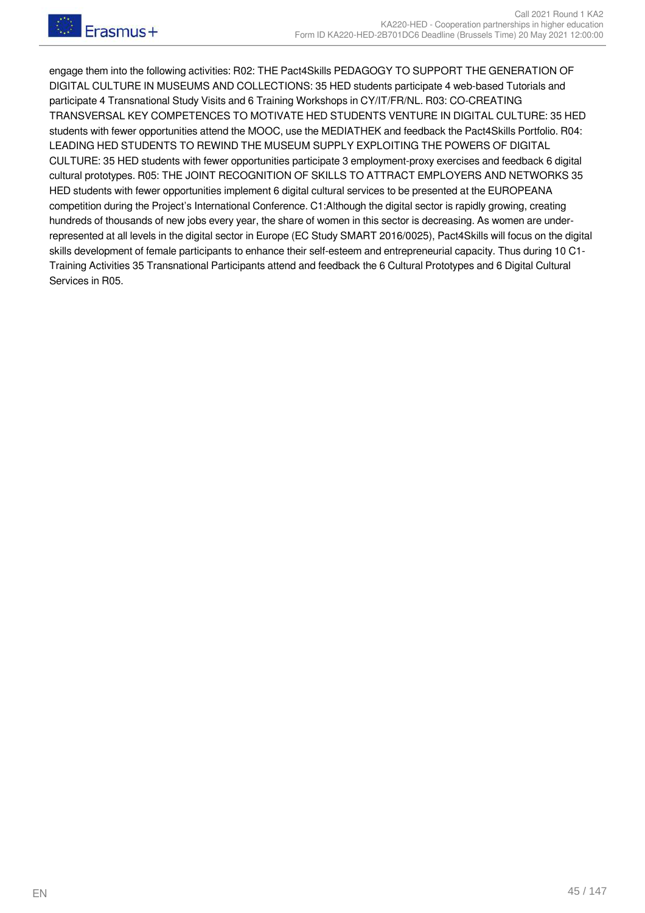engage them into the following activities: R02: THE Pact4Skills PEDAGOGY TO SUPPORT THE GENERATION OF DIGITAL CULTURE IN MUSEUMS AND COLLECTIONS: 35 HED students participate 4 web-based Tutorials and participate 4 Transnational Study Visits and 6 Training Workshops in CY/IT/FR/NL. R03: CO-CREATING TRANSVERSAL KEY COMPETENCES TO MOTIVATE HED STUDENTS VENTURE IN DIGITAL CULTURE: 35 HED students with fewer opportunities attend the MOOC, use the MEDIATHEK and feedback the Pact4Skills Portfolio. R04: LEADING HED STUDENTS TO REWIND THE MUSEUM SUPPLY EXPLOITING THE POWERS OF DIGITAL CULTURE: 35 HED students with fewer opportunities participate 3 employment-proxy exercises and feedback 6 digital cultural prototypes. R05: THE JOINT RECOGNITION OF SKILLS TO ATTRACT EMPLOYERS AND NETWORKS 35 HED students with fewer opportunities implement 6 digital cultural services to be presented at the EUROPEANA competition during the Project's International Conference. C1:Although the digital sector is rapidly growing, creating hundreds of thousands of new jobs every year, the share of women in this sector is decreasing. As women are under-represented at all levels in the digital sector in Europe (EC Study SMART 2016/0025), Pact4Skills will focus on the digital skills development of female participants to enhance their self-esteem and entrepreneurial capacity. Thus during 10 C1-Training Activities 35 Transnational Participants attend and feedback the 6 Cultural Prototypes and 6 Digital Cultural Services in R05.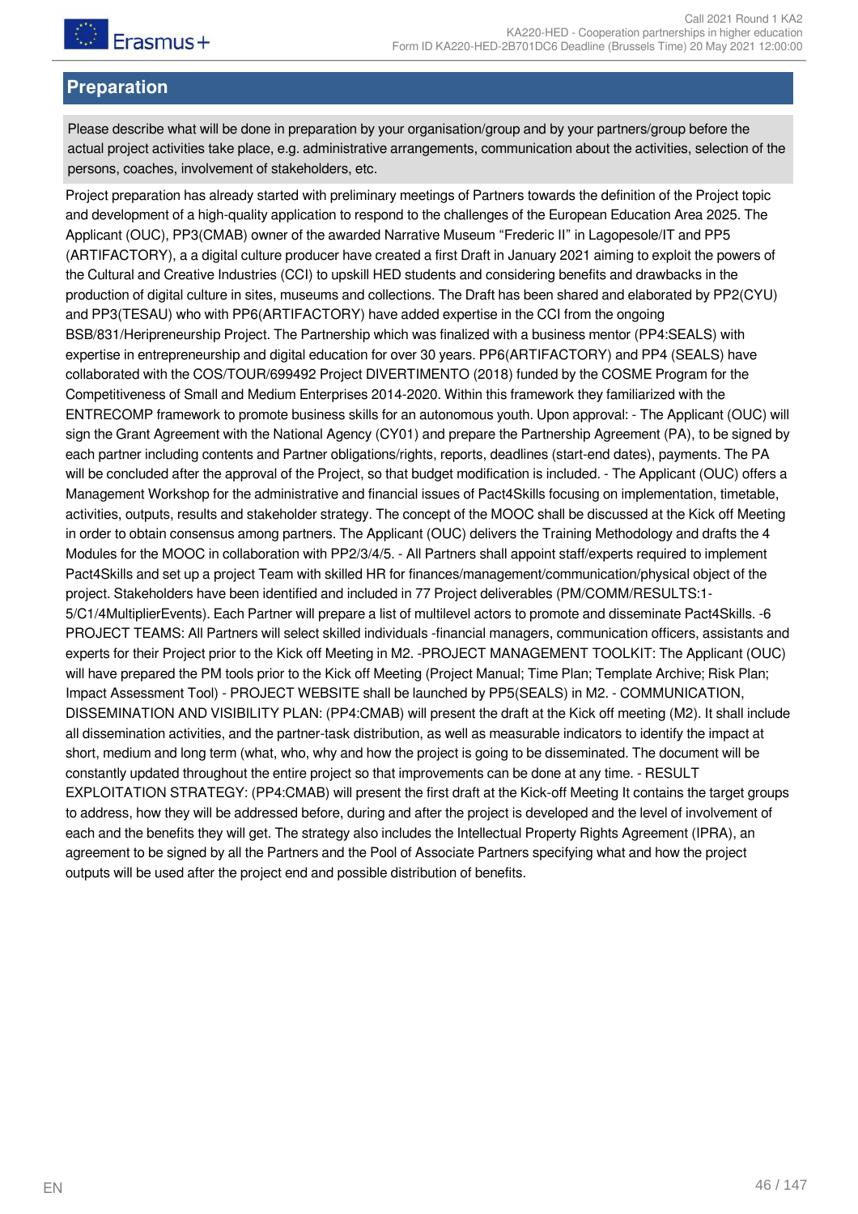## Preparation

Please describe what will be done in preparation by your organisation/group and by your partners/group before the actual project activities take place, e.g. administrative arrangements, communication about the activities, selection of the persons, coaches, involvement of stakeholders, etc.

Project preparation has already started with preliminary meetings of Partners towards the definition of the Project topic and development of a high-quality application to respond to the challenges of the European Education Area 2025. The Applicant (OUC), PP3(CMAB) owner of the awarded Narrative Museum "Frederic II" in Lagopesole/IT and PP5 (ARTIFACTORY), a a digital culture producer have created a first Draft in January 2021 aiming to exploit the powers of the Cultural and Creative Industries (CCI) to upskill HED students and considering benefits and drawbacks in the production of digital culture in sites, museums and collections. The Draft has been shared and elaborated by PP2(CYU) and PP3(TESAU) who with PP6(ARTIFACTORY) have added expertise in the CCI from the ongoing BSB/831/Heripreneurship Project. The Partnership which was finalized with a business mentor (PP4:SEALS) with expertise in entrepreneurship and digital education for over 30 years. PP6(ARTIFACTORY) and PP4 (SEALS) have collaborated with the COS/TOUR/699492 Project DIVERTIMENTO (2018) funded by the COSME Program for the Competitiveness of Small and Medium Enterprises 2014-2020. Within this framework they familiarized with the ENTRECOMP framework to promote business skills for an autonomous youth. Upon approval: - The Applicant (OUC) will sign the Grant Agreement with the National Agency (CY01) and prepare the Partnership Agreement (PA), to be signed by each partner including contents and Partner obligations/rights, reports, deadlines (start-end dates), payments. The PA will be concluded after the approval of the Project, so that budget modification is included. - The Applicant (OUC) offers a Management Workshop for the administrative and financial issues of Pact4Skills focusing on implementation, timetable, activities, outputs, results and stakeholder strategy. The concept of the MOOC shall be discussed at the Kick off Meeting in order to obtain consensus among partners. The Applicant (OUC) delivers the Training Methodology and drafts the 4 Modules for the MOOC in collaboration with PP2/3/4/5. - All Partners shall appoint staff/experts required to implement Pact4Skills and set up a project Team with skilled HR for finances/management/communication/physical object of the project. Stakeholders have been identified and included in 77 Project deliverables (PM/COMM/RESULTS:1-5/C1/4MultiplierEvents). Each Partner will prepare a list of multilevel actors to promote and disseminate Pact4Skills. -6 PROJECT TEAMS: All Partners will select skilled individuals -financial managers, communication officers, assistants and experts for their Project prior to the Kick off Meeting in M2. -PROJECT MANAGEMENT TOOLKIT: The Applicant (OUC) will have prepared the PM tools prior to the Kick off Meeting (Project Manual; Time Plan; Template Archive; Risk Plan; Impact Assessment Tool) - PROJECT WEBSITE shall be launched by PP5(SEALS) in M2. - COMMUNICATION, DISSEMINATION AND VISIBILITY PLAN: (PP4:CMAB) will present the draft at the Kick off meeting (M2). It shall include all dissemination activities, and the partner-task distribution, as well as measurable indicators to identify the impact at short, medium and long term (what, who, why and how the project is going to be disseminated. The document will be constantly updated throughout the entire project so that improvements can be done at any time. - RESULT EXPLOITATION STRATEGY: (PP4:CMAB) will present the first draft at the Kick-off Meeting It contains the target groups to address, how they will be addressed before, during and after the project is developed and the level of involvement of each and the benefits they will get. The strategy also includes the Intellectual Property Rights Agreement (IPRA), an agreement to be signed by all the Partners and the Pool of Associate Partners specifying what and how the project outputs will be used after the project end and possible distribution of benefits.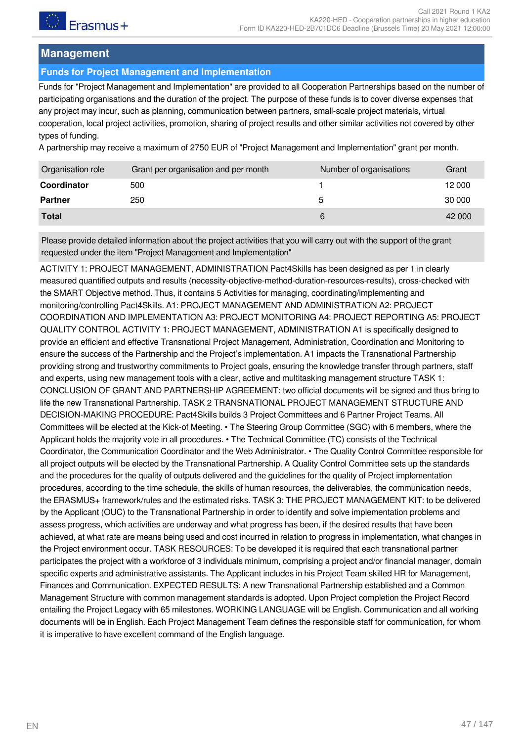## Management

### Funds for Project Management and Implementation

Funds for "Project Management and Implementation" are provided to all Cooperation Partnerships based on the number of participating organisations and the duration of the project. The purpose of these funds is to cover diverse expenses that any project may incur, such as planning, communication between partners, small-scale project materials, virtual cooperation, local project activities, promotion, sharing of project results and other similar activities not covered by other types of funding.

A partnership may receive a maximum of 2750 EUR of "Project Management and Implementation" grant per month.

| Organisation role | Grant per organisation and per month | Number of organisations | Grant |
|---|---|---|---|
| **Coordinator** | 500 | 1 | 12 000 |
| **Partner** | 250 | 5 | 30 000 |
| **Total** | | 6 | 42 000 |

Please provide detailed information about the project activities that you will carry out with the support of the grant requested under the item "Project Management and Implementation"

ACTIVITY 1: PROJECT MANAGEMENT, ADMINISTRATION Pact4Skills has been designed as per 1 in clearly measured quantified outputs and results (necessity-objective-method-duration-resources-results), cross-checked with the SMART Objective method. Thus, it contains 5 Activities for managing, coordinating/implementing and monitoring/controlling Pact4Skills. A1: PROJECT MANAGEMENT AND ADMINISTRATION A2: PROJECT COORDINATION AND IMPLEMENTATION A3: PROJECT MONITORING A4: PROJECT REPORTING A5: PROJECT QUALITY CONTROL ACTIVITY 1: PROJECT MANAGEMENT, ADMINISTRATION A1 is specifically designed to provide an efficient and effective Transnational Project Management, Administration, Coordination and Monitoring to ensure the success of the Partnership and the Project's implementation. A1 impacts the Transnational Partnership providing strong and trustworthy commitments to Project goals, ensuring the knowledge transfer through partners, staff and experts, using new management tools with a clear, active and multitasking management structure TASK 1: CONCLUSION OF GRANT AND PARTNERSHIP AGREEMENT: two official documents will be signed and thus bring to life the new Transnational Partnership. TASK 2 TRANSNATIONAL PROJECT MANAGEMENT STRUCTURE AND DECISION-MAKING PROCEDURE: Pact4Skills builds 3 Project Committees and 6 Partner Project Teams. All Committees will be elected at the Kick-of Meeting. • The Steering Group Committee (SGC) with 6 members, where the Applicant holds the majority vote in all procedures. • The Technical Committee (TC) consists of the Technical Coordinator, the Communication Coordinator and the Web Administrator. • The Quality Control Committee responsible for all project outputs will be elected by the Transnational Partnership. A Quality Control Committee sets up the standards and the procedures for the quality of outputs delivered and the guidelines for the quality of Project implementation procedures, according to the time schedule, the skills of human resources, the communication needs, the deliverables, the ERASMUS+ framework/rules and the estimated risks. TASK 3: THE PROJECT MANAGEMENT KIT: to be delivered by the Applicant (OUC) to the Transnational Partnership in order to identify and solve implementation problems and assess progress, which activities are underway and what progress has been, if the desired results that have been achieved, at what rate are means being used and cost incurred in relation to progress in implementation, what changes in the Project environment occur. TASK RESOURCES: To be developed it is required that each transnational partner participates the project with a workforce of 3 individuals minimum, comprising a project and/or financial manager, domain specific experts and administrative assistants. The Applicant includes in his Project Team skilled HR for Management, Finances and Communication. EXPECTED RESULTS: A new Transnational Partnership established and a Common Management Structure with common management standards is adopted. Upon Project completion the Project Record entailing the Project Legacy with 65 milestones. WORKING LANGUAGE will be English. Communication and all working documents will be in English. Each Project Management Team defines the responsible staff for communication, for whom it is imperative to have excellent command of the English language.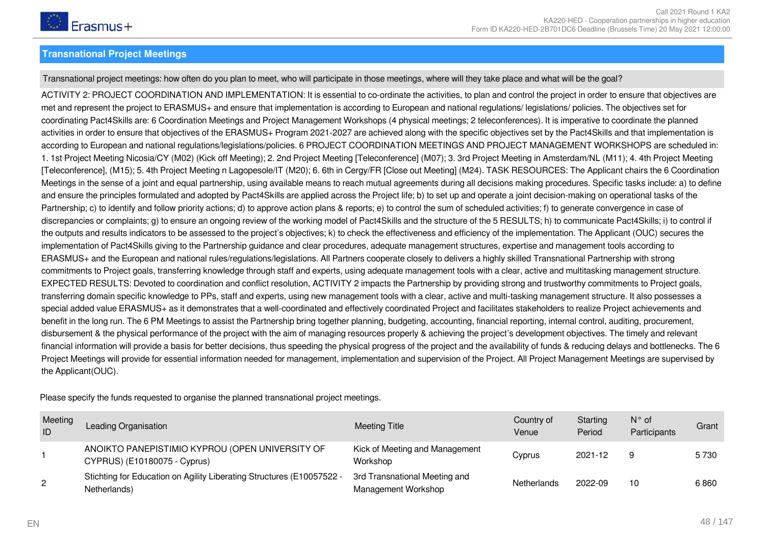## Transnational Project Meetings

Transnational project meetings: how often do you plan to meet, who will participate in those meetings, where will they take place and what will be the goal?

ACTIVITY 2: PROJECT COORDINATION AND IMPLEMENTATION: It is essential to co-ordinate the activities, to plan and control the project in order to ensure that objectives are met and represent the project to ERASMUS+ and ensure that implementation is according to European and national regulations/ legislations/ policies. The objectives set for coordinating Pact4Skills are: 6 Coordination Meetings and Project Management Workshops (4 physical meetings; 2 teleconferences). It is imperative to coordinate the planned activities in order to ensure that objectives of the ERASMUS+ Program 2021-2027 are achieved along with the specific objectives set by the Pact4Skills and that implementation is according to European and national regulations/legislations/policies. 6 PROJECT COORDINATION MEETINGS AND PROJECT MANAGEMENT WORKSHOPS are scheduled in: 1. 1st Project Meeting Nicosia/CY (M02) (Kick off Meeting); 2. 2nd Project Meeting [Teleconference] (M07); 3. 3rd Project Meeting in Amsterdam/NL (M11); 4. 4th Project Meeting [Teleconference], (M15); 5. 4th Project Meeting n Lagopesole/IT (M20); 6. 6th in Cergy/FR [Close out Meeting] (M24). TASK RESOURCES: The Applicant chairs the 6 Coordination Meetings in the sense of a joint and equal partnership, using available means to reach mutual agreements during all decisions making procedures. Specific tasks include: a) to define and ensure the principles formulated and adopted by Pact4Skills are applied across the Project life; b) to set up and operate a joint decision-making on operational tasks of the Partnership; c) to identify and follow priority actions; d) to approve action plans & reports; e) to control the sum of scheduled activities; f) to generate convergence in case of discrepancies or complaints; g) to ensure an ongoing review of the working model of Pact4Skills and the structure of the 5 RESULTS; h) to communicate Pact4Skills; i) to control if the outputs and results indicators to be assessed to the project's objectives; k) to check the effectiveness and efficiency of the implementation. The Applicant (OUC) secures the implementation of Pact4Skills giving to the Partnership guidance and clear procedures, adequate management structures, expertise and management tools according to ERASMUS+ and the European and national rules/regulations/legislations. All Partners cooperate closely to delivers a highly skilled Transnational Partnership with strong commitments to Project goals, transferring knowledge through staff and experts, using adequate management tools with a clear, active and multitasking management structure. EXPECTED RESULTS: Devoted to coordination and conflict resolution, ACTIVITY 2 impacts the Partnership by providing strong and trustworthy commitments to Project goals, transferring domain specific knowledge to PPs, staff and experts, using new management tools with a clear, active and multi-tasking management structure. It also possesses a special added value ERASMUS+ as it demonstrates that a well-coordinated and effectively coordinated Project and facilitates stakeholders to realize Project achievements and benefit in the long run. The 6 PM Meetings to assist the Partnership bring together planning, budgeting, accounting, financial reporting, internal control, auditing, procurement, disbursement & the physical performance of the project with the aim of managing resources properly & achieving the project's development objectives. The timely and relevant financial information will provide a basis for better decisions, thus speeding the physical progress of the project and the availability of funds & reducing delays and bottlenecks. The 6 Project Meetings will provide for essential information needed for management, implementation and supervision of the Project. All Project Management Meetings are supervised by the Applicant(OUC).

Please specify the funds requested to organise the planned transnational project meetings.

| Meeting ID | Leading Organisation | Meeting Title | Country of Venue | Starting Period | N° of Participants | Grant |
|---|---|---|---|---|---|---|
| 1 | ANOIKTO PANEPISTIMIO KYPROU (OPEN UNIVERSITY OF CYPRUS) (E10180075 - Cyprus) | Kick of Meeting and Management Workshop | Cyprus | 2021-12 | 9 | 5 730 |
| 2 | Stichting for Education on Agility Liberating Structures (E10057522 - Netherlands) | 3rd Transnational Meeting and Management Workshop | Netherlands | 2022-09 | 10 | 6 860 |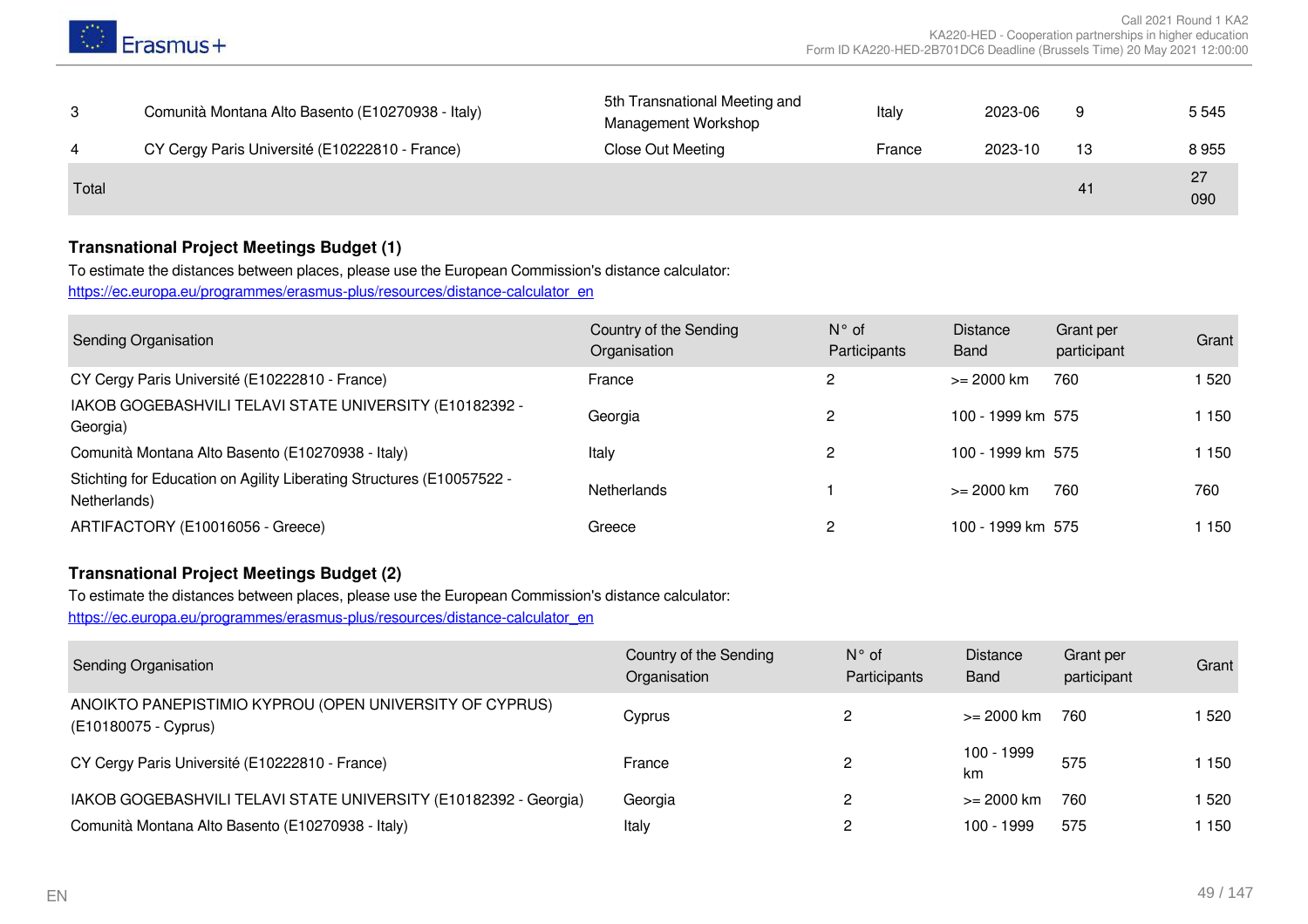| | | | | | | |
|---|---|---|---|---|---|---|
| 3 | Comunità Montana Alto Basento (E10270938 - Italy) | 5th Transnational Meeting and Management Workshop | Italy | 2023-06 | 9 | 5 545 |
| 4 | CY Cergy Paris Université (E10222810 - France) | Close Out Meeting | France | 2023-10 | 13 | 8 955 |
| Total | | | | | 41 | 27 090 |

### Transnational Project Meetings Budget (1)

To estimate the distances between places, please use the European Commission's distance calculator:
https://ec.europa.eu/programmes/erasmus-plus/resources/distance-calculator_en

| Sending Organisation | Country of the Sending Organisation | N° of Participants | Distance Band | Grant per participant | Grant |
|---|---|---|---|---|---|
| CY Cergy Paris Université (E10222810 - France) | France | 2 | >= 2000 km | 760 | 1 520 |
| IAKOB GOGEBASHVILI TELAVI STATE UNIVERSITY (E10182392 - Georgia) | Georgia | 2 | 100 - 1999 km | 575 | 1 150 |
| Comunità Montana Alto Basento (E10270938 - Italy) | Italy | 2 | 100 - 1999 km | 575 | 1 150 |
| Stichting for Education on Agility Liberating Structures (E10057522 - Netherlands) | Netherlands | 1 | >= 2000 km | 760 | 760 |
| ARTIFACTORY (E10016056 - Greece) | Greece | 2 | 100 - 1999 km | 575 | 1 150 |

### Transnational Project Meetings Budget (2)

To estimate the distances between places, please use the European Commission's distance calculator:
https://ec.europa.eu/programmes/erasmus-plus/resources/distance-calculator_en

| Sending Organisation | Country of the Sending Organisation | N° of Participants | Distance Band | Grant per participant | Grant |
|---|---|---|---|---|---|
| ANOIKTO PANEPISTIMIO KYPROU (OPEN UNIVERSITY OF CYPRUS) (E10180075 - Cyprus) | Cyprus | 2 | >= 2000 km | 760 | 1 520 |
| CY Cergy Paris Université (E10222810 - France) | France | 2 | 100 - 1999 km | 575 | 1 150 |
| IAKOB GOGEBASHVILI TELAVI STATE UNIVERSITY (E10182392 - Georgia) | Georgia | 2 | >= 2000 km | 760 | 1 520 |
| Comunità Montana Alto Basento (E10270938 - Italy) | Italy | 2 | 100 - 1999 | 575 | 1 150 |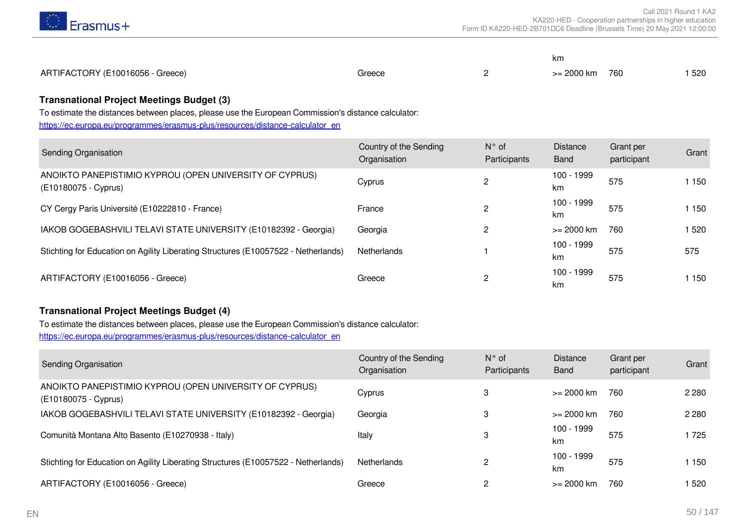| | | | | | |
|---|---|---|---|---|---|
| ARTIFACTORY (E10016056 - Greece) | Greece | 2 | >= 2000 km | 760 | 1 520 |

### Transnational Project Meetings Budget (3)

To estimate the distances between places, please use the European Commission's distance calculator:
https://ec.europa.eu/programmes/erasmus-plus/resources/distance-calculator_en

| Sending Organisation | Country of the Sending Organisation | N° of Participants | Distance Band | Grant per participant | Grant |
|---|---|---|---|---|---|
| ANOIKTO PANEPISTIMIO KYPROU (OPEN UNIVERSITY OF CYPRUS) (E10180075 - Cyprus) | Cyprus | 2 | 100 - 1999 km | 575 | 1 150 |
| CY Cergy Paris Université (E10222810 - France) | France | 2 | 100 - 1999 km | 575 | 1 150 |
| IAKOB GOGEBASHVILI TELAVI STATE UNIVERSITY (E10182392 - Georgia) | Georgia | 2 | >= 2000 km | 760 | 1 520 |
| Stichting for Education on Agility Liberating Structures (E10057522 - Netherlands) | Netherlands | 1 | 100 - 1999 km | 575 | 575 |
| ARTIFACTORY (E10016056 - Greece) | Greece | 2 | 100 - 1999 km | 575 | 1 150 |

### Transnational Project Meetings Budget (4)

To estimate the distances between places, please use the European Commission's distance calculator:
https://ec.europa.eu/programmes/erasmus-plus/resources/distance-calculator_en

| Sending Organisation | Country of the Sending Organisation | N° of Participants | Distance Band | Grant per participant | Grant |
|---|---|---|---|---|---|
| ANOIKTO PANEPISTIMIO KYPROU (OPEN UNIVERSITY OF CYPRUS) (E10180075 - Cyprus) | Cyprus | 3 | >= 2000 km | 760 | 2 280 |
| IAKOB GOGEBASHVILI TELAVI STATE UNIVERSITY (E10182392 - Georgia) | Georgia | 3 | >= 2000 km | 760 | 2 280 |
| Comunità Montana Alto Basento (E10270938 - Italy) | Italy | 3 | 100 - 1999 km | 575 | 1 725 |
| Stichting for Education on Agility Liberating Structures (E10057522 - Netherlands) | Netherlands | 2 | 100 - 1999 km | 575 | 1 150 |
| ARTIFACTORY (E10016056 - Greece) | Greece | 2 | >= 2000 km | 760 | 1 520 |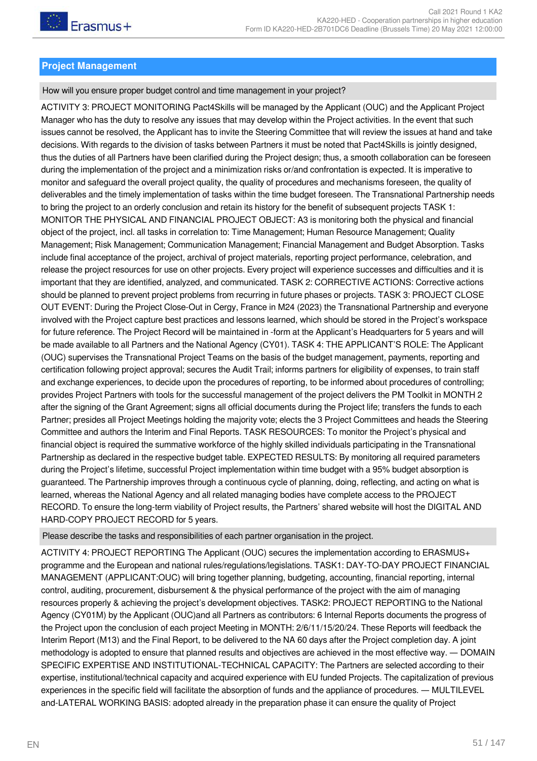## Project Management

How will you ensure proper budget control and time management in your project?

ACTIVITY 3: PROJECT MONITORING Pact4Skills will be managed by the Applicant (OUC) and the Applicant Project Manager who has the duty to resolve any issues that may develop within the Project activities. In the event that such issues cannot be resolved, the Applicant has to invite the Steering Committee that will review the issues at hand and take decisions. With regards to the division of tasks between Partners it must be noted that Pact4Skills is jointly designed, thus the duties of all Partners have been clarified during the Project design; thus, a smooth collaboration can be foreseen during the implementation of the project and a minimization risks or/and confrontation is expected. It is imperative to monitor and safeguard the overall project quality, the quality of procedures and mechanisms foreseen, the quality of deliverables and the timely implementation of tasks within the time budget foreseen. The Transnational Partnership needs to bring the project to an orderly conclusion and retain its history for the benefit of subsequent projects TASK 1: MONITOR THE PHYSICAL AND FINANCIAL PROJECT OBJECT: A3 is monitoring both the physical and financial object of the project, incl. all tasks in correlation to: Time Management; Human Resource Management; Quality Management; Risk Management; Communication Management; Financial Management and Budget Absorption. Tasks include final acceptance of the project, archival of project materials, reporting project performance, celebration, and release the project resources for use on other projects. Every project will experience successes and difficulties and it is important that they are identified, analyzed, and communicated. TASK 2: CORRECTIVE ACTIONS: Corrective actions should be planned to prevent project problems from recurring in future phases or projects. TASK 3: PROJECT CLOSE OUT EVENT: During the Project Close-Out in Cergy, France in M24 (2023) the Transnational Partnership and everyone involved with the Project capture best practices and lessons learned, which should be stored in the Project's workspace for future reference. The Project Record will be maintained in -form at the Applicant's Headquarters for 5 years and will be made available to all Partners and the National Agency (CY01). TASK 4: THE APPLICANT'S ROLE: The Applicant (OUC) supervises the Transnational Project Teams on the basis of the budget management, payments, reporting and certification following project approval; secures the Audit Trail; informs partners for eligibility of expenses, to train staff and exchange experiences, to decide upon the procedures of reporting, to be informed about procedures of controlling; provides Project Partners with tools for the successful management of the project delivers the PM Toolkit in MONTH 2 after the signing of the Grant Agreement; signs all official documents during the Project life; transfers the funds to each Partner; presides all Project Meetings holding the majority vote; elects the 3 Project Committees and heads the Steering Committee and authors the Interim and Final Reports. TASK RESOURCES: To monitor the Project's physical and financial object is required the summative workforce of the highly skilled individuals participating in the Transnational Partnership as declared in the respective budget table. EXPECTED RESULTS: By monitoring all required parameters during the Project's lifetime, successful Project implementation within time budget with a 95% budget absorption is guaranteed. The Partnership improves through a continuous cycle of planning, doing, reflecting, and acting on what is learned, whereas the National Agency and all related managing bodies have complete access to the PROJECT RECORD. To ensure the long-term viability of Project results, the Partners' shared website will host the DIGITAL AND HARD-COPY PROJECT RECORD for 5 years.

Please describe the tasks and responsibilities of each partner organisation in the project.

ACTIVITY 4: PROJECT REPORTING The Applicant (OUC) secures the implementation according to ERASMUS+ programme and the European and national rules/regulations/legislations. TASK1: DAY-TO-DAY PROJECT FINANCIAL MANAGEMENT (APPLICANT:OUC) will bring together planning, budgeting, accounting, financial reporting, internal control, auditing, procurement, disbursement & the physical performance of the project with the aim of managing resources properly & achieving the project's development objectives. TASK2: PROJECT REPORTING to the National Agency (CY01M) by the Applicant (OUC)and all Partners as contributors: 6 Internal Reports documents the progress of the Project upon the conclusion of each project Meeting in MONTH: 2/6/11/15/20/24. These Reports will feedback the Interim Report (M13) and the Final Report, to be delivered to the NA 60 days after the Project completion day. A joint methodology is adopted to ensure that planned results and objectives are achieved in the most effective way. — DOMAIN SPECIFIC EXPERTISE AND INSTITUTIONAL-TECHNICAL CAPACITY: The Partners are selected according to their expertise, institutional/technical capacity and acquired experience with EU funded Projects. The capitalization of previous experiences in the specific field will facilitate the absorption of funds and the appliance of procedures. — MULTILEVEL and-LATERAL WORKING BASIS: adopted already in the preparation phase it can ensure the quality of Project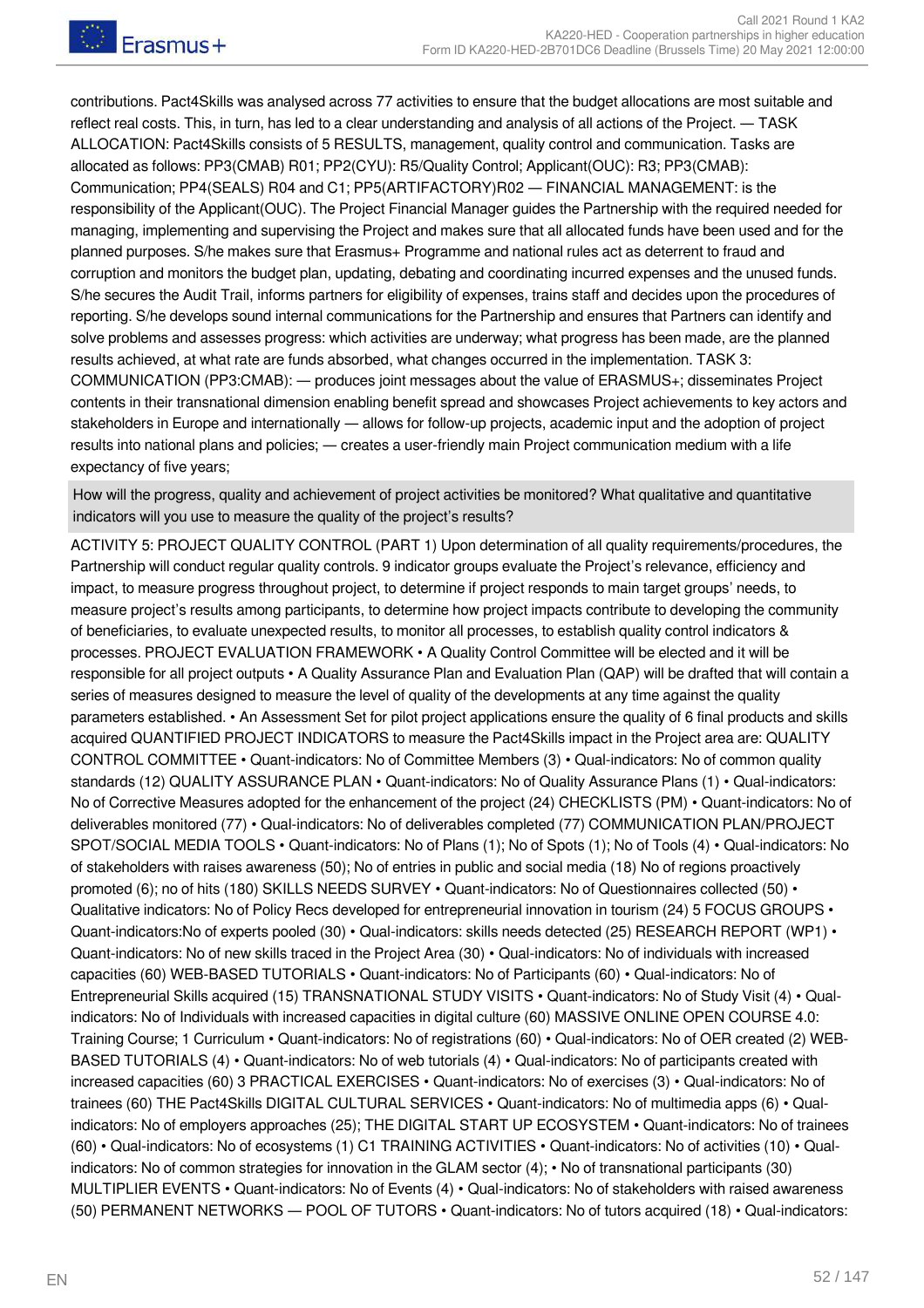contributions. Pact4Skills was analysed across 77 activities to ensure that the budget allocations are most suitable and reflect real costs. This, in turn, has led to a clear understanding and analysis of all actions of the Project. — TASK ALLOCATION: Pact4Skills consists of 5 RESULTS, management, quality control and communication. Tasks are allocated as follows: PP3(CMAB) R01; PP2(CYU): R5/Quality Control; Applicant(OUC): R3; PP3(CMAB): Communication; PP4(SEALS) R04 and C1; PP5(ARTIFACTORY)R02 — FINANCIAL MANAGEMENT: is the responsibility of the Applicant(OUC). The Project Financial Manager guides the Partnership with the required needed for managing, implementing and supervising the Project and makes sure that all allocated funds have been used and for the planned purposes. S/he makes sure that Erasmus+ Programme and national rules act as deterrent to fraud and corruption and monitors the budget plan, updating, debating and coordinating incurred expenses and the unused funds. S/he secures the Audit Trail, informs partners for eligibility of expenses, trains staff and decides upon the procedures of reporting. S/he develops sound internal communications for the Partnership and ensures that Partners can identify and solve problems and assesses progress: which activities are underway; what progress has been made, are the planned results achieved, at what rate are funds absorbed, what changes occurred in the implementation. TASK 3: COMMUNICATION (PP3:CMAB): — produces joint messages about the value of ERASMUS+; disseminates Project contents in their transnational dimension enabling benefit spread and showcases Project achievements to key actors and stakeholders in Europe and internationally — allows for follow-up projects, academic input and the adoption of project results into national plans and policies; — creates a user-friendly main Project communication medium with a life expectancy of five years;

**How will the progress, quality and achievement of project activities be monitored? What qualitative and quantitative indicators will you use to measure the quality of the project's results?**

ACTIVITY 5: PROJECT QUALITY CONTROL (PART 1) Upon determination of all quality requirements/procedures, the Partnership will conduct regular quality controls. 9 indicator groups evaluate the Project's relevance, efficiency and impact, to measure progress throughout project, to determine if project responds to main target groups' needs, to measure project's results among participants, to determine how project impacts contribute to developing the community of beneficiaries, to evaluate unexpected results, to monitor all processes, to establish quality control indicators & processes. PROJECT EVALUATION FRAMEWORK • A Quality Control Committee will be elected and it will be responsible for all project outputs • A Quality Assurance Plan and Evaluation Plan (QAP) will be drafted that will contain a series of measures designed to measure the level of quality of the developments at any time against the quality parameters established. • An Assessment Set for pilot project applications ensure the quality of 6 final products and skills acquired QUANTIFIED PROJECT INDICATORS to measure the Pact4Skills impact in the Project area are: QUALITY CONTROL COMMITTEE • Quant-indicators: No of Committee Members (3) • Qual-indicators: No of common quality standards (12) QUALITY ASSURANCE PLAN • Quant-indicators: No of Quality Assurance Plans (1) • Qual-indicators: No of Corrective Measures adopted for the enhancement of the project (24) CHECKLISTS (PM) • Quant-indicators: No of deliverables monitored (77) • Qual-indicators: No of deliverables completed (77) COMMUNICATION PLAN/PROJECT SPOT/SOCIAL MEDIA TOOLS • Quant-indicators: No of Plans (1); No of Spots (1); No of Tools (4) • Qual-indicators: No of stakeholders with raises awareness (50); No of entries in public and social media (18) No of regions proactively promoted (6); no of hits (180) SKILLS NEEDS SURVEY • Quant-indicators: No of Questionnaires collected (50) • Qualitative indicators: No of Policy Recs developed for entrepreneurial innovation in tourism (24) 5 FOCUS GROUPS • Quant-indicators:No of experts pooled (30) • Qual-indicators: skills needs detected (25) RESEARCH REPORT (WP1) • Quant-indicators: No of new skills traced in the Project Area (30) • Qual-indicators: No of individuals with increased capacities (60) WEB-BASED TUTORIALS • Quant-indicators: No of Participants (60) • Qual-indicators: No of Entrepreneurial Skills acquired (15) TRANSNATIONAL STUDY VISITS • Quant-indicators: No of Study Visit (4) • Qual-indicators: No of Individuals with increased capacities in digital culture (60) MASSIVE ONLINE OPEN COURSE 4.0: Training Course; 1 Curriculum • Quant-indicators: No of registrations (60) • Qual-indicators: No of OER created (2) WEB-BASED TUTORIALS (4) • Quant-indicators: No of web tutorials (4) • Qual-indicators: No of participants created with increased capacities (60) 3 PRACTICAL EXERCISES • Quant-indicators: No of exercises (3) • Qual-indicators: No of trainees (60) THE Pact4Skills DIGITAL CULTURAL SERVICES • Quant-indicators: No of multimedia apps (6) • Qual-indicators: No of employers approaches (25); THE DIGITAL START UP ECOSYSTEM • Quant-indicators: No of trainees (60) • Qual-indicators: No of ecosystems (1) C1 TRAINING ACTIVITIES • Quant-indicators: No of activities (10) • Qual-indicators: No of common strategies for innovation in the GLAM sector (4); • No of transnational participants (30) MULTIPLIER EVENTS • Quant-indicators: No of Events (4) • Qual-indicators: No of stakeholders with raised awareness (50) PERMANENT NETWORKS — POOL OF TUTORS • Quant-indicators: No of tutors acquired (18) • Qual-indicators: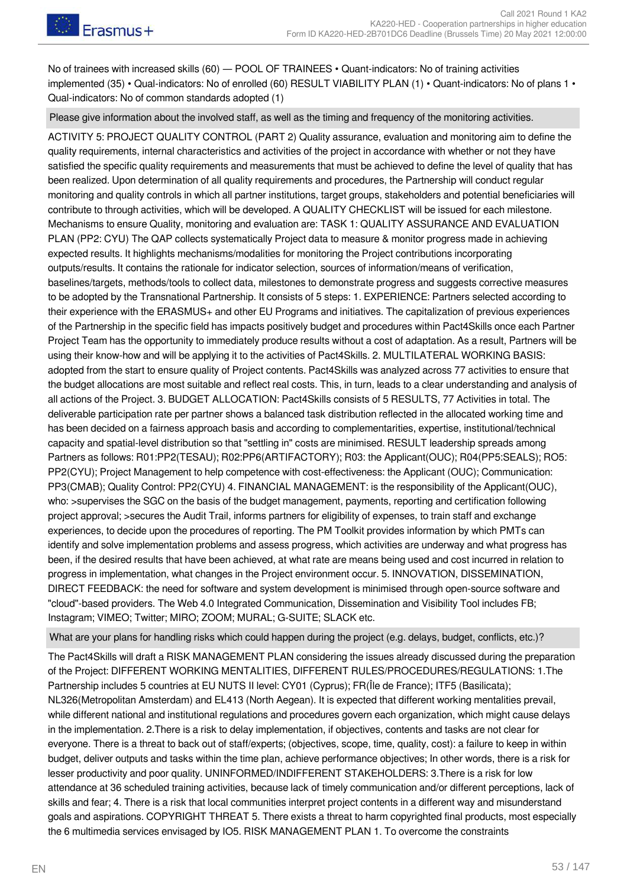No of trainees with increased skills (60) — POOL OF TRAINEES • Quant-indicators: No of training activities implemented (35) • Qual-indicators: No of enrolled (60) RESULT VIABILITY PLAN (1) • Quant-indicators: No of plans 1 • Qual-indicators: No of common standards adopted (1)

**Please give information about the involved staff, as well as the timing and frequency of the monitoring activities.**

ACTIVITY 5: PROJECT QUALITY CONTROL (PART 2) Quality assurance, evaluation and monitoring aim to define the quality requirements, internal characteristics and activities of the project in accordance with whether or not they have satisfied the specific quality requirements and measurements that must be achieved to define the level of quality that has been realized. Upon determination of all quality requirements and procedures, the Partnership will conduct regular monitoring and quality controls in which all partner institutions, target groups, stakeholders and potential beneficiaries will contribute to through activities, which will be developed. A QUALITY CHECKLIST will be issued for each milestone. Mechanisms to ensure Quality, monitoring and evaluation are: TASK 1: QUALITY ASSURANCE AND EVALUATION PLAN (PP2: CYU) The QAP collects systematically Project data to measure & monitor progress made in achieving expected results. It highlights mechanisms/modalities for monitoring the Project contributions incorporating outputs/results. It contains the rationale for indicator selection, sources of information/means of verification, baselines/targets, methods/tools to collect data, milestones to demonstrate progress and suggests corrective measures to be adopted by the Transnational Partnership. It consists of 5 steps: 1. EXPERIENCE: Partners selected according to their experience with the ERASMUS+ and other EU Programs and initiatives. The capitalization of previous experiences of the Partnership in the specific field has impacts positively budget and procedures within Pact4Skills once each Partner Project Team has the opportunity to immediately produce results without a cost of adaptation. As a result, Partners will be using their know-how and will be applying it to the activities of Pact4Skills. 2. MULTILATERAL WORKING BASIS: adopted from the start to ensure quality of Project contents. Pact4Skills was analyzed across 77 activities to ensure that the budget allocations are most suitable and reflect real costs. This, in turn, leads to a clear understanding and analysis of all actions of the Project. 3. BUDGET ALLOCATION: Pact4Skills consists of 5 RESULTS, 77 Activities in total. The deliverable participation rate per partner shows a balanced task distribution reflected in the allocated working time and has been decided on a fairness approach basis and according to complementarities, expertise, institutional/technical capacity and spatial-level distribution so that "settling in" costs are minimised. RESULT leadership spreads among Partners as follows: R01:PP2(TESAU); R02:PP6(ARTIFACTORY); R03: the Applicant(OUC); R04(PP5:SEALS); RO5: PP2(CYU); Project Management to help competence with cost-effectiveness: the Applicant (OUC); Communication: PP3(CMAB); Quality Control: PP2(CYU) 4. FINANCIAL MANAGEMENT: is the responsibility of the Applicant(OUC), who: >supervises the SGC on the basis of the budget management, payments, reporting and certification following project approval; >secures the Audit Trail, informs partners for eligibility of expenses, to train staff and exchange experiences, to decide upon the procedures of reporting. The PM Toolkit provides information by which PMTs can identify and solve implementation problems and assess progress, which activities are underway and what progress has been, if the desired results that have been achieved, at what rate are means being used and cost incurred in relation to progress in implementation, what changes in the Project environment occur. 5. INNOVATION, DISSEMINATION, DIRECT FEEDBACK: the need for software and system development is minimised through open-source software and "cloud"-based providers. The Web 4.0 Integrated Communication, Dissemination and Visibility Tool includes FB; Instagram; VIMEO; Twitter; MIRO; ZOOM; MURAL; G-SUITE; SLACK etc.

**What are your plans for handling risks which could happen during the project (e.g. delays, budget, conflicts, etc.)?**

The Pact4Skills will draft a RISK MANAGEMENT PLAN considering the issues already discussed during the preparation of the Project: DIFFERENT WORKING MENTALITIES, DIFFERENT RULES/PROCEDURES/REGULATIONS: 1.The Partnership includes 5 countries at EU NUTS II level: CY01 (Cyprus); FR(Île de France); ITF5 (Basilicata); NL326(Metropolitan Amsterdam) and EL413 (North Aegean). It is expected that different working mentalities prevail, while different national and institutional regulations and procedures govern each organization, which might cause delays in the implementation. 2.There is a risk to delay implementation, if objectives, contents and tasks are not clear for everyone. There is a threat to back out of staff/experts; (objectives, scope, time, quality, cost): a failure to keep in within budget, deliver outputs and tasks within the time plan, achieve performance objectives; In other words, there is a risk for lesser productivity and poor quality. UNINFORMED/INDIFFERENT STAKEHOLDERS: 3.There is a risk for low attendance at 36 scheduled training activities, because lack of timely communication and/or different perceptions, lack of skills and fear; 4. There is a risk that local communities interpret project contents in a different way and misunderstand goals and aspirations. COPYRIGHT THREAT 5. There exists a threat to harm copyrighted final products, most especially the 6 multimedia services envisaged by IO5. RISK MANAGEMENT PLAN 1. To overcome the constraints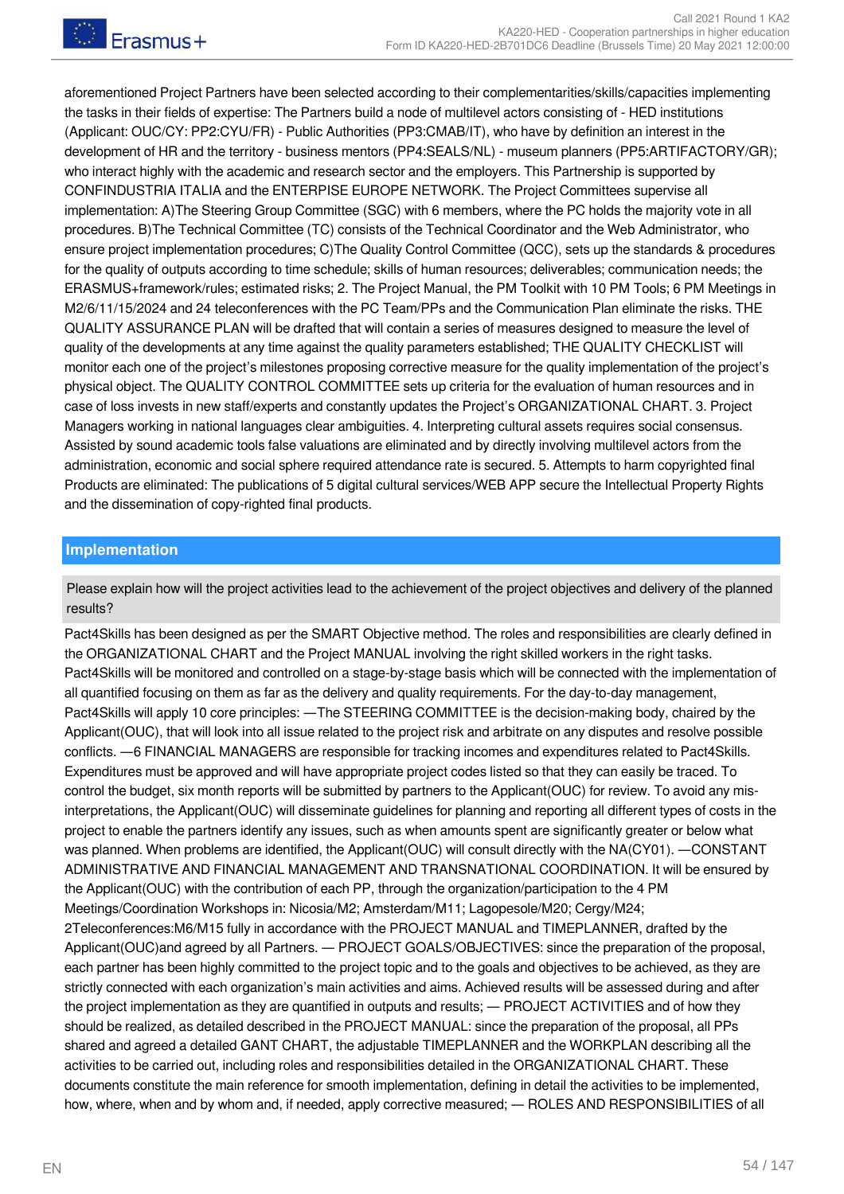aforementioned Project Partners have been selected according to their complementarities/skills/capacities implementing the tasks in their fields of expertise: The Partners build a node of multilevel actors consisting of - HED institutions (Applicant: OUC/CY: PP2:CYU/FR) - Public Authorities (PP3:CMAB/IT), who have by definition an interest in the development of HR and the territory - business mentors (PP4:SEALS/NL) - museum planners (PP5:ARTIFACTORY/GR); who interact highly with the academic and research sector and the employers. This Partnership is supported by CONFINDUSTRIA ITALIA and the ENTERPISE EUROPE NETWORK. The Project Committees supervise all implementation: A)The Steering Group Committee (SGC) with 6 members, where the PC holds the majority vote in all procedures. B)The Technical Committee (TC) consists of the Technical Coordinator and the Web Administrator, who ensure project implementation procedures; C)The Quality Control Committee (QCC), sets up the standards & procedures for the quality of outputs according to time schedule; skills of human resources; deliverables; communication needs; the ERASMUS+framework/rules; estimated risks; 2. The Project Manual, the PM Toolkit with 10 PM Tools; 6 PM Meetings in M2/6/11/15/2024 and 24 teleconferences with the PC Team/PPs and the Communication Plan eliminate the risks. THE QUALITY ASSURANCE PLAN will be drafted that will contain a series of measures designed to measure the level of quality of the developments at any time against the quality parameters established; THE QUALITY CHECKLIST will monitor each one of the project's milestones proposing corrective measure for the quality implementation of the project's physical object. The QUALITY CONTROL COMMITTEE sets up criteria for the evaluation of human resources and in case of loss invests in new staff/experts and constantly updates the Project's ORGANIZATIONAL CHART. 3. Project Managers working in national languages clear ambiguities. 4. Interpreting cultural assets requires social consensus. Assisted by sound academic tools false valuations are eliminated and by directly involving multilevel actors from the administration, economic and social sphere required attendance rate is secured. 5. Attempts to harm copyrighted final Products are eliminated: The publications of 5 digital cultural services/WEB APP secure the Intellectual Property Rights and the dissemination of copy-righted final products.

## Implementation

Please explain how will the project activities lead to the achievement of the project objectives and delivery of the planned results?

Pact4Skills has been designed as per the SMART Objective method. The roles and responsibilities are clearly defined in the ORGANIZATIONAL CHART and the Project MANUAL involving the right skilled workers in the right tasks. Pact4Skills will be monitored and controlled on a stage-by-stage basis which will be connected with the implementation of all quantified focusing on them as far as the delivery and quality requirements. For the day-to-day management, Pact4Skills will apply 10 core principles: —The STEERING COMMITTEE is the decision-making body, chaired by the Applicant(OUC), that will look into all issue related to the project risk and arbitrate on any disputes and resolve possible conflicts. —6 FINANCIAL MANAGERS are responsible for tracking incomes and expenditures related to Pact4Skills. Expenditures must be approved and will have appropriate project codes listed so that they can easily be traced. To control the budget, six month reports will be submitted by partners to the Applicant(OUC) for review. To avoid any mis-interpretations, the Applicant(OUC) will disseminate guidelines for planning and reporting all different types of costs in the project to enable the partners identify any issues, such as when amounts spent are significantly greater or below what was planned. When problems are identified, the Applicant(OUC) will consult directly with the NA(CY01). —CONSTANT ADMINISTRATIVE AND FINANCIAL MANAGEMENT AND TRANSNATIONAL COORDINATION. It will be ensured by the Applicant(OUC) with the contribution of each PP, through the organization/participation to the 4 PM Meetings/Coordination Workshops in: Nicosia/M2; Amsterdam/M11; Lagopesole/M20; Cergy/M24; 2Teleconferences:M6/M15 fully in accordance with the PROJECT MANUAL and TIMEPLANNER, drafted by the Applicant(OUC)and agreed by all Partners. — PROJECT GOALS/OBJECTIVES: since the preparation of the proposal, each partner has been highly committed to the project topic and to the goals and objectives to be achieved, as they are strictly connected with each organization's main activities and aims. Achieved results will be assessed during and after the project implementation as they are quantified in outputs and results; — PROJECT ACTIVITIES and of how they should be realized, as detailed described in the PROJECT MANUAL: since the preparation of the proposal, all PPs shared and agreed a detailed GANT CHART, the adjustable TIMEPLANNER and the WORKPLAN describing all the activities to be carried out, including roles and responsibilities detailed in the ORGANIZATIONAL CHART. These documents constitute the main reference for smooth implementation, defining in detail the activities to be implemented, how, where, when and by whom and, if needed, apply corrective measured; — ROLES AND RESPONSIBILITIES of all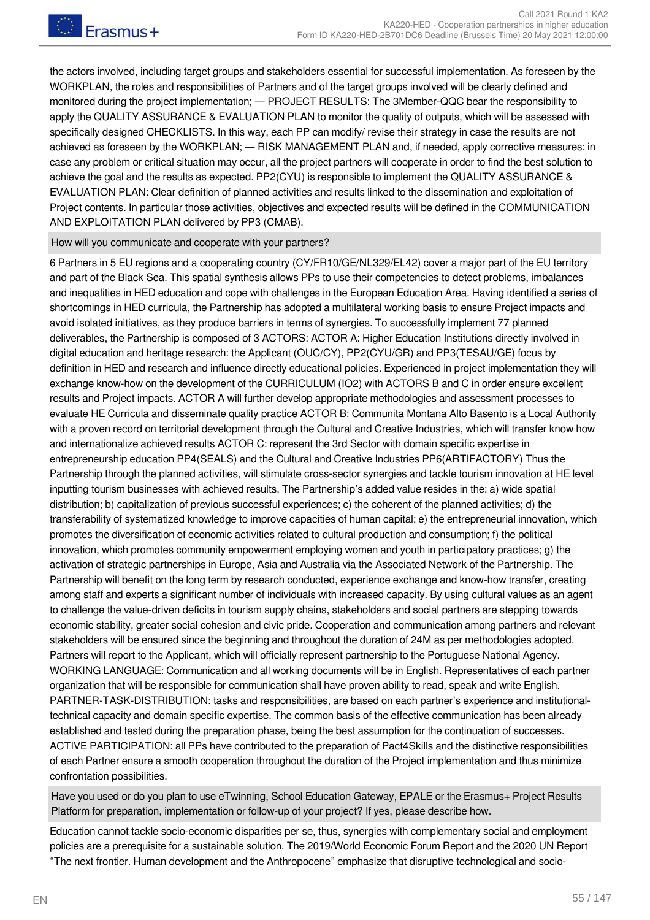the actors involved, including target groups and stakeholders essential for successful implementation. As foreseen by the WORKPLAN, the roles and responsibilities of Partners and of the target groups involved will be clearly defined and monitored during the project implementation; — PROJECT RESULTS: The 3Member-QQC bear the responsibility to apply the QUALITY ASSURANCE & EVALUATION PLAN to monitor the quality of outputs, which will be assessed with specifically designed CHECKLISTS. In this way, each PP can modify/ revise their strategy in case the results are not achieved as foreseen by the WORKPLAN; — RISK MANAGEMENT PLAN and, if needed, apply corrective measures: in case any problem or critical situation may occur, all the project partners will cooperate in order to find the best solution to achieve the goal and the results as expected. PP2(CYU) is responsible to implement the QUALITY ASSURANCE & EVALUATION PLAN: Clear definition of planned activities and results linked to the dissemination and exploitation of Project contents. In particular those activities, objectives and expected results will be defined in the COMMUNICATION AND EXPLOITATION PLAN delivered by PP3 (CMAB).

**How will you communicate and cooperate with your partners?**

6 Partners in 5 EU regions and a cooperating country (CY/FR10/GE/NL329/EL42) cover a major part of the EU territory and part of the Black Sea. This spatial synthesis allows PPs to use their competencies to detect problems, imbalances and inequalities in HED education and cope with challenges in the European Education Area. Having identified a series of shortcomings in HED curricula, the Partnership has adopted a multilateral working basis to ensure Project impacts and avoid isolated initiatives, as they produce barriers in terms of synergies. To successfully implement 77 planned deliverables, the Partnership is composed of 3 ACTORS: ACTOR A: Higher Education Institutions directly involved in digital education and heritage research: the Applicant (OUC/CY), PP2(CYU/GR) and PP3(TESAU/GE) focus by definition in HED and research and influence directly educational policies. Experienced in project implementation they will exchange know-how on the development of the CURRICULUM (IO2) with ACTORS B and C in order ensure excellent results and Project impacts. ACTOR A will further develop appropriate methodologies and assessment processes to evaluate HE Curricula and disseminate quality practice ACTOR B: Communita Montana Alto Basento is a Local Authority with a proven record on territorial development through the Cultural and Creative Industries, which will transfer know how and internationalize achieved results ACTOR C: represent the 3rd Sector with domain specific expertise in entrepreneurship education PP4(SEALS) and the Cultural and Creative Industries PP6(ARTIFACTORY) Thus the Partnership through the planned activities, will stimulate cross-sector synergies and tackle tourism innovation at HE level inputting tourism businesses with achieved results. The Partnership's added value resides in the: a) wide spatial distribution; b) capitalization of previous successful experiences; c) the coherent of the planned activities; d) the transferability of systematized knowledge to improve capacities of human capital; e) the entrepreneurial innovation, which promotes the diversification of economic activities related to cultural production and consumption; f) the political innovation, which promotes community empowerment employing women and youth in participatory practices; g) the activation of strategic partnerships in Europe, Asia and Australia via the Associated Network of the Partnership. The Partnership will benefit on the long term by research conducted, experience exchange and know-how transfer, creating among staff and experts a significant number of individuals with increased capacity. By using cultural values as an agent to challenge the value-driven deficits in tourism supply chains, stakeholders and social partners are stepping towards economic stability, greater social cohesion and civic pride. Cooperation and communication among partners and relevant stakeholders will be ensured since the beginning and throughout the duration of 24M as per methodologies adopted. Partners will report to the Applicant, which will officially represent partnership to the Portuguese National Agency. WORKING LANGUAGE: Communication and all working documents will be in English. Representatives of each partner organization that will be responsible for communication shall have proven ability to read, speak and write English. PARTNER-TASK-DISTRIBUTION: tasks and responsibilities, are based on each partner's experience and institutional-technical capacity and domain specific expertise. The common basis of the effective communication has been already established and tested during the preparation phase, being the best assumption for the continuation of successes. ACTIVE PARTICIPATION: all PPs have contributed to the preparation of Pact4Skills and the distinctive responsibilities of each Partner ensure a smooth cooperation throughout the duration of the Project implementation and thus minimize confrontation possibilities.

**Have you used or do you plan to use eTwinning, School Education Gateway, EPALE or the Erasmus+ Project Results Platform for preparation, implementation or follow-up of your project? If yes, please describe how.**

Education cannot tackle socio-economic disparities per se, thus, synergies with complementary social and employment policies are a prerequisite for a sustainable solution. The 2019/World Economic Forum Report and the 2020 UN Report "The next frontier. Human development and the Anthropocene" emphasize that disruptive technological and socio-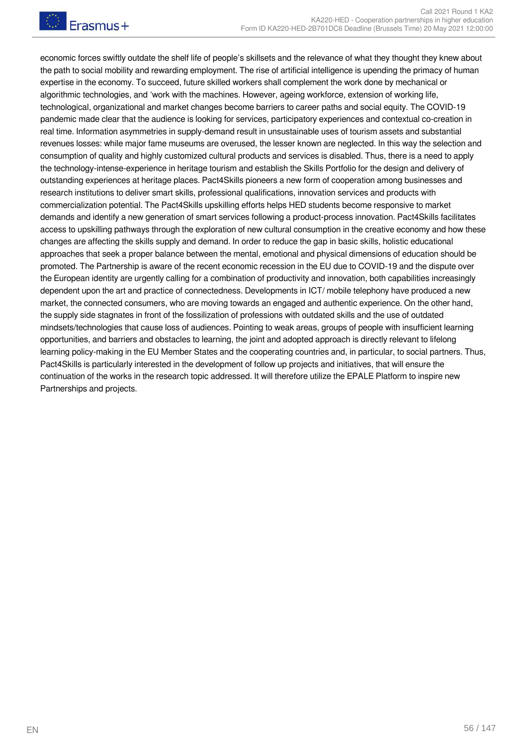economic forces swiftly outdate the shelf life of people's skillsets and the relevance of what they thought they knew about the path to social mobility and rewarding employment. The rise of artificial intelligence is upending the primacy of human expertise in the economy. To succeed, future skilled workers shall complement the work done by mechanical or algorithmic technologies, and 'work with the machines. However, ageing workforce, extension of working life, technological, organizational and market changes become barriers to career paths and social equity. The COVID-19 pandemic made clear that the audience is looking for services, participatory experiences and contextual co-creation in real time. Information asymmetries in supply-demand result in unsustainable uses of tourism assets and substantial revenues losses: while major fame museums are overused, the lesser known are neglected. In this way the selection and consumption of quality and highly customized cultural products and services is disabled. Thus, there is a need to apply the technology-intense-experience in heritage tourism and establish the Skills Portfolio for the design and delivery of outstanding experiences at heritage places. Pact4Skills pioneers a new form of cooperation among businesses and research institutions to deliver smart skills, professional qualifications, innovation services and products with commercialization potential. The Pact4Skills upskilling efforts helps HED students become responsive to market demands and identify a new generation of smart services following a product-process innovation. Pact4Skills facilitates access to upskilling pathways through the exploration of new cultural consumption in the creative economy and how these changes are affecting the skills supply and demand. In order to reduce the gap in basic skills, holistic educational approaches that seek a proper balance between the mental, emotional and physical dimensions of education should be promoted. The Partnership is aware of the recent economic recession in the EU due to COVID-19 and the dispute over the European identity are urgently calling for a combination of productivity and innovation, both capabilities increasingly dependent upon the art and practice of connectedness. Developments in ICT/ mobile telephony have produced a new market, the connected consumers, who are moving towards an engaged and authentic experience. On the other hand, the supply side stagnates in front of the fossilization of professions with outdated skills and the use of outdated mindsets/technologies that cause loss of audiences. Pointing to weak areas, groups of people with insufficient learning opportunities, and barriers and obstacles to learning, the joint and adopted approach is directly relevant to lifelong learning policy-making in the EU Member States and the cooperating countries and, in particular, to social partners. Thus, Pact4Skills is particularly interested in the development of follow up projects and initiatives, that will ensure the continuation of the works in the research topic addressed. It will therefore utilize the EPALE Platform to inspire new Partnerships and projects.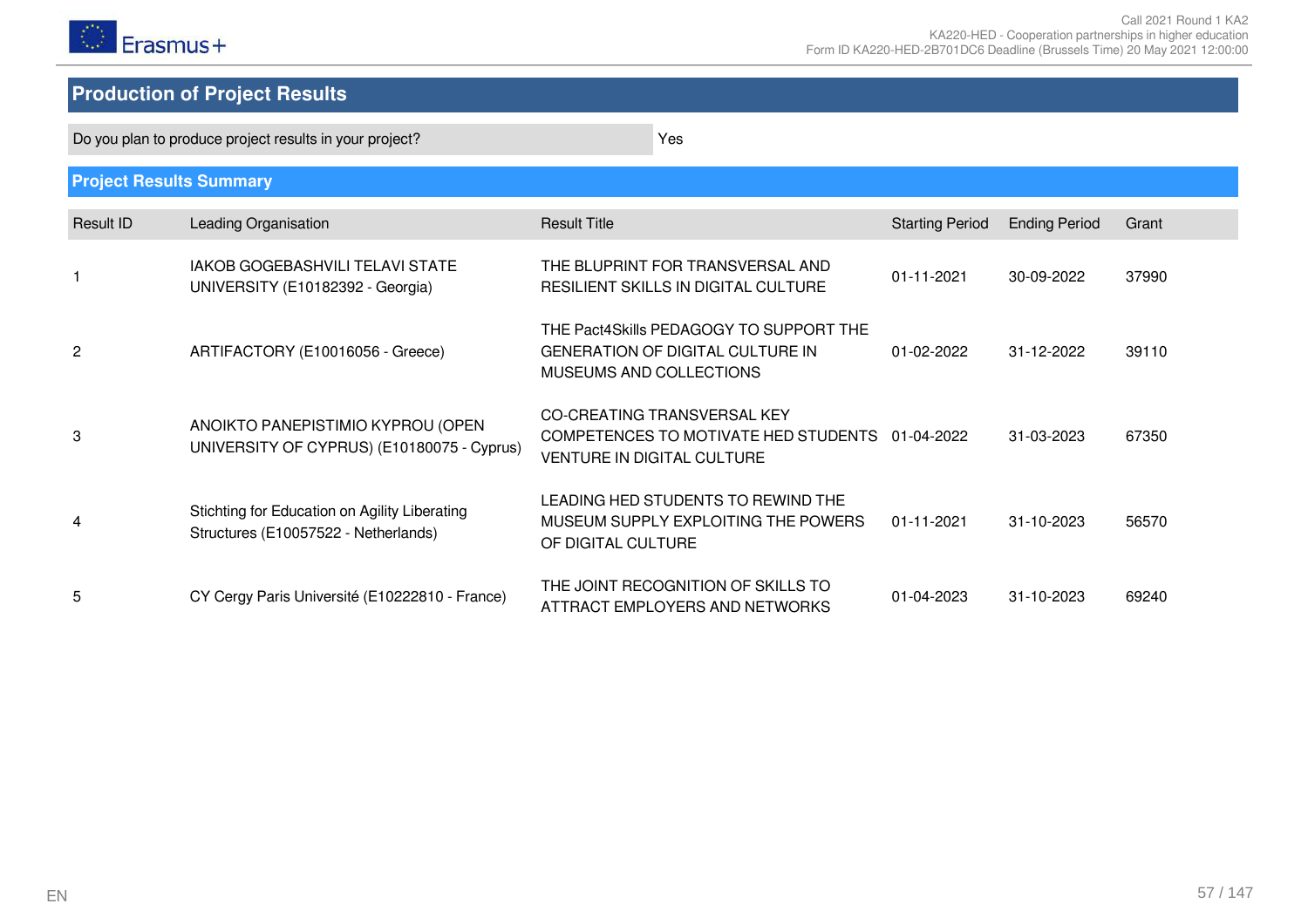## Production of Project Results

| Do you plan to produce project results in your project? | Yes |
|---|---|

### Project Results Summary

| Result ID | Leading Organisation | Result Title | Starting Period | Ending Period | Grant |
|---|---|---|---|---|---|
| 1 | IAKOB GOGEBASHVILI TELAVI STATE UNIVERSITY (E10182392 - Georgia) | THE BLUPRINT FOR TRANSVERSAL AND RESILIENT SKILLS IN DIGITAL CULTURE | 01-11-2021 | 30-09-2022 | 37990 |
| 2 | ARTIFACTORY (E10016056 - Greece) | THE Pact4Skills PEDAGOGY TO SUPPORT THE GENERATION OF DIGITAL CULTURE IN MUSEUMS AND COLLECTIONS | 01-02-2022 | 31-12-2022 | 39110 |
| 3 | ANOIKTO PANEPISTIMIO KYPROU (OPEN UNIVERSITY OF CYPRUS) (E10180075 - Cyprus) | CO-CREATING TRANSVERSAL KEY COMPETENCES TO MOTIVATE HED STUDENTS VENTURE IN DIGITAL CULTURE | 01-04-2022 | 31-03-2023 | 67350 |
| 4 | Stichting for Education on Agility Liberating Structures (E10057522 - Netherlands) | LEADING HED STUDENTS TO REWIND THE MUSEUM SUPPLY EXPLOITING THE POWERS OF DIGITAL CULTURE | 01-11-2021 | 31-10-2023 | 56570 |
| 5 | CY Cergy Paris Université (E10222810 - France) | THE JOINT RECOGNITION OF SKILLS TO ATTRACT EMPLOYERS AND NETWORKS | 01-04-2023 | 31-10-2023 | 69240 |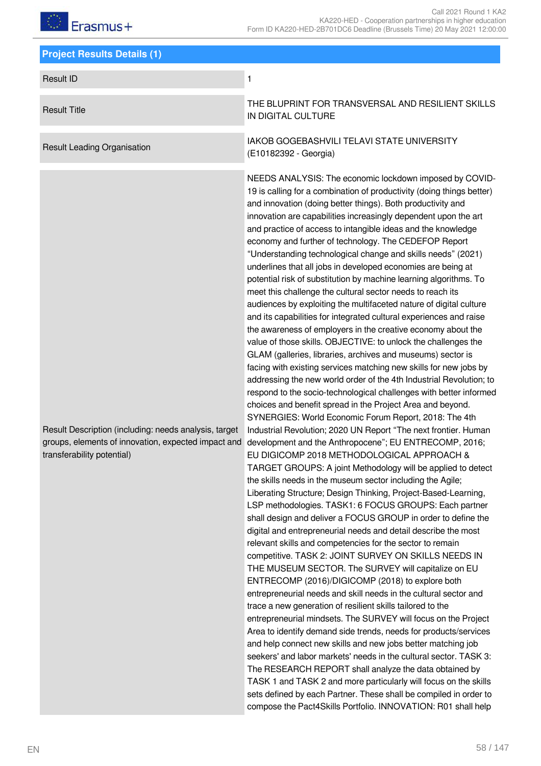## Project Results Details (1)

| | |
|---|---|
| Result ID | 1 |
| Result Title | THE BLUPRINT FOR TRANSVERSAL AND RESILIENT SKILLS IN DIGITAL CULTURE |
| Result Leading Organisation | IAKOB GOGEBASHVILI TELAVI STATE UNIVERSITY (E10182392 - Georgia) |
| Result Description (including: needs analysis, target groups, elements of innovation, expected impact and transferability potential) | NEEDS ANALYSIS: The economic lockdown imposed by COVID-19 is calling for a combination of productivity (doing things better) and innovation (doing better things). Both productivity and innovation are capabilities increasingly dependent upon the art and practice of access to intangible ideas and the knowledge economy and further of technology. The CEDEFOP Report “Understanding technological change and skills needs” (2021) underlines that all jobs in developed economies are being at potential risk of substitution by machine learning algorithms. To meet this challenge the cultural sector needs to reach its audiences by exploiting the multifaceted nature of digital culture and its capabilities for integrated cultural experiences and raise the awareness of employers in the creative economy about the value of those skills. OBJECTIVE: to unlock the challenges the GLAM (galleries, libraries, archives and museums) sector is facing with existing services matching new skills for new jobs by addressing the new world order of the 4th Industrial Revolution; to respond to the socio-technological challenges with better informed choices and benefit spread in the Project Area and beyond. SYNERGIES: World Economic Forum Report, 2018: The 4th Industrial Revolution; 2020 UN Report “The next frontier. Human development and the Anthropocene”; EU ENTRECOMP, 2016; EU DIGICOMP 2018 METHODOLOGICAL APPROACH & TARGET GROUPS: A joint Methodology will be applied to detect the skills needs in the museum sector including the Agile; Liberating Structure; Design Thinking, Project-Based-Learning, LSP methodologies. TASK1: 6 FOCUS GROUPS: Each partner shall design and deliver a FOCUS GROUP in order to define the digital and entrepreneurial needs and detail describe the most relevant skills and competencies for the sector to remain competitive. TASK 2: JOINT SURVEY ON SKILLS NEEDS IN THE MUSEUM SECTOR. The SURVEY will capitalize on EU ENTRECOMP (2016)/DIGICOMP (2018) to explore both entrepreneurial needs and skill needs in the cultural sector and trace a new generation of resilient skills tailored to the entrepreneurial mindsets. The SURVEY will focus on the Project Area to identify demand side trends, needs for products/services and help connect new skills and new jobs better matching job seekers' and labor markets' needs in the cultural sector. TASK 3: The RESEARCH REPORT shall analyze the data obtained by TASK 1 and TASK 2 and more particularly will focus on the skills sets defined by each Partner. These shall be compiled in order to compose the Pact4Skills Portfolio. INNOVATION: R01 shall help |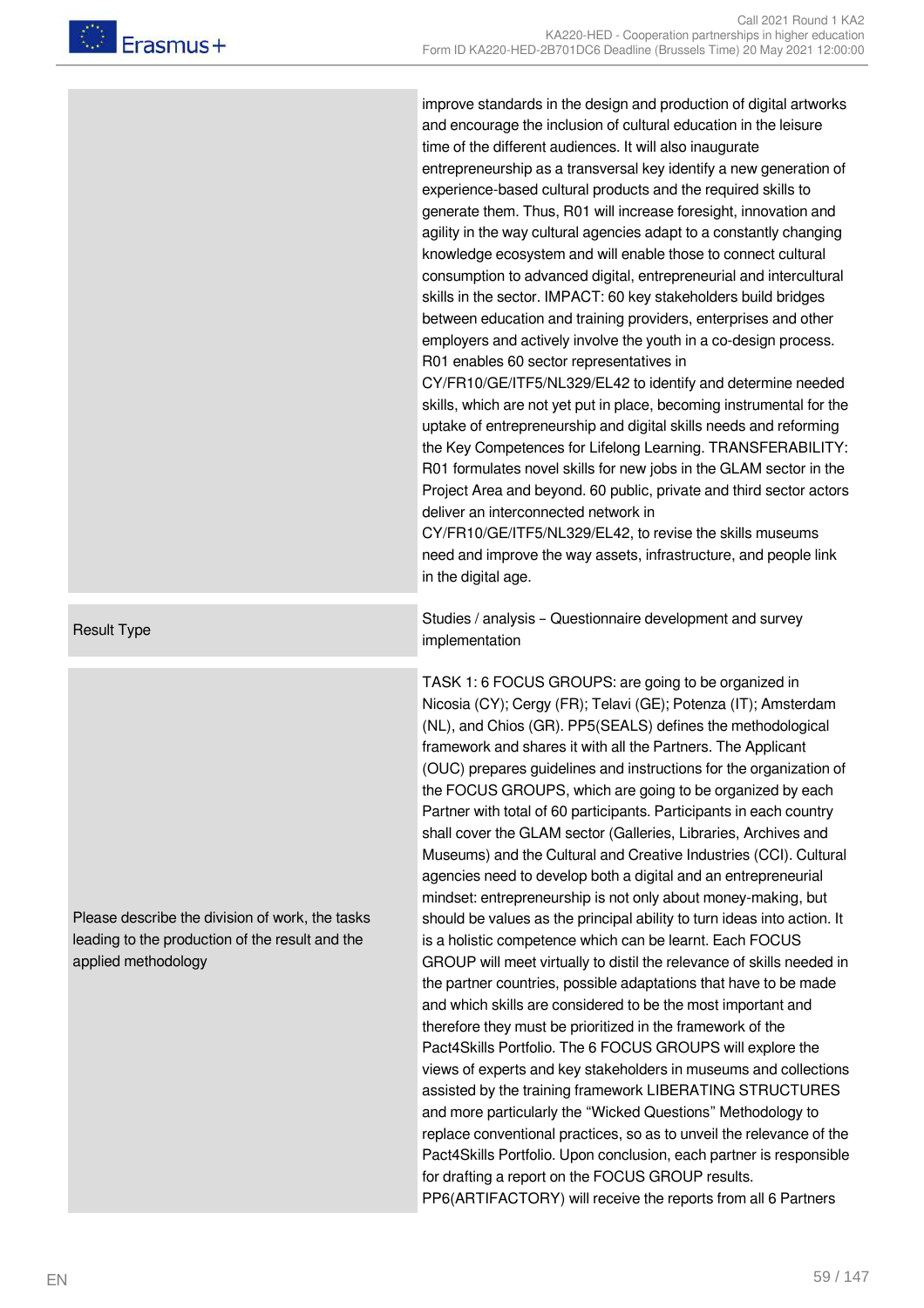| | |
|---|---|
| | improve standards in the design and production of digital artworks and encourage the inclusion of cultural education in the leisure time of the different audiences. It will also inaugurate entrepreneurship as a transversal key identify a new generation of experience-based cultural products and the required skills to generate them. Thus, R01 will increase foresight, innovation and agility in the way cultural agencies adapt to a constantly changing knowledge ecosystem and will enable those to connect cultural consumption to advanced digital, entrepreneurial and intercultural skills in the sector. IMPACT: 60 key stakeholders build bridges between education and training providers, enterprises and other employers and actively involve the youth in a co-design process. R01 enables 60 sector representatives in CY/FR10/GE/ITF5/NL329/EL42 to identify and determine needed skills, which are not yet put in place, becoming instrumental for the uptake of entrepreneurship and digital skills needs and reforming the Key Competences for Lifelong Learning. TRANSFERABILITY: R01 formulates novel skills for new jobs in the GLAM sector in the Project Area and beyond. 60 public, private and third sector actors deliver an interconnected network in CY/FR10/GE/ITF5/NL329/EL42, to revise the skills museums need and improve the way assets, infrastructure, and people link in the digital age. |
| Result Type | Studies / analysis – Questionnaire development and survey implementation |
| Please describe the division of work, the tasks leading to the production of the result and the applied methodology | TASK 1: 6 FOCUS GROUPS: are going to be organized in Nicosia (CY); Cergy (FR); Telavi (GE); Potenza (IT); Amsterdam (NL), and Chios (GR). PP5(SEALS) defines the methodological framework and shares it with all the Partners. The Applicant (OUC) prepares guidelines and instructions for the organization of the FOCUS GROUPS, which are going to be organized by each Partner with total of 60 participants. Participants in each country shall cover the GLAM sector (Galleries, Libraries, Archives and Museums) and the Cultural and Creative Industries (CCI). Cultural agencies need to develop both a digital and an entrepreneurial mindset: entrepreneurship is not only about money-making, but should be values as the principal ability to turn ideas into action. It is a holistic competence which can be learnt. Each FOCUS GROUP will meet virtually to distil the relevance of skills needed in the partner countries, possible adaptations that have to be made and which skills are considered to be the most important and therefore they must be prioritized in the framework of the Pact4Skills Portfolio. The 6 FOCUS GROUPS will explore the views of experts and key stakeholders in museums and collections assisted by the training framework LIBERATING STRUCTURES and more particularly the "Wicked Questions" Methodology to replace conventional practices, so as to unveil the relevance of the Pact4Skills Portfolio. Upon conclusion, each partner is responsible for drafting a report on the FOCUS GROUP results. PP6(ARTIFACTORY) will receive the reports from all 6 Partners |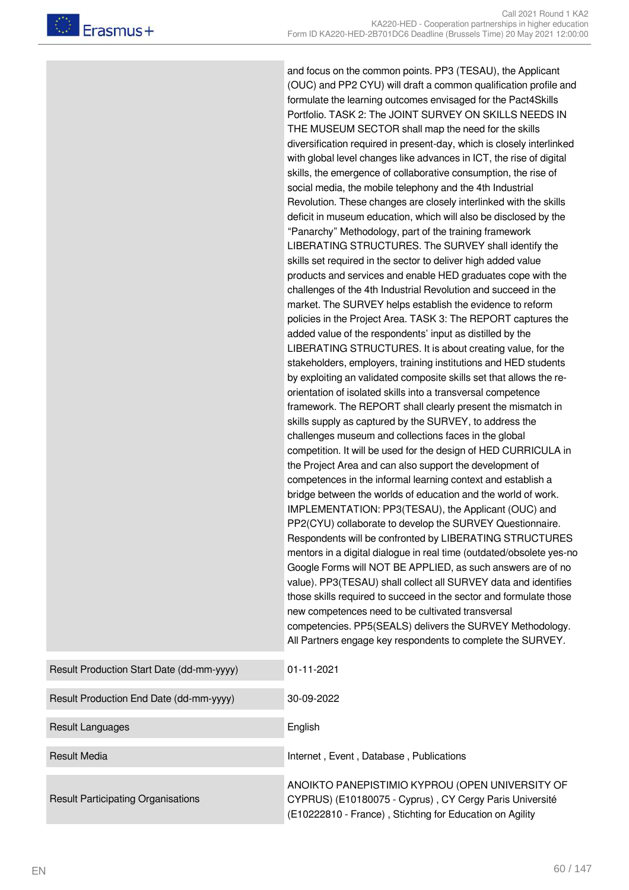| | |
|---|---|
| | and focus on the common points. PP3 (TESAU), the Applicant (OUC) and PP2 CYU) will draft a common qualification profile and formulate the learning outcomes envisaged for the Pact4Skills Portfolio. TASK 2: The JOINT SURVEY ON SKILLS NEEDS IN THE MUSEUM SECTOR shall map the need for the skills diversification required in present-day, which is closely interlinked with global level changes like advances in ICT, the rise of digital skills, the emergence of collaborative consumption, the rise of social media, the mobile telephony and the 4th Industrial Revolution. These changes are closely interlinked with the skills deficit in museum education, which will also be disclosed by the "Panarchy" Methodology, part of the training framework LIBERATING STRUCTURES. The SURVEY shall identify the skills set required in the sector to deliver high added value products and services and enable HED graduates cope with the challenges of the 4th Industrial Revolution and succeed in the market. The SURVEY helps establish the evidence to reform policies in the Project Area. TASK 3: The REPORT captures the added value of the respondents' input as distilled by the LIBERATING STRUCTURES. It is about creating value, for the stakeholders, employers, training institutions and HED students by exploiting an validated composite skills set that allows the re-orientation of isolated skills into a transversal competence framework. The REPORT shall clearly present the mismatch in skills supply as captured by the SURVEY, to address the challenges museum and collections faces in the global competition. It will be used for the design of HED CURRICULA in the Project Area and can also support the development of competences in the informal learning context and establish a bridge between the worlds of education and the world of work. IMPLEMENTATION: PP3(TESAU), the Applicant (OUC) and PP2(CYU) collaborate to develop the SURVEY Questionnaire. Respondents will be confronted by LIBERATING STRUCTURES mentors in a digital dialogue in real time (outdated/obsolete yes-no Google Forms will NOT BE APPLIED, as such answers are of no value). PP3(TESAU) shall collect all SURVEY data and identifies those skills required to succeed in the sector and formulate those new competences need to be cultivated transversal competencies. PP5(SEALS) delivers the SURVEY Methodology. All Partners engage key respondents to complete the SURVEY. |
| Result Production Start Date (dd-mm-yyyy) | 01-11-2021 |
| Result Production End Date (dd-mm-yyyy) | 30-09-2022 |
| Result Languages | English |
| Result Media | Internet , Event , Database , Publications |
| Result Participating Organisations | ANOIKTO PANEPISTIMIO KYPROU (OPEN UNIVERSITY OF CYPRUS) (E10180075 - Cyprus) , CY Cergy Paris Université (E10222810 - France) , Stichting for Education on Agility |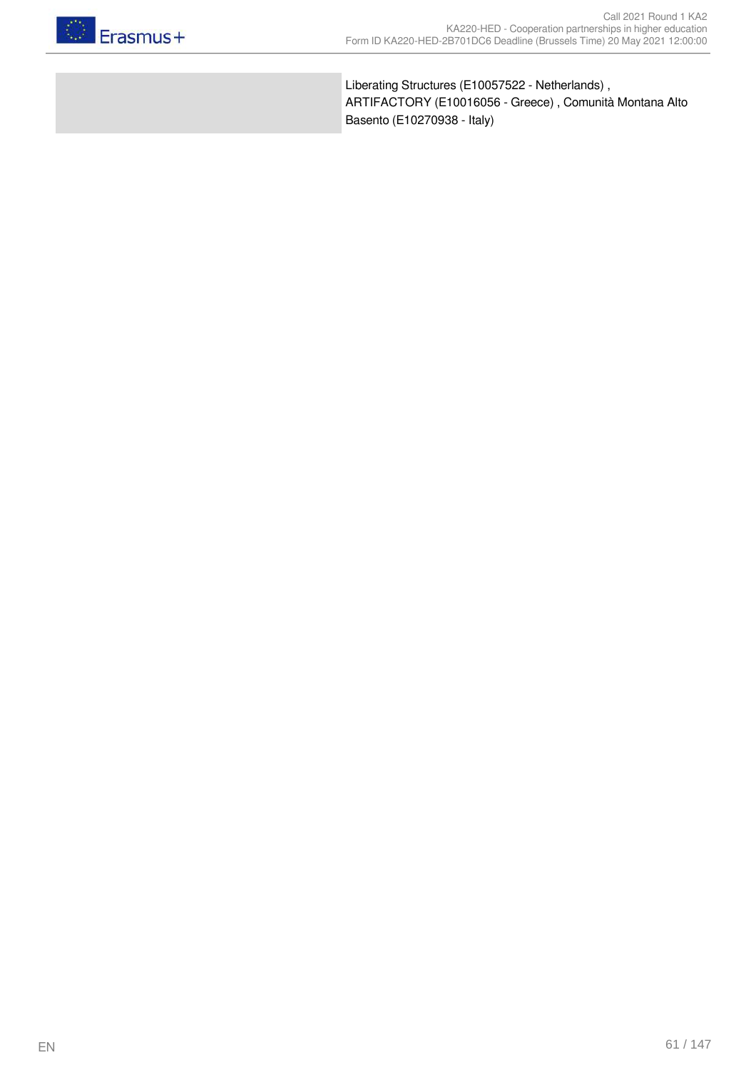| | |
|---|---|
| | Liberating Structures (E10057522 - Netherlands) , ARTIFACTORY (E10016056 - Greece) , Comunità Montana Alto Basento (E10270938 - Italy) |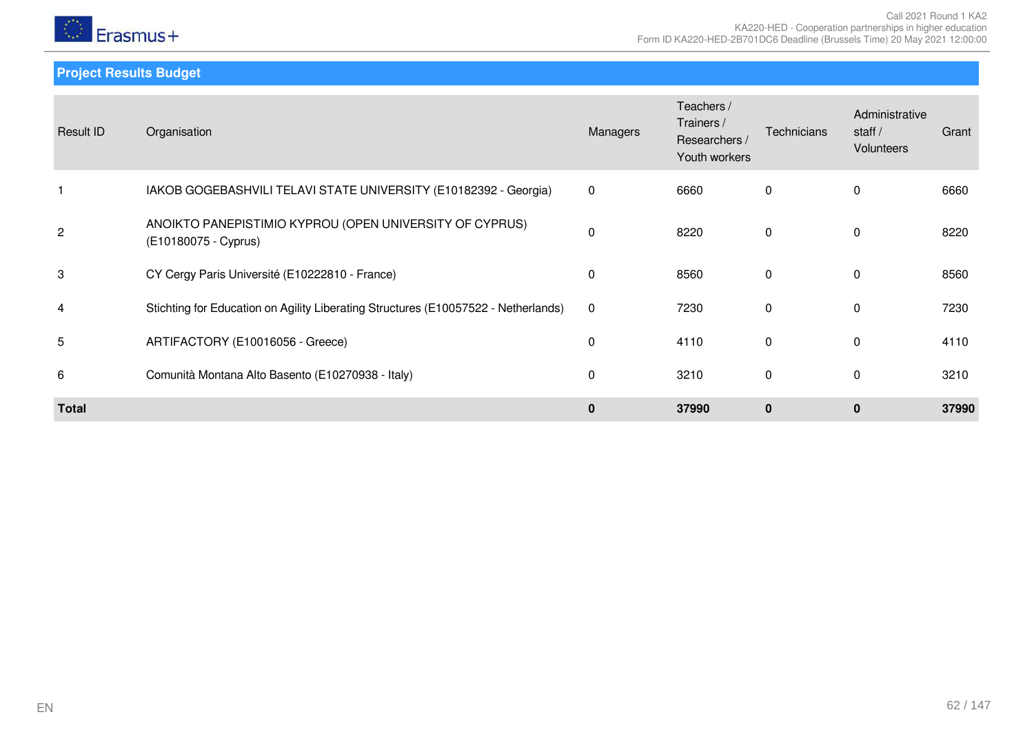## Project Results Budget

| Result ID | Organisation | Managers | Teachers / Trainers / Researchers / Youth workers | Technicians | Administrative staff / Volunteers | Grant |
|---|---|---|---|---|---|---|
| 1 | IAKOB GOGEBASHVILI TELAVI STATE UNIVERSITY (E10182392 - Georgia) | 0 | 6660 | 0 | 0 | 6660 |
| 2 | ANOIKTO PANEPISTIMIO KYPROU (OPEN UNIVERSITY OF CYPRUS) (E10180075 - Cyprus) | 0 | 8220 | 0 | 0 | 8220 |
| 3 | CY Cergy Paris Université (E10222810 - France) | 0 | 8560 | 0 | 0 | 8560 |
| 4 | Stichting for Education on Agility Liberating Structures (E10057522 - Netherlands) | 0 | 7230 | 0 | 0 | 7230 |
| 5 | ARTIFACTORY (E10016056 - Greece) | 0 | 4110 | 0 | 0 | 4110 |
| 6 | Comunità Montana Alto Basento (E10270938 - Italy) | 0 | 3210 | 0 | 0 | 3210 |
| **Total** | | **0** | **37990** | **0** | **0** | **37990** |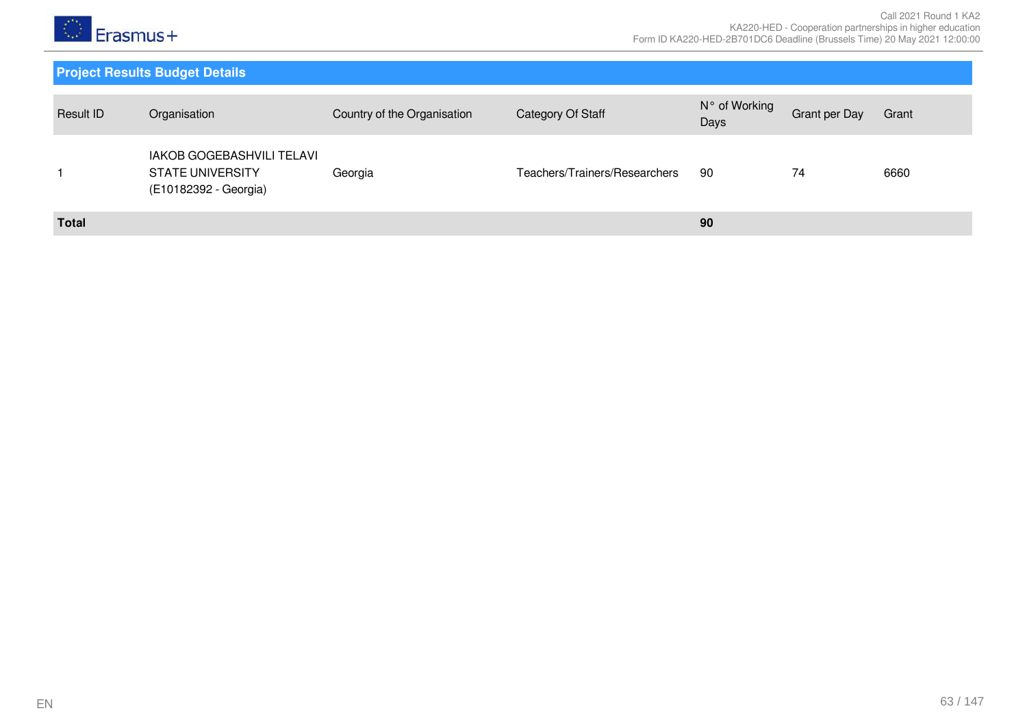## Project Results Budget Details

| Result ID | Organisation | Country of the Organisation | Category Of Staff | N° of Working Days | Grant per Day | Grant |
|---|---|---|---|---|---|---|
| 1 | IAKOB GOGEBASHVILI TELAVI STATE UNIVERSITY (E10182392 - Georgia) | Georgia | Teachers/Trainers/Researchers | 90 | 74 | 6660 |
| **Total** | | | | **90** | | |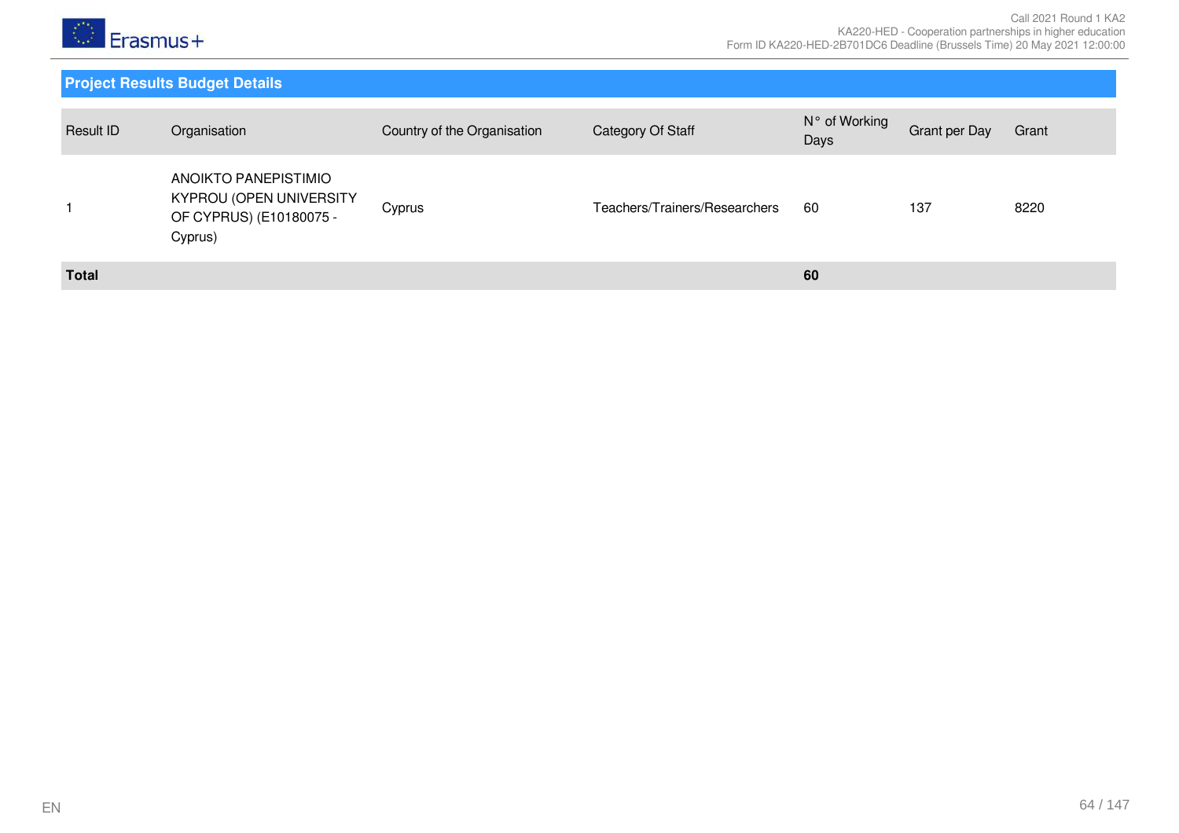## Project Results Budget Details

| Result ID | Organisation | Country of the Organisation | Category Of Staff | N° of Working Days | Grant per Day | Grant |
|---|---|---|---|---|---|---|
| 1 | ANOIKTO PANEPISTIMIO KYPROU (OPEN UNIVERSITY OF CYPRUS) (E10180075 - Cyprus) | Cyprus | Teachers/Trainers/Researchers | 60 | 137 | 8220 |
| **Total** | | | | **60** | | |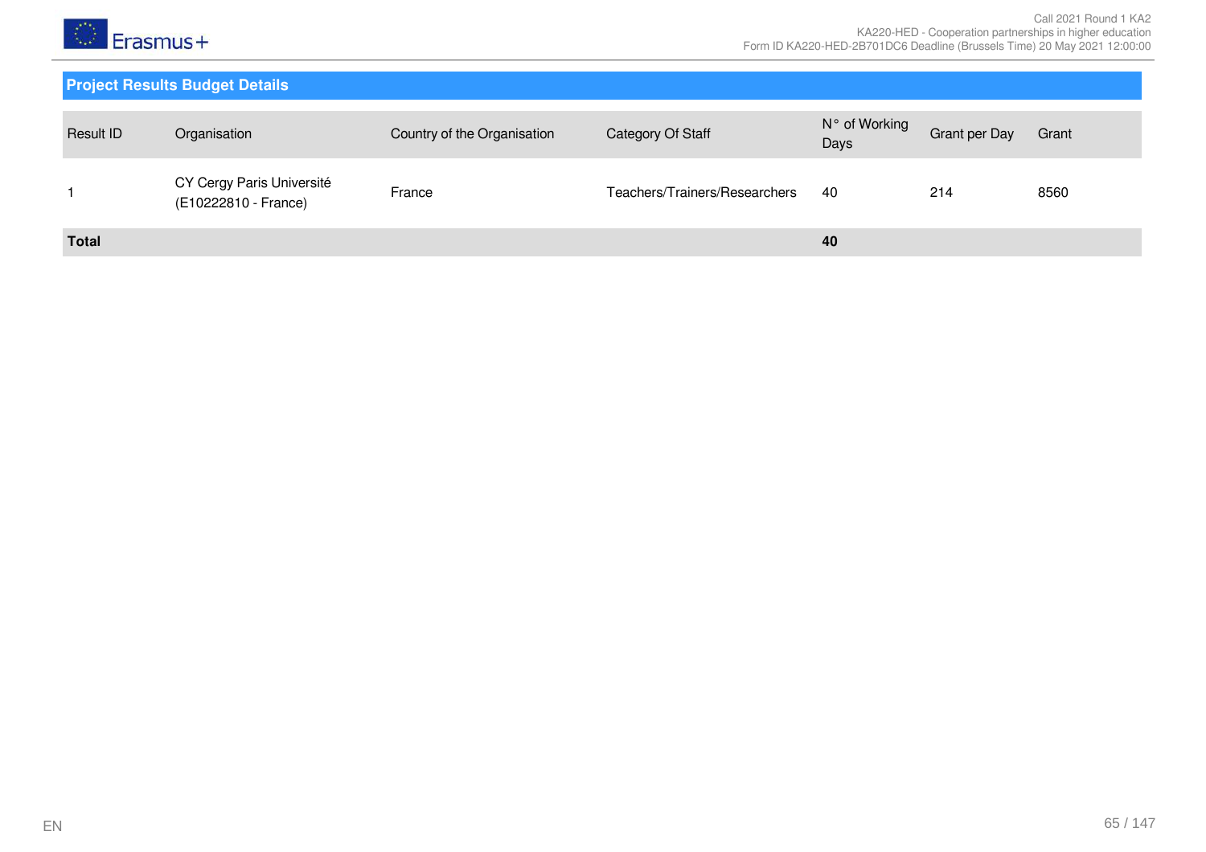## Project Results Budget Details

| Result ID | Organisation | Country of the Organisation | Category Of Staff | N° of Working Days | Grant per Day | Grant |
|---|---|---|---|---|---|---|
| 1 | CY Cergy Paris Université (E10222810 - France) | France | Teachers/Trainers/Researchers | 40 | 214 | 8560 |
| **Total** | | | | **40** | | |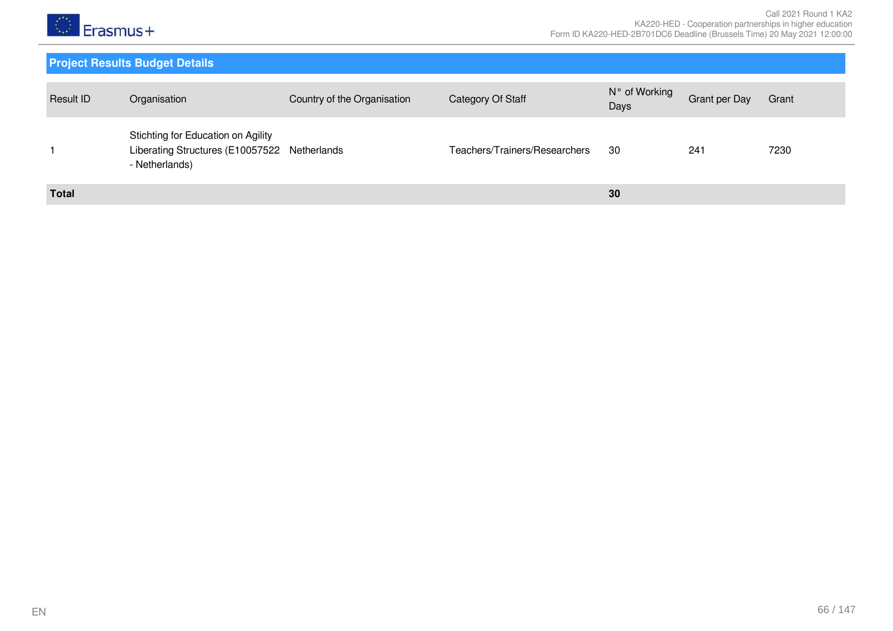## Project Results Budget Details

| Result ID | Organisation | Country of the Organisation | Category Of Staff | N° of Working Days | Grant per Day | Grant |
|---|---|---|---|---|---|---|
| 1 | Stichting for Education on Agility Liberating Structures (E10057522 - Netherlands) | Netherlands | Teachers/Trainers/Researchers | 30 | 241 | 7230 |
| **Total** | | | | **30** | | |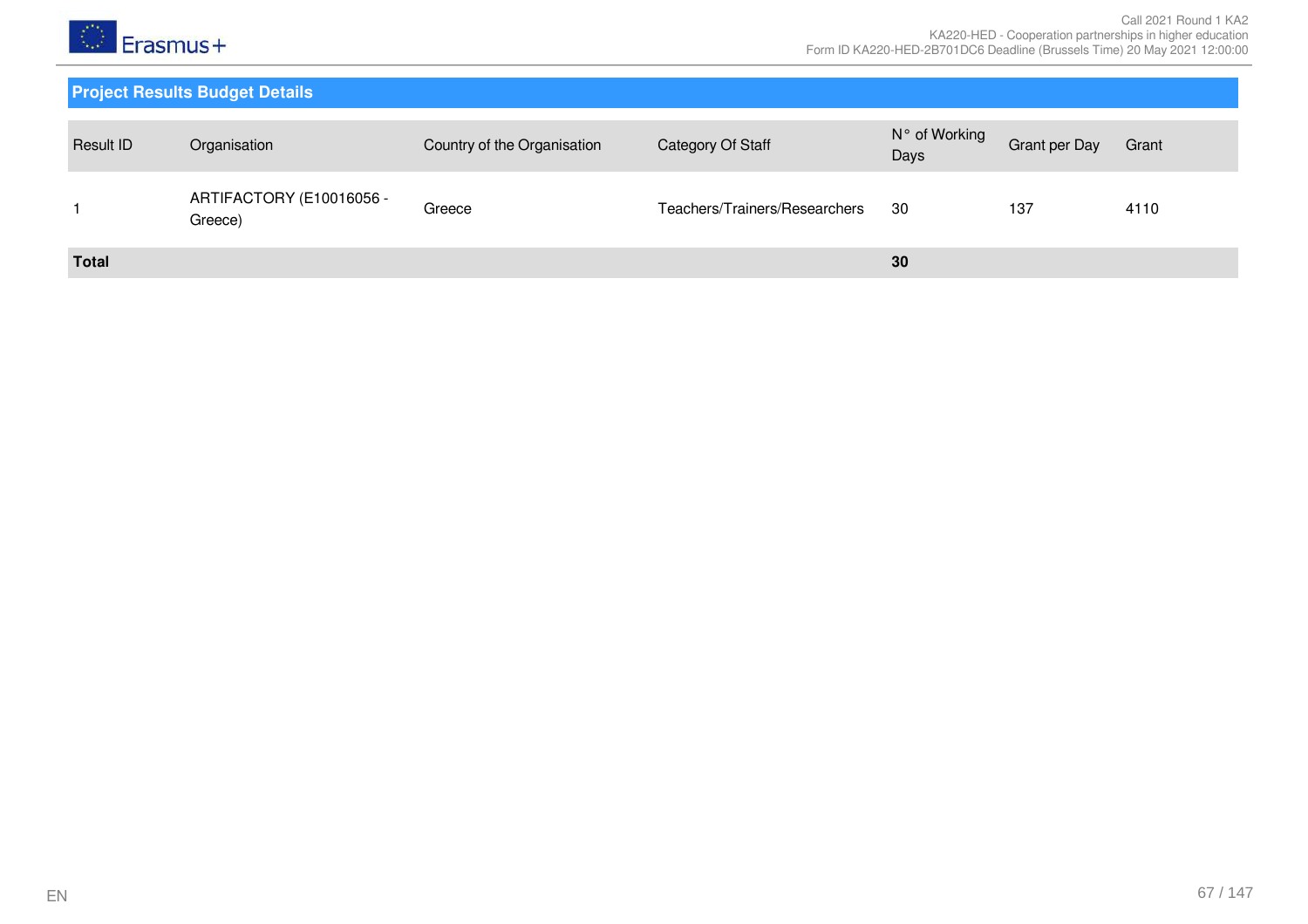## Project Results Budget Details

| Result ID | Organisation | Country of the Organisation | Category Of Staff | N° of Working Days | Grant per Day | Grant |
|---|---|---|---|---|---|---|
| 1 | ARTIFACTORY (E10016056 - Greece) | Greece | Teachers/Trainers/Researchers | 30 | 137 | 4110 |
| **Total** | | | | **30** | | |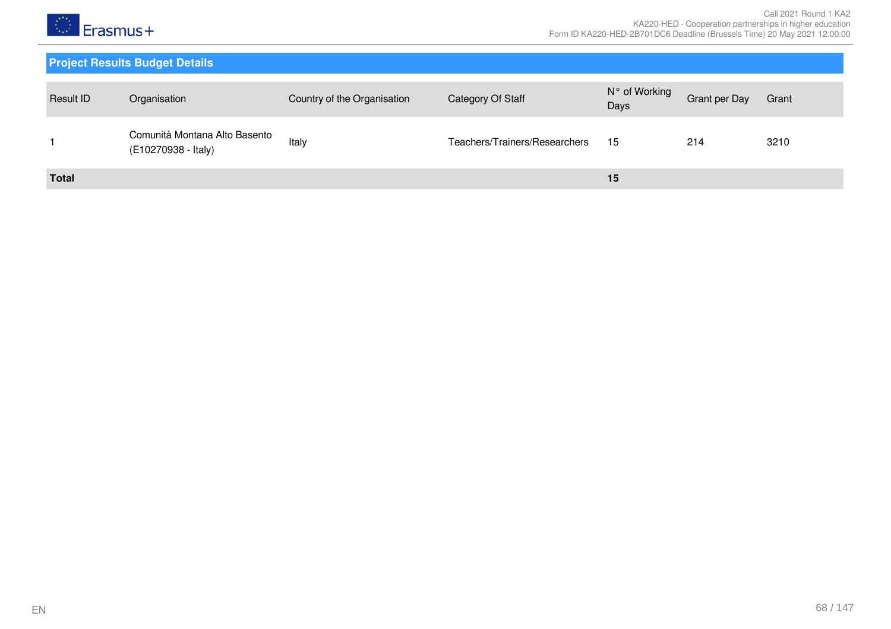## Project Results Budget Details

| Result ID | Organisation | Country of the Organisation | Category Of Staff | N° of Working Days | Grant per Day | Grant |
|---|---|---|---|---|---|---|
| 1 | Comunità Montana Alto Basento (E10270938 - Italy) | Italy | Teachers/Trainers/Researchers | 15 | 214 | 3210 |
| **Total** | | | | **15** | | |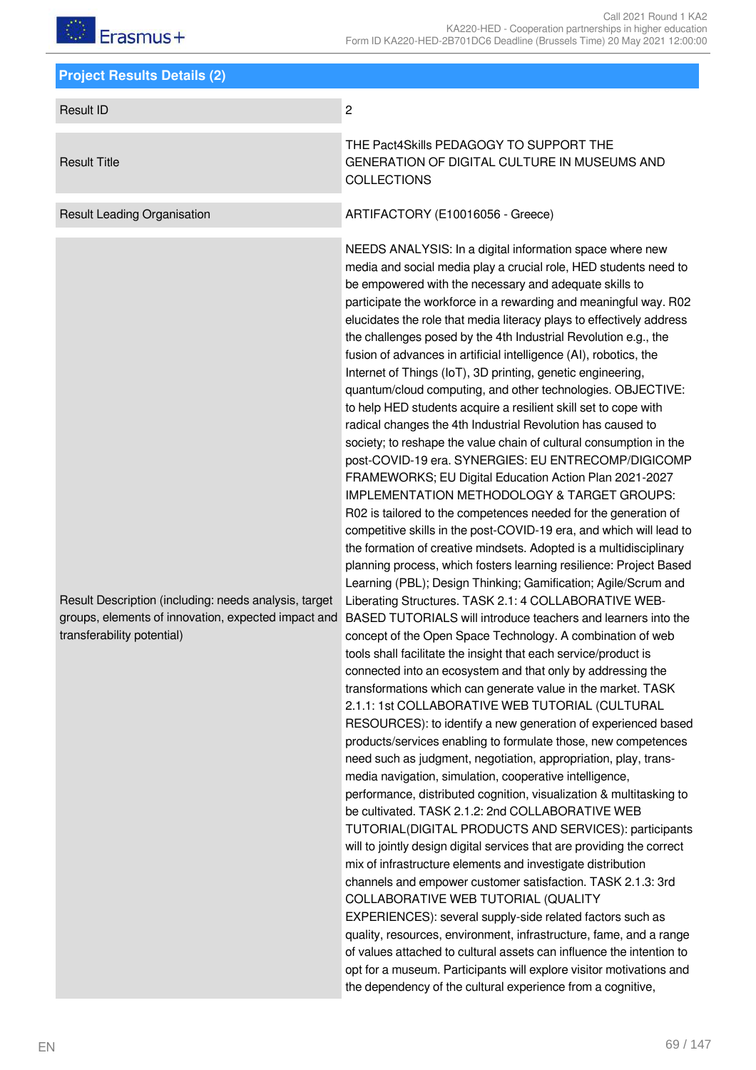## Project Results Details (2)

| | |
|---|---|
| Result ID | 2 |
| Result Title | THE Pact4Skills PEDAGOGY TO SUPPORT THE GENERATION OF DIGITAL CULTURE IN MUSEUMS AND COLLECTIONS |
| Result Leading Organisation | ARTIFACTORY (E10016056 - Greece) |
| Result Description (including: needs analysis, target groups, elements of innovation, expected impact and transferability potential) | NEEDS ANALYSIS: In a digital information space where new media and social media play a crucial role, HED students need to be empowered with the necessary and adequate skills to participate the workforce in a rewarding and meaningful way. R02 elucidates the role that media literacy plays to effectively address the challenges posed by the 4th Industrial Revolution e.g., the fusion of advances in artificial intelligence (AI), robotics, the Internet of Things (IoT), 3D printing, genetic engineering, quantum/cloud computing, and other technologies. OBJECTIVE: to help HED students acquire a resilient skill set to cope with radical changes the 4th Industrial Revolution has caused to society; to reshape the value chain of cultural consumption in the post-COVID-19 era. SYNERGIES: EU ENTRECOMP/DIGICOMP FRAMEWORKS; EU Digital Education Action Plan 2021-2027 IMPLEMENTATION METHODOLOGY & TARGET GROUPS: R02 is tailored to the competences needed for the generation of competitive skills in the post-COVID-19 era, and which will lead to the formation of creative mindsets. Adopted is a multidisciplinary planning process, which fosters learning resilience: Project Based Learning (PBL); Design Thinking; Gamification; Agile/Scrum and Liberating Structures. TASK 2.1: 4 COLLABORATIVE WEB-BASED TUTORIALS will introduce teachers and learners into the concept of the Open Space Technology. A combination of web tools shall facilitate the insight that each service/product is connected into an ecosystem and that only by addressing the transformations which can generate value in the market. TASK 2.1.1: 1st COLLABORATIVE WEB TUTORIAL (CULTURAL RESOURCES): to identify a new generation of experienced based products/services enabling to formulate those, new competences need such as judgment, negotiation, appropriation, play, trans-media navigation, simulation, cooperative intelligence, performance, distributed cognition, visualization & multitasking to be cultivated. TASK 2.1.2: 2nd COLLABORATIVE WEB TUTORIAL(DIGITAL PRODUCTS AND SERVICES): participants will to jointly design digital services that are providing the correct mix of infrastructure elements and investigate distribution channels and empower customer satisfaction. TASK 2.1.3: 3rd COLLABORATIVE WEB TUTORIAL (QUALITY EXPERIENCES): several supply-side related factors such as quality, resources, environment, infrastructure, fame, and a range of values attached to cultural assets can influence the intention to opt for a museum. Participants will explore visitor motivations and the dependency of the cultural experience from a cognitive, |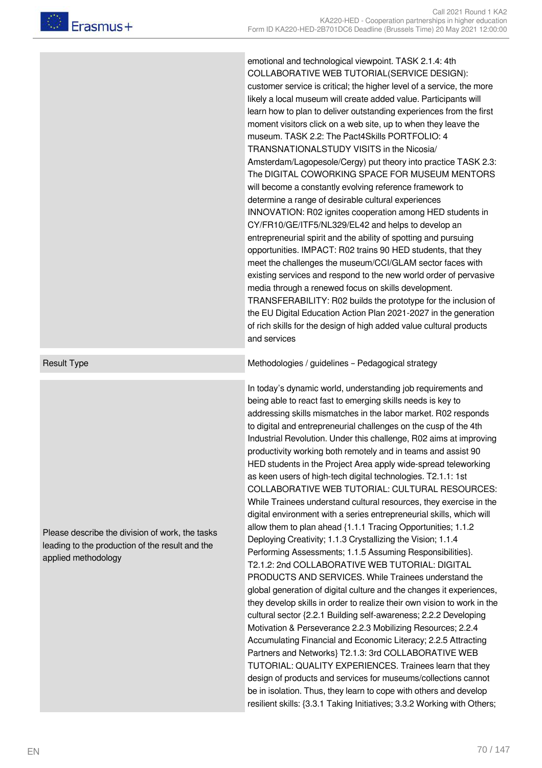| | |
|---|---|
| | emotional and technological viewpoint. TASK 2.1.4: 4th COLLABORATIVE WEB TUTORIAL(SERVICE DESIGN): customer service is critical; the higher level of a service, the more likely a local museum will create added value. Participants will learn how to plan to deliver outstanding experiences from the first moment visitors click on a web site, up to when they leave the museum. TASK 2.2: The Pact4Skills PORTFOLIO: 4 TRANSNATIONALSTUDY VISITS in the Nicosia/ Amsterdam/Lagopesole/Cergy) put theory into practice TASK 2.3: The DIGITAL COWORKING SPACE FOR MUSEUM MENTORS will become a constantly evolving reference framework to determine a range of desirable cultural experiences INNOVATION: R02 ignites cooperation among HED students in CY/FR10/GE/ITF5/NL329/EL42 and helps to develop an entrepreneurial spirit and the ability of spotting and pursuing opportunities. IMPACT: R02 trains 90 HED students, that they meet the challenges the museum/CCI/GLAM sector faces with existing services and respond to the new world order of pervasive media through a renewed focus on skills development. TRANSFERABILITY: R02 builds the prototype for the inclusion of the EU Digital Education Action Plan 2021-2027 in the generation of rich skills for the design of high added value cultural products and services |
| Result Type | Methodologies / guidelines – Pedagogical strategy |
| Please describe the division of work, the tasks leading to the production of the result and the applied methodology | In today's dynamic world, understanding job requirements and being able to react fast to emerging skills needs is key to addressing skills mismatches in the labor market. R02 responds to digital and entrepreneurial challenges on the cusp of the 4th Industrial Revolution. Under this challenge, R02 aims at improving productivity working both remotely and in teams and assist 90 HED students in the Project Area apply wide-spread teleworking as keen users of high-tech digital technologies. T2.1.1: 1st COLLABORATIVE WEB TUTORIAL: CULTURAL RESOURCES: While Trainees understand cultural resources, they exercise in the digital environment with a series entrepreneurial skills, which will allow them to plan ahead {1.1.1 Tracing Opportunities; 1.1.2 Deploying Creativity; 1.1.3 Crystallizing the Vision; 1.1.4 Performing Assessments; 1.1.5 Assuming Responsibilities}. T2.1.2: 2nd COLLABORATIVE WEB TUTORIAL: DIGITAL PRODUCTS AND SERVICES. While Trainees understand the global generation of digital culture and the changes it experiences, they develop skills in order to realize their own vision to work in the cultural sector {2.2.1 Building self-awareness; 2.2.2 Developing Motivation & Perseverance 2.2.3 Mobilizing Resources; 2.2.4 Accumulating Financial and Economic Literacy; 2.2.5 Attracting Partners and Networks} T2.1.3: 3rd COLLABORATIVE WEB TUTORIAL: QUALITY EXPERIENCES. Trainees learn that they design of products and services for museums/collections cannot be in isolation. Thus, they learn to cope with others and develop resilient skills: {3.3.1 Taking Initiatives; 3.3.2 Working with Others; |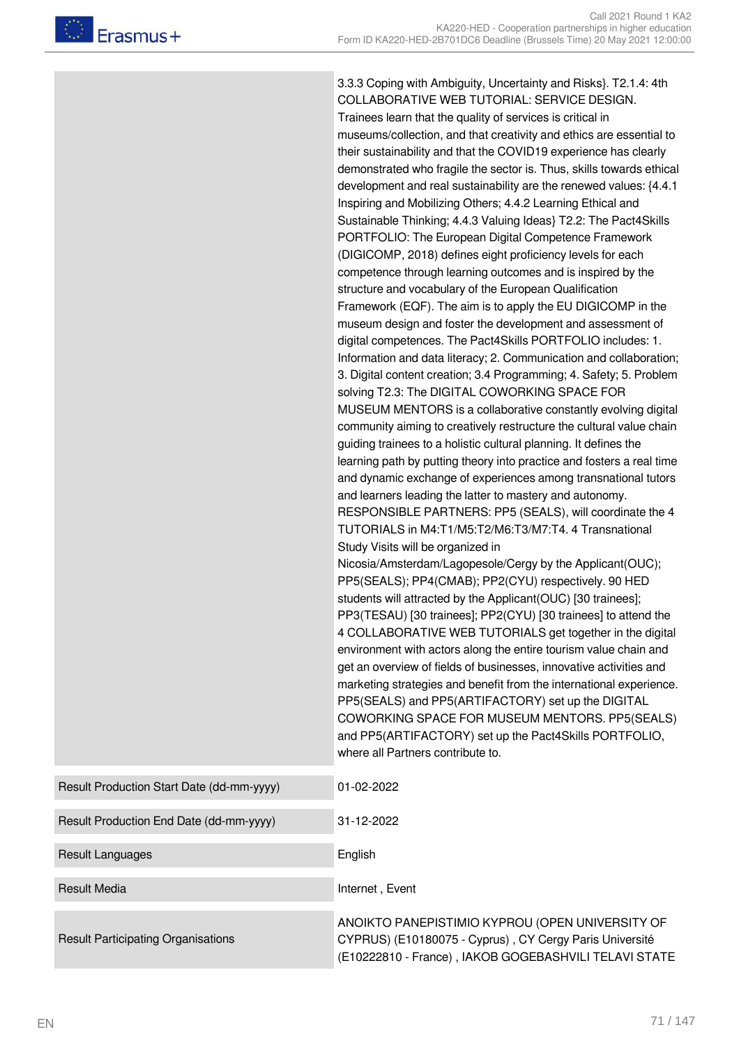| | |
|---|---|
| | 3.3.3 Coping with Ambiguity, Uncertainty and Risks}. T2.1.4: 4th COLLABORATIVE WEB TUTORIAL: SERVICE DESIGN. Trainees learn that the quality of services is critical in museums/collection, and that creativity and ethics are essential to their sustainability and that the COVID19 experience has clearly demonstrated who fragile the sector is. Thus, skills towards ethical development and real sustainability are the renewed values: {4.4.1 Inspiring and Mobilizing Others; 4.4.2 Learning Ethical and Sustainable Thinking; 4.4.3 Valuing Ideas} T2.2: The Pact4Skills PORTFOLIO: The European Digital Competence Framework (DIGICOMP, 2018) defines eight proficiency levels for each competence through learning outcomes and is inspired by the structure and vocabulary of the European Qualification Framework (EQF). The aim is to apply the EU DIGICOMP in the museum design and foster the development and assessment of digital competences. The Pact4Skills PORTFOLIO includes: 1. Information and data literacy; 2. Communication and collaboration; 3. Digital content creation; 3.4 Programming; 4. Safety; 5. Problem solving T2.3: The DIGITAL COWORKING SPACE FOR MUSEUM MENTORS is a collaborative constantly evolving digital community aiming to creatively restructure the cultural value chain guiding trainees to a holistic cultural planning. It defines the learning path by putting theory into practice and fosters a real time and dynamic exchange of experiences among transnational tutors and learners leading the latter to mastery and autonomy. RESPONSIBLE PARTNERS: PP5 (SEALS), will coordinate the 4 TUTORIALS in M4:T1/M5:T2/M6:T3/M7:T4. 4 Transnational Study Visits will be organized in Nicosia/Amsterdam/Lagopesole/Cergy by the Applicant(OUC); PP5(SEALS); PP4(CMAB); PP2(CYU) respectively. 90 HED students will attracted by the Applicant(OUC) [30 trainees]; PP3(TESAU) [30 trainees]; PP2(CYU) [30 trainees] to attend the 4 COLLABORATIVE WEB TUTORIALS get together in the digital environment with actors along the entire tourism value chain and get an overview of fields of businesses, innovative activities and marketing strategies and benefit from the international experience. PP5(SEALS) and PP5(ARTIFACTORY) set up the DIGITAL COWORKING SPACE FOR MUSEUM MENTORS. PP5(SEALS) and PP5(ARTIFACTORY) set up the Pact4Skills PORTFOLIO, where all Partners contribute to. |
| Result Production Start Date (dd-mm-yyyy) | 01-02-2022 |
| Result Production End Date (dd-mm-yyyy) | 31-12-2022 |
| Result Languages | English |
| Result Media | Internet , Event |
| Result Participating Organisations | ANOIKTO PANEPISTIMIO KYPROU (OPEN UNIVERSITY OF CYPRUS) (E10180075 - Cyprus) , CY Cergy Paris Université (E10222810 - France) , IAKOB GOGEBASHVILI TELAVI STATE |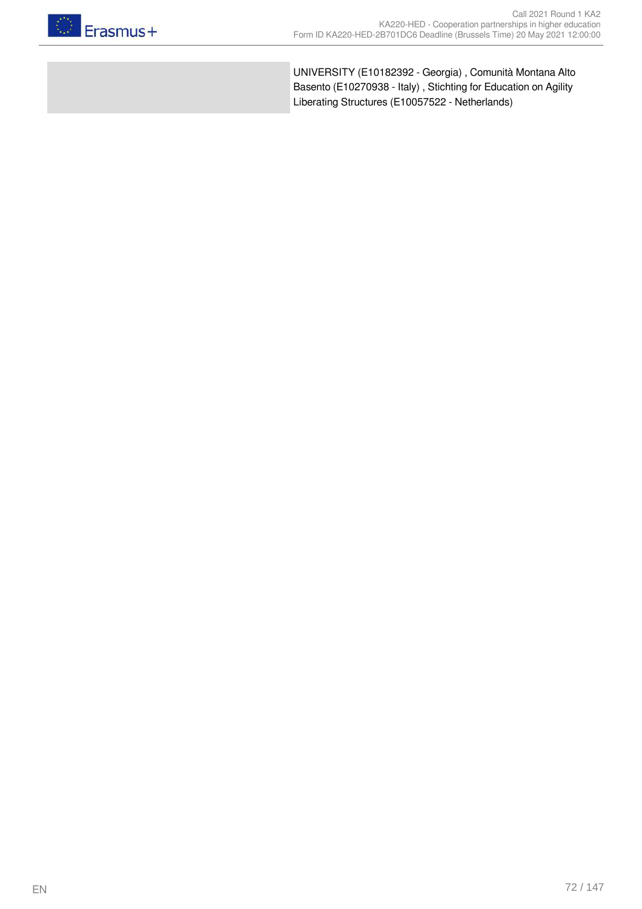| | |
|---|---|
| | UNIVERSITY (E10182392 - Georgia) , Comunità Montana Alto Basento (E10270938 - Italy) , Stichting for Education on Agility Liberating Structures (E10057522 - Netherlands) |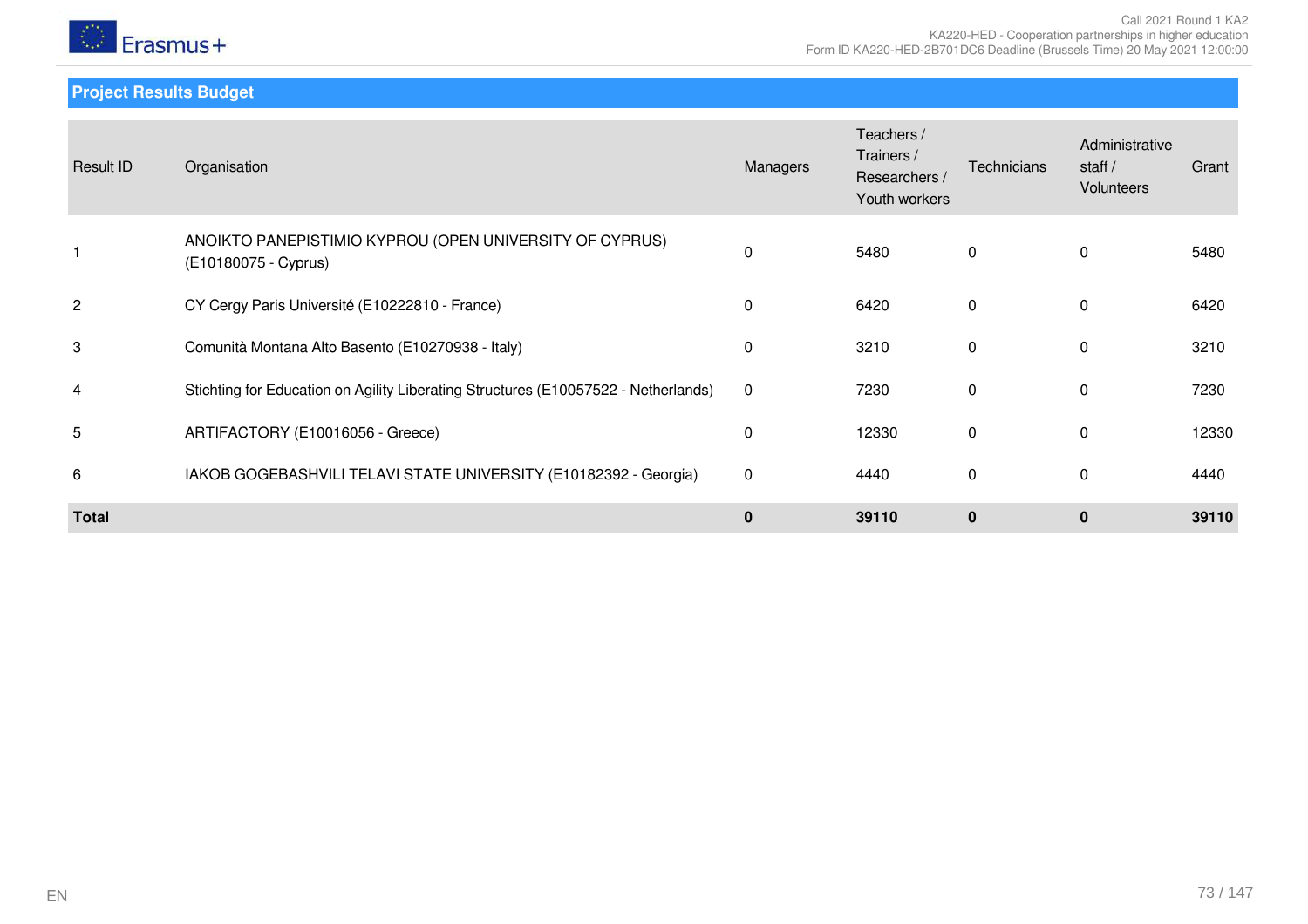## Project Results Budget

| Result ID | Organisation | Managers | Teachers / Trainers / Researchers / Youth workers | Technicians | Administrative staff / Volunteers | Grant |
|---|---|---|---|---|---|---|
| 1 | ANOIKTO PANEPISTIMIO KYPROU (OPEN UNIVERSITY OF CYPRUS) (E10180075 - Cyprus) | 0 | 5480 | 0 | 0 | 5480 |
| 2 | CY Cergy Paris Université (E10222810 - France) | 0 | 6420 | 0 | 0 | 6420 |
| 3 | Comunità Montana Alto Basento (E10270938 - Italy) | 0 | 3210 | 0 | 0 | 3210 |
| 4 | Stichting for Education on Agility Liberating Structures (E10057522 - Netherlands) | 0 | 7230 | 0 | 0 | 7230 |
| 5 | ARTIFACTORY (E10016056 - Greece) | 0 | 12330 | 0 | 0 | 12330 |
| 6 | IAKOB GOGEBASHVILI TELAVI STATE UNIVERSITY (E10182392 - Georgia) | 0 | 4440 | 0 | 0 | 4440 |
| **Total** | | **0** | **39110** | **0** | **0** | **39110** |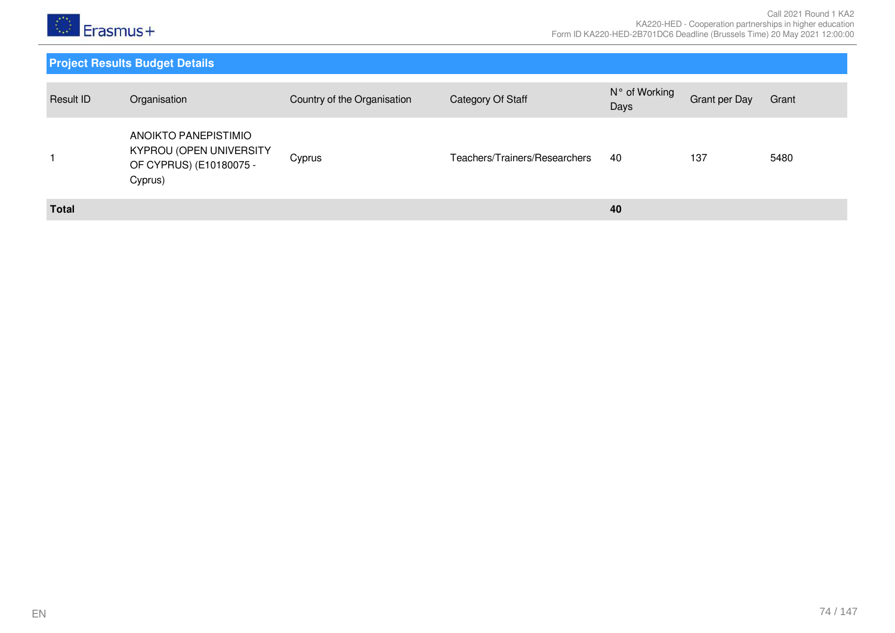## Project Results Budget Details

| Result ID | Organisation | Country of the Organisation | Category Of Staff | N° of Working Days | Grant per Day | Grant |
|---|---|---|---|---|---|---|
| 1 | ANOIKTO PANEPISTIMIO KYPROU (OPEN UNIVERSITY OF CYPRUS) (E10180075 - Cyprus) | Cyprus | Teachers/Trainers/Researchers | 40 | 137 | 5480 |
| **Total** | | | | **40** | | |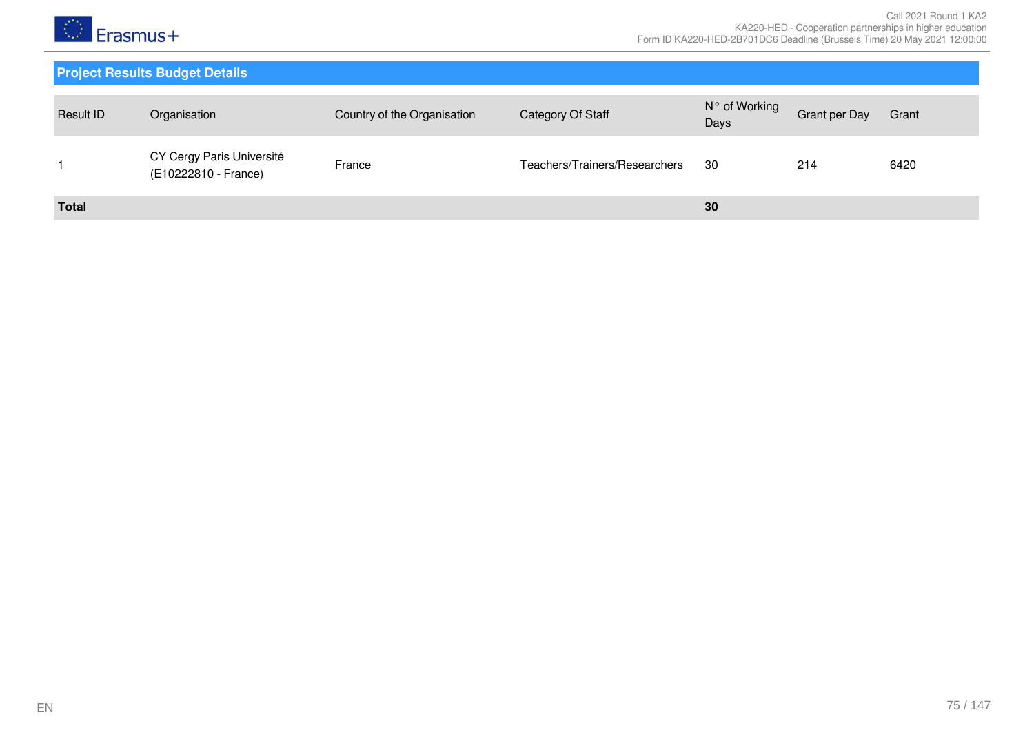## Project Results Budget Details

| Result ID | Organisation | Country of the Organisation | Category Of Staff | N° of Working Days | Grant per Day | Grant |
|---|---|---|---|---|---|---|
| 1 | CY Cergy Paris Université (E10222810 - France) | France | Teachers/Trainers/Researchers | 30 | 214 | 6420 |
| **Total** | | | | **30** | | |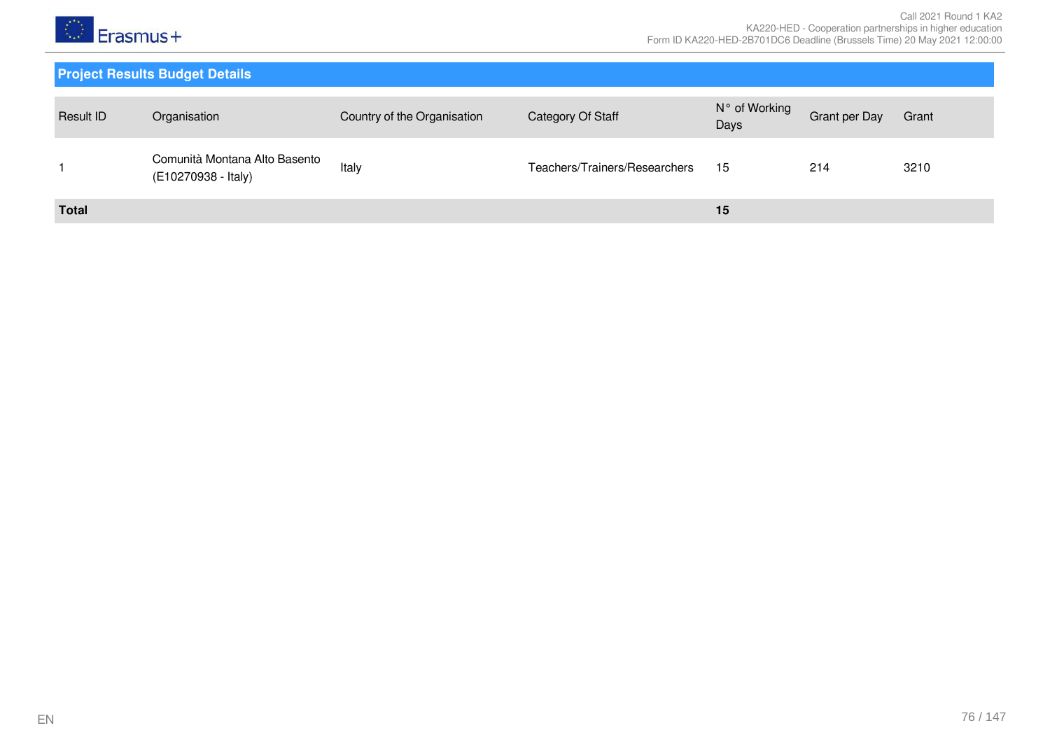## Project Results Budget Details

| Result ID | Organisation | Country of the Organisation | Category Of Staff | N° of Working Days | Grant per Day | Grant |
|---|---|---|---|---|---|---|
| 1 | Comunità Montana Alto Basento (E10270938 - Italy) | Italy | Teachers/Trainers/Researchers | 15 | 214 | 3210 |
| **Total** | | | | **15** | | |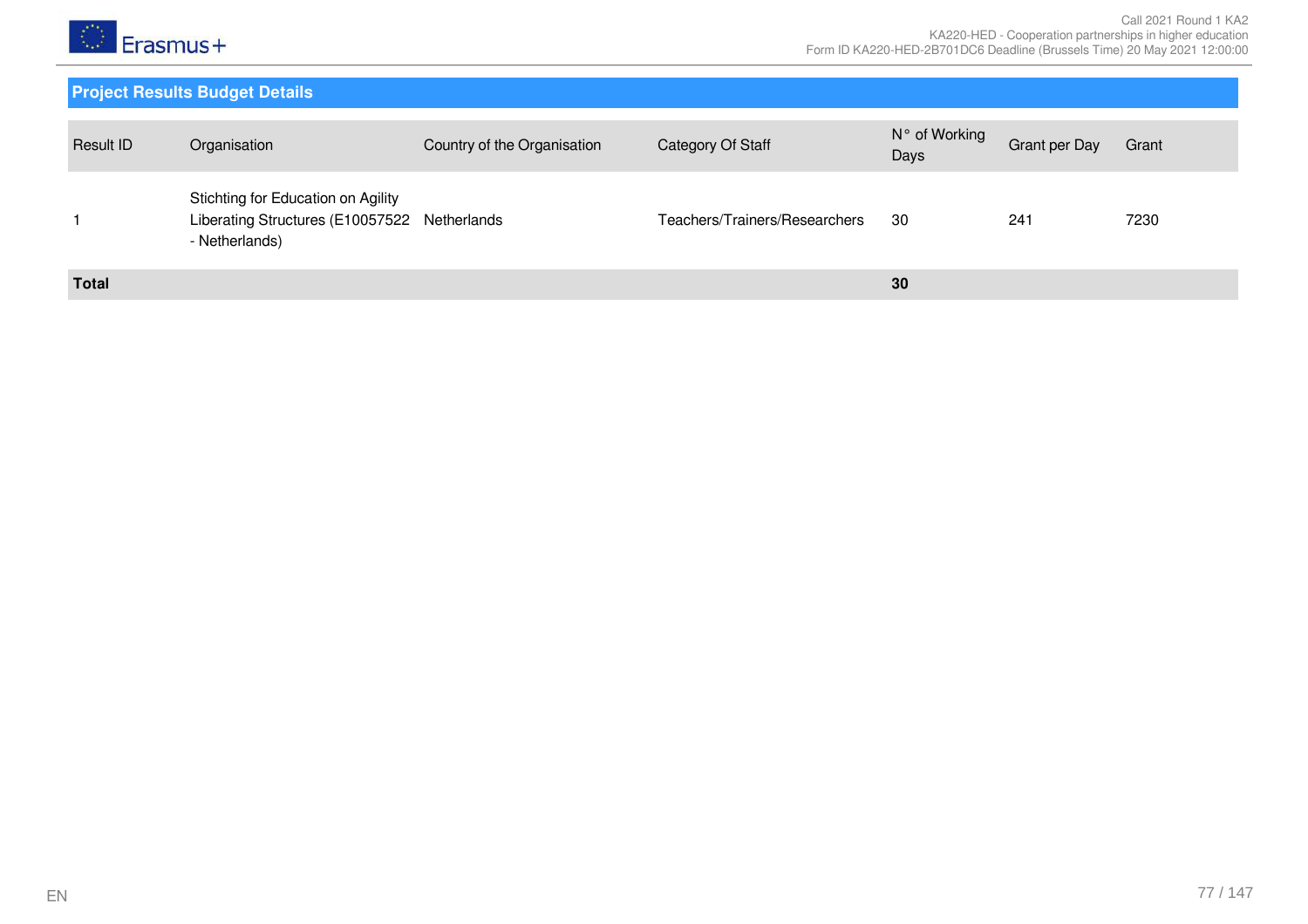## Project Results Budget Details

| Result ID | Organisation | Country of the Organisation | Category Of Staff | N° of Working Days | Grant per Day | Grant |
|---|---|---|---|---|---|---|
| 1 | Stichting for Education on Agility Liberating Structures (E10057522 - Netherlands) | Netherlands | Teachers/Trainers/Researchers | 30 | 241 | 7230 |
| **Total** | | | | **30** | | |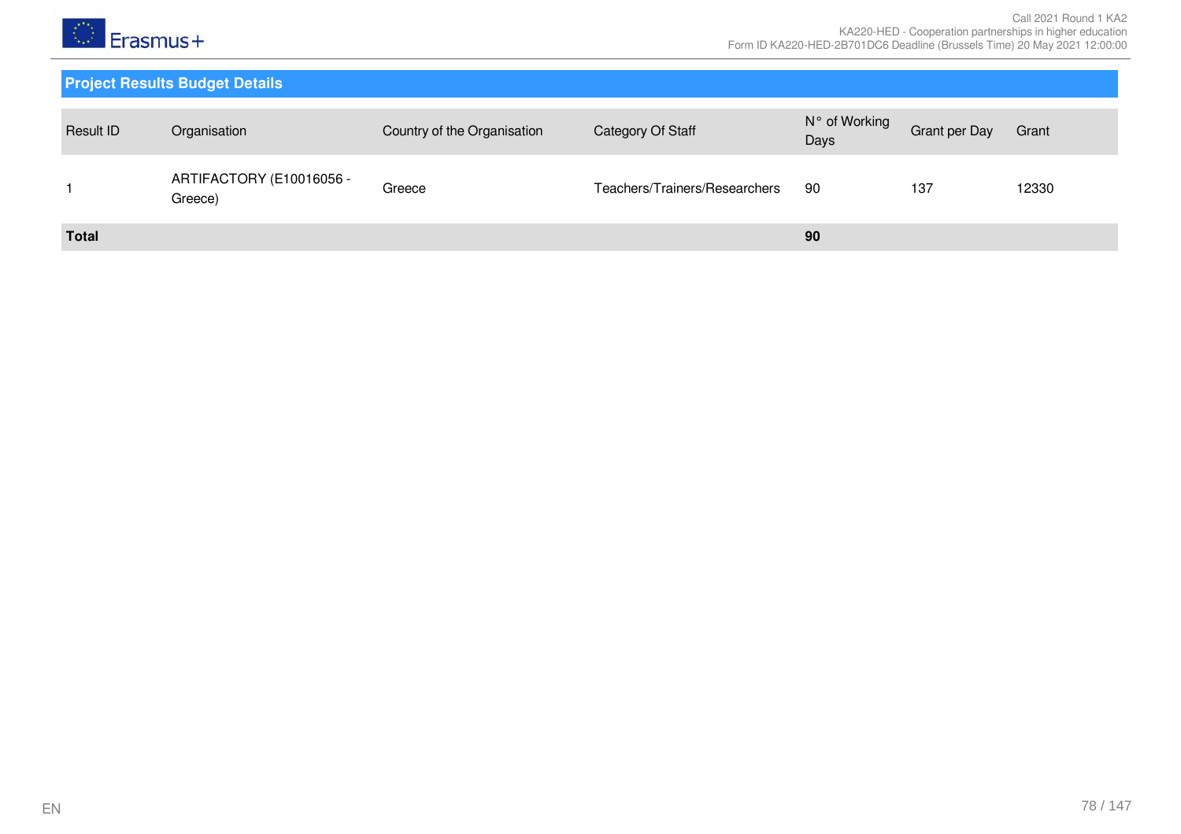## Project Results Budget Details

| Result ID | Organisation | Country of the Organisation | Category Of Staff | N° of Working Days | Grant per Day | Grant |
|---|---|---|---|---|---|---|
| 1 | ARTIFACTORY (E10016056 - Greece) | Greece | Teachers/Trainers/Researchers | 90 | 137 | 12330 |
| **Total** | | | | **90** | | |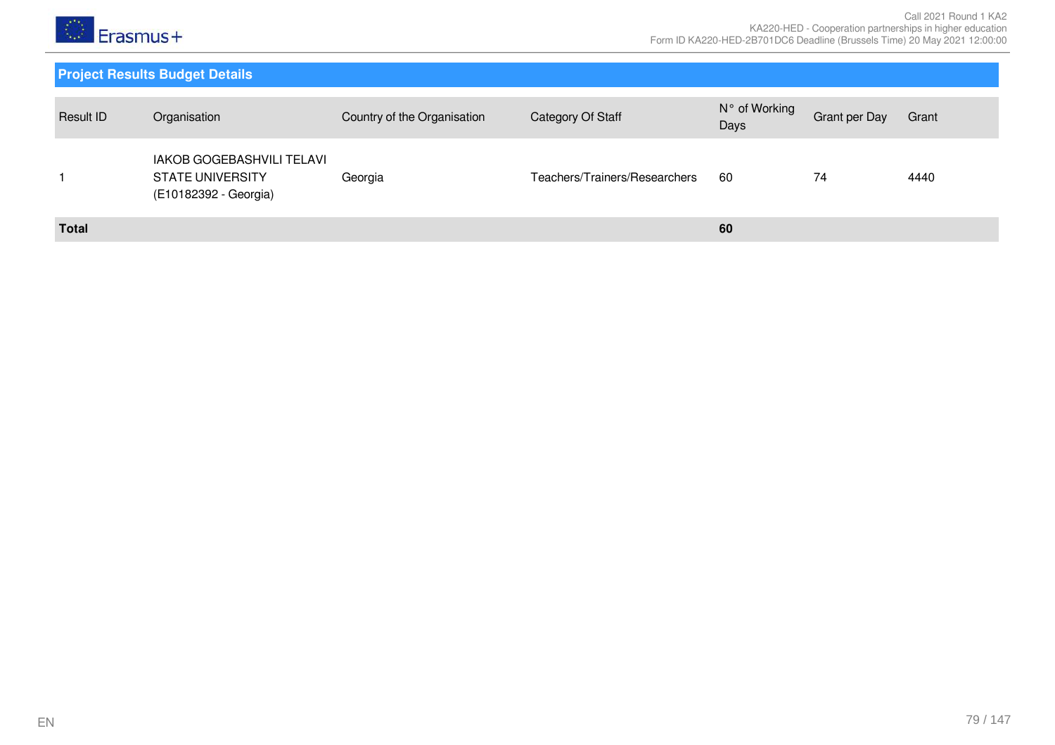## Project Results Budget Details

| Result ID | Organisation | Country of the Organisation | Category Of Staff | N° of Working Days | Grant per Day | Grant |
|---|---|---|---|---|---|---|
| 1 | IAKOB GOGEBASHVILI TELAVI STATE UNIVERSITY (E10182392 - Georgia) | Georgia | Teachers/Trainers/Researchers | 60 | 74 | 4440 |
| **Total** | | | | **60** | | |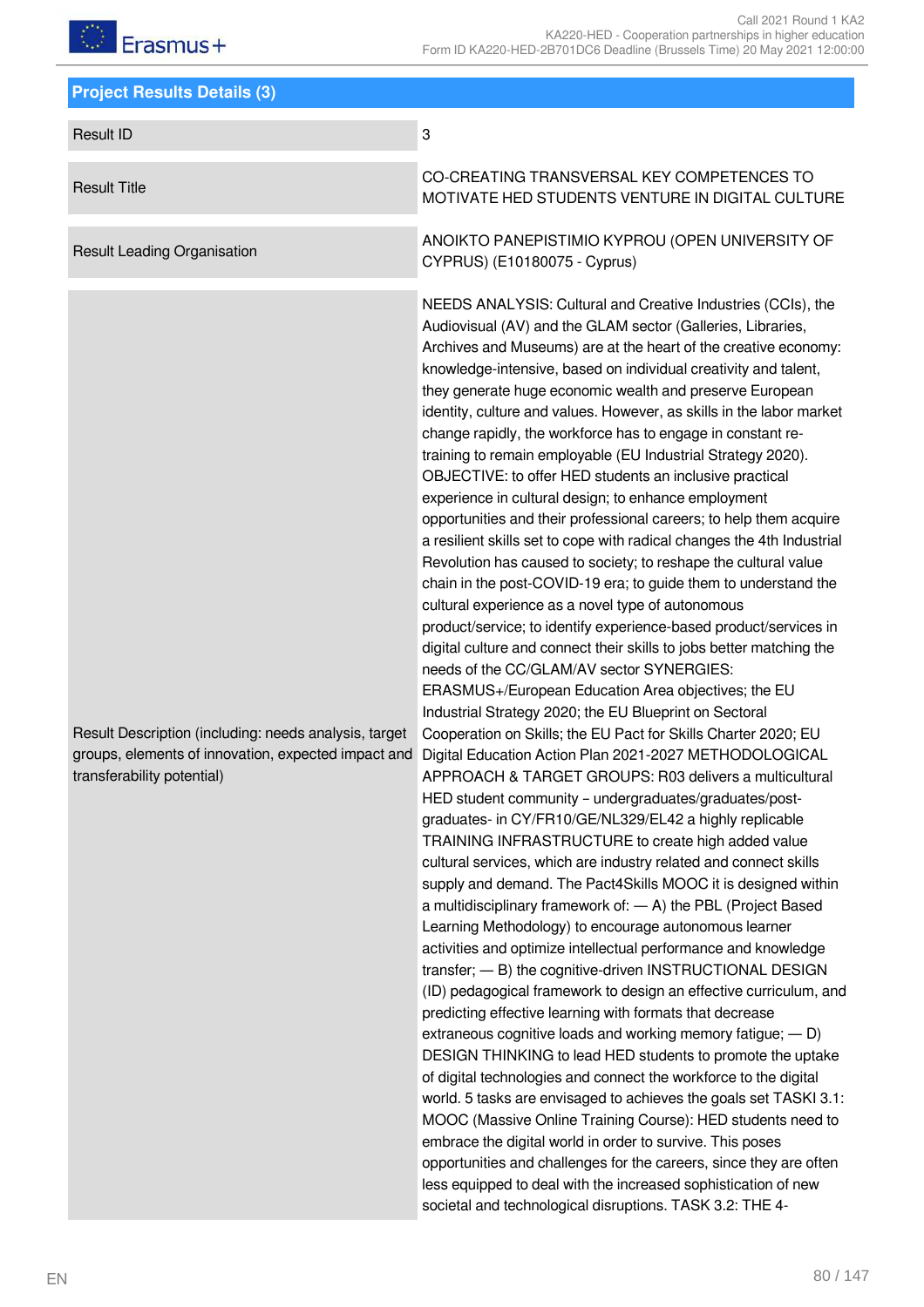## Project Results Details (3)

| | |
|---|---|
| Result ID | 3 |
| Result Title | CO-CREATING TRANSVERSAL KEY COMPETENCES TO MOTIVATE HED STUDENTS VENTURE IN DIGITAL CULTURE |
| Result Leading Organisation | ANOIKTO PANEPISTIMIO KYPROU (OPEN UNIVERSITY OF CYPRUS) (E10180075 - Cyprus) |
| Result Description (including: needs analysis, target groups, elements of innovation, expected impact and transferability potential) | NEEDS ANALYSIS: Cultural and Creative Industries (CCIs), the Audiovisual (AV) and the GLAM sector (Galleries, Libraries, Archives and Museums) are at the heart of the creative economy: knowledge-intensive, based on individual creativity and talent, they generate huge economic wealth and preserve European identity, culture and values. However, as skills in the labor market change rapidly, the workforce has to engage in constant re-training to remain employable (EU Industrial Strategy 2020). OBJECTIVE: to offer HED students an inclusive practical experience in cultural design; to enhance employment opportunities and their professional careers; to help them acquire a resilient skills set to cope with radical changes the 4th Industrial Revolution has caused to society; to reshape the cultural value chain in the post-COVID-19 era; to guide them to understand the cultural experience as a novel type of autonomous product/service; to identify experience-based product/services in digital culture and connect their skills to jobs better matching the needs of the CC/GLAM/AV sector SYNERGIES: ERASMUS+/European Education Area objectives; the EU Industrial Strategy 2020; the EU Blueprint on Sectoral Cooperation on Skills; the EU Pact for Skills Charter 2020; EU Digital Education Action Plan 2021-2027 METHODOLOGICAL APPROACH & TARGET GROUPS: R03 delivers a multicultural HED student community – undergraduates/graduates/post-graduates- in CY/FR10/GE/NL329/EL42 a highly replicable TRAINING INFRASTRUCTURE to create high added value cultural services, which are industry related and connect skills supply and demand. The Pact4Skills MOOC it is designed within a multidisciplinary framework of: — A) the PBL (Project Based Learning Methodology) to encourage autonomous learner activities and optimize intellectual performance and knowledge transfer; — B) the cognitive-driven INSTRUCTIONAL DESIGN (ID) pedagogical framework to design an effective curriculum, and predicting effective learning with formats that decrease extraneous cognitive loads and working memory fatigue; — D) DESIGN THINKING to lead HED students to promote the uptake of digital technologies and connect the workforce to the digital world. 5 tasks are envisaged to achieves the goals set TASKI 3.1: MOOC (Massive Online Training Course): HED students need to embrace the digital world in order to survive. This poses opportunities and challenges for the careers, since they are often less equipped to deal with the increased sophistication of new societal and technological disruptions. TASK 3.2: THE 4- |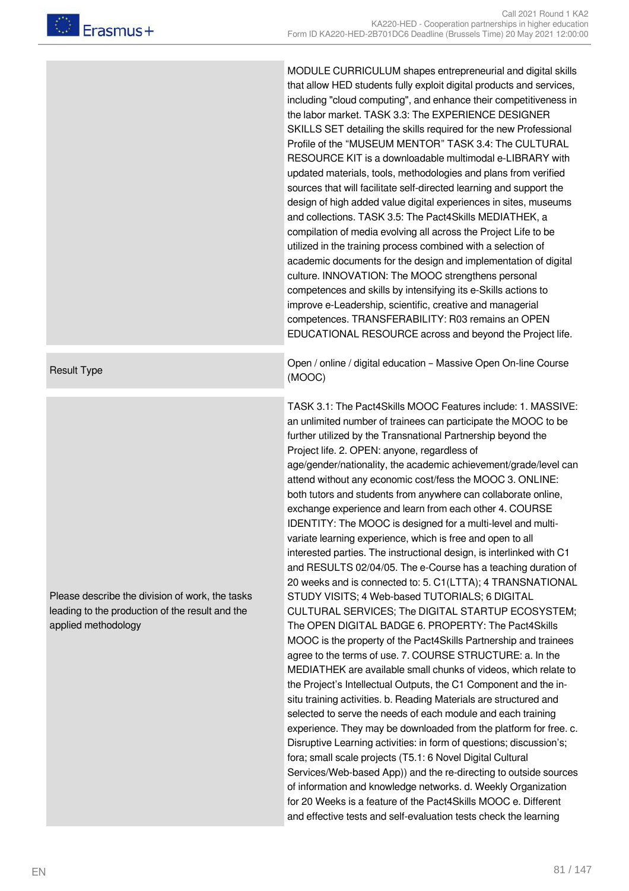| | |
|---|---|
| | MODULE CURRICULUM shapes entrepreneurial and digital skills that allow HED students fully exploit digital products and services, including "cloud computing", and enhance their competitiveness in the labor market. TASK 3.3: The EXPERIENCE DESIGNER SKILLS SET detailing the skills required for the new Professional Profile of the "MUSEUM MENTOR" TASK 3.4: The CULTURAL RESOURCE KIT is a downloadable multimodal e-LIBRARY with updated materials, tools, methodologies and plans from verified sources that will facilitate self-directed learning and support the design of high added value digital experiences in sites, museums and collections. TASK 3.5: The Pact4Skills MEDIATHEK, a compilation of media evolving all across the Project Life to be utilized in the training process combined with a selection of academic documents for the design and implementation of digital culture. INNOVATION: The MOOC strengthens personal competences and skills by intensifying its e-Skills actions to improve e-Leadership, scientific, creative and managerial competences. TRANSFERABILITY: R03 remains an OPEN EDUCATIONAL RESOURCE across and beyond the Project life. |
| Result Type | Open / online / digital education – Massive Open On-line Course (MOOC) |
| Please describe the division of work, the tasks leading to the production of the result and the applied methodology | TASK 3.1: The Pact4Skills MOOC Features include: 1. MASSIVE: an unlimited number of trainees can participate the MOOC to be further utilized by the Transnational Partnership beyond the Project life. 2. OPEN: anyone, regardless of age/gender/nationality, the academic achievement/grade/level can attend without any economic cost/fess the MOOC 3. ONLINE: both tutors and students from anywhere can collaborate online, exchange experience and learn from each other 4. COURSE IDENTITY: The MOOC is designed for a multi-level and multi-variate learning experience, which is free and open to all interested parties. The instructional design, is interlinked with C1 and RESULTS 02/04/05. The e-Course has a teaching duration of 20 weeks and is connected to: 5. C1(LTTA); 4 TRANSNATIONAL STUDY VISITS; 4 Web-based TUTORIALS; 6 DIGITAL CULTURAL SERVICES; The DIGITAL STARTUP ECOSYSTEM; The OPEN DIGITAL BADGE 6. PROPERTY: The Pact4Skills MOOC is the property of the Pact4Skills Partnership and trainees agree to the terms of use. 7. COURSE STRUCTURE: a. In the MEDIATHEK are available small chunks of videos, which relate to the Project's Intellectual Outputs, the C1 Component and the in-situ training activities. b. Reading Materials are structured and selected to serve the needs of each module and each training experience. They may be downloaded from the platform for free. c. Disruptive Learning activities: in form of questions; discussion's; fora; small scale projects (T5.1: 6 Novel Digital Cultural Services/Web-based App)) and the re-directing to outside sources of information and knowledge networks. d. Weekly Organization for 20 Weeks is a feature of the Pact4Skills MOOC e. Different and effective tests and self-evaluation tests check the learning |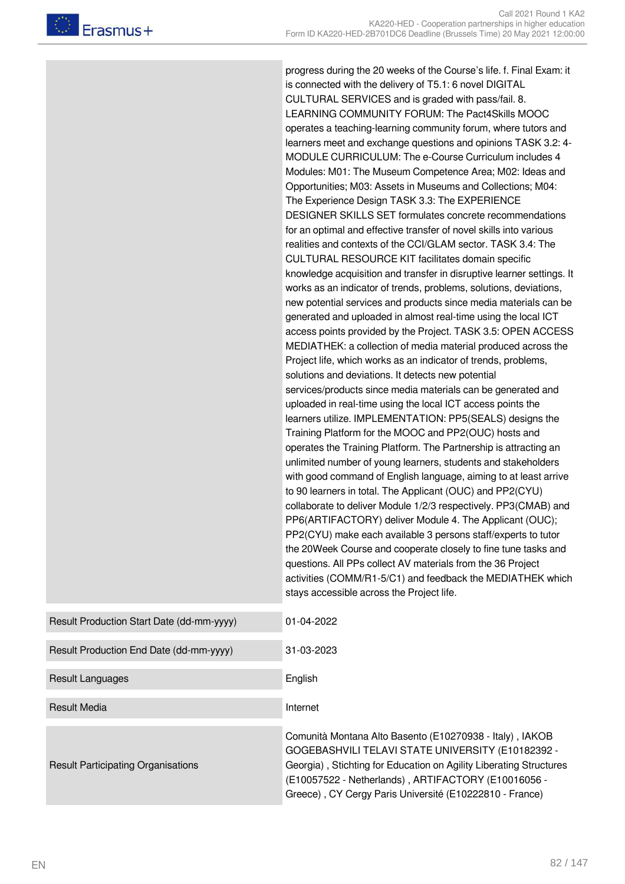| | |
|---|---|
| | progress during the 20 weeks of the Course's life. f. Final Exam: it is connected with the delivery of T5.1: 6 novel DIGITAL CULTURAL SERVICES and is graded with pass/fail. 8. LEARNING COMMUNITY FORUM: The Pact4Skills MOOC operates a teaching-learning community forum, where tutors and learners meet and exchange questions and opinions TASK 3.2: 4-MODULE CURRICULUM: The e-Course Curriculum includes 4 Modules: M01: The Museum Competence Area; M02: Ideas and Opportunities; M03: Assets in Museums and Collections; M04: The Experience Design TASK 3.3: The EXPERIENCE DESIGNER SKILLS SET formulates concrete recommendations for an optimal and effective transfer of novel skills into various realities and contexts of the CCI/GLAM sector. TASK 3.4: The CULTURAL RESOURCE KIT facilitates domain specific knowledge acquisition and transfer in disruptive learner settings. It works as an indicator of trends, problems, solutions, deviations, new potential services and products since media materials can be generated and uploaded in almost real-time using the local ICT access points provided by the Project. TASK 3.5: OPEN ACCESS MEDIATHEK: a collection of media material produced across the Project life, which works as an indicator of trends, problems, solutions and deviations. It detects new potential services/products since media materials can be generated and uploaded in real-time using the local ICT access points the learners utilize. IMPLEMENTATION: PP5(SEALS) designs the Training Platform for the MOOC and PP2(OUC) hosts and operates the Training Platform. The Partnership is attracting an unlimited number of young learners, students and stakeholders with good command of English language, aiming to at least arrive to 90 learners in total. The Applicant (OUC) and PP2(CYU) collaborate to deliver Module 1/2/3 respectively. PP3(CMAB) and PP6(ARTIFACTORY) deliver Module 4. The Applicant (OUC); PP2(CYU) make each available 3 persons staff/experts to tutor the 20Week Course and cooperate closely to fine tune tasks and questions. All PPs collect AV materials from the 36 Project activities (COMM/R1-5/C1) and feedback the MEDIATHEK which stays accessible across the Project life. |
| Result Production Start Date (dd-mm-yyyy) | 01-04-2022 |
| Result Production End Date (dd-mm-yyyy) | 31-03-2023 |
| Result Languages | English |
| Result Media | Internet |
| Result Participating Organisations | Comunità Montana Alto Basento (E10270938 - Italy) , IAKOB GOGEBASHVILI TELAVI STATE UNIVERSITY (E10182392 - Georgia) , Stichting for Education on Agility Liberating Structures (E10057522 - Netherlands) , ARTIFACTORY (E10016056 - Greece) , CY Cergy Paris Université (E10222810 - France) |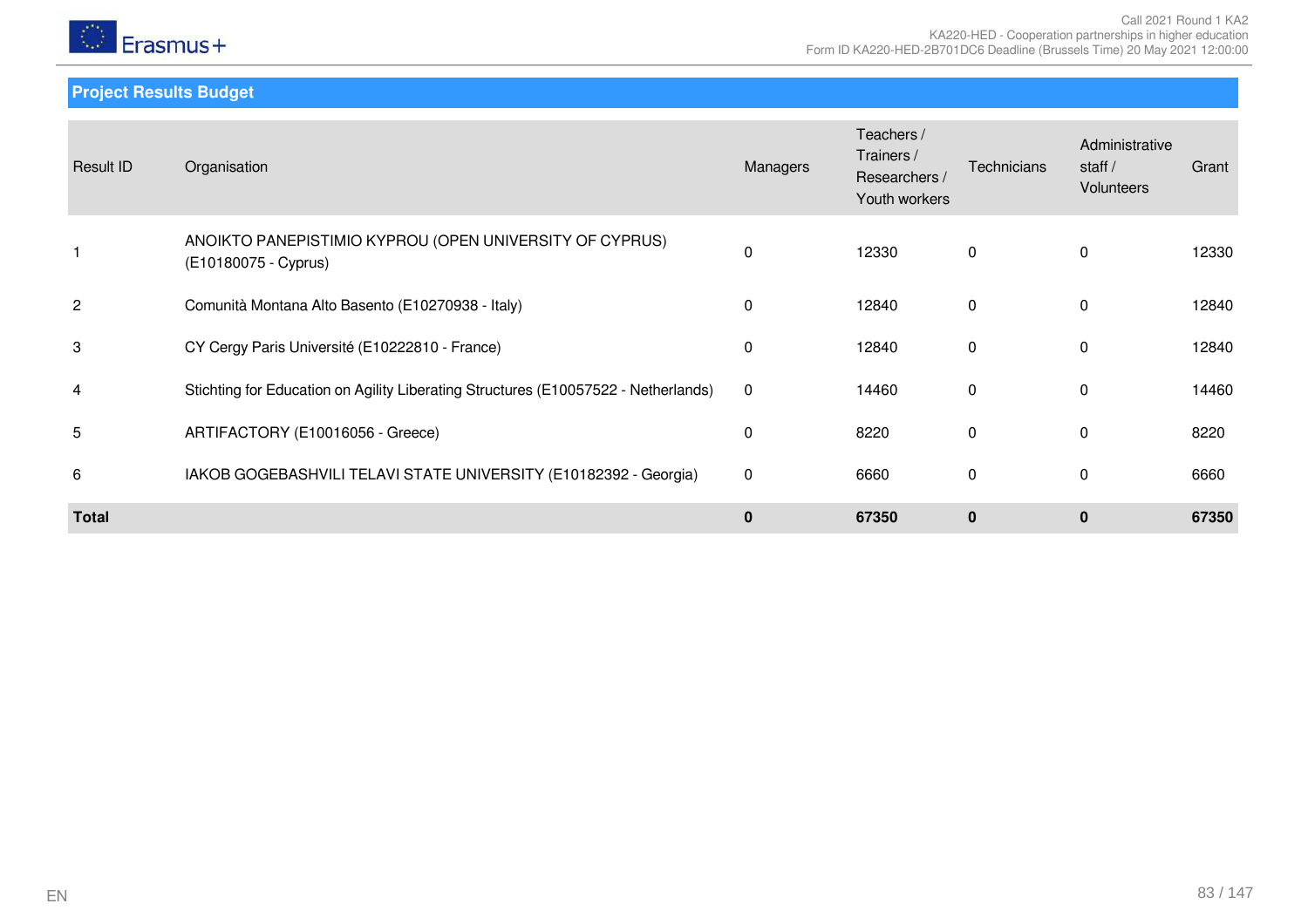## Project Results Budget

| Result ID | Organisation | Managers | Teachers / Trainers / Researchers / Youth workers | Technicians | Administrative staff / Volunteers | Grant |
|---|---|---|---|---|---|---|
| 1 | ANOIKTO PANEPISTIMIO KYPROU (OPEN UNIVERSITY OF CYPRUS) (E10180075 - Cyprus) | 0 | 12330 | 0 | 0 | 12330 |
| 2 | Comunità Montana Alto Basento (E10270938 - Italy) | 0 | 12840 | 0 | 0 | 12840 |
| 3 | CY Cergy Paris Université (E10222810 - France) | 0 | 12840 | 0 | 0 | 12840 |
| 4 | Stichting for Education on Agility Liberating Structures (E10057522 - Netherlands) | 0 | 14460 | 0 | 0 | 14460 |
| 5 | ARTIFACTORY (E10016056 - Greece) | 0 | 8220 | 0 | 0 | 8220 |
| 6 | IAKOB GOGEBASHVILI TELAVI STATE UNIVERSITY (E10182392 - Georgia) | 0 | 6660 | 0 | 0 | 6660 |
| **Total** | | **0** | **67350** | **0** | **0** | **67350** |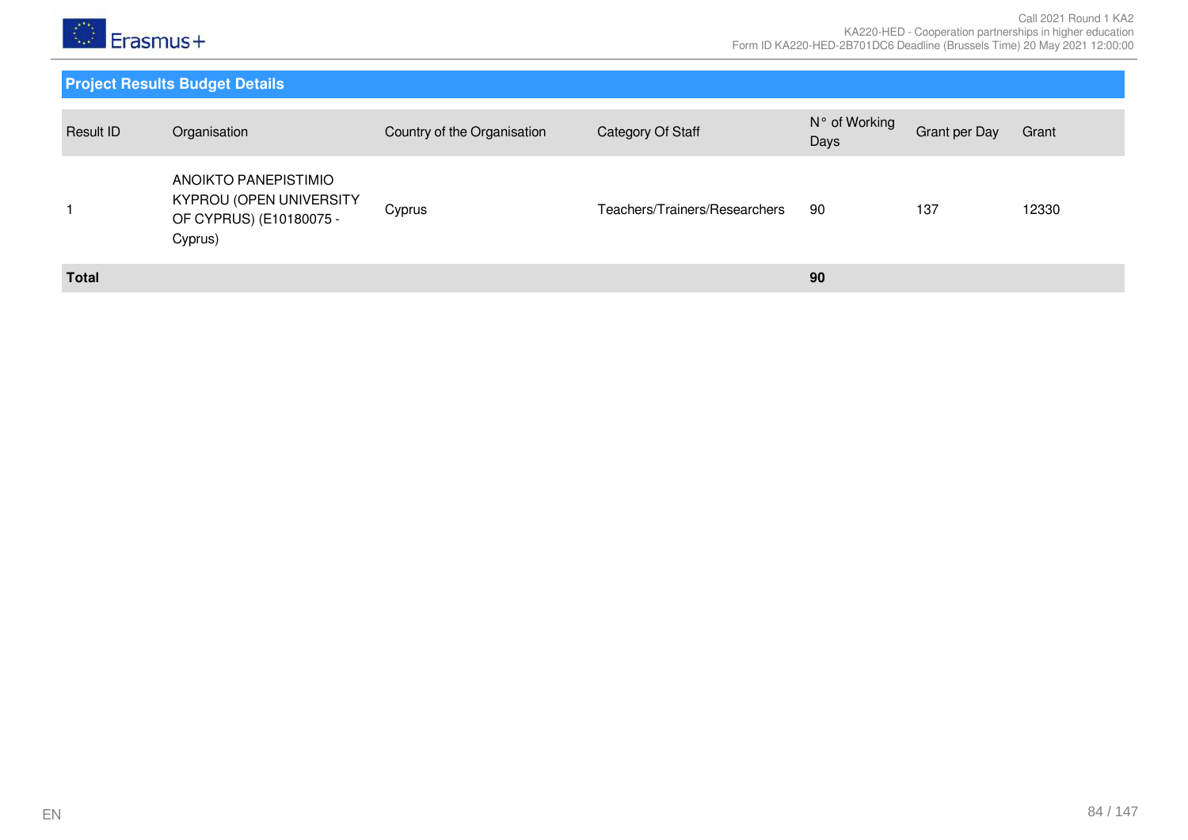## Project Results Budget Details

| Result ID | Organisation | Country of the Organisation | Category Of Staff | N° of Working Days | Grant per Day | Grant |
|---|---|---|---|---|---|---|
| 1 | ANOIKTO PANEPISTIMIO KYPROU (OPEN UNIVERSITY OF CYPRUS) (E10180075 - Cyprus) | Cyprus | Teachers/Trainers/Researchers | 90 | 137 | 12330 |
| **Total** | | | | **90** | | |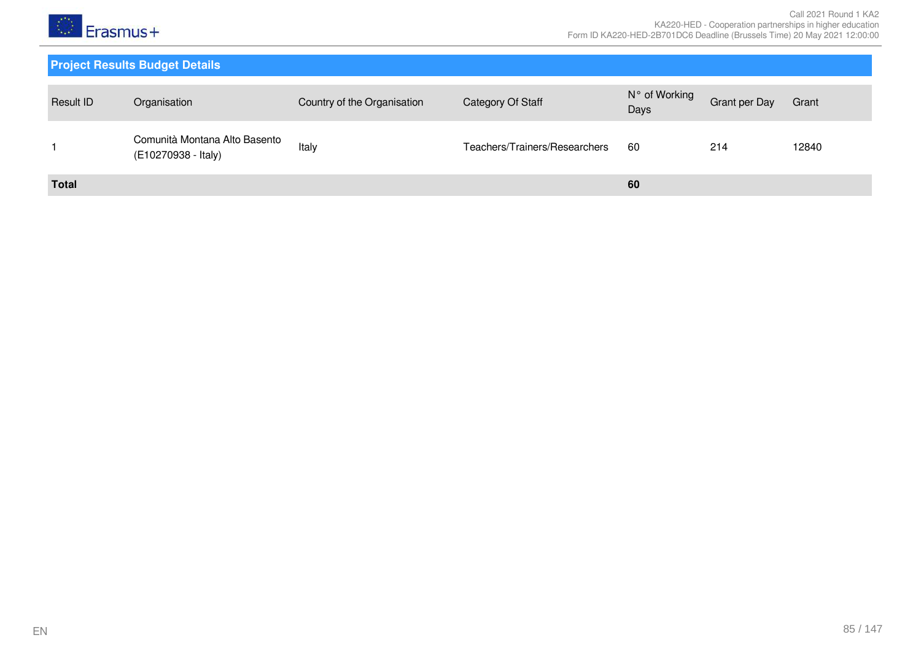## Project Results Budget Details

| Result ID | Organisation | Country of the Organisation | Category Of Staff | N° of Working Days | Grant per Day | Grant |
|---|---|---|---|---|---|---|
| 1 | Comunità Montana Alto Basento (E10270938 - Italy) | Italy | Teachers/Trainers/Researchers | 60 | 214 | 12840 |
| **Total** | | | | **60** | | |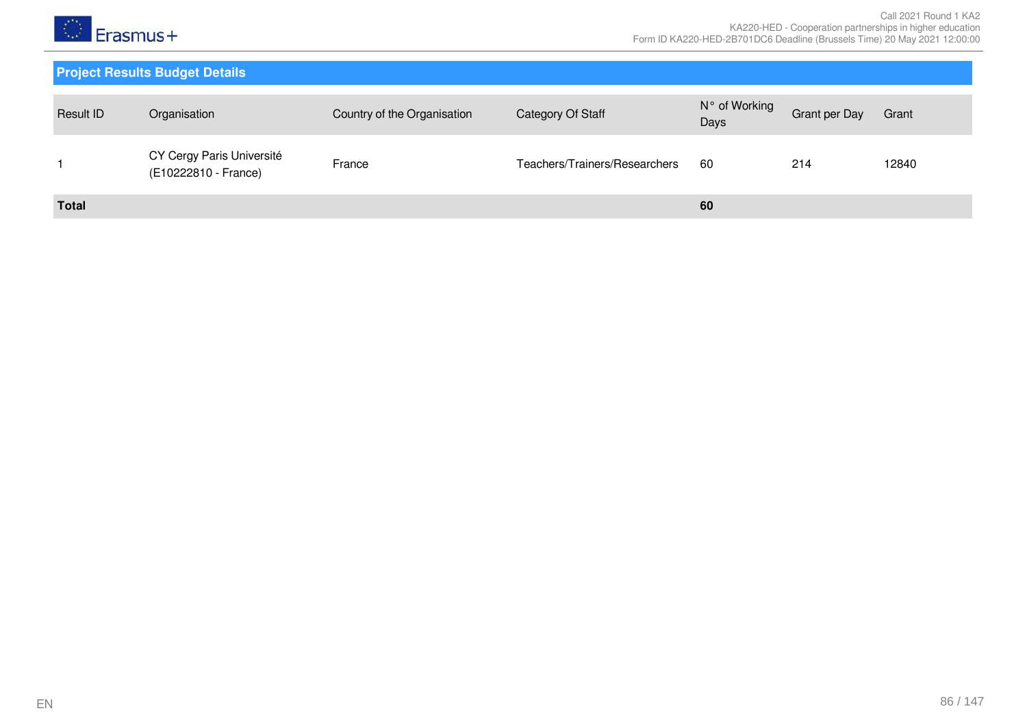## Project Results Budget Details

| Result ID | Organisation | Country of the Organisation | Category Of Staff | N° of Working Days | Grant per Day | Grant |
|---|---|---|---|---|---|---|
| 1 | CY Cergy Paris Université (E10222810 - France) | France | Teachers/Trainers/Researchers | 60 | 214 | 12840 |
| **Total** | | | | **60** | | |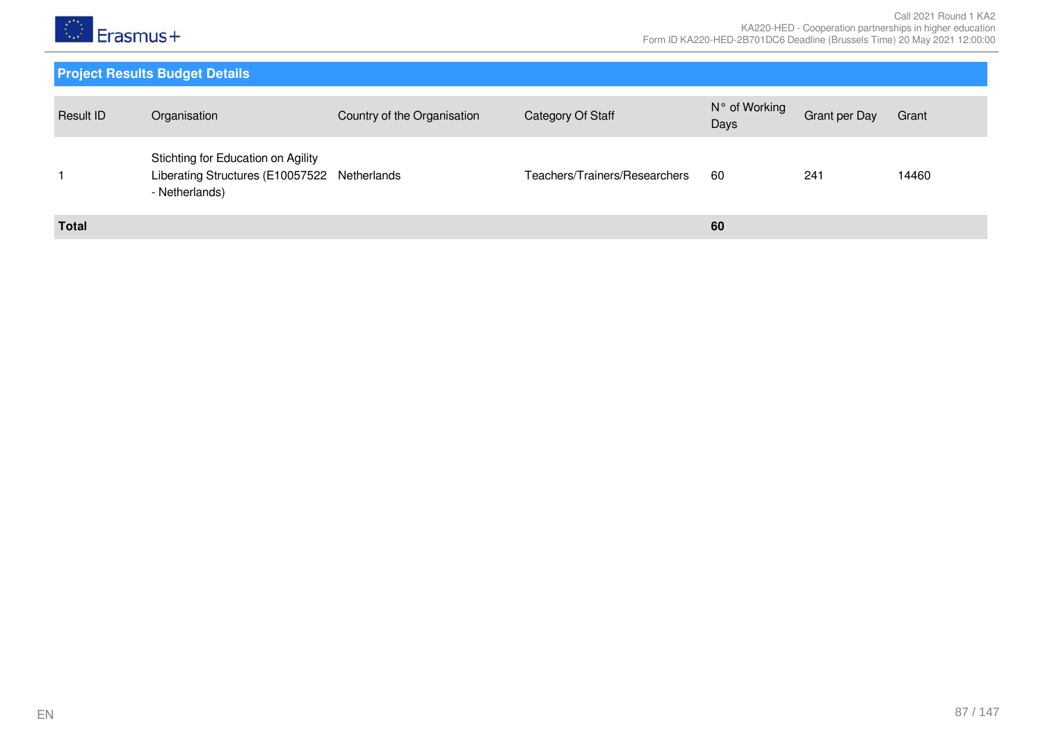## Project Results Budget Details

| Result ID | Organisation | Country of the Organisation | Category Of Staff | N° of Working Days | Grant per Day | Grant |
|---|---|---|---|---|---|---|
| 1 | Stichting for Education on Agility Liberating Structures (E10057522 - Netherlands) | Netherlands | Teachers/Trainers/Researchers | 60 | 241 | 14460 |
| **Total** | | | | **60** | | |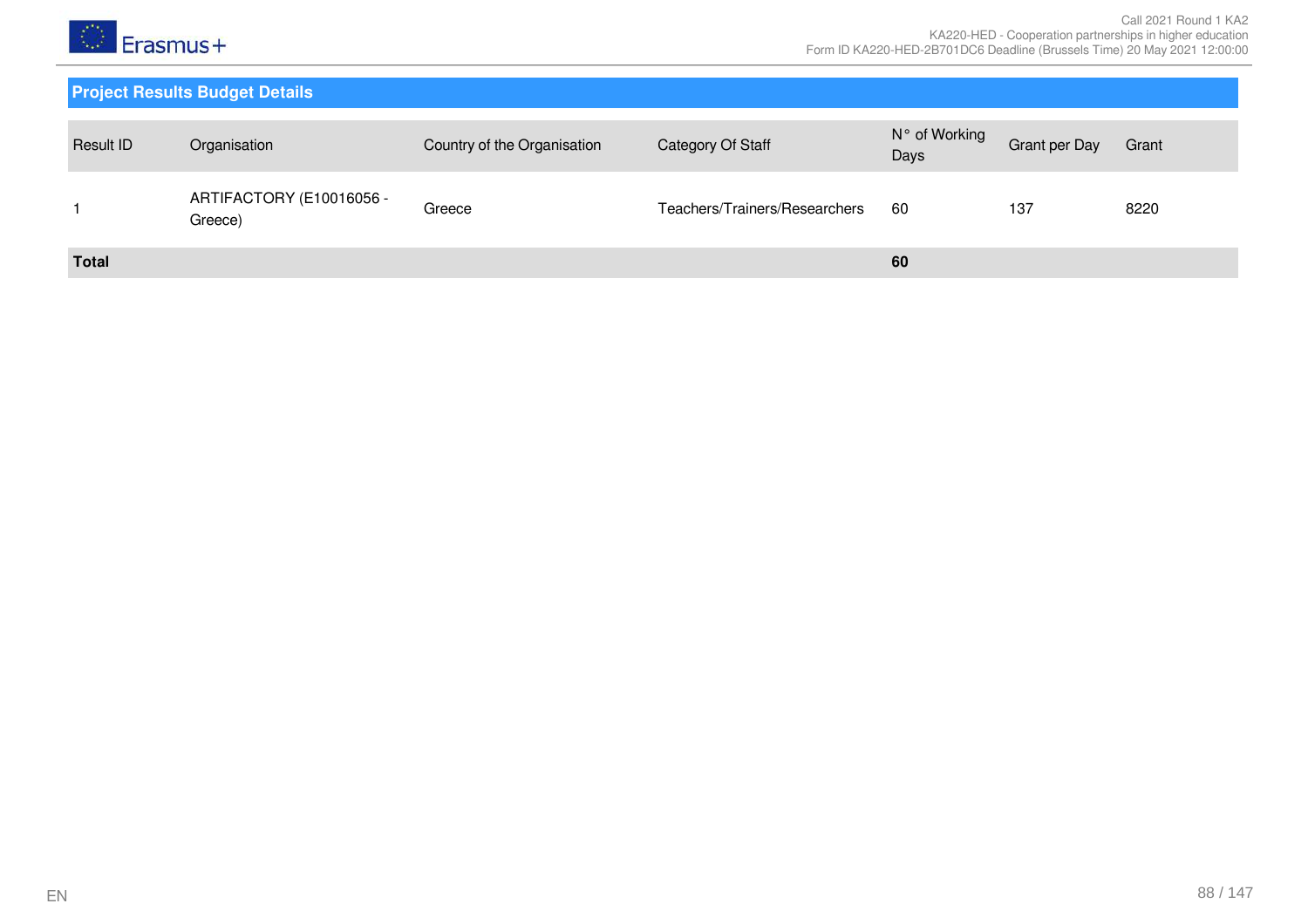## Project Results Budget Details

| Result ID | Organisation | Country of the Organisation | Category Of Staff | N° of Working Days | Grant per Day | Grant |
|---|---|---|---|---|---|---|
| 1 | ARTIFACTORY (E10016056 - Greece) | Greece | Teachers/Trainers/Researchers | 60 | 137 | 8220 |
| **Total** | | | | **60** | | |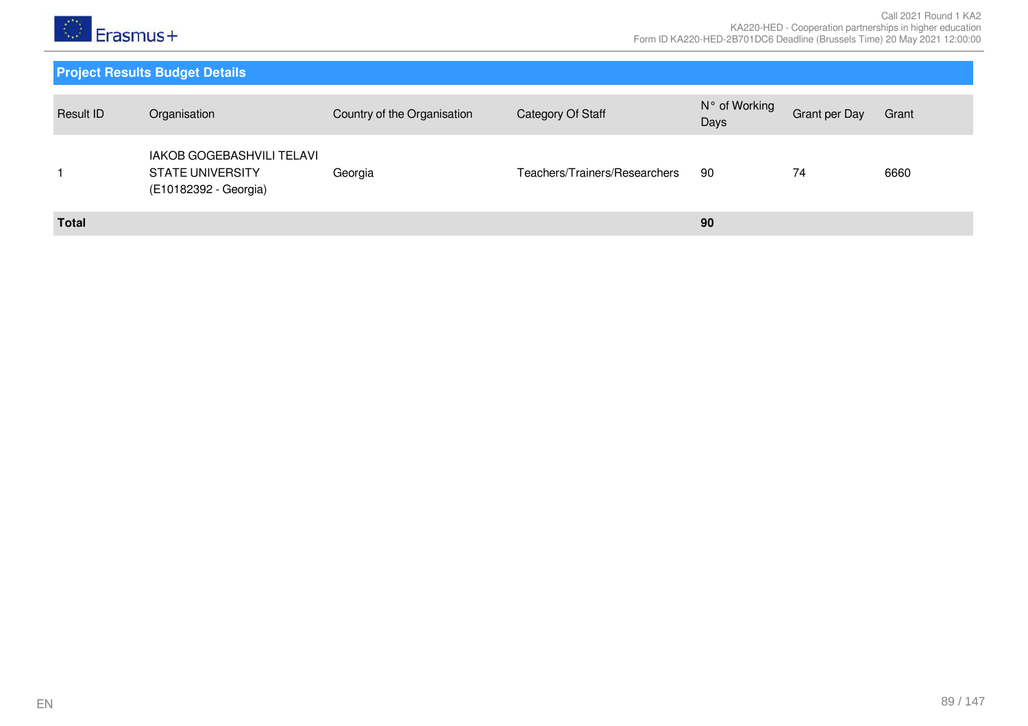## Project Results Budget Details

| Result ID | Organisation | Country of the Organisation | Category Of Staff | N° of Working Days | Grant per Day | Grant |
|---|---|---|---|---|---|---|
| 1 | IAKOB GOGEBASHVILI TELAVI STATE UNIVERSITY (E10182392 - Georgia) | Georgia | Teachers/Trainers/Researchers | 90 | 74 | 6660 |
| **Total** | | | | **90** | | |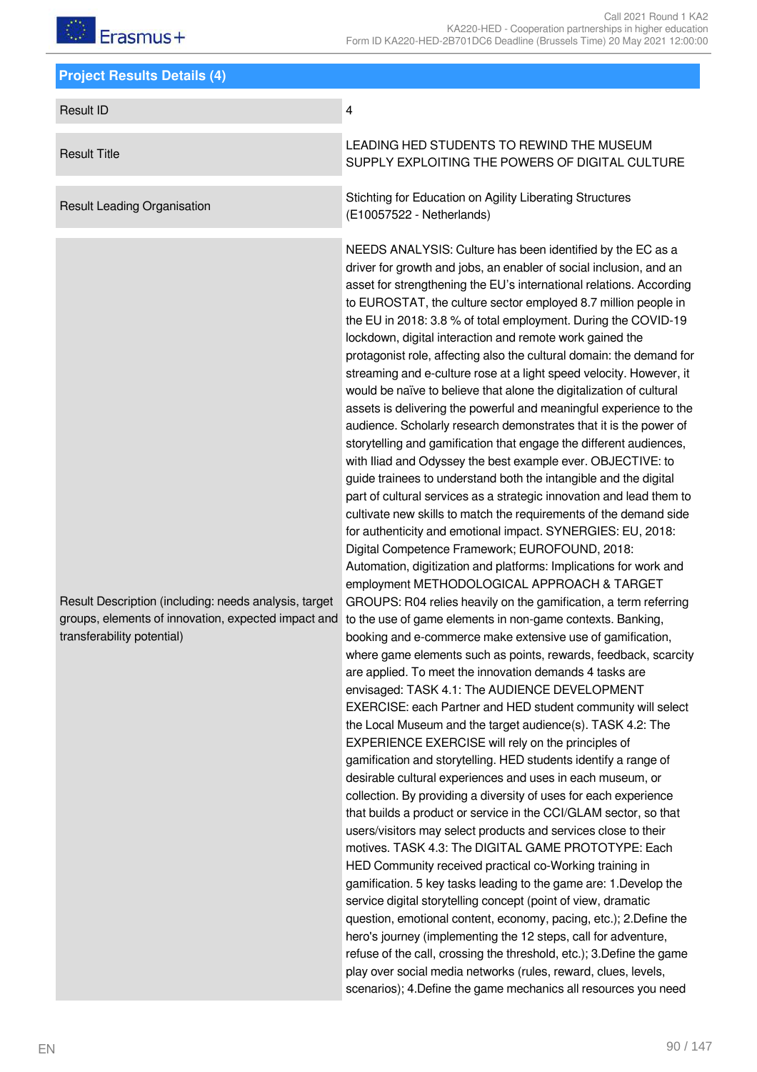## Project Results Details (4)

| | |
|---|---|
| Result ID | 4 |
| Result Title | LEADING HED STUDENTS TO REWIND THE MUSEUM SUPPLY EXPLOITING THE POWERS OF DIGITAL CULTURE |
| Result Leading Organisation | Stichting for Education on Agility Liberating Structures (E10057522 - Netherlands) |
| Result Description (including: needs analysis, target groups, elements of innovation, expected impact and transferability potential) | NEEDS ANALYSIS: Culture has been identified by the EC as a driver for growth and jobs, an enabler of social inclusion, and an asset for strengthening the EU's international relations. According to EUROSTAT, the culture sector employed 8.7 million people in the EU in 2018: 3.8 % of total employment. During the COVID-19 lockdown, digital interaction and remote work gained the protagonist role, affecting also the cultural domain: the demand for streaming and e-culture rose at a light speed velocity. However, it would be naïve to believe that alone the digitalization of cultural assets is delivering the powerful and meaningful experience to the audience. Scholarly research demonstrates that it is the power of storytelling and gamification that engage the different audiences, with Iliad and Odyssey the best example ever. OBJECTIVE: to guide trainees to understand both the intangible and the digital part of cultural services as a strategic innovation and lead them to cultivate new skills to match the requirements of the demand side for authenticity and emotional impact. SYNERGIES: EU, 2018: Digital Competence Framework; EUROFOUND, 2018: Automation, digitization and platforms: Implications for work and employment METHODOLOGICAL APPROACH & TARGET GROUPS: R04 relies heavily on the gamification, a term referring to the use of game elements in non-game contexts. Banking, booking and e-commerce make extensive use of gamification, where game elements such as points, rewards, feedback, scarcity are applied. To meet the innovation demands 4 tasks are envisaged: TASK 4.1: The AUDIENCE DEVELOPMENT EXERCISE: each Partner and HED student community will select the Local Museum and the target audience(s). TASK 4.2: The EXPERIENCE EXERCISE will rely on the principles of gamification and storytelling. HED students identify a range of desirable cultural experiences and uses in each museum, or collection. By providing a diversity of uses for each experience that builds a product or service in the CCI/GLAM sector, so that users/visitors may select products and services close to their motives. TASK 4.3: The DIGITAL GAME PROTOTYPE: Each HED Community received practical co-Working training in gamification. 5 key tasks leading to the game are: 1.Develop the service digital storytelling concept (point of view, dramatic question, emotional content, economy, pacing, etc.); 2.Define the hero's journey (implementing the 12 steps, call for adventure, refuse of the call, crossing the threshold, etc.); 3.Define the game play over social media networks (rules, reward, clues, levels, scenarios); 4.Define the game mechanics all resources you need |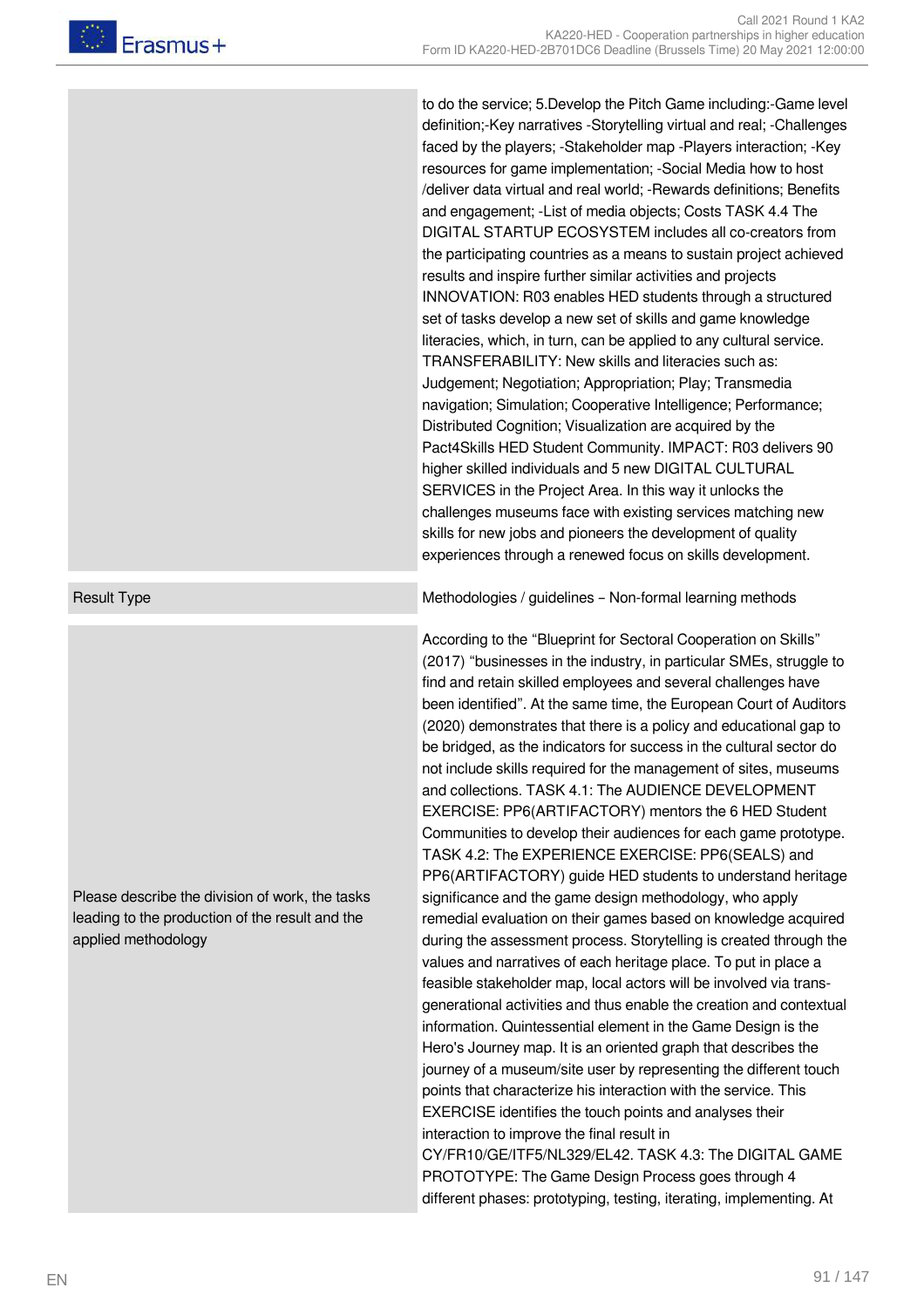|  |  |
|---|---|
|  | to do the service; 5.Develop the Pitch Game including:-Game level definition;-Key narratives -Storytelling virtual and real; -Challenges faced by the players; -Stakeholder map -Players interaction; -Key resources for game implementation; -Social Media how to host /deliver data virtual and real world; -Rewards definitions; Benefits and engagement; -List of media objects; Costs TASK 4.4 The DIGITAL STARTUP ECOSYSTEM includes all co-creators from the participating countries as a means to sustain project achieved results and inspire further similar activities and projects INNOVATION: R03 enables HED students through a structured set of tasks develop a new set of skills and game knowledge literacies, which, in turn, can be applied to any cultural service. TRANSFERABILITY: New skills and literacies such as: Judgement; Negotiation; Appropriation; Play; Transmedia navigation; Simulation; Cooperative Intelligence; Performance; Distributed Cognition; Visualization are acquired by the Pact4Skills HED Student Community. IMPACT: R03 delivers 90 higher skilled individuals and 5 new DIGITAL CULTURAL SERVICES in the Project Area. In this way it unlocks the challenges museums face with existing services matching new skills for new jobs and pioneers the development of quality experiences through a renewed focus on skills development. |
| Result Type | Methodologies / guidelines – Non-formal learning methods |
| Please describe the division of work, the tasks leading to the production of the result and the applied methodology | According to the "Blueprint for Sectoral Cooperation on Skills" (2017) "businesses in the industry, in particular SMEs, struggle to find and retain skilled employees and several challenges have been identified". At the same time, the European Court of Auditors (2020) demonstrates that there is a policy and educational gap to be bridged, as the indicators for success in the cultural sector do not include skills required for the management of sites, museums and collections. TASK 4.1: The AUDIENCE DEVELOPMENT EXERCISE: PP6(ARTIFACTORY) mentors the 6 HED Student Communities to develop their audiences for each game prototype. TASK 4.2: The EXPERIENCE EXERCISE: PP6(SEALS) and PP6(ARTIFACTORY) guide HED students to understand heritage significance and the game design methodology, who apply remedial evaluation on their games based on knowledge acquired during the assessment process. Storytelling is created through the values and narratives of each heritage place. To put in place a feasible stakeholder map, local actors will be involved via trans-generational activities and thus enable the creation and contextual information. Quintessential element in the Game Design is the Hero's Journey map. It is an oriented graph that describes the journey of a museum/site user by representing the different touch points that characterize his interaction with the service. This EXERCISE identifies the touch points and analyses their interaction to improve the final result in CY/FR10/GE/ITF5/NL329/EL42. TASK 4.3: The DIGITAL GAME PROTOTYPE: The Game Design Process goes through 4 different phases: prototyping, testing, iterating, implementing. At |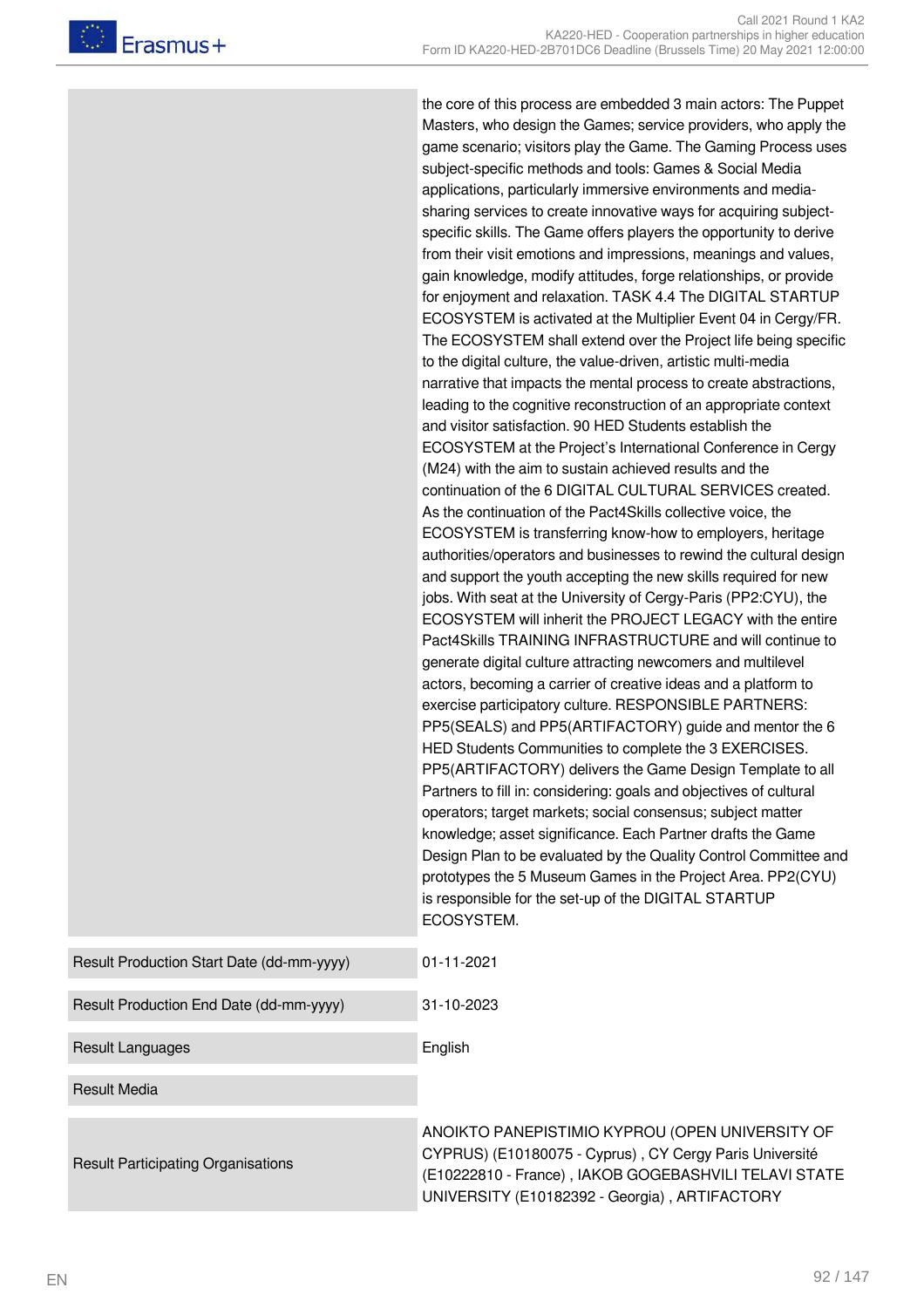| | |
|---|---|
| | the core of this process are embedded 3 main actors: The Puppet Masters, who design the Games; service providers, who apply the game scenario; visitors play the Game. The Gaming Process uses subject-specific methods and tools: Games & Social Media applications, particularly immersive environments and media-sharing services to create innovative ways for acquiring subject-specific skills. The Game offers players the opportunity to derive from their visit emotions and impressions, meanings and values, gain knowledge, modify attitudes, forge relationships, or provide for enjoyment and relaxation. TASK 4.4 The DIGITAL STARTUP ECOSYSTEM is activated at the Multiplier Event 04 in Cergy/FR. The ECOSYSTEM shall extend over the Project life being specific to the digital culture, the value-driven, artistic multi-media narrative that impacts the mental process to create abstractions, leading to the cognitive reconstruction of an appropriate context and visitor satisfaction. 90 HED Students establish the ECOSYSTEM at the Project's International Conference in Cergy (M24) with the aim to sustain achieved results and the continuation of the 6 DIGITAL CULTURAL SERVICES created. As the continuation of the Pact4Skills collective voice, the ECOSYSTEM is transferring know-how to employers, heritage authorities/operators and businesses to rewind the cultural design and support the youth accepting the new skills required for new jobs. With seat at the University of Cergy-Paris (PP2:CYU), the ECOSYSTEM will inherit the PROJECT LEGACY with the entire Pact4Skills TRAINING INFRASTRUCTURE and will continue to generate digital culture attracting newcomers and multilevel actors, becoming a carrier of creative ideas and a platform to exercise participatory culture. RESPONSIBLE PARTNERS: PP5(SEALS) and PP5(ARTIFACTORY) guide and mentor the 6 HED Students Communities to complete the 3 EXERCISES. PP5(ARTIFACTORY) delivers the Game Design Template to all Partners to fill in: considering: goals and objectives of cultural operators; target markets; social consensus; subject matter knowledge; asset significance. Each Partner drafts the Game Design Plan to be evaluated by the Quality Control Committee and prototypes the 5 Museum Games in the Project Area. PP2(CYU) is responsible for the set-up of the DIGITAL STARTUP ECOSYSTEM. |
| Result Production Start Date (dd-mm-yyyy) | 01-11-2021 |
| Result Production End Date (dd-mm-yyyy) | 31-10-2023 |
| Result Languages | English |
| Result Media | |
| Result Participating Organisations | ANOIKTO PANEPISTIMIO KYPROU (OPEN UNIVERSITY OF CYPRUS) (E10180075 - Cyprus) , CY Cergy Paris Université (E10222810 - France) , IAKOB GOGEBASHVILI TELAVI STATE UNIVERSITY (E10182392 - Georgia) , ARTIFACTORY |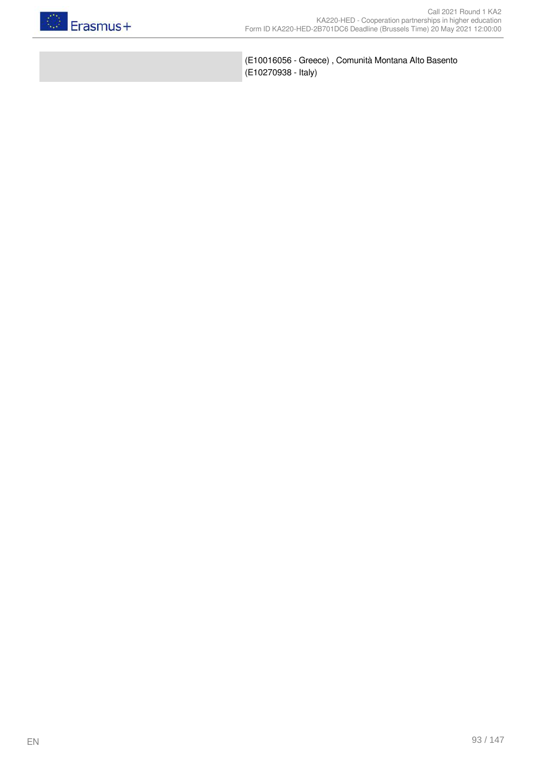|  | (E10016056 - Greece) , Comunità Montana Alto Basento (E10270938 - Italy) |
|---|---|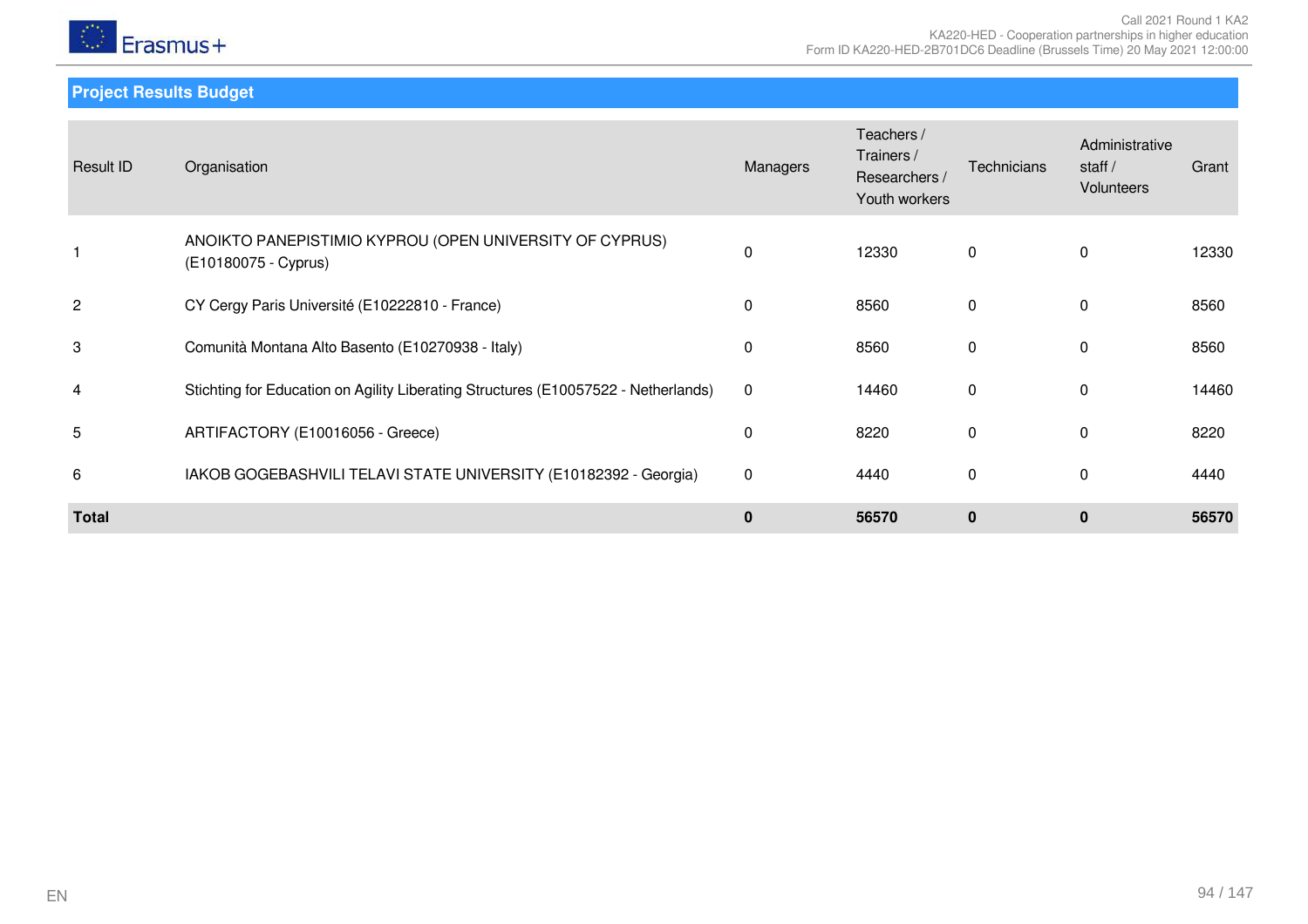## Project Results Budget

| Result ID | Organisation | Managers | Teachers / Trainers / Researchers / Youth workers | Technicians | Administrative staff / Volunteers | Grant |
|---|---|---|---|---|---|---|
| 1 | ANOIKTO PANEPISTIMIO KYPROU (OPEN UNIVERSITY OF CYPRUS) (E10180075 - Cyprus) | 0 | 12330 | 0 | 0 | 12330 |
| 2 | CY Cergy Paris Université (E10222810 - France) | 0 | 8560 | 0 | 0 | 8560 |
| 3 | Comunità Montana Alto Basento (E10270938 - Italy) | 0 | 8560 | 0 | 0 | 8560 |
| 4 | Stichting for Education on Agility Liberating Structures (E10057522 - Netherlands) | 0 | 14460 | 0 | 0 | 14460 |
| 5 | ARTIFACTORY (E10016056 - Greece) | 0 | 8220 | 0 | 0 | 8220 |
| 6 | IAKOB GOGEBASHVILI TELAVI STATE UNIVERSITY (E10182392 - Georgia) | 0 | 4440 | 0 | 0 | 4440 |
| **Total** | | **0** | **56570** | **0** | **0** | **56570** |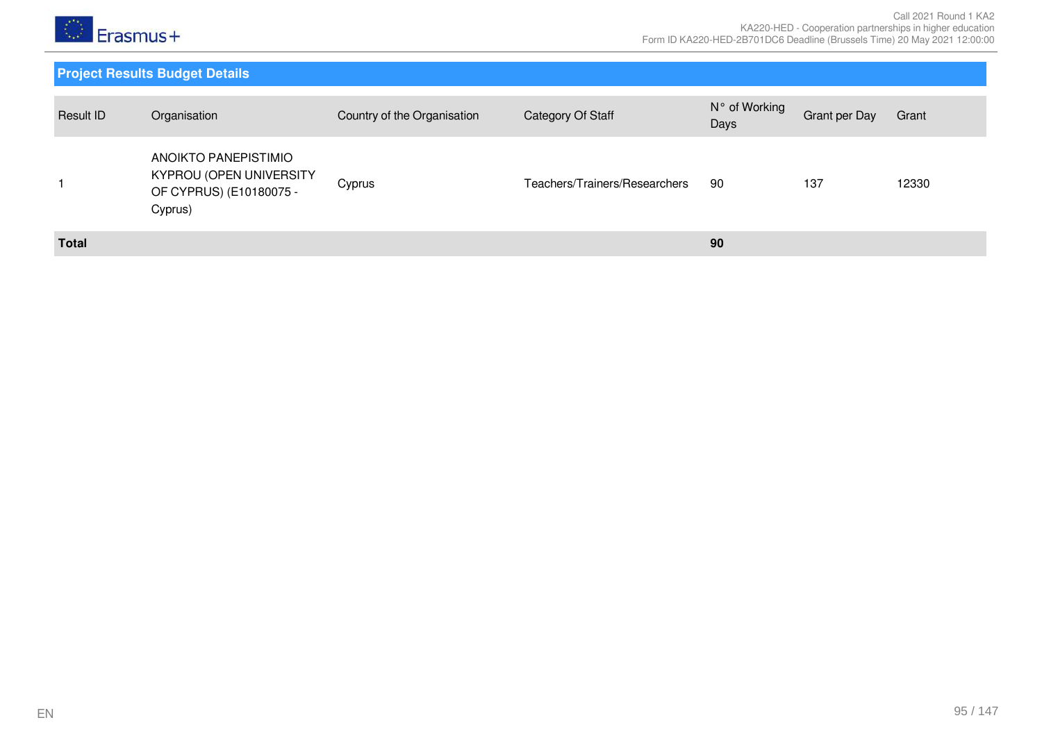## Project Results Budget Details

| Result ID | Organisation | Country of the Organisation | Category Of Staff | N° of Working Days | Grant per Day | Grant |
|---|---|---|---|---|---|---|
| 1 | ANOIKTO PANEPISTIMIO KYPROU (OPEN UNIVERSITY OF CYPRUS) (E10180075 - Cyprus) | Cyprus | Teachers/Trainers/Researchers | 90 | 137 | 12330 |
| **Total** | | | | **90** | | |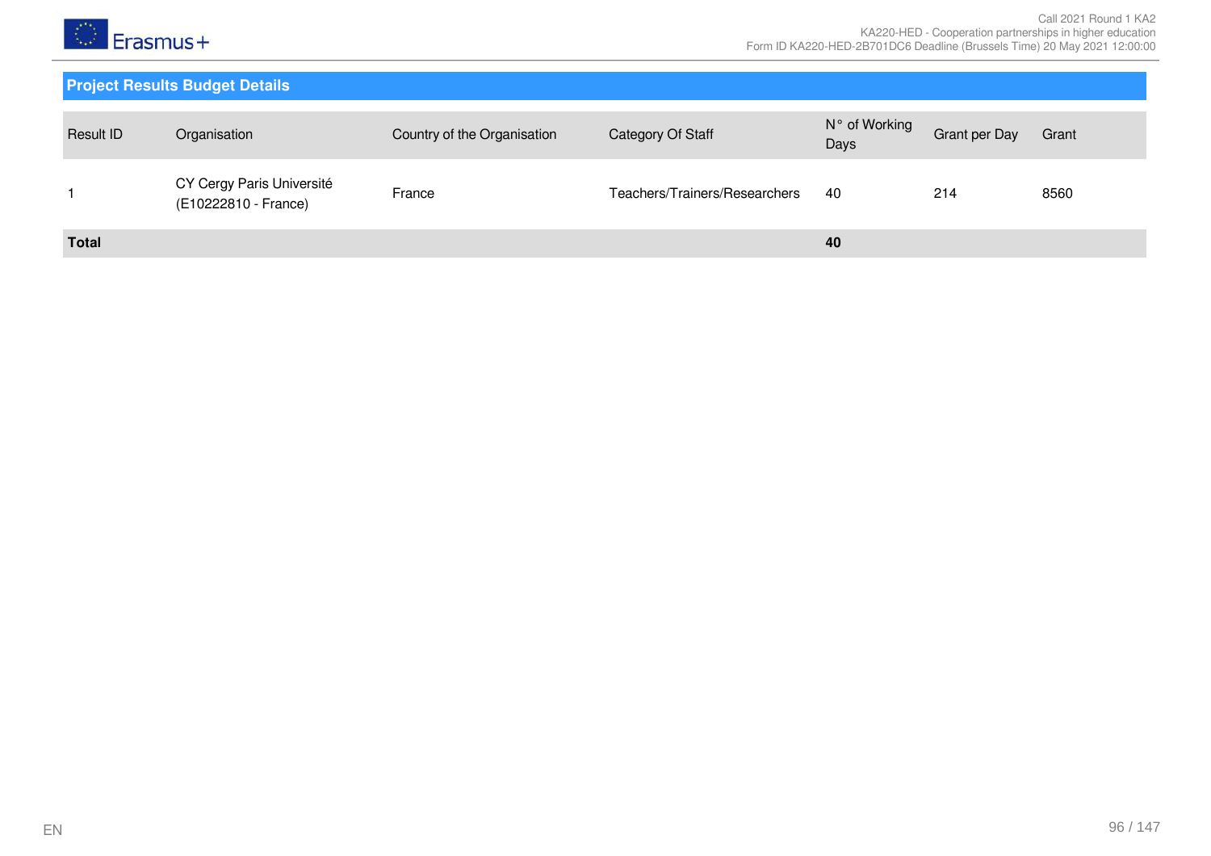## Project Results Budget Details

| Result ID | Organisation | Country of the Organisation | Category Of Staff | N° of Working Days | Grant per Day | Grant |
|---|---|---|---|---|---|---|
| 1 | CY Cergy Paris Université (E10222810 - France) | France | Teachers/Trainers/Researchers | 40 | 214 | 8560 |
| **Total** | | | | **40** | | |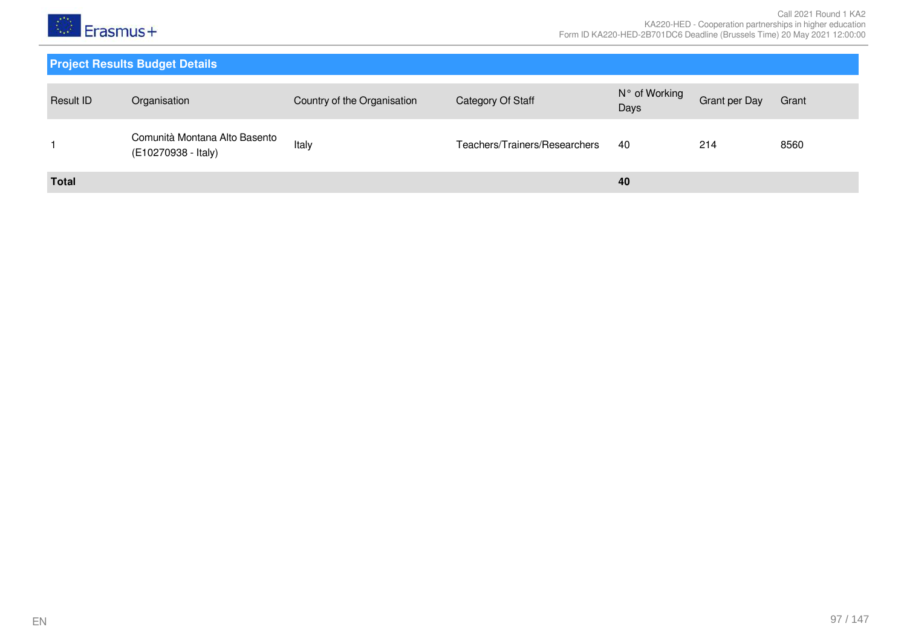## Project Results Budget Details

| Result ID | Organisation | Country of the Organisation | Category Of Staff | N° of Working Days | Grant per Day | Grant |
|---|---|---|---|---|---|---|
| 1 | Comunità Montana Alto Basento (E10270938 - Italy) | Italy | Teachers/Trainers/Researchers | 40 | 214 | 8560 |
| **Total** | | | | **40** | | |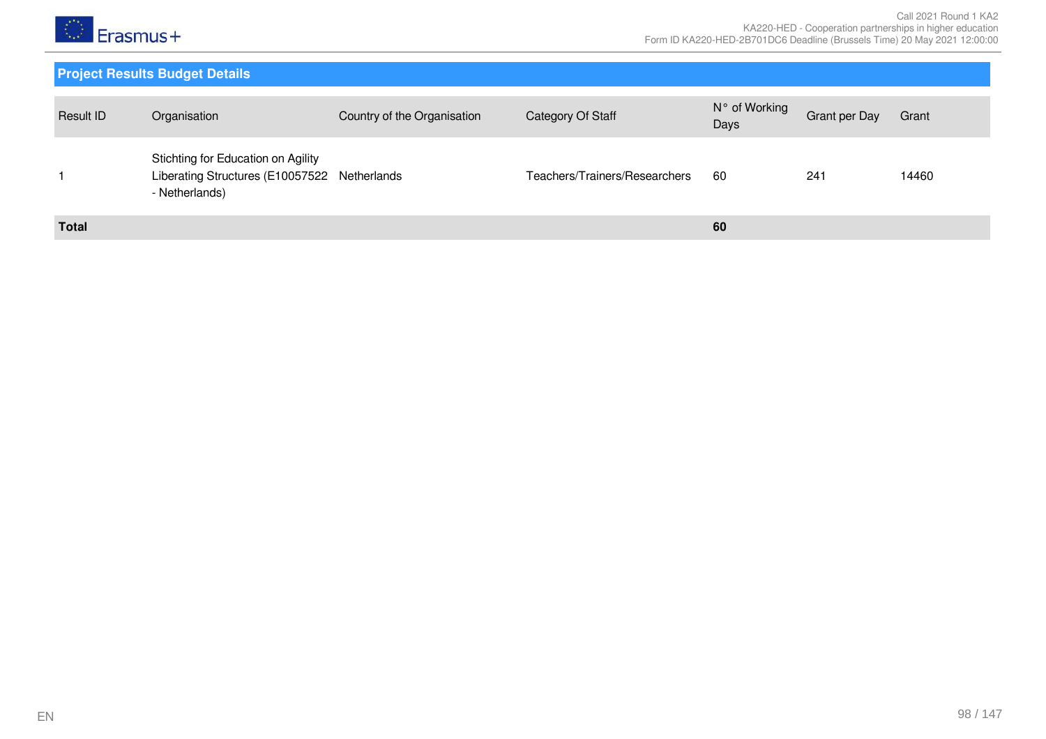## Project Results Budget Details

| Result ID | Organisation | Country of the Organisation | Category Of Staff | N° of Working Days | Grant per Day | Grant |
|---|---|---|---|---|---|---|
| 1 | Stichting for Education on Agility Liberating Structures (E10057522 - Netherlands) | Netherlands | Teachers/Trainers/Researchers | 60 | 241 | 14460 |
| **Total** | | | | **60** | | |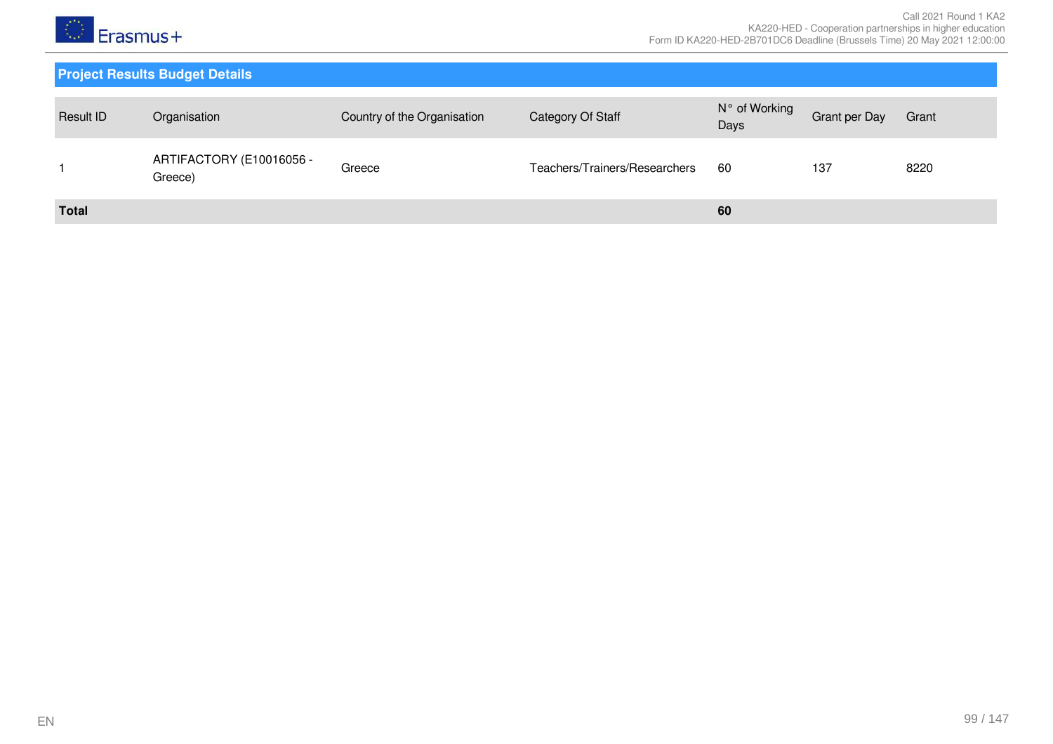## Project Results Budget Details

| Result ID | Organisation | Country of the Organisation | Category Of Staff | N° of Working Days | Grant per Day | Grant |
|---|---|---|---|---|---|---|
| 1 | ARTIFACTORY (E10016056 - Greece) | Greece | Teachers/Trainers/Researchers | 60 | 137 | 8220 |
| **Total** | | | | **60** | | |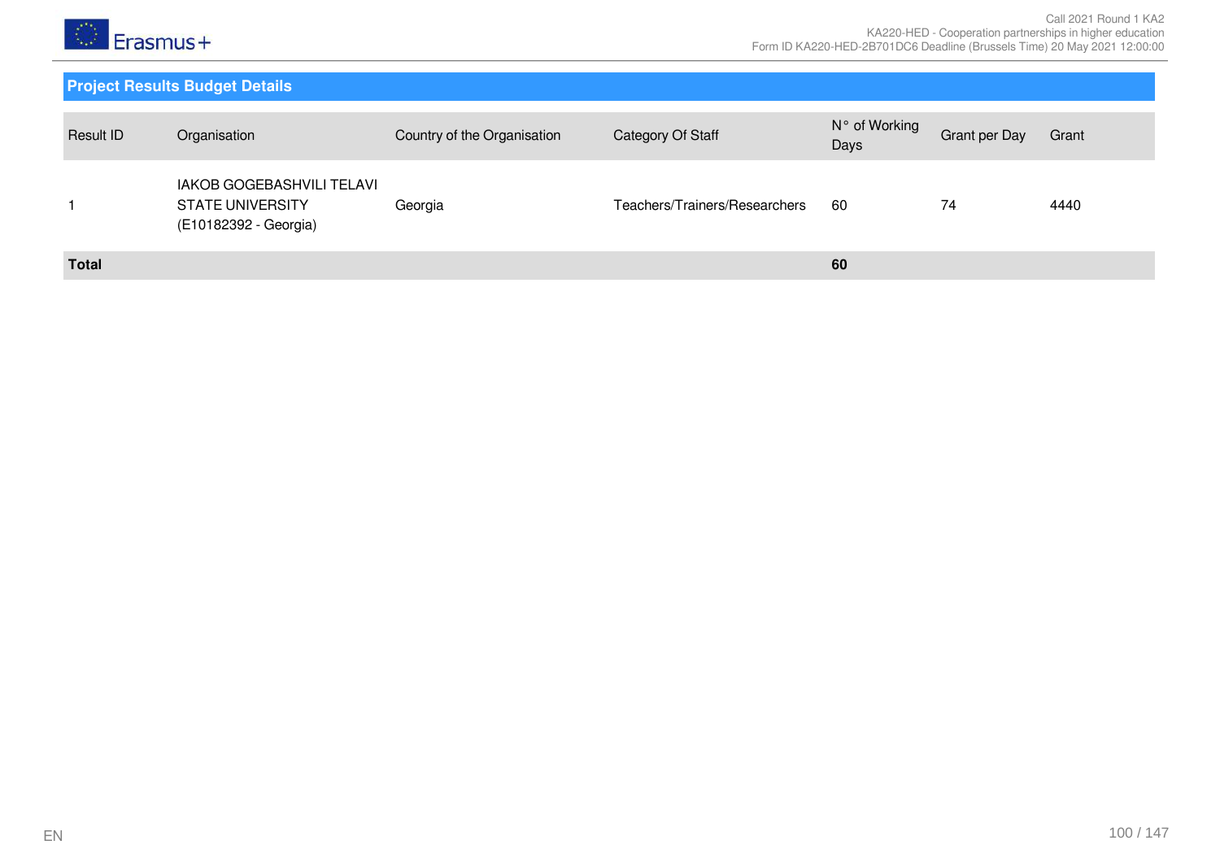## Project Results Budget Details

| Result ID | Organisation | Country of the Organisation | Category Of Staff | N° of Working Days | Grant per Day | Grant |
|---|---|---|---|---|---|---|
| 1 | IAKOB GOGEBASHVILI TELAVI STATE UNIVERSITY (E10182392 - Georgia) | Georgia | Teachers/Trainers/Researchers | 60 | 74 | 4440 |
| **Total** | | | | **60** | | |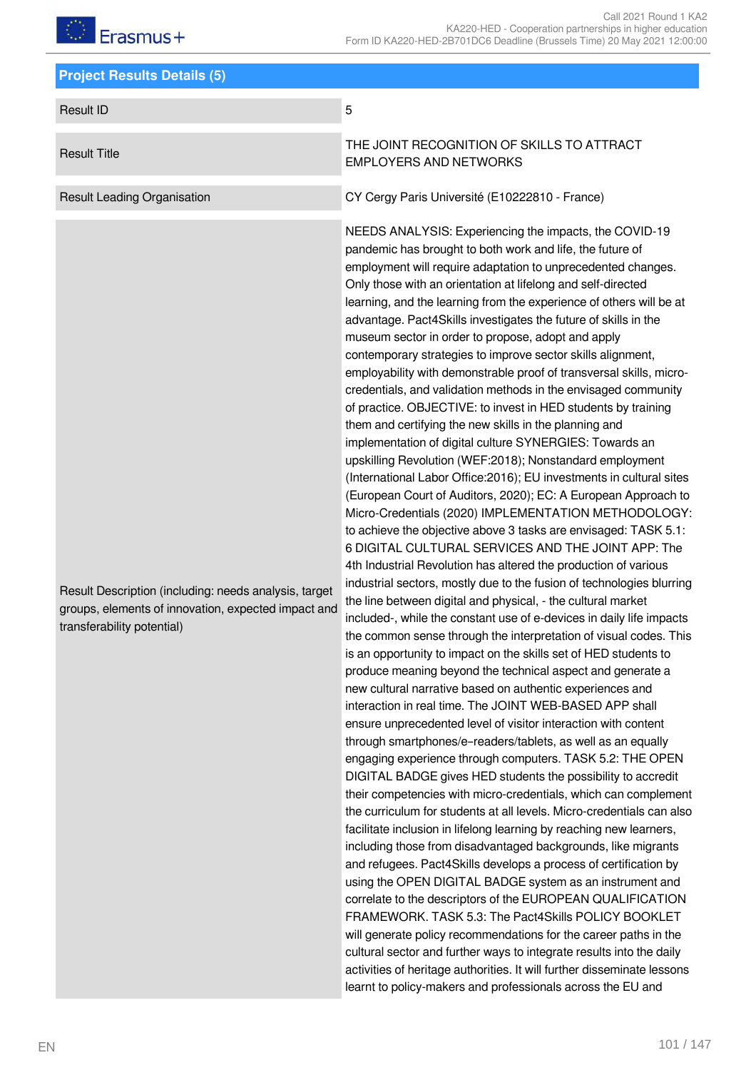## Project Results Details (5)

| | |
|---|---|
| Result ID | 5 |
| Result Title | THE JOINT RECOGNITION OF SKILLS TO ATTRACT EMPLOYERS AND NETWORKS |
| Result Leading Organisation | CY Cergy Paris Université (E10222810 - France) |
| Result Description (including: needs analysis, target groups, elements of innovation, expected impact and transferability potential) | NEEDS ANALYSIS: Experiencing the impacts, the COVID-19 pandemic has brought to both work and life, the future of employment will require adaptation to unprecedented changes. Only those with an orientation at lifelong and self-directed learning, and the learning from the experience of others will be at advantage. Pact4Skills investigates the future of skills in the museum sector in order to propose, adopt and apply contemporary strategies to improve sector skills alignment, employability with demonstrable proof of transversal skills, micro-credentials, and validation methods in the envisaged community of practice. OBJECTIVE: to invest in HED students by training them and certifying the new skills in the planning and implementation of digital culture SYNERGIES: Towards an upskilling Revolution (WEF:2018); Nonstandard employment (International Labor Office:2016); EU investments in cultural sites (European Court of Auditors, 2020); EC: A European Approach to Micro-Credentials (2020) IMPLEMENTATION METHODOLOGY: to achieve the objective above 3 tasks are envisaged: TASK 5.1: 6 DIGITAL CULTURAL SERVICES AND THE JOINT APP: The 4th Industrial Revolution has altered the production of various industrial sectors, mostly due to the fusion of technologies blurring the line between digital and physical, - the cultural market included-, while the constant use of e-devices in daily life impacts the common sense through the interpretation of visual codes. This is an opportunity to impact on the skills set of HED students to produce meaning beyond the technical aspect and generate a new cultural narrative based on authentic experiences and interaction in real time. The JOINT WEB-BASED APP shall ensure unprecedented level of visitor interaction with content through smartphones/e–readers/tablets, as well as an equally engaging experience through computers. TASK 5.2: THE OPEN DIGITAL BADGE gives HED students the possibility to accredit their competencies with micro-credentials, which can complement the curriculum for students at all levels. Micro-credentials can also facilitate inclusion in lifelong learning by reaching new learners, including those from disadvantaged backgrounds, like migrants and refugees. Pact4Skills develops a process of certification by using the OPEN DIGITAL BADGE system as an instrument and correlate to the descriptors of the EUROPEAN QUALIFICATION FRAMEWORK. TASK 5.3: The Pact4Skills POLICY BOOKLET will generate policy recommendations for the career paths in the cultural sector and further ways to integrate results into the daily activities of heritage authorities. It will further disseminate lessons learnt to policy-makers and professionals across the EU and |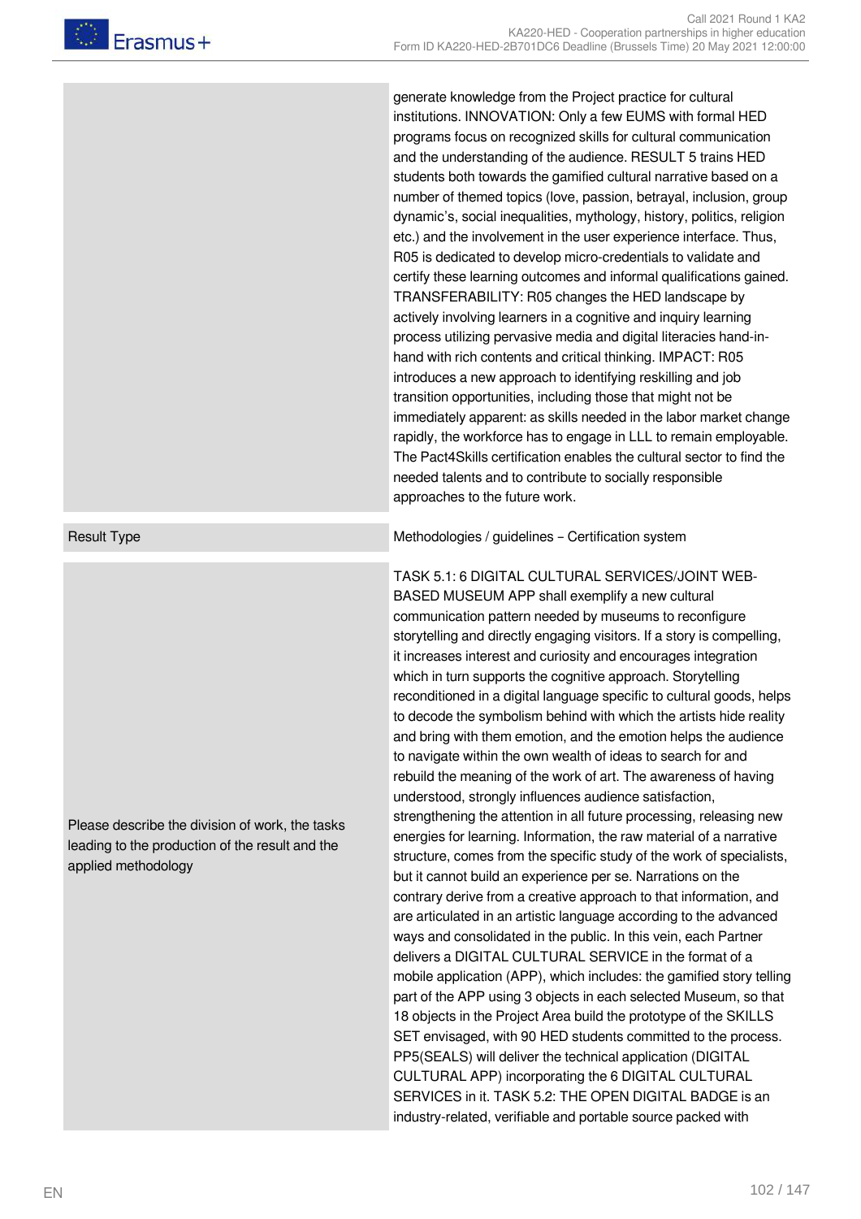| | |
|---|---|
| | generate knowledge from the Project practice for cultural institutions. INNOVATION: Only a few EUMS with formal HED programs focus on recognized skills for cultural communication and the understanding of the audience. RESULT 5 trains HED students both towards the gamified cultural narrative based on a number of themed topics (love, passion, betrayal, inclusion, group dynamic's, social inequalities, mythology, history, politics, religion etc.) and the involvement in the user experience interface. Thus, R05 is dedicated to develop micro-credentials to validate and certify these learning outcomes and informal qualifications gained. TRANSFERABILITY: R05 changes the HED landscape by actively involving learners in a cognitive and inquiry learning process utilizing pervasive media and digital literacies hand-in-hand with rich contents and critical thinking. IMPACT: R05 introduces a new approach to identifying reskilling and job transition opportunities, including those that might not be immediately apparent: as skills needed in the labor market change rapidly, the workforce has to engage in LLL to remain employable. The Pact4Skills certification enables the cultural sector to find the needed talents and to contribute to socially responsible approaches to the future work. |
| Result Type | Methodologies / guidelines – Certification system |
| Please describe the division of work, the tasks leading to the production of the result and the applied methodology | TASK 5.1: 6 DIGITAL CULTURAL SERVICES/JOINT WEB-BASED MUSEUM APP shall exemplify a new cultural communication pattern needed by museums to reconfigure storytelling and directly engaging visitors. If a story is compelling, it increases interest and curiosity and encourages integration which in turn supports the cognitive approach. Storytelling reconditioned in a digital language specific to cultural goods, helps to decode the symbolism behind with which the artists hide reality and bring with them emotion, and the emotion helps the audience to navigate within the own wealth of ideas to search for and rebuild the meaning of the work of art. The awareness of having understood, strongly influences audience satisfaction, strengthening the attention in all future processing, releasing new energies for learning. Information, the raw material of a narrative structure, comes from the specific study of the work of specialists, but it cannot build an experience per se. Narrations on the contrary derive from a creative approach to that information, and are articulated in an artistic language according to the advanced ways and consolidated in the public. In this vein, each Partner delivers a DIGITAL CULTURAL SERVICE in the format of a mobile application (APP), which includes: the gamified story telling part of the APP using 3 objects in each selected Museum, so that 18 objects in the Project Area build the prototype of the SKILLS SET envisaged, with 90 HED students committed to the process. PP5(SEALS) will deliver the technical application (DIGITAL CULTURAL APP) incorporating the 6 DIGITAL CULTURAL SERVICES in it. TASK 5.2: THE OPEN DIGITAL BADGE is an industry-related, verifiable and portable source packed with |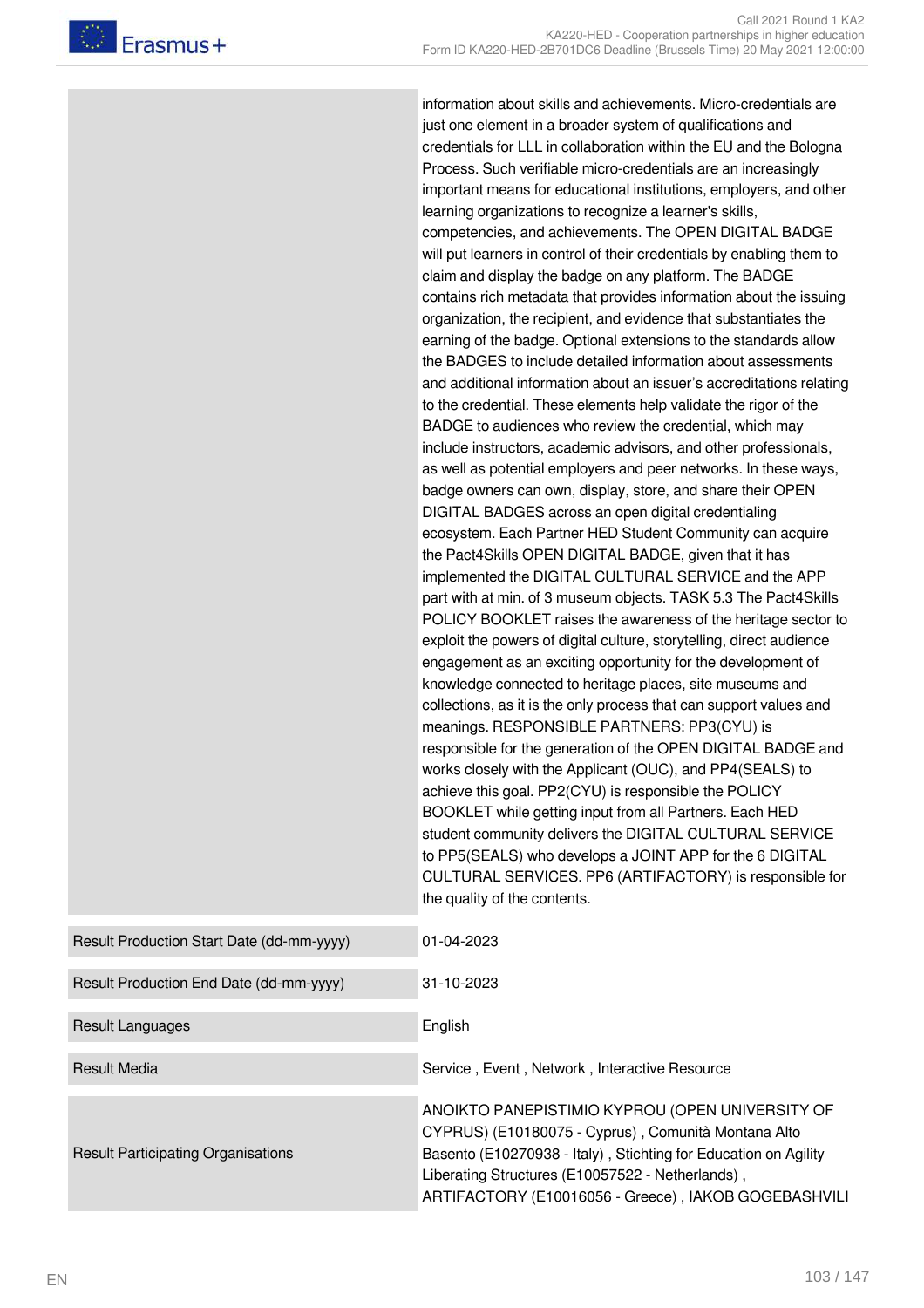| | |
|---|---|
| | information about skills and achievements. Micro-credentials are just one element in a broader system of qualifications and credentials for LLL in collaboration within the EU and the Bologna Process. Such verifiable micro-credentials are an increasingly important means for educational institutions, employers, and other learning organizations to recognize a learner's skills, competencies, and achievements. The OPEN DIGITAL BADGE will put learners in control of their credentials by enabling them to claim and display the badge on any platform. The BADGE contains rich metadata that provides information about the issuing organization, the recipient, and evidence that substantiates the earning of the badge. Optional extensions to the standards allow the BADGES to include detailed information about assessments and additional information about an issuer's accreditations relating to the credential. These elements help validate the rigor of the BADGE to audiences who review the credential, which may include instructors, academic advisors, and other professionals, as well as potential employers and peer networks. In these ways, badge owners can own, display, store, and share their OPEN DIGITAL BADGES across an open digital credentialing ecosystem. Each Partner HED Student Community can acquire the Pact4Skills OPEN DIGITAL BADGE, given that it has implemented the DIGITAL CULTURAL SERVICE and the APP part with at min. of 3 museum objects. TASK 5.3 The Pact4Skills POLICY BOOKLET raises the awareness of the heritage sector to exploit the powers of digital culture, storytelling, direct audience engagement as an exciting opportunity for the development of knowledge connected to heritage places, site museums and collections, as it is the only process that can support values and meanings. RESPONSIBLE PARTNERS: PP3(CYU) is responsible for the generation of the OPEN DIGITAL BADGE and works closely with the Applicant (OUC), and PP4(SEALS) to achieve this goal. PP2(CYU) is responsible the POLICY BOOKLET while getting input from all Partners. Each HED student community delivers the DIGITAL CULTURAL SERVICE to PP5(SEALS) who develops a JOINT APP for the 6 DIGITAL CULTURAL SERVICES. PP6 (ARTIFACTORY) is responsible for the quality of the contents. |
| Result Production Start Date (dd-mm-yyyy) | 01-04-2023 |
| Result Production End Date (dd-mm-yyyy) | 31-10-2023 |
| Result Languages | English |
| Result Media | Service , Event , Network , Interactive Resource |
| Result Participating Organisations | ANOIKTO PANEPISTIMIO KYPROU (OPEN UNIVERSITY OF CYPRUS) (E10180075 - Cyprus) , Comunità Montana Alto Basento (E10270938 - Italy) , Stichting for Education on Agility Liberating Structures (E10057522 - Netherlands) , ARTIFACTORY (E10016056 - Greece) , IAKOB GOGEBASHVILI |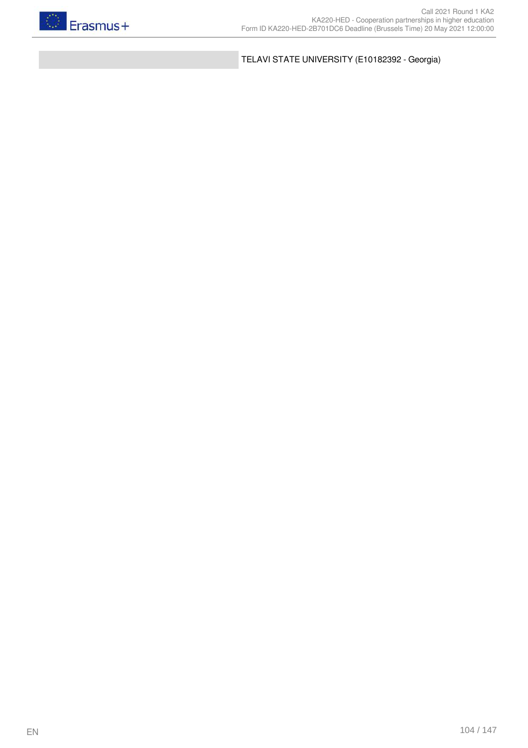|  | TELAVI STATE UNIVERSITY (E10182392 - Georgia) |
| --- | --- |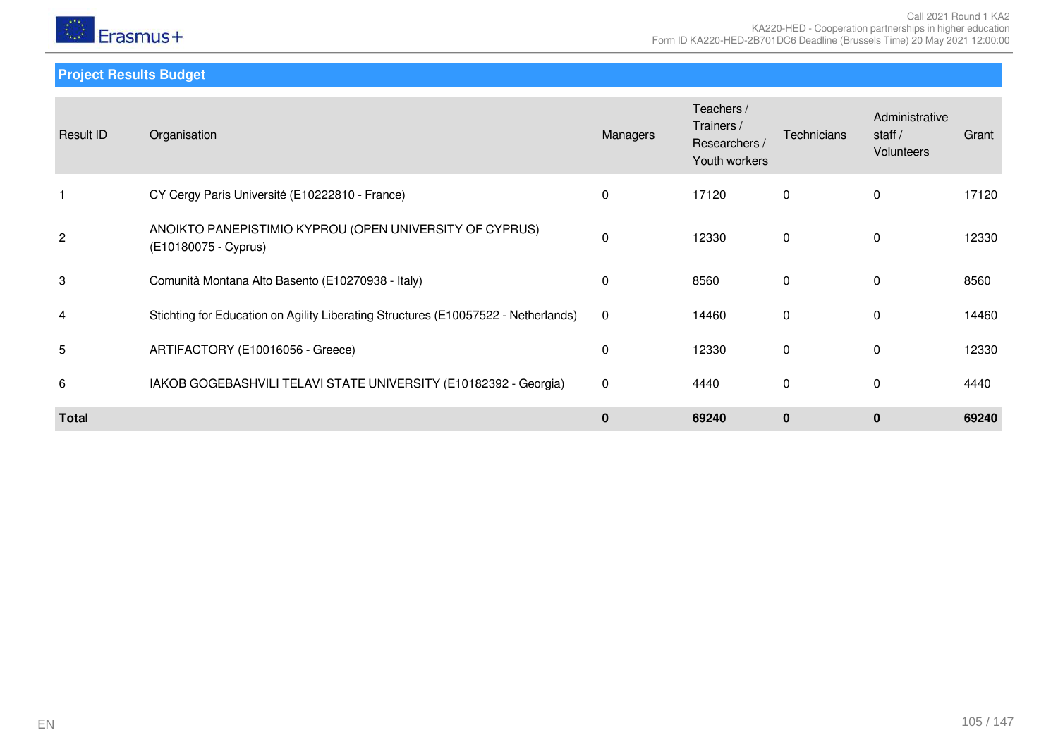## Project Results Budget

| Result ID | Organisation | Managers | Teachers / Trainers / Researchers / Youth workers | Technicians | Administrative staff / Volunteers | Grant |
|---|---|---|---|---|---|---|
| 1 | CY Cergy Paris Université (E10222810 - France) | 0 | 17120 | 0 | 0 | 17120 |
| 2 | ANOIKTO PANEPISTIMIO KYPROU (OPEN UNIVERSITY OF CYPRUS) (E10180075 - Cyprus) | 0 | 12330 | 0 | 0 | 12330 |
| 3 | Comunità Montana Alto Basento (E10270938 - Italy) | 0 | 8560 | 0 | 0 | 8560 |
| 4 | Stichting for Education on Agility Liberating Structures (E10057522 - Netherlands) | 0 | 14460 | 0 | 0 | 14460 |
| 5 | ARTIFACTORY (E10016056 - Greece) | 0 | 12330 | 0 | 0 | 12330 |
| 6 | IAKOB GOGEBASHVILI TELAVI STATE UNIVERSITY (E10182392 - Georgia) | 0 | 4440 | 0 | 0 | 4440 |
| **Total** | | **0** | **69240** | **0** | **0** | **69240** |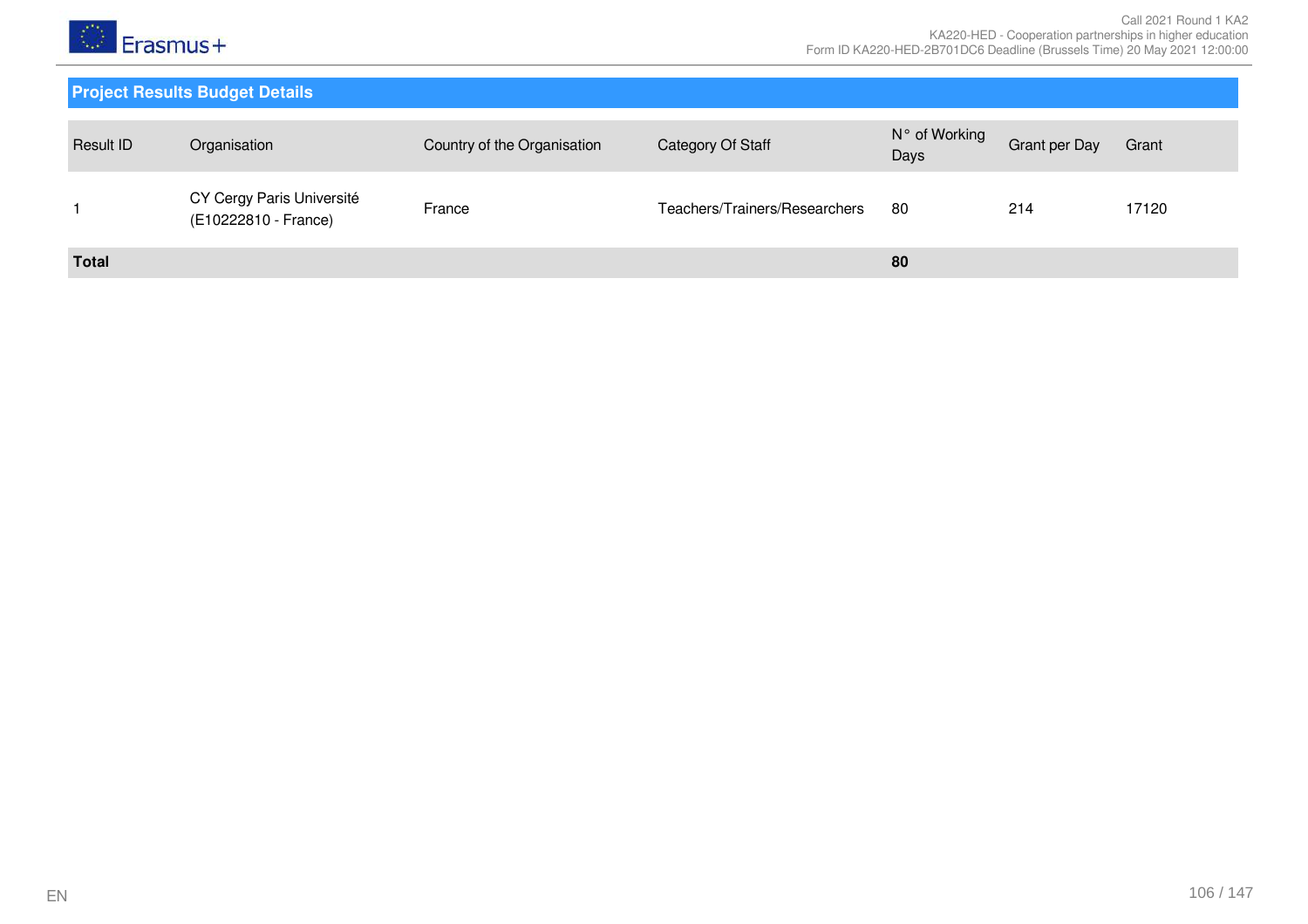## Project Results Budget Details

| Result ID | Organisation | Country of the Organisation | Category Of Staff | N° of Working Days | Grant per Day | Grant |
|---|---|---|---|---|---|---|
| 1 | CY Cergy Paris Université (E10222810 - France) | France | Teachers/Trainers/Researchers | 80 | 214 | 17120 |
| **Total** | | | | **80** | | |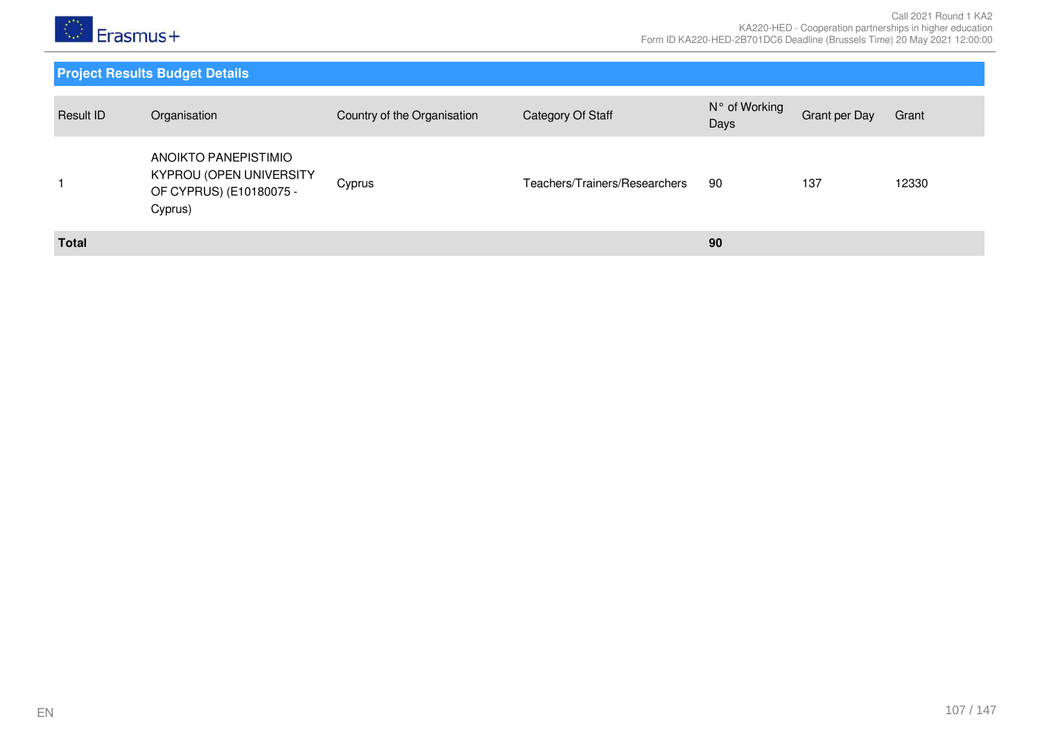## Project Results Budget Details

| Result ID | Organisation | Country of the Organisation | Category Of Staff | N° of Working Days | Grant per Day | Grant |
|---|---|---|---|---|---|---|
| 1 | ANOIKTO PANEPISTIMIO KYPROU (OPEN UNIVERSITY OF CYPRUS) (E10180075 - Cyprus) | Cyprus | Teachers/Trainers/Researchers | 90 | 137 | 12330 |
| **Total** | | | | **90** | | |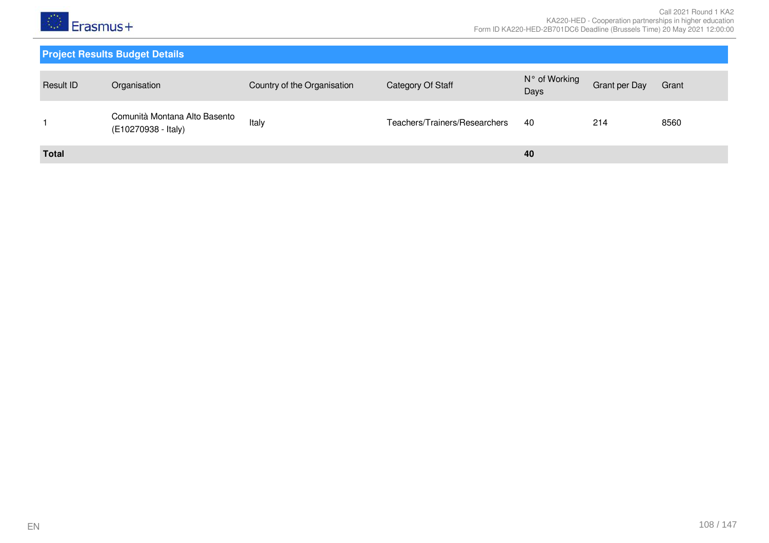## Project Results Budget Details

| Result ID | Organisation | Country of the Organisation | Category Of Staff | N° of Working Days | Grant per Day | Grant |
|---|---|---|---|---|---|---|
| 1 | Comunità Montana Alto Basento (E10270938 - Italy) | Italy | Teachers/Trainers/Researchers | 40 | 214 | 8560 |
| **Total** | | | | **40** | | |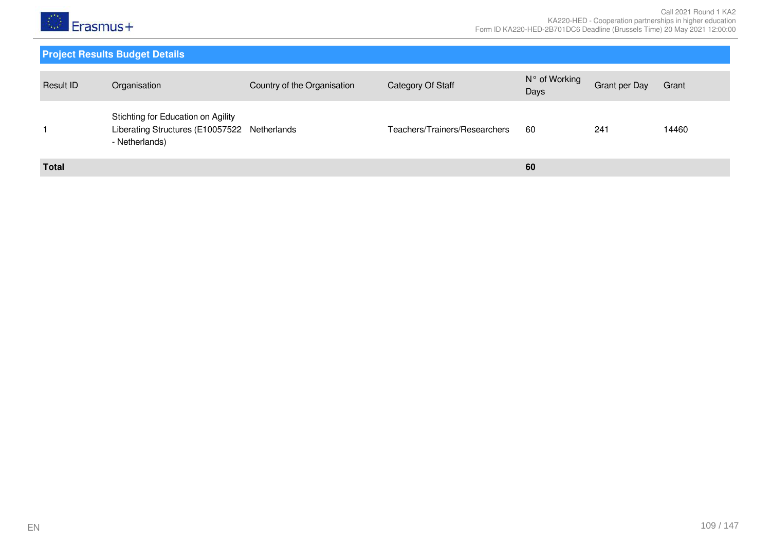## Project Results Budget Details

| Result ID | Organisation | Country of the Organisation | Category Of Staff | N° of Working Days | Grant per Day | Grant |
|---|---|---|---|---|---|---|
| 1 | Stichting for Education on Agility Liberating Structures (E10057522 - Netherlands) | Netherlands | Teachers/Trainers/Researchers | 60 | 241 | 14460 |
| **Total** | | | | **60** | | |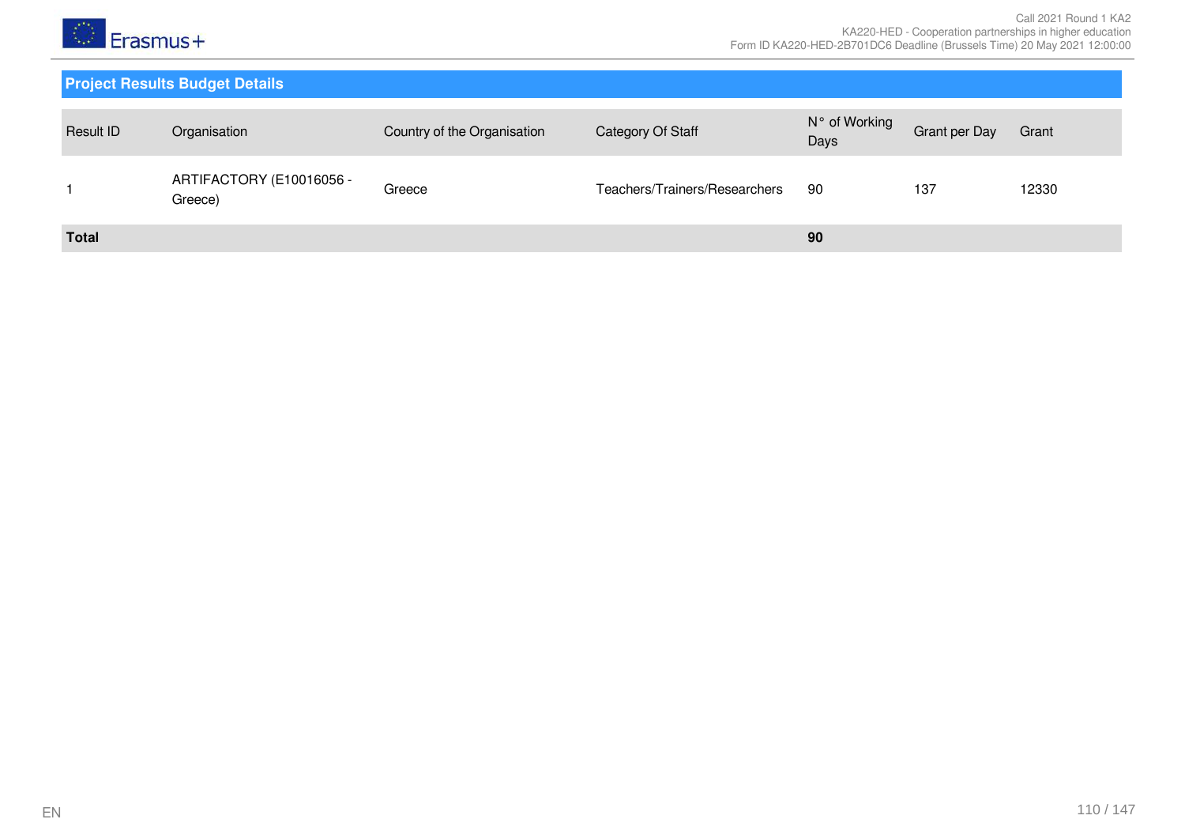## Project Results Budget Details

| Result ID | Organisation | Country of the Organisation | Category Of Staff | N° of Working Days | Grant per Day | Grant |
|---|---|---|---|---|---|---|
| 1 | ARTIFACTORY (E10016056 - Greece) | Greece | Teachers/Trainers/Researchers | 90 | 137 | 12330 |
| **Total** | | | | **90** | | |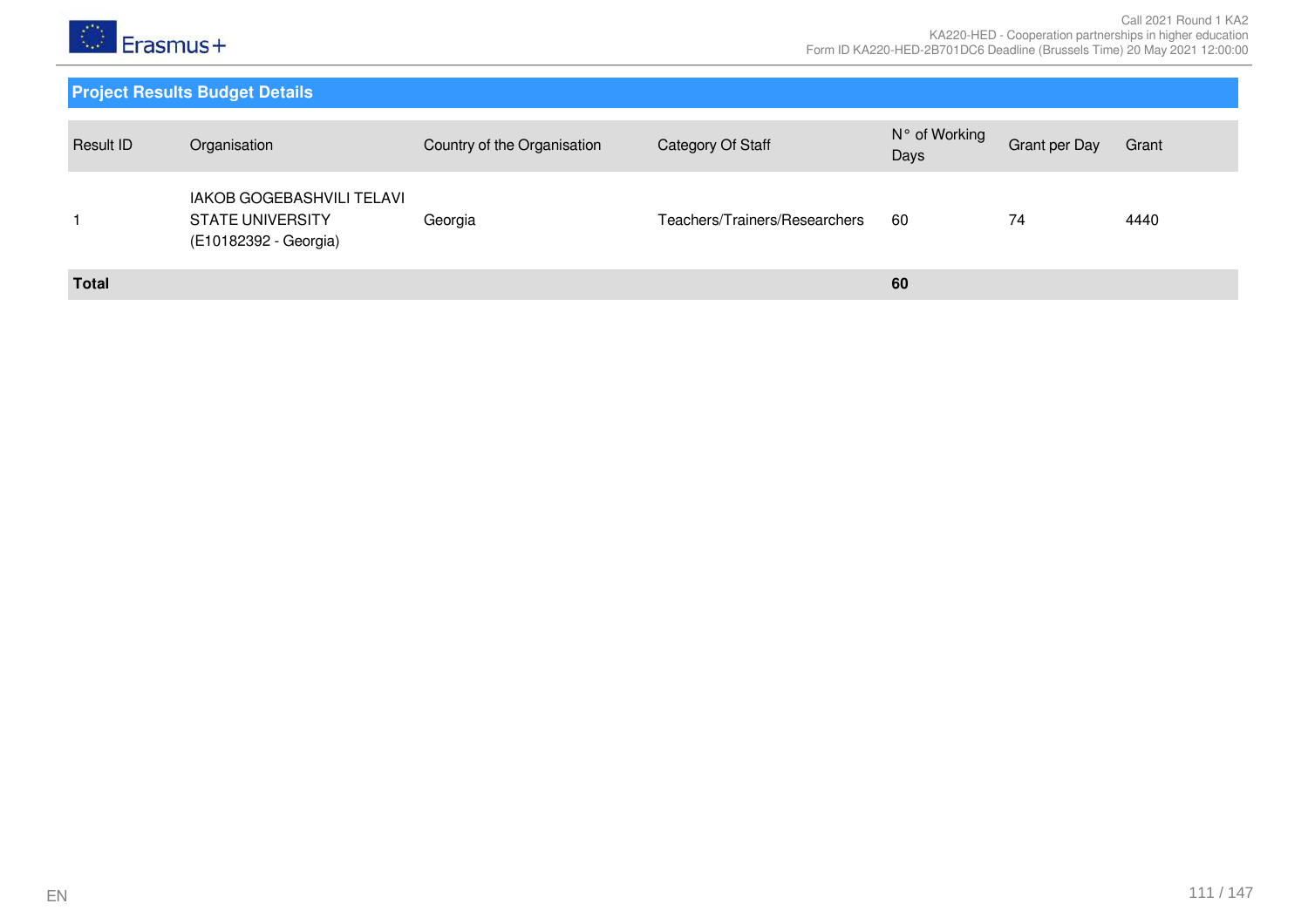## Project Results Budget Details

| Result ID | Organisation | Country of the Organisation | Category Of Staff | N° of Working Days | Grant per Day | Grant |
|---|---|---|---|---|---|---|
| 1 | IAKOB GOGEBASHVILI TELAVI STATE UNIVERSITY (E10182392 - Georgia) | Georgia | Teachers/Trainers/Researchers | 60 | 74 | 4440 |
| **Total** | | | | **60** | | |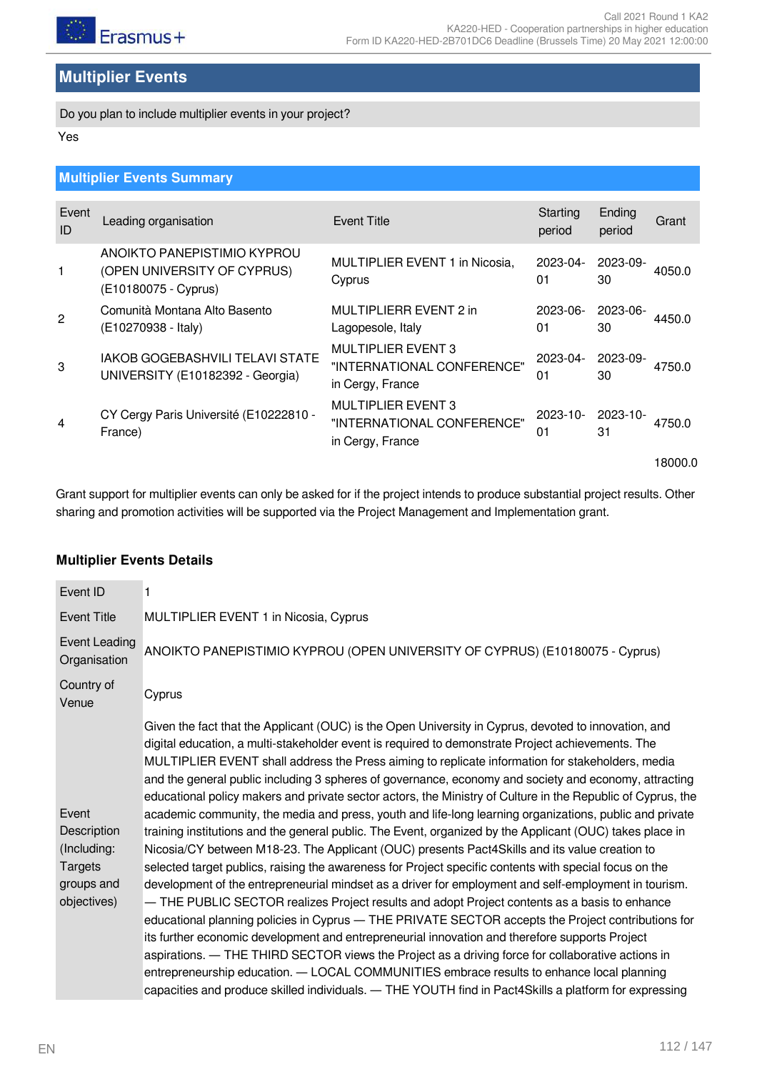## Multiplier Events

Do you plan to include multiplier events in your project?

Yes

### Multiplier Events Summary

| Event ID | Leading organisation | Event Title | Starting period | Ending period | Grant |
|---|---|---|---|---|---|
| 1 | ANOIKTO PANEPISTIMIO KYPROU (OPEN UNIVERSITY OF CYPRUS) (E10180075 - Cyprus) | MULTIPLIER EVENT 1 in Nicosia, Cyprus | 2023-04-01 | 2023-09-30 | 4050.0 |
| 2 | Comunità Montana Alto Basento (E10270938 - Italy) | MULTIPLIERR EVENT 2 in Lagopesole, Italy | 2023-06-01 | 2023-06-30 | 4450.0 |
| 3 | IAKOB GOGEBASHVILI TELAVI STATE UNIVERSITY (E10182392 - Georgia) | MULTIPLIER EVENT 3 "INTERNATIONAL CONFERENCE" in Cergy, France | 2023-04-01 | 2023-09-30 | 4750.0 |
| 4 | CY Cergy Paris Université (E10222810 - France) | MULTIPLIER EVENT 3 "INTERNATIONAL CONFERENCE" in Cergy, France | 2023-10-01 | 2023-10-31 | 4750.0 |
| | | | | | 18000.0 |

Grant support for multiplier events can only be asked for if the project intends to produce substantial project results. Other sharing and promotion activities will be supported via the Project Management and Implementation grant.

### Multiplier Events Details

| | |
|---|---|
| Event ID | 1 |
| Event Title | MULTIPLIER EVENT 1 in Nicosia, Cyprus |
| Event Leading Organisation | ANOIKTO PANEPISTIMIO KYPROU (OPEN UNIVERSITY OF CYPRUS) (E10180075 - Cyprus) |
| Country of Venue | Cyprus |
| Event Description (Including: Targets groups and objectives) | Given the fact that the Applicant (OUC) is the Open University in Cyprus, devoted to innovation, and digital education, a multi-stakeholder event is required to demonstrate Project achievements. The MULTIPLIER EVENT shall address the Press aiming to replicate information for stakeholders, media and the general public including 3 spheres of governance, economy and society and economy, attracting educational policy makers and private sector actors, the Ministry of Culture in the Republic of Cyprus, the academic community, the media and press, youth and life-long learning organizations, public and private training institutions and the general public. The Event, organized by the Applicant (OUC) takes place in Nicosia/CY between M18-23. The Applicant (OUC) presents Pact4Skills and its value creation to selected target publics, raising the awareness for Project specific contents with special focus on the development of the entrepreneurial mindset as a driver for employment and self-employment in tourism. — THE PUBLIC SECTOR realizes Project results and adopt Project contents as a basis to enhance educational planning policies in Cyprus — THE PRIVATE SECTOR accepts the Project contributions for its further economic development and entrepreneurial innovation and therefore supports Project aspirations. — THE THIRD SECTOR views the Project as a driving force for collaborative actions in entrepreneurship education. — LOCAL COMMUNITIES embrace results to enhance local planning capacities and produce skilled individuals. — THE YOUTH find in Pact4Skills a platform for expressing |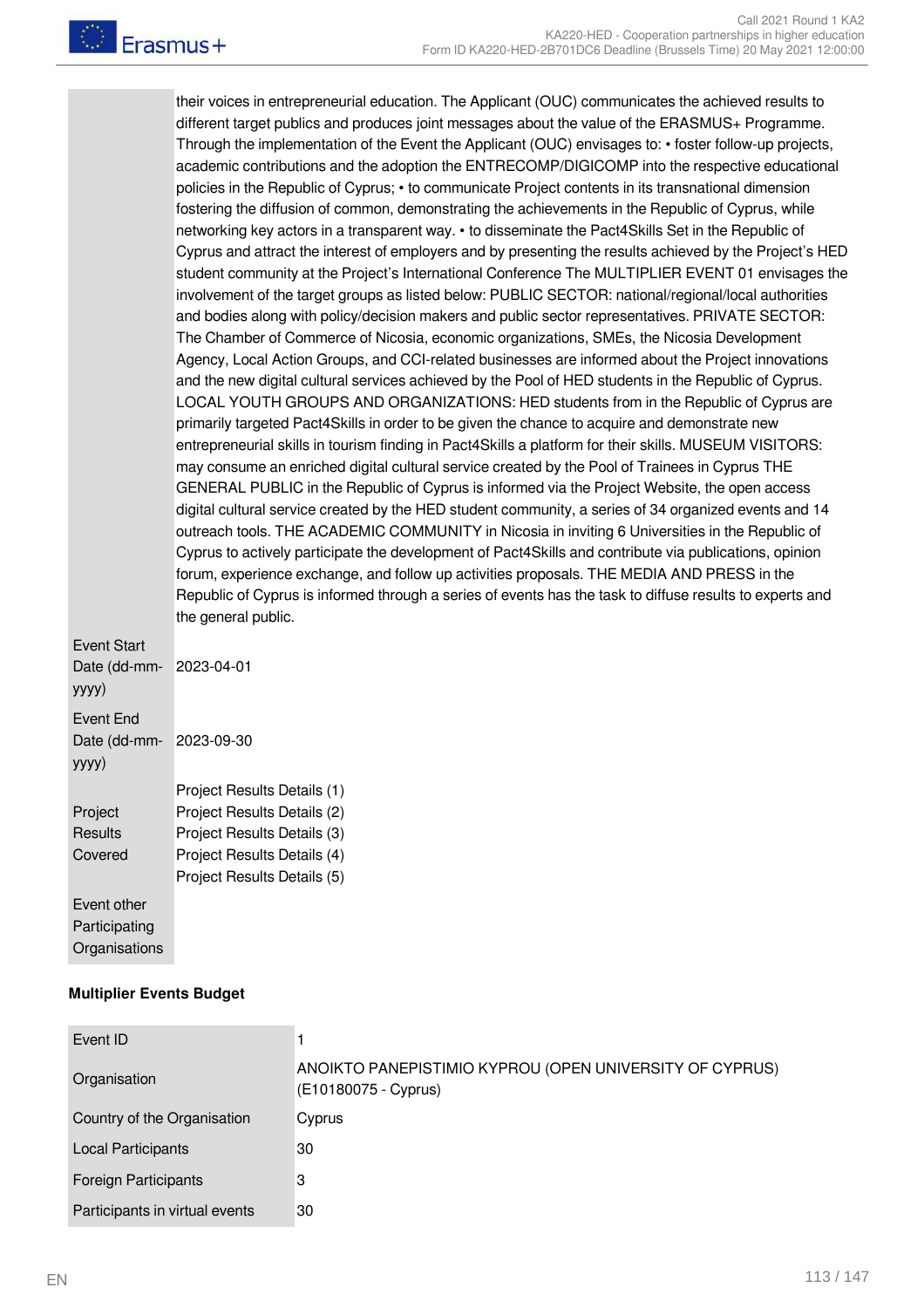| | |
|---|---|
| | their voices in entrepreneurial education. The Applicant (OUC) communicates the achieved results to different target publics and produces joint messages about the value of the ERASMUS+ Programme. Through the implementation of the Event the Applicant (OUC) envisages to: • foster follow-up projects, academic contributions and the adoption the ENTRECOMP/DIGICOMP into the respective educational policies in the Republic of Cyprus; • to communicate Project contents in its transnational dimension fostering the diffusion of common, demonstrating the achievements in the Republic of Cyprus, while networking key actors in a transparent way. • to disseminate the Pact4Skills Set in the Republic of Cyprus and attract the interest of employers and by presenting the results achieved by the Project's HED student community at the Project's International Conference The MULTIPLIER EVENT 01 envisages the involvement of the target groups as listed below: PUBLIC SECTOR: national/regional/local authorities and bodies along with policy/decision makers and public sector representatives. PRIVATE SECTOR: The Chamber of Commerce of Nicosia, economic organizations, SMEs, the Nicosia Development Agency, Local Action Groups, and CCI-related businesses are informed about the Project innovations and the new digital cultural services achieved by the Pool of HED students in the Republic of Cyprus. LOCAL YOUTH GROUPS AND ORGANIZATIONS: HED students from in the Republic of Cyprus are primarily targeted Pact4Skills in order to be given the chance to acquire and demonstrate new entrepreneurial skills in tourism finding in Pact4Skills a platform for their skills. MUSEUM VISITORS: may consume an enriched digital cultural service created by the Pool of Trainees in Cyprus THE GENERAL PUBLIC in the Republic of Cyprus is informed via the Project Website, the open access digital cultural service created by the HED student community, a series of 34 organized events and 14 outreach tools. THE ACADEMIC COMMUNITY in Nicosia in inviting 6 Universities in the Republic of Cyprus to actively participate the development of Pact4Skills and contribute via publications, opinion forum, experience exchange, and follow up activities proposals. THE MEDIA AND PRESS in the Republic of Cyprus is informed through a series of events has the task to diffuse results to experts and the general public. |
| Event Start Date (dd-mm-yyyy) | 2023-04-01 |
| Event End Date (dd-mm-yyyy) | 2023-09-30 |
| Project Results Covered | Project Results Details (1)<br>Project Results Details (2)<br>Project Results Details (3)<br>Project Results Details (4)<br>Project Results Details (5) |
| Event other Participating Organisations | |

**Multiplier Events Budget**

| | |
|---|---|
| Event ID | 1 |
| Organisation | ANOIKTO PANEPISTIMIO KYPROU (OPEN UNIVERSITY OF CYPRUS) (E10180075 - Cyprus) |
| Country of the Organisation | Cyprus |
| Local Participants | 30 |
| Foreign Participants | 3 |
| Participants in virtual events | 30 |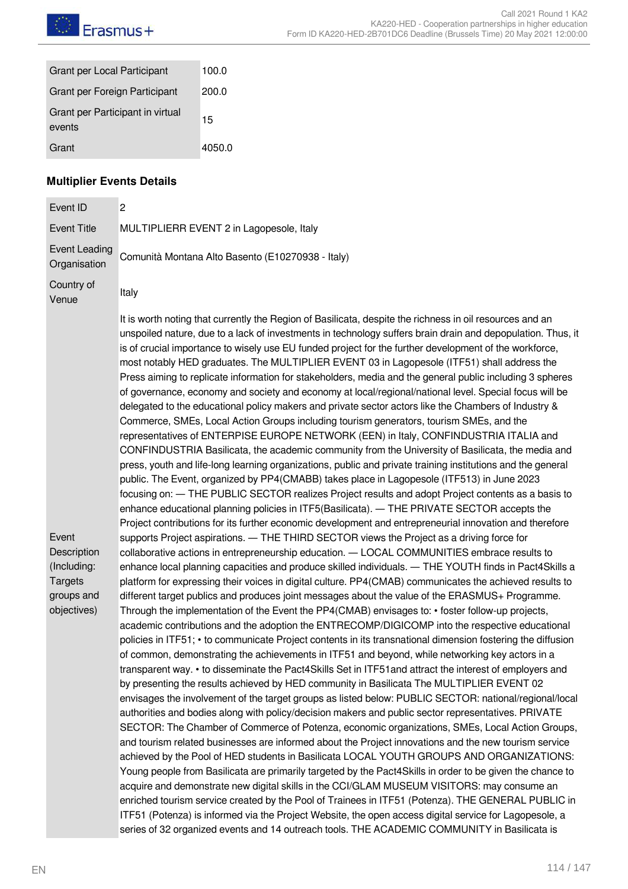| Grant per Local Participant | 100.0 |
|---|---|
| Grant per Foreign Participant | 200.0 |
| Grant per Participant in virtual events | 15 |
| Grant | 4050.0 |

### Multiplier Events Details

| Event ID | 2 |
|---|---|
| Event Title | MULTIPLIERR EVENT 2 in Lagopesole, Italy |
| Event Leading Organisation | Comunità Montana Alto Basento (E10270938 - Italy) |
| Country of Venue | Italy |
| Event Description (Including: Targets groups and objectives) | It is worth noting that currently the Region of Basilicata, despite the richness in oil resources and an unspoiled nature, due to a lack of investments in technology suffers brain drain and depopulation. Thus, it is of crucial importance to wisely use EU funded project for the further development of the workforce, most notably HED graduates. The MULTIPLIER EVENT 03 in Lagopesole (ITF51) shall address the Press aiming to replicate information for stakeholders, media and the general public including 3 spheres of governance, economy and society and economy at local/regional/national level. Special focus will be delegated to the educational policy makers and private sector actors like the Chambers of Industry & Commerce, SMEs, Local Action Groups including tourism generators, tourism SMEs, and the representatives of ENTERPISE EUROPE NETWORK (EEN) in Italy, CONFINDUSTRIA ITALIA and CONFINDUSTRIA Basilicata, the academic community from the University of Basilicata, the media and press, youth and life-long learning organizations, public and private training institutions and the general public. The Event, organized by PP4(CMABB) takes place in Lagopesole (ITF513) in June 2023 focusing on: — THE PUBLIC SECTOR realizes Project results and adopt Project contents as a basis to enhance educational planning policies in ITF5(Basilicata). — THE PRIVATE SECTOR accepts the Project contributions for its further economic development and entrepreneurial innovation and therefore supports Project aspirations. — THE THIRD SECTOR views the Project as a driving force for collaborative actions in entrepreneurship education. — LOCAL COMMUNITIES embrace results to enhance local planning capacities and produce skilled individuals. — THE YOUTH finds in Pact4Skills a platform for expressing their voices in digital culture. PP4(CMAB) communicates the achieved results to different target publics and produces joint messages about the value of the ERASMUS+ Programme. Through the implementation of the Event the PP4(CMAB) envisages to: • foster follow-up projects, academic contributions and the adoption the ENTRECOMP/DIGICOMP into the respective educational policies in ITF51; • to communicate Project contents in its transnational dimension fostering the diffusion of common, demonstrating the achievements in ITF51 and beyond, while networking key actors in a transparent way. • to disseminate the Pact4Skills Set in ITF51and attract the interest of employers and by presenting the results achieved by HED community in Basilicata The MULTIPLIER EVENT 02 envisages the involvement of the target groups as listed below: PUBLIC SECTOR: national/regional/local authorities and bodies along with policy/decision makers and public sector representatives. PRIVATE SECTOR: The Chamber of Commerce of Potenza, economic organizations, SMEs, Local Action Groups, and tourism related businesses are informed about the Project innovations and the new tourism service achieved by the Pool of HED students in Basilicata LOCAL YOUTH GROUPS AND ORGANIZATIONS: Young people from Basilicata are primarily targeted by the Pact4Skills in order to be given the chance to acquire and demonstrate new digital skills in the CCI/GLAM MUSEUM VISITORS: may consume an enriched tourism service created by the Pool of Trainees in ITF51 (Potenza). THE GENERAL PUBLIC in ITF51 (Potenza) is informed via the Project Website, the open access digital service for Lagopesole, a series of 32 organized events and 14 outreach tools. THE ACADEMIC COMMUNITY in Basilicata is |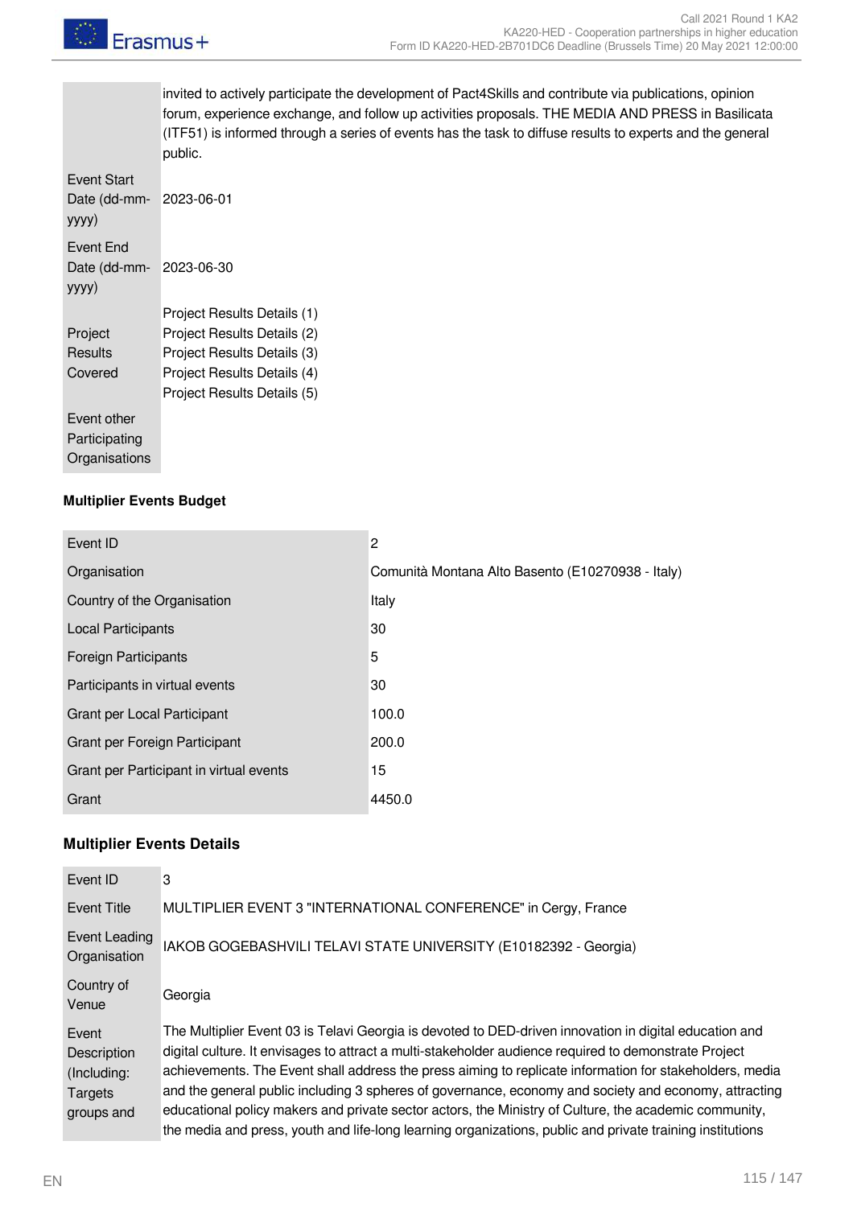| | |
|---|---|
| | invited to actively participate the development of Pact4Skills and contribute via publications, opinion forum, experience exchange, and follow up activities proposals. THE MEDIA AND PRESS in Basilicata (ITF51) is informed through a series of events has the task to diffuse results to experts and the general public. |
| Event Start Date (dd-mm-yyyy) | 2023-06-01 |
| Event End Date (dd-mm-yyyy) | 2023-06-30 |
| Project Results Covered | Project Results Details (1)<br>Project Results Details (2)<br>Project Results Details (3)<br>Project Results Details (4)<br>Project Results Details (5) |
| Event other Participating Organisations | |

**Multiplier Events Budget**

| | |
|---|---|
| Event ID | 2 |
| Organisation | Comunità Montana Alto Basento (E10270938 - Italy) |
| Country of the Organisation | Italy |
| Local Participants | 30 |
| Foreign Participants | 5 |
| Participants in virtual events | 30 |
| Grant per Local Participant | 100.0 |
| Grant per Foreign Participant | 200.0 |
| Grant per Participant in virtual events | 15 |
| Grant | 4450.0 |

**Multiplier Events Details**

| | |
|---|---|
| Event ID | 3 |
| Event Title | MULTIPLIER EVENT 3 "INTERNATIONAL CONFERENCE" in Cergy, France |
| Event Leading Organisation | IAKOB GOGEBASHVILI TELAVI STATE UNIVERSITY (E10182392 - Georgia) |
| Country of Venue | Georgia |
| Event Description (Including: Targets groups and | The Multiplier Event 03 is Telavi Georgia is devoted to DED-driven innovation in digital education and digital culture. It envisages to attract a multi-stakeholder audience required to demonstrate Project achievements. The Event shall address the press aiming to replicate information for stakeholders, media and the general public including 3 spheres of governance, economy and society and economy, attracting educational policy makers and private sector actors, the Ministry of Culture, the academic community, the media and press, youth and life-long learning organizations, public and private training institutions |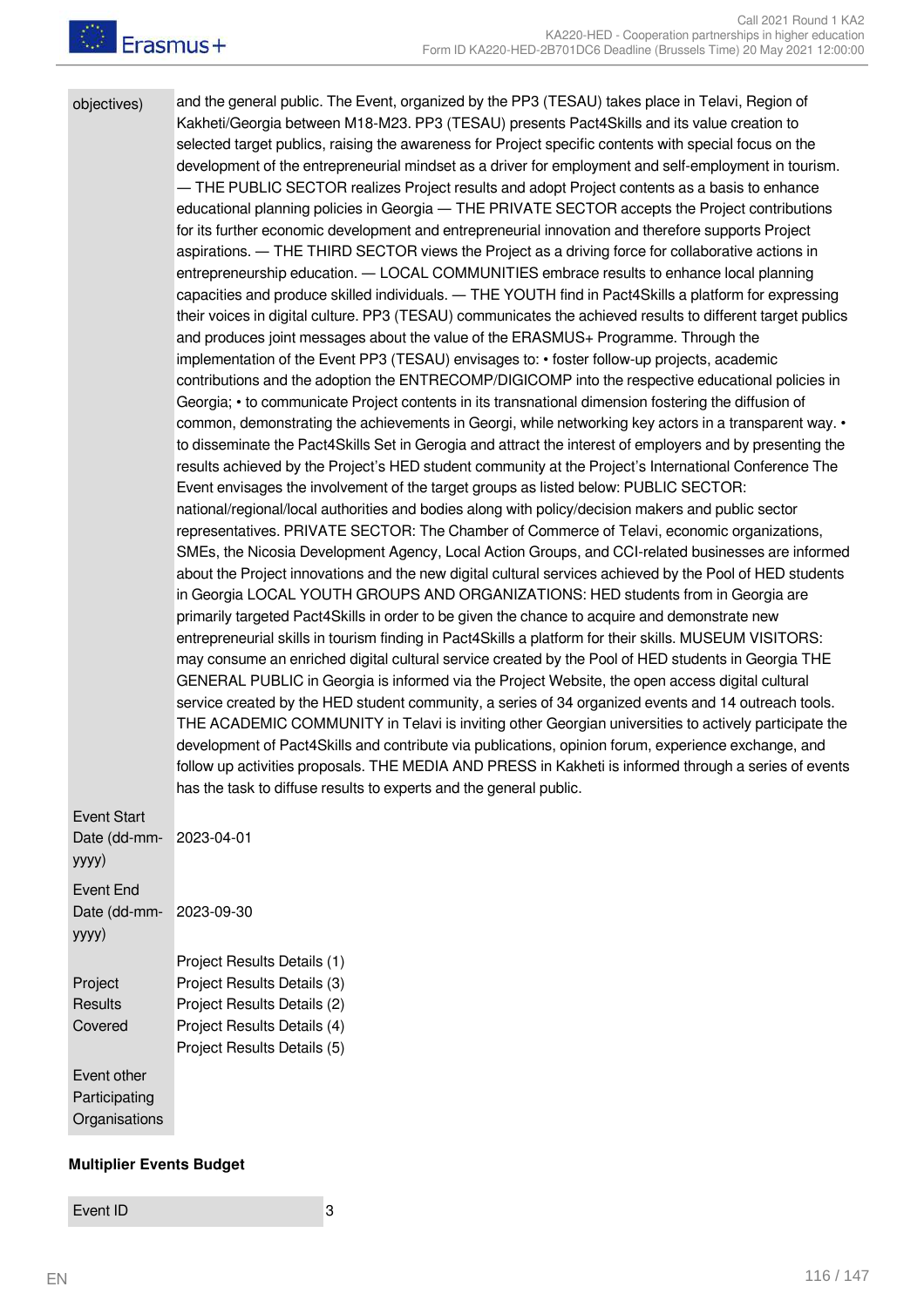| | |
|---|---|
| objectives) | and the general public. The Event, organized by the PP3 (TESAU) takes place in Telavi, Region of Kakheti/Georgia between M18-M23. PP3 (TESAU) presents Pact4Skills and its value creation to selected target publics, raising the awareness for Project specific contents with special focus on the development of the entrepreneurial mindset as a driver for employment and self-employment in tourism. — THE PUBLIC SECTOR realizes Project results and adopt Project contents as a basis to enhance educational planning policies in Georgia — THE PRIVATE SECTOR accepts the Project contributions for its further economic development and entrepreneurial innovation and therefore supports Project aspirations. — THE THIRD SECTOR views the Project as a driving force for collaborative actions in entrepreneurship education. — LOCAL COMMUNITIES embrace results to enhance local planning capacities and produce skilled individuals. — THE YOUTH find in Pact4Skills a platform for expressing their voices in digital culture. PP3 (TESAU) communicates the achieved results to different target publics and produces joint messages about the value of the ERASMUS+ Programme. Through the implementation of the Event PP3 (TESAU) envisages to: • foster follow-up projects, academic contributions and the adoption the ENTRECOMP/DIGICOMP into the respective educational policies in Georgia; • to communicate Project contents in its transnational dimension fostering the diffusion of common, demonstrating the achievements in Georgi, while networking key actors in a transparent way. • to disseminate the Pact4Skills Set in Gerogia and attract the interest of employers and by presenting the results achieved by the Project's HED student community at the Project's International Conference The Event envisages the involvement of the target groups as listed below: PUBLIC SECTOR: national/regional/local authorities and bodies along with policy/decision makers and public sector representatives. PRIVATE SECTOR: The Chamber of Commerce of Telavi, economic organizations, SMEs, the Nicosia Development Agency, Local Action Groups, and CCI-related businesses are informed about the Project innovations and the new digital cultural services achieved by the Pool of HED students in Georgia LOCAL YOUTH GROUPS AND ORGANIZATIONS: HED students from in Georgia are primarily targeted Pact4Skills in order to be given the chance to acquire and demonstrate new entrepreneurial skills in tourism finding in Pact4Skills a platform for their skills. MUSEUM VISITORS: may consume an enriched digital cultural service created by the Pool of HED students in Georgia THE GENERAL PUBLIC in Georgia is informed via the Project Website, the open access digital cultural service created by the HED student community, a series of 34 organized events and 14 outreach tools. THE ACADEMIC COMMUNITY in Telavi is inviting other Georgian universities to actively participate the development of Pact4Skills and contribute via publications, opinion forum, experience exchange, and follow up activities proposals. THE MEDIA AND PRESS in Kakheti is informed through a series of events has the task to diffuse results to experts and the general public. |
| Event Start Date (dd-mm-yyyy) | 2023-04-01 |
| Event End Date (dd-mm-yyyy) | 2023-09-30 |
| Project Results Covered | Project Results Details (1)<br>Project Results Details (3)<br>Project Results Details (2)<br>Project Results Details (4)<br>Project Results Details (5) |
| Event other Participating Organisations | |

**Multiplier Events Budget**

| | |
|---|---|
| Event ID | 3 |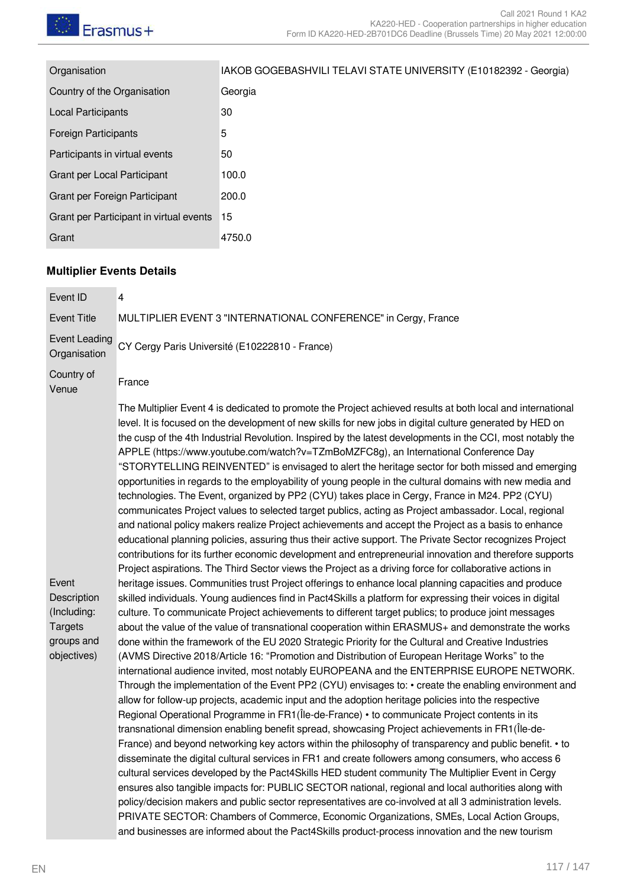| Organisation | IAKOB GOGEBASHVILI TELAVI STATE UNIVERSITY (E10182392 - Georgia) |
|---|---|
| Country of the Organisation | Georgia |
| Local Participants | 30 |
| Foreign Participants | 5 |
| Participants in virtual events | 50 |
| Grant per Local Participant | 100.0 |
| Grant per Foreign Participant | 200.0 |
| Grant per Participant in virtual events | 15 |
| Grant | 4750.0 |

### Multiplier Events Details

| Event ID | 4 |
|---|---|
| Event Title | MULTIPLIER EVENT 3 "INTERNATIONAL CONFERENCE" in Cergy, France |
| Event Leading Organisation | CY Cergy Paris Université (E10222810 - France) |
| Country of Venue | France |
| Event Description (Including: Targets groups and objectives) | The Multiplier Event 4 is dedicated to promote the Project achieved results at both local and international level. It is focused on the development of new skills for new jobs in digital culture generated by HED on the cusp of the 4th Industrial Revolution. Inspired by the latest developments in the CCI, most notably the APPLE (https://www.youtube.com/watch?v=TZmBoMZFC8g), an International Conference Day "STORYTELLING REINVENTED" is envisaged to alert the heritage sector for both missed and emerging opportunities in regards to the employability of young people in the cultural domains with new media and technologies. The Event, organized by PP2 (CYU) takes place in Cergy, France in M24. PP2 (CYU) communicates Project values to selected target publics, acting as Project ambassador. Local, regional and national policy makers realize Project achievements and accept the Project as a basis to enhance educational planning policies, assuring thus their active support. The Private Sector recognizes Project contributions for its further economic development and entrepreneurial innovation and therefore supports Project aspirations. The Third Sector views the Project as a driving force for collaborative actions in heritage issues. Communities trust Project offerings to enhance local planning capacities and produce skilled individuals. Young audiences find in Pact4Skills a platform for expressing their voices in digital culture. To communicate Project achievements to different target publics; to produce joint messages about the value of the value of transnational cooperation within ERASMUS+ and demonstrate the works done within the framework of the EU 2020 Strategic Priority for the Cultural and Creative Industries (AVMS Directive 2018/Article 16: "Promotion and Distribution of European Heritage Works" to the international audience invited, most notably EUROPEANA and the ENTERPRISE EUROPE NETWORK. Through the implementation of the Event PP2 (CYU) envisages to: • create the enabling environment and allow for follow-up projects, academic input and the adoption heritage policies into the respective Regional Operational Programme in FR1(Île-de-France) • to communicate Project contents in its transnational dimension enabling benefit spread, showcasing Project achievements in FR1(Île-de-France) and beyond networking key actors within the philosophy of transparency and public benefit. • to disseminate the digital cultural services in FR1 and create followers among consumers, who access 6 cultural services developed by the Pact4Skills HED student community The Multiplier Event in Cergy ensures also tangible impacts for: PUBLIC SECTOR national, regional and local authorities along with policy/decision makers and public sector representatives are co-involved at all 3 administration levels. PRIVATE SECTOR: Chambers of Commerce, Economic Organizations, SMEs, Local Action Groups, and businesses are informed about the Pact4Skills product-process innovation and the new tourism |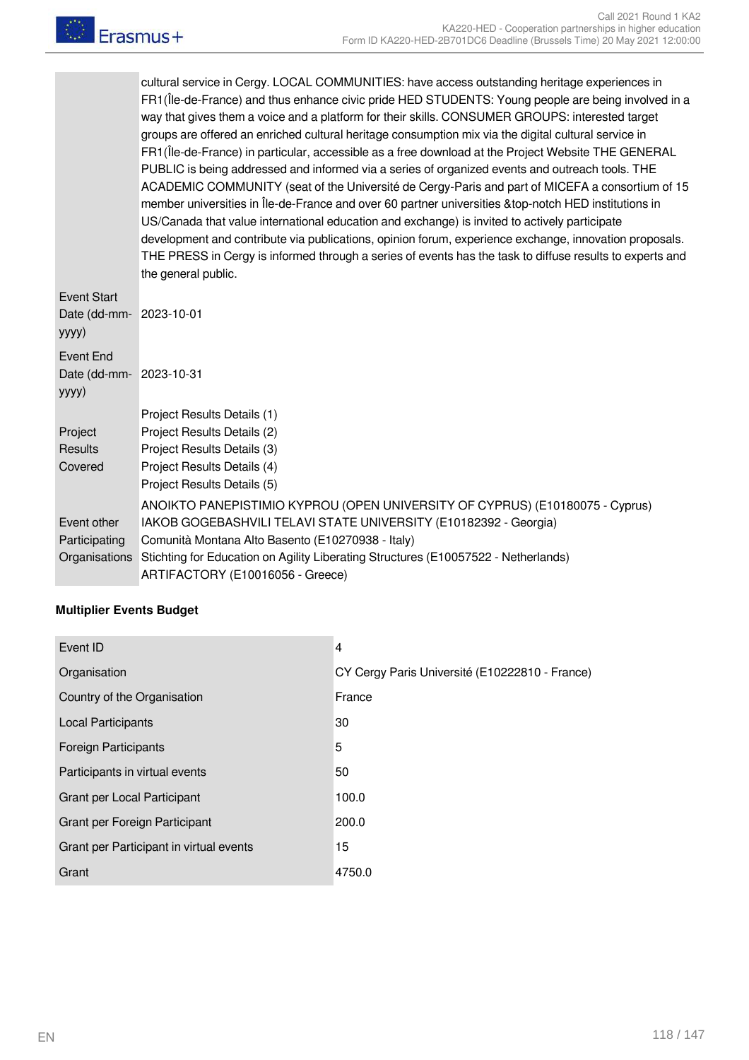| | |
|---|---|
| | cultural service in Cergy. LOCAL COMMUNITIES: have access outstanding heritage experiences in FR1(Île-de-France) and thus enhance civic pride HED STUDENTS: Young people are being involved in a way that gives them a voice and a platform for their skills. CONSUMER GROUPS: interested target groups are offered an enriched cultural heritage consumption mix via the digital cultural service in FR1(Île-de-France) in particular, accessible as a free download at the Project Website THE GENERAL PUBLIC is being addressed and informed via a series of organized events and outreach tools. THE ACADEMIC COMMUNITY (seat of the Université de Cergy-Paris and part of MICEFA a consortium of 15 member universities in Île-de-France and over 60 partner universities &top-notch HED institutions in US/Canada that value international education and exchange) is invited to actively participate development and contribute via publications, opinion forum, experience exchange, innovation proposals. THE PRESS in Cergy is informed through a series of events has the task to diffuse results to experts and the general public. |
| Event Start Date (dd-mm-yyyy) | 2023-10-01 |
| Event End Date (dd-mm-yyyy) | 2023-10-31 |
| Project Results Covered | Project Results Details (1)<br>Project Results Details (2)<br>Project Results Details (3)<br>Project Results Details (4)<br>Project Results Details (5) |
| Event other Participating Organisations | ANOIKTO PANEPISTIMIO KYPROU (OPEN UNIVERSITY OF CYPRUS) (E10180075 - Cyprus)<br>IAKOB GOGEBASHVILI TELAVI STATE UNIVERSITY (E10182392 - Georgia)<br>Comunità Montana Alto Basento (E10270938 - Italy)<br>Stichting for Education on Agility Liberating Structures (E10057522 - Netherlands)<br>ARTIFACTORY (E10016056 - Greece) |

**Multiplier Events Budget**

| | |
|---|---|
| Event ID | 4 |
| Organisation | CY Cergy Paris Université (E10222810 - France) |
| Country of the Organisation | France |
| Local Participants | 30 |
| Foreign Participants | 5 |
| Participants in virtual events | 50 |
| Grant per Local Participant | 100.0 |
| Grant per Foreign Participant | 200.0 |
| Grant per Participant in virtual events | 15 |
| Grant | 4750.0 |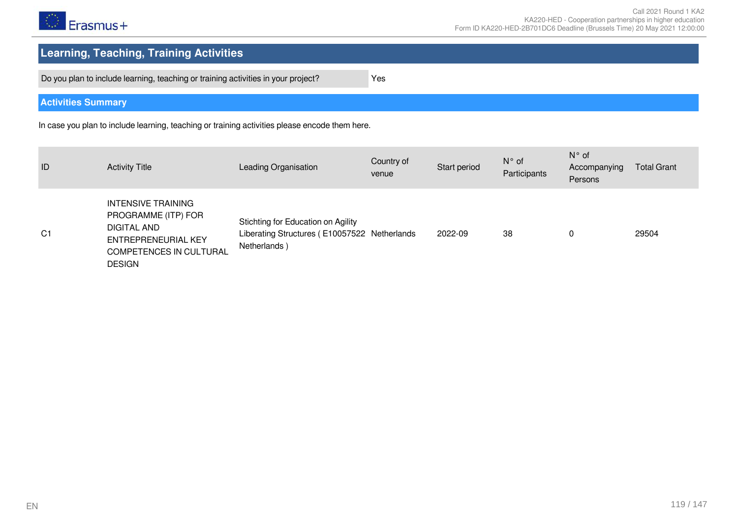## Learning, Teaching, Training Activities

| Do you plan to include learning, teaching or training activities in your project? | Yes |
| --- | --- |

### Activities Summary

In case you plan to include learning, teaching or training activities please encode them here.

| ID | Activity Title | Leading Organisation | Country of venue | Start period | N° of Participants | N° of Accompanying Persons | Total Grant |
| --- | --- | --- | --- | --- | --- | --- | --- |
| C1 | INTENSIVE TRAINING PROGRAMME (ITP) FOR DIGITAL AND ENTREPRENEURIAL KEY COMPETENCES IN CULTURAL DESIGN | Stichting for Education on Agility Liberating Structures ( E10057522 Netherlands ) | Netherlands | 2022-09 | 38 | 0 | 29504 |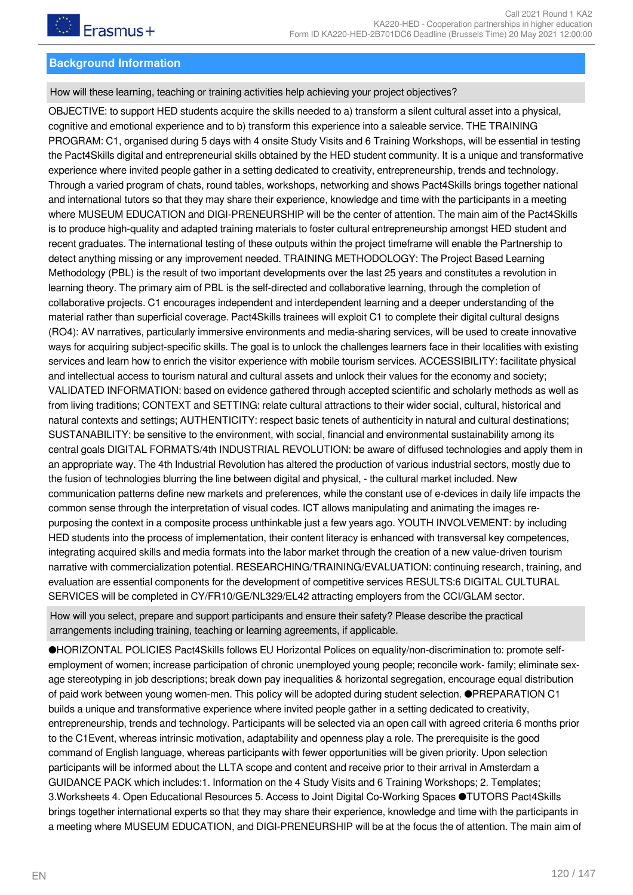## Background Information

**How will these learning, teaching or training activities help achieving your project objectives?**

OBJECTIVE: to support HED students acquire the skills needed to a) transform a silent cultural asset into a physical, cognitive and emotional experience and to b) transform this experience into a saleable service. THE TRAINING PROGRAM: C1, organised during 5 days with 4 onsite Study Visits and 6 Training Workshops, will be essential in testing the Pact4Skills digital and entrepreneurial skills obtained by the HED student community. It is a unique and transformative experience where invited people gather in a setting dedicated to creativity, entrepreneurship, trends and technology. Through a varied program of chats, round tables, workshops, networking and shows Pact4Skills brings together national and international tutors so that they may share their experience, knowledge and time with the participants in a meeting where MUSEUM EDUCATION and DIGI-PRENEURSHIP will be the center of attention. The main aim of the Pact4Skills is to produce high-quality and adapted training materials to foster cultural entrepreneurship amongst HED student and recent graduates. The international testing of these outputs within the project timeframe will enable the Partnership to detect anything missing or any improvement needed. TRAINING METHODOLOGY: The Project Based Learning Methodology (PBL) is the result of two important developments over the last 25 years and constitutes a revolution in learning theory. The primary aim of PBL is the self-directed and collaborative learning, through the completion of collaborative projects. C1 encourages independent and interdependent learning and a deeper understanding of the material rather than superficial coverage. Pact4Skills trainees will exploit C1 to complete their digital cultural designs (RO4): AV narratives, particularly immersive environments and media-sharing services, will be used to create innovative ways for acquiring subject-specific skills. The goal is to unlock the challenges learners face in their localities with existing services and learn how to enrich the visitor experience with mobile tourism services. ACCESSIBILITY: facilitate physical and intellectual access to tourism natural and cultural assets and unlock their values for the economy and society; VALIDATED INFORMATION: based on evidence gathered through accepted scientific and scholarly methods as well as from living traditions; CONTEXT and SETTING: relate cultural attractions to their wider social, cultural, historical and natural contexts and settings; AUTHENTICITY: respect basic tenets of authenticity in natural and cultural destinations; SUSTANABILITY: be sensitive to the environment, with social, financial and environmental sustainability among its central goals DIGITAL FORMATS/4th INDUSTRIAL REVOLUTION: be aware of diffused technologies and apply them in an appropriate way. The 4th Industrial Revolution has altered the production of various industrial sectors, mostly due to the fusion of technologies blurring the line between digital and physical, - the cultural market included. New communication patterns define new markets and preferences, while the constant use of e-devices in daily life impacts the common sense through the interpretation of visual codes. ICT allows manipulating and animating the images re-purposing the context in a composite process unthinkable just a few years ago. YOUTH INVOLVEMENT: by including HED students into the process of implementation, their content literacy is enhanced with transversal key competences, integrating acquired skills and media formats into the labor market through the creation of a new value-driven tourism narrative with commercialization potential. RESEARCHING/TRAINING/EVALUATION: continuing research, training, and evaluation are essential components for the development of competitive services RESULTS:6 DIGITAL CULTURAL SERVICES will be completed in CY/FR10/GE/NL329/EL42 attracting employers from the CCI/GLAM sector.

**How will you select, prepare and support participants and ensure their safety? Please describe the practical arrangements including training, teaching or learning agreements, if applicable.**

●HORIZONTAL POLICIES Pact4Skills follows EU Horizontal Polices on equality/non-discrimination to: promote self-employment of women; increase participation of chronic unemployed young people; reconcile work- family; eliminate sex-age stereotyping in job descriptions; break down pay inequalities & horizontal segregation, encourage equal distribution of paid work between young women-men. This policy will be adopted during student selection. ●PREPARATION C1 builds a unique and transformative experience where invited people gather in a setting dedicated to creativity, entrepreneurship, trends and technology. Participants will be selected via an open call with agreed criteria 6 months prior to the C1Event, whereas intrinsic motivation, adaptability and openness play a role. The prerequisite is the good command of English language, whereas participants with fewer opportunities will be given priority. Upon selection participants will be informed about the LLTA scope and content and receive prior to their arrival in Amsterdam a GUIDANCE PACK which includes:1. Information on the 4 Study Visits and 6 Training Workshops; 2. Templates; 3.Worksheets 4. Open Educational Resources 5. Access to Joint Digital Co-Working Spaces ●TUTORS Pact4Skills brings together international experts so that they may share their experience, knowledge and time with the participants in a meeting where MUSEUM EDUCATION, and DIGI-PRENEURSHIP will be at the focus the of attention. The main aim of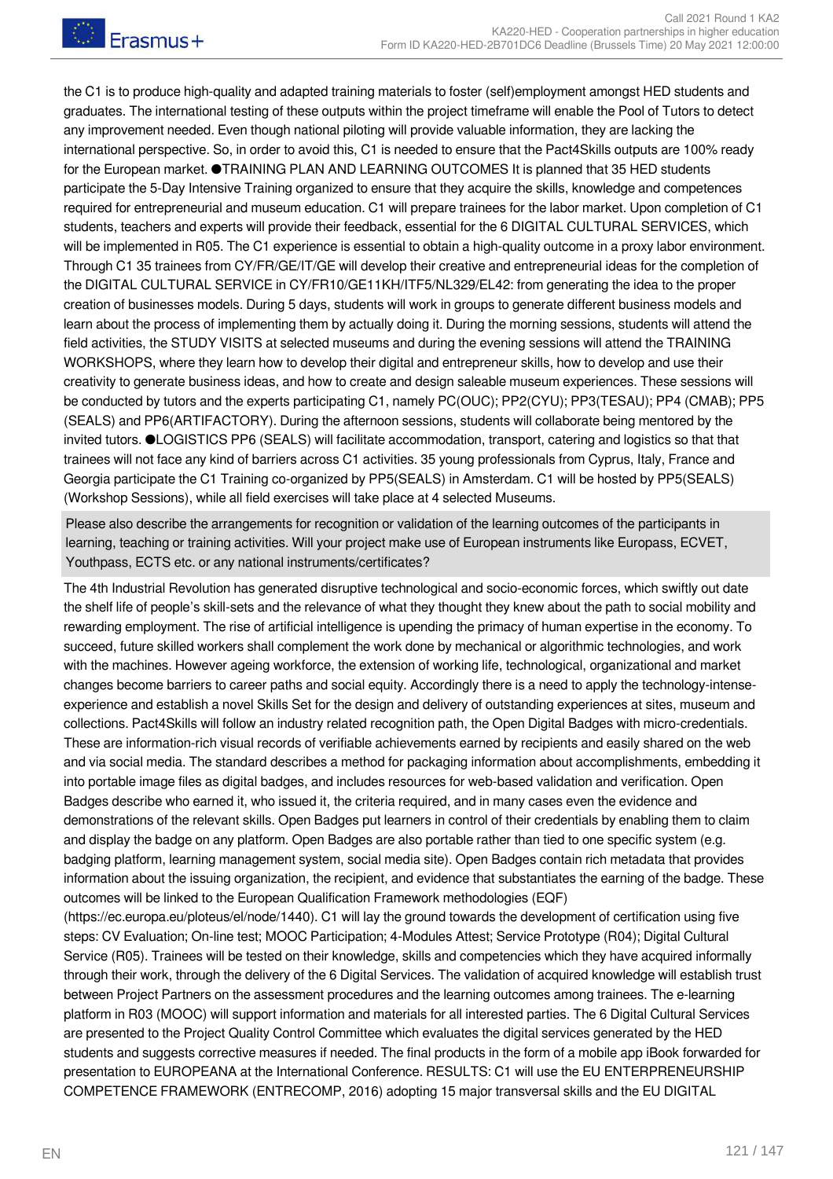the C1 is to produce high-quality and adapted training materials to foster (self)employment amongst HED students and graduates. The international testing of these outputs within the project timeframe will enable the Pool of Tutors to detect any improvement needed. Even though national piloting will provide valuable information, they are lacking the international perspective. So, in order to avoid this, C1 is needed to ensure that the Pact4Skills outputs are 100% ready for the European market. ●TRAINING PLAN AND LEARNING OUTCOMES It is planned that 35 HED students participate the 5-Day Intensive Training organized to ensure that they acquire the skills, knowledge and competences required for entrepreneurial and museum education. C1 will prepare trainees for the labor market. Upon completion of C1 students, teachers and experts will provide their feedback, essential for the 6 DIGITAL CULTURAL SERVICES, which will be implemented in R05. The C1 experience is essential to obtain a high-quality outcome in a proxy labor environment. Through C1 35 trainees from CY/FR/GE/IT/GE will develop their creative and entrepreneurial ideas for the completion of the DIGITAL CULTURAL SERVICE in CY/FR10/GE11KH/ITF5/NL329/EL42: from generating the idea to the proper creation of businesses models. During 5 days, students will work in groups to generate different business models and learn about the process of implementing them by actually doing it. During the morning sessions, students will attend the field activities, the STUDY VISITS at selected museums and during the evening sessions will attend the TRAINING WORKSHOPS, where they learn how to develop their digital and entrepreneur skills, how to develop and use their creativity to generate business ideas, and how to create and design saleable museum experiences. These sessions will be conducted by tutors and the experts participating C1, namely PC(OUC); PP2(CYU); PP3(TESAU); PP4 (CMAB); PP5 (SEALS) and PP6(ARTIFACTORY). During the afternoon sessions, students will collaborate being mentored by the invited tutors. ●LOGISTICS PP6 (SEALS) will facilitate accommodation, transport, catering and logistics so that that trainees will not face any kind of barriers across C1 activities. 35 young professionals from Cyprus, Italy, France and Georgia participate the C1 Training co-organized by PP5(SEALS) in Amsterdam. C1 will be hosted by PP5(SEALS) (Workshop Sessions), while all field exercises will take place at 4 selected Museums.

Please also describe the arrangements for recognition or validation of the learning outcomes of the participants in learning, teaching or training activities. Will your project make use of European instruments like Europass, ECVET, Youthpass, ECTS etc. or any national instruments/certificates?

The 4th Industrial Revolution has generated disruptive technological and socio-economic forces, which swiftly out date the shelf life of people's skill-sets and the relevance of what they thought they knew about the path to social mobility and rewarding employment. The rise of artificial intelligence is upending the primacy of human expertise in the economy. To succeed, future skilled workers shall complement the work done by mechanical or algorithmic technologies, and work with the machines. However ageing workforce, the extension of working life, technological, organizational and market changes become barriers to career paths and social equity. Accordingly there is a need to apply the technology-intense-experience and establish a novel Skills Set for the design and delivery of outstanding experiences at sites, museum and collections. Pact4Skills will follow an industry related recognition path, the Open Digital Badges with micro-credentials. These are information-rich visual records of verifiable achievements earned by recipients and easily shared on the web and via social media. The standard describes a method for packaging information about accomplishments, embedding it into portable image files as digital badges, and includes resources for web-based validation and verification. Open Badges describe who earned it, who issued it, the criteria required, and in many cases even the evidence and demonstrations of the relevant skills. Open Badges put learners in control of their credentials by enabling them to claim and display the badge on any platform. Open Badges are also portable rather than tied to one specific system (e.g. badging platform, learning management system, social media site). Open Badges contain rich metadata that provides information about the issuing organization, the recipient, and evidence that substantiates the earning of the badge. These outcomes will be linked to the European Qualification Framework methodologies (EQF) (https://ec.europa.eu/ploteus/el/node/1440). C1 will lay the ground towards the development of certification using five steps: CV Evaluation; On-line test; MOOC Participation; 4-Modules Attest; Service Prototype (R04); Digital Cultural Service (R05). Trainees will be tested on their knowledge, skills and competencies which they have acquired informally through their work, through the delivery of the 6 Digital Services. The validation of acquired knowledge will establish trust between Project Partners on the assessment procedures and the learning outcomes among trainees. The e-learning platform in R03 (MOOC) will support information and materials for all interested parties. The 6 Digital Cultural Services are presented to the Project Quality Control Committee which evaluates the digital services generated by the HED students and suggests corrective measures if needed. The final products in the form of a mobile app iBook forwarded for presentation to EUROPEANA at the International Conference. RESULTS: C1 will use the EU ENTERPRENEURSHIP COMPETENCE FRAMEWORK (ENTRECOMP, 2016) adopting 15 major transversal skills and the EU DIGITAL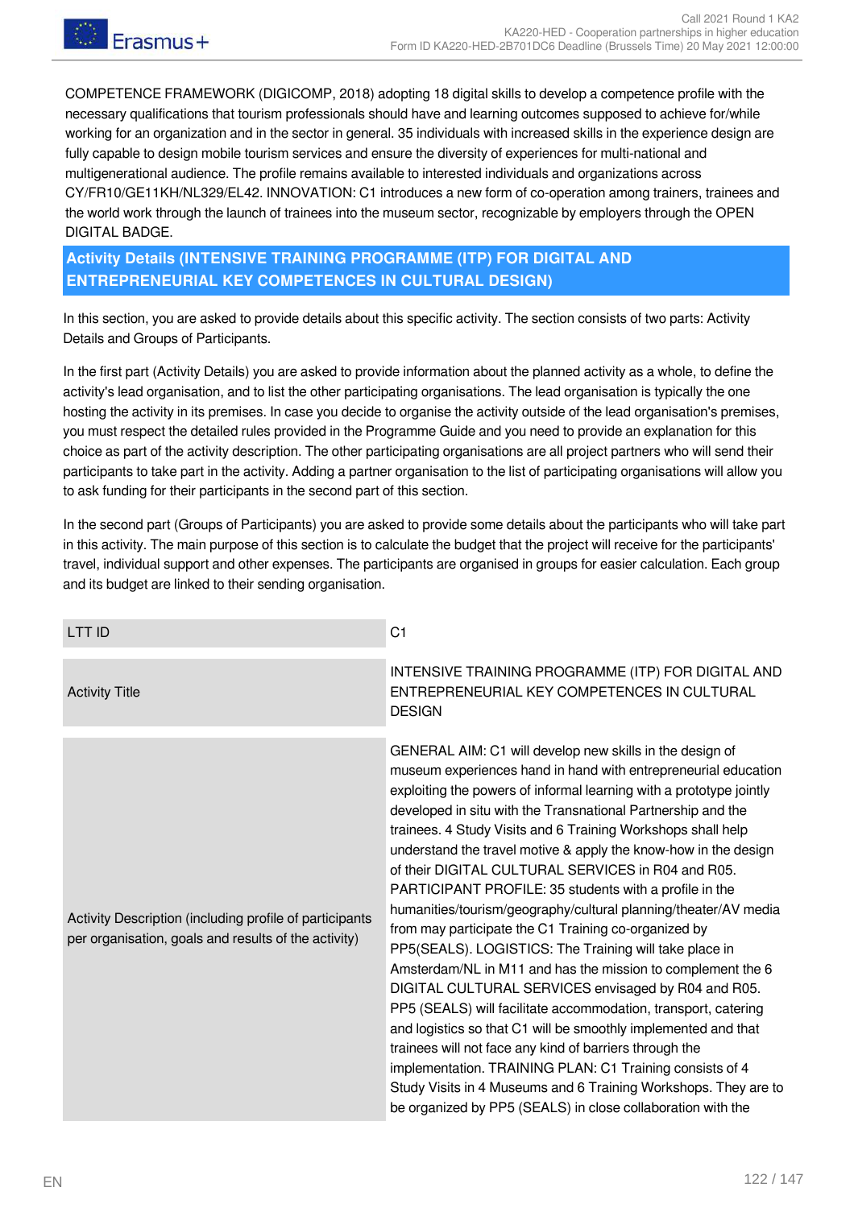COMPETENCE FRAMEWORK (DIGICOMP, 2018) adopting 18 digital skills to develop a competence profile with the necessary qualifications that tourism professionals should have and learning outcomes supposed to achieve for/while working for an organization and in the sector in general. 35 individuals with increased skills in the experience design are fully capable to design mobile tourism services and ensure the diversity of experiences for multi-national and multigenerational audience. The profile remains available to interested individuals and organizations across CY/FR10/GE11KH/NL329/EL42. INNOVATION: C1 introduces a new form of co-operation among trainers, trainees and the world work through the launch of trainees into the museum sector, recognizable by employers through the OPEN DIGITAL BADGE.

## Activity Details (INTENSIVE TRAINING PROGRAMME (ITP) FOR DIGITAL AND ENTREPRENEURIAL KEY COMPETENCES IN CULTURAL DESIGN)

In this section, you are asked to provide details about this specific activity. The section consists of two parts: Activity Details and Groups of Participants.

In the first part (Activity Details) you are asked to provide information about the planned activity as a whole, to define the activity's lead organisation, and to list the other participating organisations. The lead organisation is typically the one hosting the activity in its premises. In case you decide to organise the activity outside of the lead organisation's premises, you must respect the detailed rules provided in the Programme Guide and you need to provide an explanation for this choice as part of the activity description. The other participating organisations are all project partners who will send their participants to take part in the activity. Adding a partner organisation to the list of participating organisations will allow you to ask funding for their participants in the second part of this section.

In the second part (Groups of Participants) you are asked to provide some details about the participants who will take part in this activity. The main purpose of this section is to calculate the budget that the project will receive for the participants' travel, individual support and other expenses. The participants are organised in groups for easier calculation. Each group and its budget are linked to their sending organisation.

| | |
|---|---|
| LTT ID | C1 |
| Activity Title | INTENSIVE TRAINING PROGRAMME (ITP) FOR DIGITAL AND ENTREPRENEURIAL KEY COMPETENCES IN CULTURAL DESIGN |
| Activity Description (including profile of participants per organisation, goals and results of the activity) | GENERAL AIM: C1 will develop new skills in the design of museum experiences hand in hand with entrepreneurial education exploiting the powers of informal learning with a prototype jointly developed in situ with the Transnational Partnership and the trainees. 4 Study Visits and 6 Training Workshops shall help understand the travel motive & apply the know-how in the design of their DIGITAL CULTURAL SERVICES in R04 and R05. PARTICIPANT PROFILE: 35 students with a profile in the humanities/tourism/geography/cultural planning/theater/AV media from may participate the C1 Training co-organized by PP5(SEALS). LOGISTICS: The Training will take place in Amsterdam/NL in M11 and has the mission to complement the 6 DIGITAL CULTURAL SERVICES envisaged by R04 and R05. PP5 (SEALS) will facilitate accommodation, transport, catering and logistics so that C1 will be smoothly implemented and that trainees will not face any kind of barriers through the implementation. TRAINING PLAN: C1 Training consists of 4 Study Visits in 4 Museums and 6 Training Workshops. They are to be organized by PP5 (SEALS) in close collaboration with the |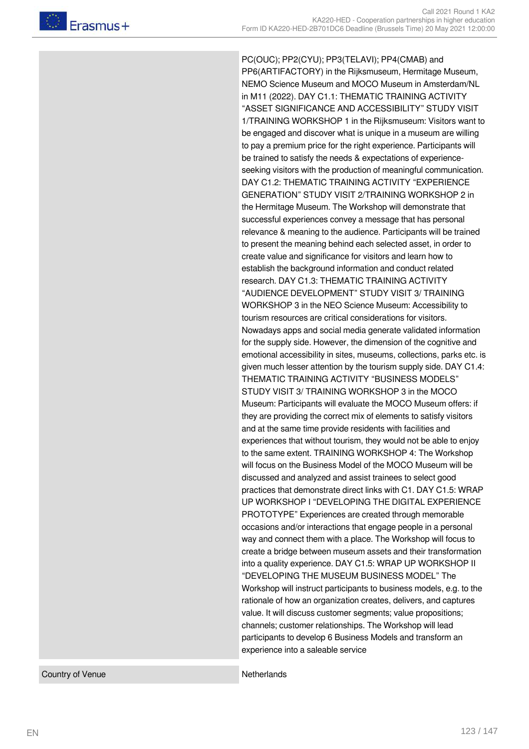| | |
|---|---|
| | PC(OUC); PP2(CYU); PP3(TELAVI); PP4(CMAB) and PP6(ARTIFACTORY) in the Rijksmuseum, Hermitage Museum, NEMO Science Museum and MOCO Museum in Amsterdam/NL in M11 (2022). DAY C1.1: THEMATIC TRAINING ACTIVITY "ASSET SIGNIFICANCE AND ACCESSIBILITY" STUDY VISIT 1/TRAINING WORKSHOP 1 in the Rijksmuseum: Visitors want to be engaged and discover what is unique in a museum are willing to pay a premium price for the right experience. Participants will be trained to satisfy the needs & expectations of experience-seeking visitors with the production of meaningful communication. DAY C1.2: THEMATIC TRAINING ACTIVITY "EXPERIENCE GENERATION" STUDY VISIT 2/TRAINING WORKSHOP 2 in the Hermitage Museum. The Workshop will demonstrate that successful experiences convey a message that has personal relevance & meaning to the audience. Participants will be trained to present the meaning behind each selected asset, in order to create value and significance for visitors and learn how to establish the background information and conduct related research. DAY C1.3: THEMATIC TRAINING ACTIVITY "AUDIENCE DEVELOPMENT" STUDY VISIT 3/ TRAINING WORKSHOP 3 in the NEO Science Museum: Accessibility to tourism resources are critical considerations for visitors. Nowadays apps and social media generate validated information for the supply side. However, the dimension of the cognitive and emotional accessibility in sites, museums, collections, parks etc. is given much lesser attention by the tourism supply side. DAY C1.4: THEMATIC TRAINING ACTIVITY "BUSINESS MODELS" STUDY VISIT 3/ TRAINING WORKSHOP 3 in the MOCO Museum: Participants will evaluate the MOCO Museum offers: if they are providing the correct mix of elements to satisfy visitors and at the same time provide residents with facilities and experiences that without tourism, they would not be able to enjoy to the same extent. TRAINING WORKSHOP 4: The Workshop will focus on the Business Model of the MOCO Museum will be discussed and analyzed and assist trainees to select good practices that demonstrate direct links with C1. DAY C1.5: WRAP UP WORKSHOP I "DEVELOPING THE DIGITAL EXPERIENCE PROTOTYPE" Experiences are created through memorable occasions and/or interactions that engage people in a personal way and connect them with a place. The Workshop will focus to create a bridge between museum assets and their transformation into a quality experience. DAY C1.5: WRAP UP WORKSHOP II "DEVELOPING THE MUSEUM BUSINESS MODEL" The Workshop will instruct participants to business models, e.g. to the rationale of how an organization creates, delivers, and captures value. It will discuss customer segments; value propositions; channels; customer relationships. The Workshop will lead participants to develop 6 Business Models and transform an experience into a saleable service |
| Country of Venue | Netherlands |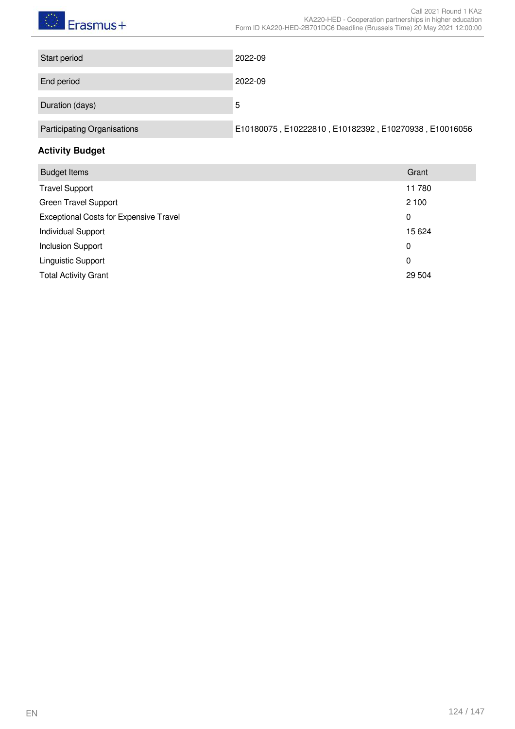| Start period | 2022-09 |
|---|---|
| End period | 2022-09 |
| Duration (days) | 5 |
| Participating Organisations | E10180075 , E10222810 , E10182392 , E10270938 , E10016056 |

**Activity Budget**

| Budget Items | Grant |
|---|---|
| Travel Support | 11 780 |
| Green Travel Support | 2 100 |
| Exceptional Costs for Expensive Travel | 0 |
| Individual Support | 15 624 |
| Inclusion Support | 0 |
| Linguistic Support | 0 |
| Total Activity Grant | 29 504 |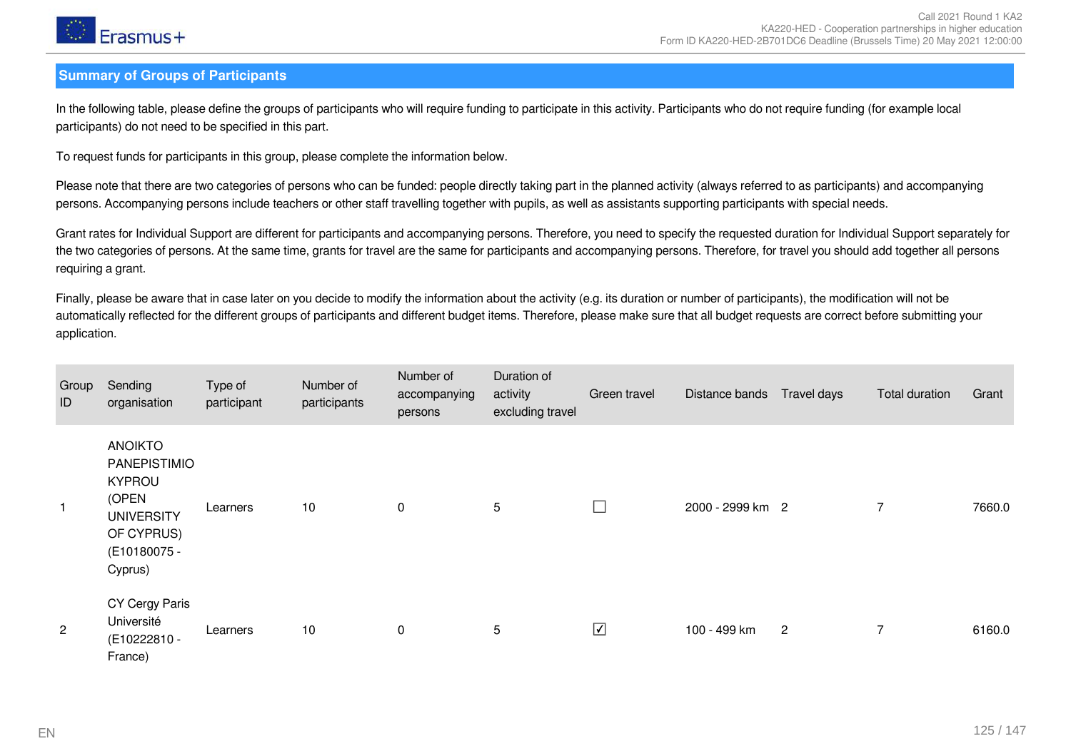## Summary of Groups of Participants

In the following table, please define the groups of participants who will require funding to participate in this activity. Participants who do not require funding (for example local participants) do not need to be specified in this part.

To request funds for participants in this group, please complete the information below.

Please note that there are two categories of persons who can be funded: people directly taking part in the planned activity (always referred to as participants) and accompanying persons. Accompanying persons include teachers or other staff travelling together with pupils, as well as assistants supporting participants with special needs.

Grant rates for Individual Support are different for participants and accompanying persons. Therefore, you need to specify the requested duration for Individual Support separately for the two categories of persons. At the same time, grants for travel are the same for participants and accompanying persons. Therefore, for travel you should add together all persons requiring a grant.

Finally, please be aware that in case later on you decide to modify the information about the activity (e.g. its duration or number of participants), the modification will not be automatically reflected for the different groups of participants and different budget items. Therefore, please make sure that all budget requests are correct before submitting your application.

| Group ID | Sending organisation | Type of participant | Number of participants | Number of accompanying persons | Duration of activity excluding travel | Green travel | Distance bands | Travel days | Total duration | Grant |
|---|---|---|---|---|---|---|---|---|---|---|
| 1 | ANOIKTO PANEPISTIMIO KYPROU (OPEN UNIVERSITY OF CYPRUS) (E10180075 - Cyprus) | Learners | 10 | 0 | 5 | ☐ | 2000 - 2999 km | 2 | 7 | 7660.0 |
| 2 | CY Cergy Paris Université (E10222810 - France) | Learners | 10 | 0 | 5 | ☑ | 100 - 499 km | 2 | 7 | 6160.0 |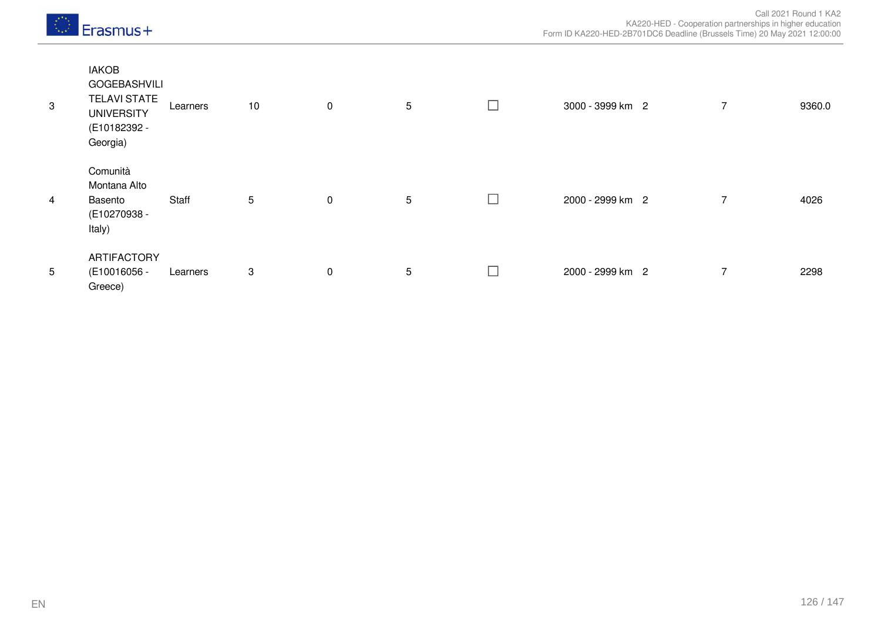| | | | | | | | | | | |
|---|---|---|---|---|---|---|---|---|---|---|
| 3 | IAKOB GOGEBASHVILI TELAVI STATE UNIVERSITY (E10182392 - Georgia) | Learners | 10 | 0 | 5 | ☐ | 3000 - 3999 km | 2 | 7 | 9360.0 |
| 4 | Comunità Montana Alto Basento (E10270938 - Italy) | Staff | 5 | 0 | 5 | ☐ | 2000 - 2999 km | 2 | 7 | 4026 |
| 5 | ARTIFACTORY (E10016056 - Greece) | Learners | 3 | 0 | 5 | ☐ | 2000 - 2999 km | 2 | 7 | 2298 |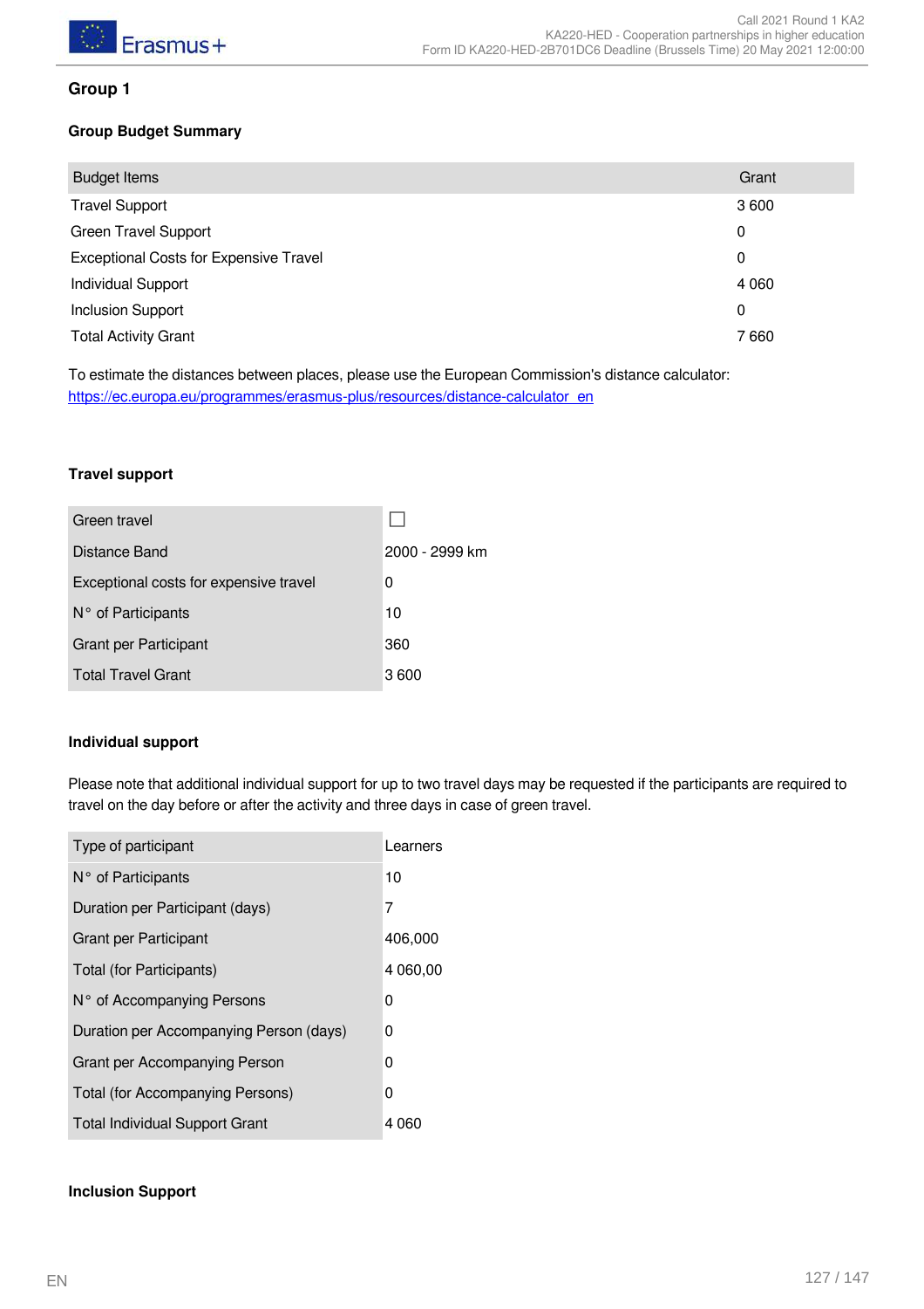## Group 1

### Group Budget Summary

| Budget Items | Grant |
| --- | --- |
| Travel Support | 3 600 |
| Green Travel Support | 0 |
| Exceptional Costs for Expensive Travel | 0 |
| Individual Support | 4 060 |
| Inclusion Support | 0 |
| Total Activity Grant | 7 660 |

To estimate the distances between places, please use the European Commission's distance calculator: https://ec.europa.eu/programmes/erasmus-plus/resources/distance-calculator_en

### Travel support

| | |
| --- | --- |
| Green travel | ☐ |
| Distance Band | 2000 - 2999 km |
| Exceptional costs for expensive travel | 0 |
| N° of Participants | 10 |
| Grant per Participant | 360 |
| Total Travel Grant | 3 600 |

### Individual support

Please note that additional individual support for up to two travel days may be requested if the participants are required to travel on the day before or after the activity and three days in case of green travel.

| | |
| --- | --- |
| Type of participant | Learners |
| N° of Participants | 10 |
| Duration per Participant (days) | 7 |
| Grant per Participant | 406,000 |
| Total (for Participants) | 4 060,00 |
| N° of Accompanying Persons | 0 |
| Duration per Accompanying Person (days) | 0 |
| Grant per Accompanying Person | 0 |
| Total (for Accompanying Persons) | 0 |
| Total Individual Support Grant | 4 060 |

### Inclusion Support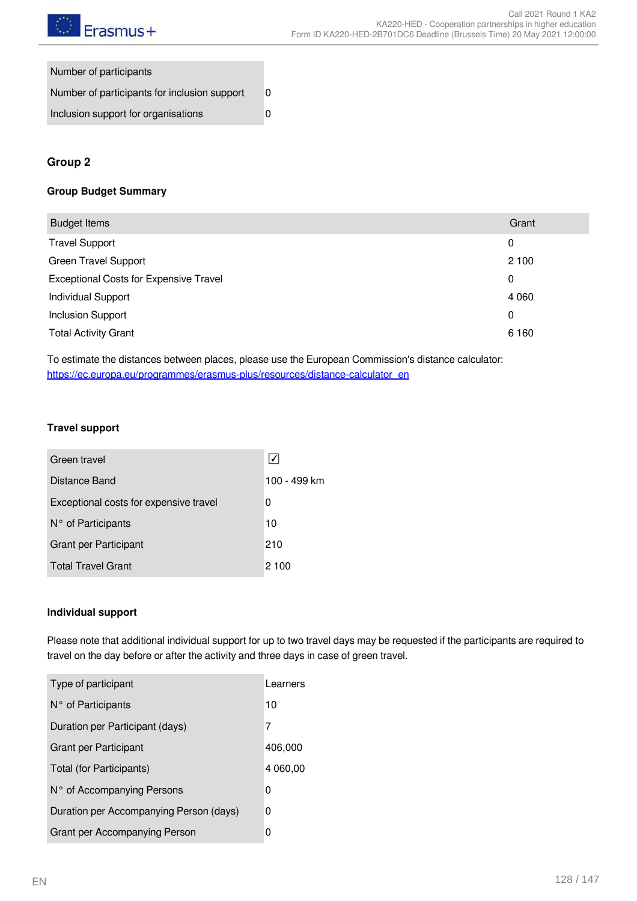| Number of participants | |
|---|---|
| Number of participants for inclusion support | 0 |
| Inclusion support for organisations | 0 |

### Group 2

#### Group Budget Summary

| Budget Items | Grant |
|---|---|
| Travel Support | 0 |
| Green Travel Support | 2 100 |
| Exceptional Costs for Expensive Travel | 0 |
| Individual Support | 4 060 |
| Inclusion Support | 0 |
| Total Activity Grant | 6 160 |

To estimate the distances between places, please use the European Commission's distance calculator: https://ec.europa.eu/programmes/erasmus-plus/resources/distance-calculator_en

#### Travel support

| Green travel | ☑ |
|---|---|
| Distance Band | 100 - 499 km |
| Exceptional costs for expensive travel | 0 |
| N° of Participants | 10 |
| Grant per Participant | 210 |
| Total Travel Grant | 2 100 |

#### Individual support

Please note that additional individual support for up to two travel days may be requested if the participants are required to travel on the day before or after the activity and three days in case of green travel.

| Type of participant | Learners |
|---|---|
| N° of Participants | 10 |
| Duration per Participant (days) | 7 |
| Grant per Participant | 406,000 |
| Total (for Participants) | 4 060,00 |
| N° of Accompanying Persons | 0 |
| Duration per Accompanying Person (days) | 0 |
| Grant per Accompanying Person | 0 |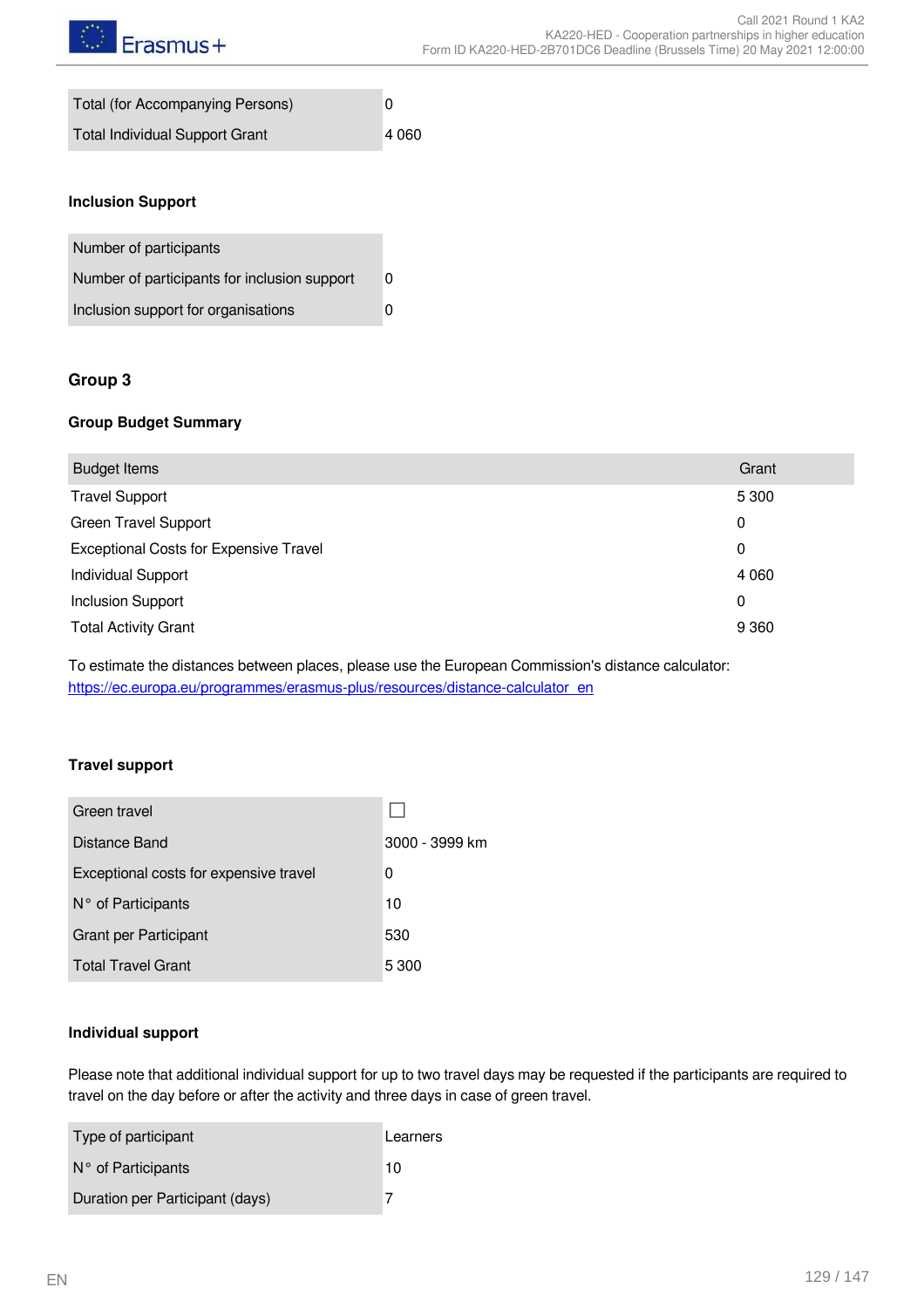| | |
|---|---|
| Total (for Accompanying Persons) | 0 |
| Total Individual Support Grant | 4 060 |

#### Inclusion Support

| | |
|---|---|
| Number of participants | |
| Number of participants for inclusion support | 0 |
| Inclusion support for organisations | 0 |

### Group 3

#### Group Budget Summary

| Budget Items | Grant |
|---|---|
| Travel Support | 5 300 |
| Green Travel Support | 0 |
| Exceptional Costs for Expensive Travel | 0 |
| Individual Support | 4 060 |
| Inclusion Support | 0 |
| Total Activity Grant | 9 360 |

To estimate the distances between places, please use the European Commission's distance calculator: [https://ec.europa.eu/programmes/erasmus-plus/resources/distance-calculator_en](https://ec.europa.eu/programmes/erasmus-plus/resources/distance-calculator_en)

#### Travel support

| | |
|---|---|
| Green travel | ☐ |
| Distance Band | 3000 - 3999 km |
| Exceptional costs for expensive travel | 0 |
| N° of Participants | 10 |
| Grant per Participant | 530 |
| Total Travel Grant | 5 300 |

#### Individual support

Please note that additional individual support for up to two travel days may be requested if the participants are required to travel on the day before or after the activity and three days in case of green travel.

| | |
|---|---|
| Type of participant | Learners |
| N° of Participants | 10 |
| Duration per Participant (days) | 7 |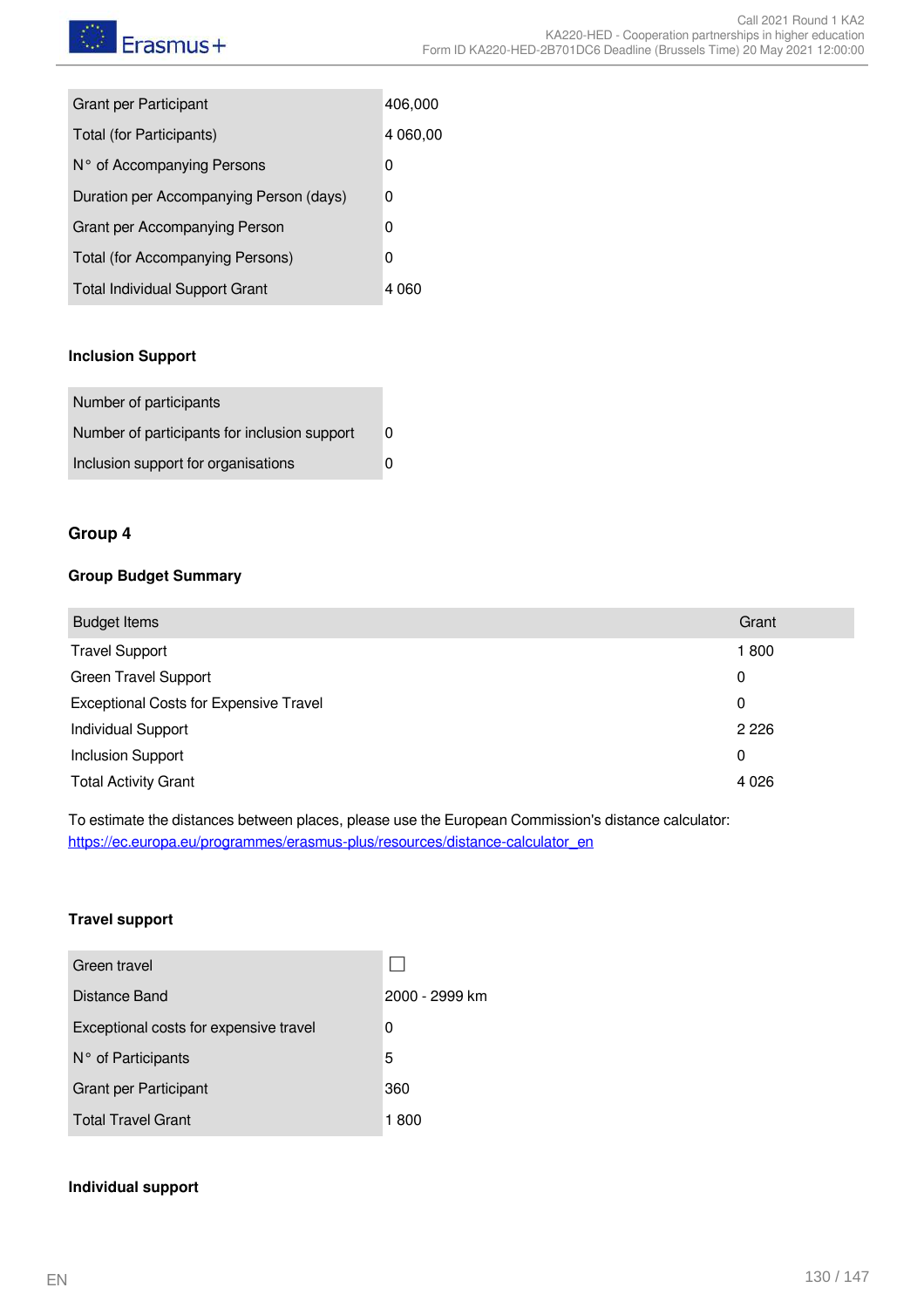| | |
|---|---|
| Grant per Participant | 406,000 |
| Total (for Participants) | 4 060,00 |
| N° of Accompanying Persons | 0 |
| Duration per Accompanying Person (days) | 0 |
| Grant per Accompanying Person | 0 |
| Total (for Accompanying Persons) | 0 |
| Total Individual Support Grant | 4 060 |

#### Inclusion Support

| | |
|---|---|
| Number of participants | |
| Number of participants for inclusion support | 0 |
| Inclusion support for organisations | 0 |

### Group 4

#### Group Budget Summary

| Budget Items | Grant |
|---|---|
| Travel Support | 1 800 |
| Green Travel Support | 0 |
| Exceptional Costs for Expensive Travel | 0 |
| Individual Support | 2 226 |
| Inclusion Support | 0 |
| Total Activity Grant | 4 026 |

To estimate the distances between places, please use the European Commission's distance calculator: https://ec.europa.eu/programmes/erasmus-plus/resources/distance-calculator_en

#### Travel support

| | |
|---|---|
| Green travel | ☐ |
| Distance Band | 2000 - 2999 km |
| Exceptional costs for expensive travel | 0 |
| N° of Participants | 5 |
| Grant per Participant | 360 |
| Total Travel Grant | 1 800 |

#### Individual support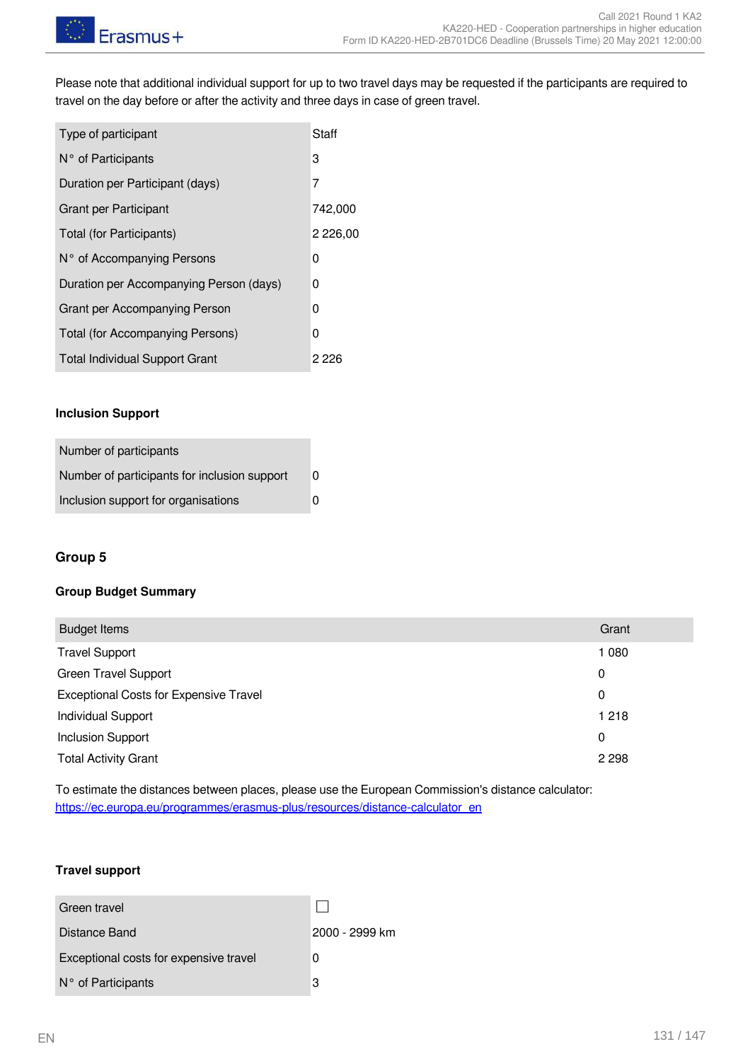Please note that additional individual support for up to two travel days may be requested if the participants are required to travel on the day before or after the activity and three days in case of green travel.

| | |
|---|---|
| Type of participant | Staff |
| N° of Participants | 3 |
| Duration per Participant (days) | 7 |
| Grant per Participant | 742,000 |
| Total (for Participants) | 2 226,00 |
| N° of Accompanying Persons | 0 |
| Duration per Accompanying Person (days) | 0 |
| Grant per Accompanying Person | 0 |
| Total (for Accompanying Persons) | 0 |
| Total Individual Support Grant | 2 226 |

**Inclusion Support**

| | |
|---|---|
| Number of participants | |
| Number of participants for inclusion support | 0 |
| Inclusion support for organisations | 0 |

## Group 5

**Group Budget Summary**

| Budget Items | Grant |
|---|---|
| Travel Support | 1 080 |
| Green Travel Support | 0 |
| Exceptional Costs for Expensive Travel | 0 |
| Individual Support | 1 218 |
| Inclusion Support | 0 |
| Total Activity Grant | 2 298 |

To estimate the distances between places, please use the European Commission's distance calculator: https://ec.europa.eu/programmes/erasmus-plus/resources/distance-calculator_en

**Travel support**

| | |
|---|---|
| Green travel | ☐ |
| Distance Band | 2000 - 2999 km |
| Exceptional costs for expensive travel | 0 |
| N° of Participants | 3 |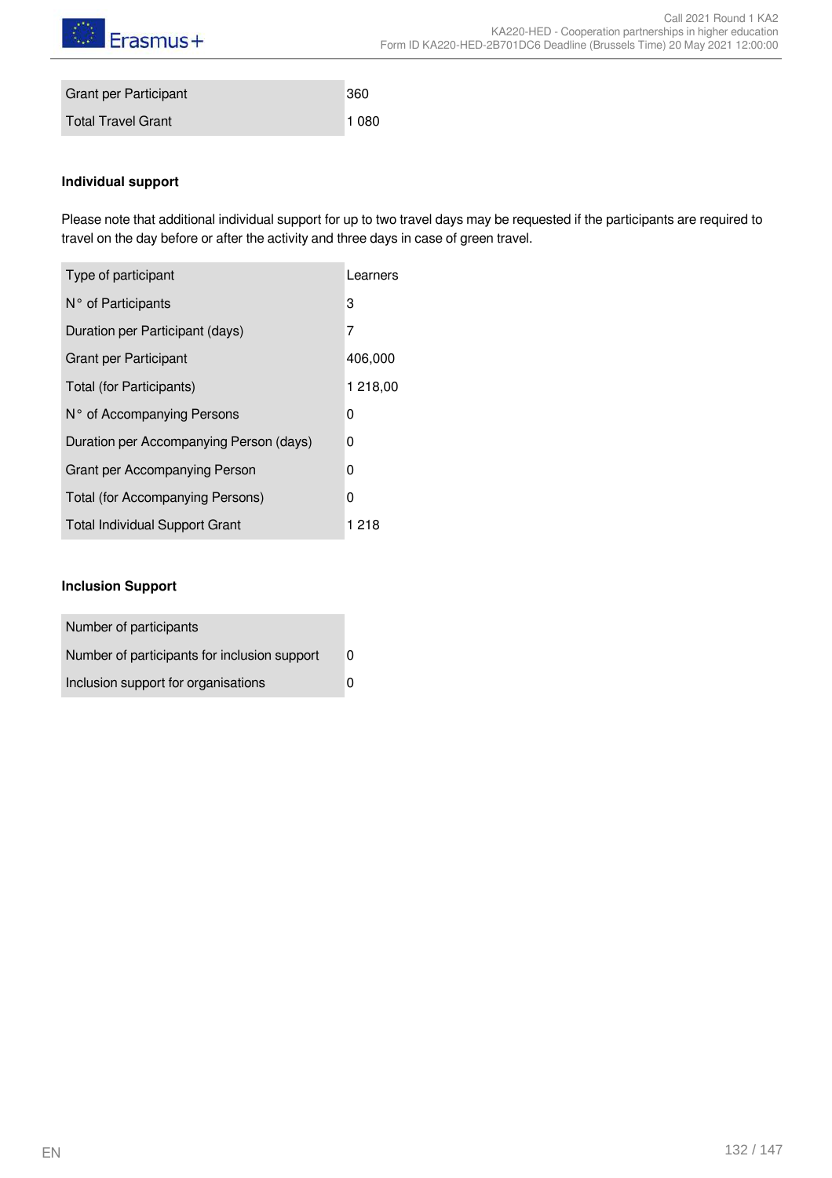| Grant per Participant | 360 |
|---|---|
| Total Travel Grant | 1 080 |

#### Individual support

Please note that additional individual support for up to two travel days may be requested if the participants are required to travel on the day before or after the activity and three days in case of green travel.

| Type of participant | Learners |
|---|---|
| N° of Participants | 3 |
| Duration per Participant (days) | 7 |
| Grant per Participant | 406,000 |
| Total (for Participants) | 1 218,00 |
| N° of Accompanying Persons | 0 |
| Duration per Accompanying Person (days) | 0 |
| Grant per Accompanying Person | 0 |
| Total (for Accompanying Persons) | 0 |
| Total Individual Support Grant | 1 218 |

#### Inclusion Support

| Number of participants | |
|---|---|
| Number of participants for inclusion support | 0 |
| Inclusion support for organisations | 0 |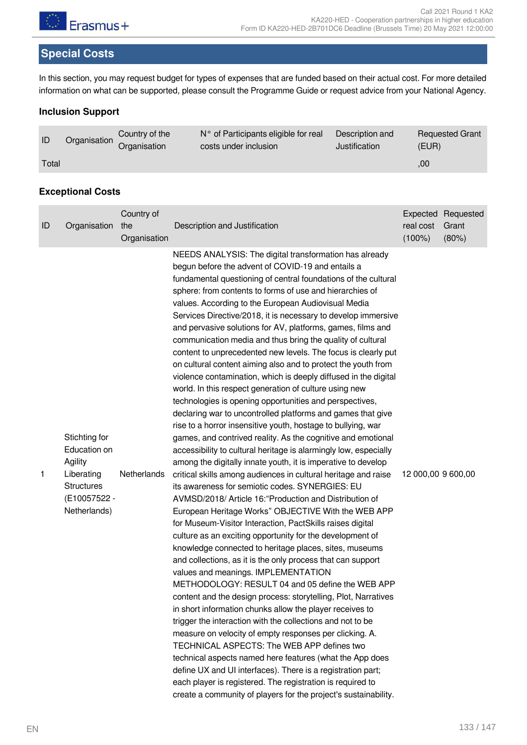## Special Costs

In this section, you may request budget for types of expenses that are funded based on their actual cost. For more detailed information on what can be supported, please consult the Programme Guide or request advice from your National Agency.

### Inclusion Support

| ID | Organisation | Country of the Organisation | N° of Participants eligible for real costs under inclusion | Description and Justification | Requested Grant (EUR) |
|---|---|---|---|---|---|
| Total | | | | | ,00 |

### Exceptional Costs

| ID | Organisation | Country of the Organisation | Description and Justification | Expected real cost (100%) | Requested Grant (80%) |
|---|---|---|---|---|---|
| 1 | Stichting for Education on Agility Liberating Structures (E10057522 - Netherlands) | Netherlands | NEEDS ANALYSIS: The digital transformation has already begun before the advent of COVID-19 and entails a fundamental questioning of central foundations of the cultural sphere: from contents to forms of use and hierarchies of values. According to the European Audiovisual Media Services Directive/2018, it is necessary to develop immersive and pervasive solutions for AV, platforms, games, films and communication media and thus bring the quality of cultural content to unprecedented new levels. The focus is clearly put on cultural content aiming also and to protect the youth from violence contamination, which is deeply diffused in the digital world. In this respect generation of culture using new technologies is opening opportunities and perspectives, declaring war to uncontrolled platforms and games that give rise to a horror insensitive youth, hostage to bullying, war games, and contrived reality. As the cognitive and emotional accessibility to cultural heritage is alarmingly low, especially among the digitally innate youth, it is imperative to develop critical skills among audiences in cultural heritage and raise its awareness for semiotic codes. SYNERGIES: EU AVMSD/2018/ Article 16:"Production and Distribution of European Heritage Works" OBJECTIVE With the WEB APP for Museum-Visitor Interaction, PactSkills raises digital culture as an exciting opportunity for the development of knowledge connected to heritage places, sites, museums and collections, as it is the only process that can support values and meanings. IMPLEMENTATION METHODOLOGY: RESULT 04 and 05 define the WEB APP content and the design process: storytelling, Plot, Narratives in short information chunks allow the player receives to trigger the interaction with the collections and not to be measure on velocity of empty responses per clicking. A. TECHNICAL ASPECTS: The WEB APP defines two technical aspects named here features (what the App does define UX and UI interfaces). There is a registration part; each player is registered. The registration is required to create a community of players for the project's sustainability. | 12 000,00 | 9 600,00 |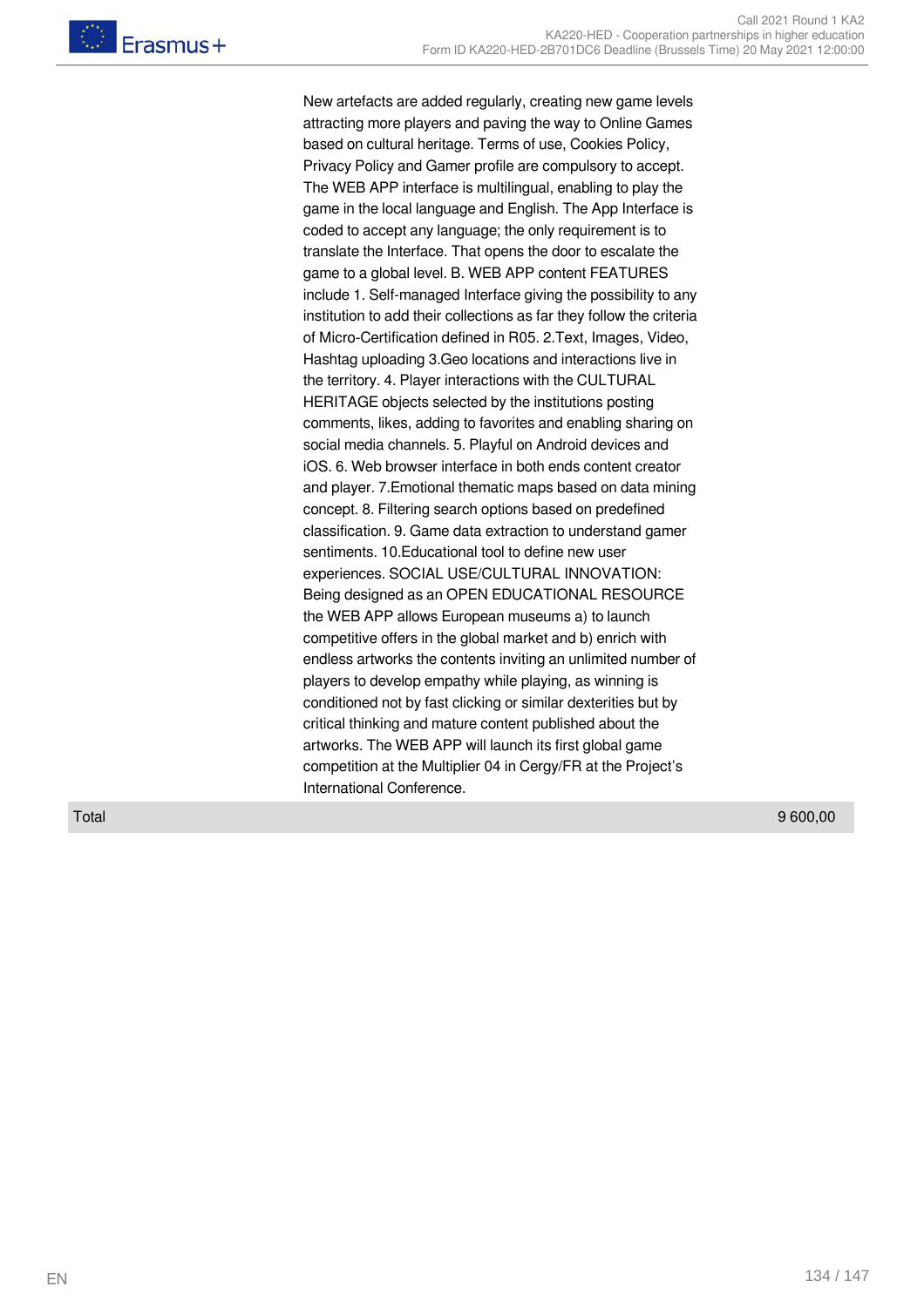New artefacts are added regularly, creating new game levels attracting more players and paving the way to Online Games based on cultural heritage. Terms of use, Cookies Policy, Privacy Policy and Gamer profile are compulsory to accept. The WEB APP interface is multilingual, enabling to play the game in the local language and English. The App Interface is coded to accept any language; the only requirement is to translate the Interface. That opens the door to escalate the game to a global level. B. WEB APP content FEATURES include 1. Self-managed Interface giving the possibility to any institution to add their collections as far they follow the criteria of Micro-Certification defined in R05. 2.Text, Images, Video, Hashtag uploading 3.Geo locations and interactions live in the territory. 4. Player interactions with the CULTURAL HERITAGE objects selected by the institutions posting comments, likes, adding to favorites and enabling sharing on social media channels. 5. Playful on Android devices and iOS. 6. Web browser interface in both ends content creator and player. 7.Emotional thematic maps based on data mining concept. 8. Filtering search options based on predefined classification. 9. Game data extraction to understand gamer sentiments. 10.Educational tool to define new user experiences. SOCIAL USE/CULTURAL INNOVATION: Being designed as an OPEN EDUCATIONAL RESOURCE the WEB APP allows European museums a) to launch competitive offers in the global market and b) enrich with endless artworks the contents inviting an unlimited number of players to develop empathy while playing, as winning is conditioned not by fast clicking or similar dexterities but by critical thinking and mature content published about the artworks. The WEB APP will launch its first global game competition at the Multiplier 04 in Cergy/FR at the Project's International Conference.

| Total | 9 600,00 |
|---|---|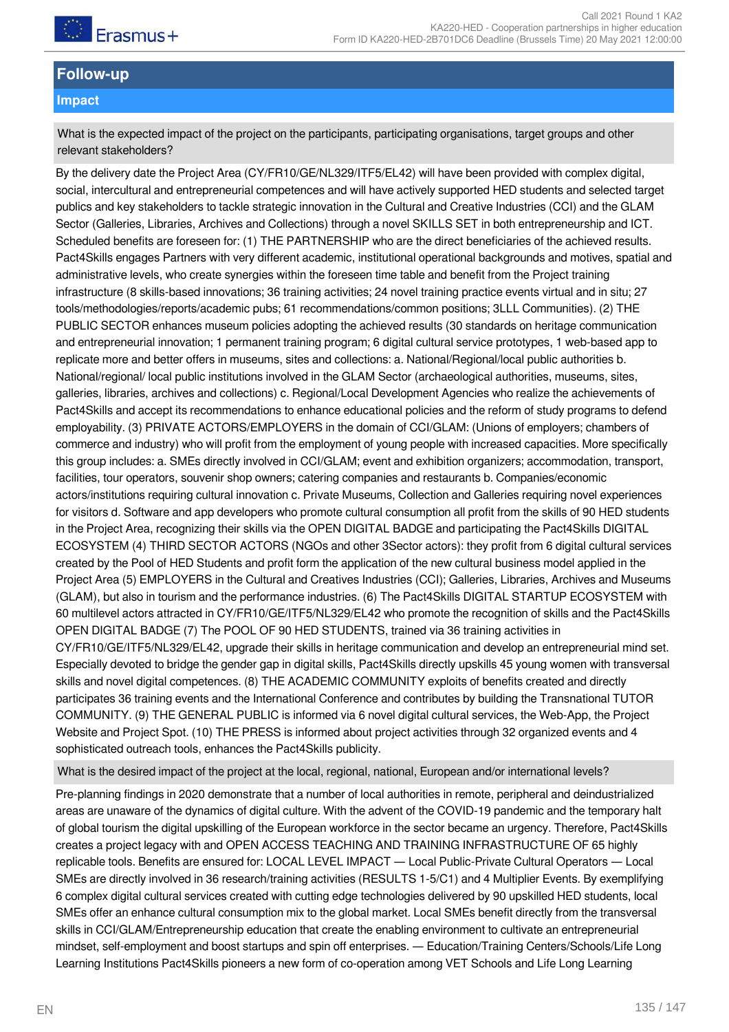# Follow-up

## Impact

**What is the expected impact of the project on the participants, participating organisations, target groups and other relevant stakeholders?**

By the delivery date the Project Area (CY/FR10/GE/NL329/ITF5/EL42) will have been provided with complex digital, social, intercultural and entrepreneurial competences and will have actively supported HED students and selected target publics and key stakeholders to tackle strategic innovation in the Cultural and Creative Industries (CCI) and the GLAM Sector (Galleries, Libraries, Archives and Collections) through a novel SKILLS SET in both entrepreneurship and ICT. Scheduled benefits are foreseen for: (1) THE PARTNERSHIP who are the direct beneficiaries of the achieved results. Pact4Skills engages Partners with very different academic, institutional operational backgrounds and motives, spatial and administrative levels, who create synergies within the foreseen time table and benefit from the Project training infrastructure (8 skills-based innovations; 36 training activities; 24 novel training practice events virtual and in situ; 27 tools/methodologies/reports/academic pubs; 61 recommendations/common positions; 3LLL Communities). (2) THE PUBLIC SECTOR enhances museum policies adopting the achieved results (30 standards on heritage communication and entrepreneurial innovation; 1 permanent training program; 6 digital cultural service prototypes, 1 web-based app to replicate more and better offers in museums, sites and collections: a. National/Regional/local public authorities b. National/regional/ local public institutions involved in the GLAM Sector (archaeological authorities, museums, sites, galleries, libraries, archives and collections) c. Regional/Local Development Agencies who realize the achievements of Pact4Skills and accept its recommendations to enhance educational policies and the reform of study programs to defend employability. (3) PRIVATE ACTORS/EMPLOYERS in the domain of CCI/GLAM: (Unions of employers; chambers of commerce and industry) who will profit from the employment of young people with increased capacities. More specifically this group includes: a. SMEs directly involved in CCI/GLAM; event and exhibition organizers; accommodation, transport, facilities, tour operators, souvenir shop owners; catering companies and restaurants b. Companies/economic actors/institutions requiring cultural innovation c. Private Museums, Collection and Galleries requiring novel experiences for visitors d. Software and app developers who promote cultural consumption all profit from the skills of 90 HED students in the Project Area, recognizing their skills via the OPEN DIGITAL BADGE and participating the Pact4Skills DIGITAL ECOSYSTEM (4) THIRD SECTOR ACTORS (NGOs and other 3Sector actors): they profit from 6 digital cultural services created by the Pool of HED Students and profit form the application of the new cultural business model applied in the Project Area (5) EMPLOYERS in the Cultural and Creatives Industries (CCI); Galleries, Libraries, Archives and Museums (GLAM), but also in tourism and the performance industries. (6) The Pact4Skills DIGITAL STARTUP ECOSYSTEM with 60 multilevel actors attracted in CY/FR10/GE/ITF5/NL329/EL42 who promote the recognition of skills and the Pact4Skills OPEN DIGITAL BADGE (7) The POOL OF 90 HED STUDENTS, trained via 36 training activities in CY/FR10/GE/ITF5/NL329/EL42, upgrade their skills in heritage communication and develop an entrepreneurial mind set. Especially devoted to bridge the gender gap in digital skills, Pact4Skills directly upskills 45 young women with transversal skills and novel digital competences. (8) THE ACADEMIC COMMUNITY exploits of benefits created and directly participates 36 training events and the International Conference and contributes by building the Transnational TUTOR COMMUNITY. (9) THE GENERAL PUBLIC is informed via 6 novel digital cultural services, the Web-App, the Project Website and Project Spot. (10) THE PRESS is informed about project activities through 32 organized events and 4 sophisticated outreach tools, enhances the Pact4Skills publicity.

**What is the desired impact of the project at the local, regional, national, European and/or international levels?**

Pre-planning findings in 2020 demonstrate that a number of local authorities in remote, peripheral and deindustrialized areas are unaware of the dynamics of digital culture. With the advent of the COVID-19 pandemic and the temporary halt of global tourism the digital upskilling of the European workforce in the sector became an urgency. Therefore, Pact4Skills creates a project legacy with and OPEN ACCESS TEACHING AND TRAINING INFRASTRUCTURE OF 65 highly replicable tools. Benefits are ensured for: LOCAL LEVEL IMPACT — Local Public-Private Cultural Operators — Local SMEs are directly involved in 36 research/training activities (RESULTS 1-5/C1) and 4 Multiplier Events. By exemplifying 6 complex digital cultural services created with cutting edge technologies delivered by 90 upskilled HED students, local SMEs offer an enhance cultural consumption mix to the global market. Local SMEs benefit directly from the transversal skills in CCI/GLAM/Entrepreneurship education that create the enabling environment to cultivate an entrepreneurial mindset, self-employment and boost startups and spin off enterprises. — Education/Training Centers/Schools/Life Long Learning Institutions Pact4Skills pioneers a new form of co-operation among VET Schools and Life Long Learning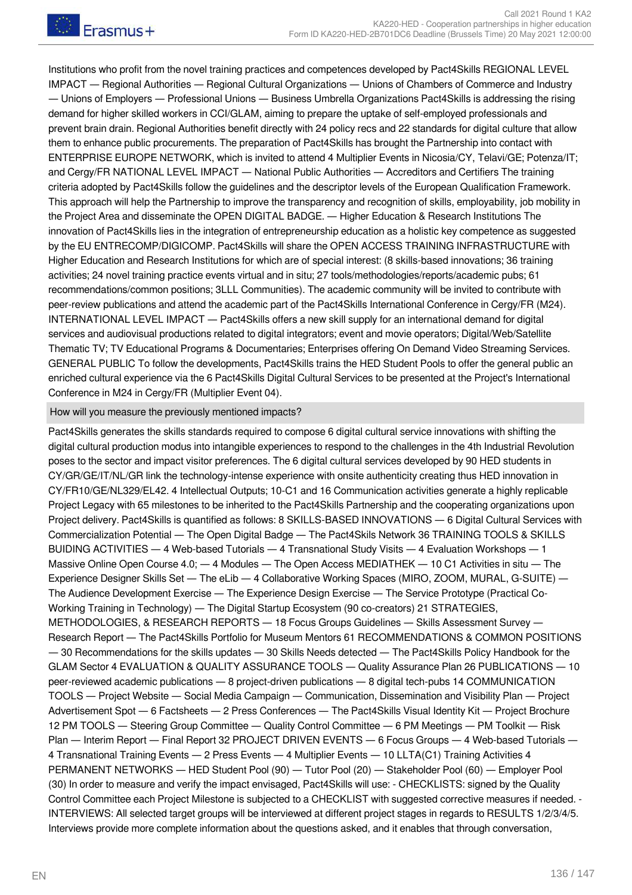Institutions who profit from the novel training practices and competences developed by Pact4Skills REGIONAL LEVEL IMPACT — Regional Authorities — Regional Cultural Organizations — Unions of Chambers of Commerce and Industry — Unions of Employers — Professional Unions — Business Umbrella Organizations Pact4Skills is addressing the rising demand for higher skilled workers in CCI/GLAM, aiming to prepare the uptake of self-employed professionals and prevent brain drain. Regional Authorities benefit directly with 24 policy recs and 22 standards for digital culture that allow them to enhance public procurements. The preparation of Pact4Skills has brought the Partnership into contact with ENTERPRISE EUROPE NETWORK, which is invited to attend 4 Multiplier Events in Nicosia/CY, Telavi/GE; Potenza/IT; and Cergy/FR NATIONAL LEVEL IMPACT — National Public Authorities — Accreditors and Certifiers The training criteria adopted by Pact4Skills follow the guidelines and the descriptor levels of the European Qualification Framework. This approach will help the Partnership to improve the transparency and recognition of skills, employability, job mobility in the Project Area and disseminate the OPEN DIGITAL BADGE. — Higher Education & Research Institutions The innovation of Pact4Skills lies in the integration of entrepreneurship education as a holistic key competence as suggested by the EU ENTRECOMP/DIGICOMP. Pact4Skills will share the OPEN ACCESS TRAINING INFRASTRUCTURE with Higher Education and Research Institutions for which are of special interest: (8 skills-based innovations; 36 training activities; 24 novel training practice events virtual and in situ; 27 tools/methodologies/reports/academic pubs; 61 recommendations/common positions; 3LLL Communities). The academic community will be invited to contribute with peer-review publications and attend the academic part of the Pact4Skills International Conference in Cergy/FR (M24). INTERNATIONAL LEVEL IMPACT — Pact4Skills offers a new skill supply for an international demand for digital services and audiovisual productions related to digital integrators; event and movie operators; Digital/Web/Satellite Thematic TV; TV Educational Programs & Documentaries; Enterprises offering On Demand Video Streaming Services. GENERAL PUBLIC To follow the developments, Pact4Skills trains the HED Student Pools to offer the general public an enriched cultural experience via the 6 Pact4Skills Digital Cultural Services to be presented at the Project's International Conference in M24 in Cergy/FR (Multiplier Event 04).

**How will you measure the previously mentioned impacts?**

Pact4Skills generates the skills standards required to compose 6 digital cultural service innovations with shifting the digital cultural production modus into intangible experiences to respond to the challenges in the 4th Industrial Revolution poses to the sector and impact visitor preferences. The 6 digital cultural services developed by 90 HED students in CY/GR/GE/IT/NL/GR link the technology-intense experience with onsite authenticity creating thus HED innovation in CY/FR10/GE/NL329/EL42. 4 Intellectual Outputs; 10-C1 and 16 Communication activities generate a highly replicable Project Legacy with 65 milestones to be inherited to the Pact4Skills Partnership and the cooperating organizations upon Project delivery. Pact4Skills is quantified as follows: 8 SKILLS-BASED INNOVATIONS — 6 Digital Cultural Services with Commercialization Potential — The Open Digital Badge — The Pact4Skils Network 36 TRAINING TOOLS & SKILLS BUIDING ACTIVITIES — 4 Web-based Tutorials — 4 Transnational Study Visits — 4 Evaluation Workshops — 1 Massive Online Open Course 4.0; — 4 Modules — The Open Access MEDIATHEK — 10 C1 Activities in situ — The Experience Designer Skills Set — The eLib — 4 Collaborative Working Spaces (MIRO, ZOOM, MURAL, G-SUITE) — The Audience Development Exercise — The Experience Design Exercise — The Service Prototype (Practical Co-Working Training in Technology) — The Digital Startup Ecosystem (90 co-creators) 21 STRATEGIES, METHODOLOGIES, & RESEARCH REPORTS — 18 Focus Groups Guidelines — Skills Assessment Survey — Research Report — The Pact4Skills Portfolio for Museum Mentors 61 RECOMMENDATIONS & COMMON POSITIONS — 30 Recommendations for the skills updates — 30 Skills Needs detected — The Pact4Skills Policy Handbook for the GLAM Sector 4 EVALUATION & QUALITY ASSURANCE TOOLS — Quality Assurance Plan 26 PUBLICATIONS — 10 peer-reviewed academic publications — 8 project-driven publications — 8 digital tech-pubs 14 COMMUNICATION TOOLS — Project Website — Social Media Campaign — Communication, Dissemination and Visibility Plan — Project Advertisement Spot — 6 Factsheets — 2 Press Conferences — The Pact4Skills Visual Identity Kit — Project Brochure 12 PM TOOLS — Steering Group Committee — Quality Control Committee — 6 PM Meetings — PM Toolkit — Risk Plan — Interim Report — Final Report 32 PROJECT DRIVEN EVENTS — 6 Focus Groups — 4 Web-based Tutorials — 4 Transnational Training Events — 2 Press Events — 4 Multiplier Events — 10 LLTA(C1) Training Activities 4 PERMANENT NETWORKS — HED Student Pool (90) — Tutor Pool (20) — Stakeholder Pool (60) — Employer Pool (30) In order to measure and verify the impact envisaged, Pact4Skills will use: - CHECKLISTS: signed by the Quality Control Committee each Project Milestone is subjected to a CHECKLIST with suggested corrective measures if needed. - INTERVIEWS: All selected target groups will be interviewed at different project stages in regards to RESULTS 1/2/3/4/5. Interviews provide more complete information about the questions asked, and it enables that through conversation,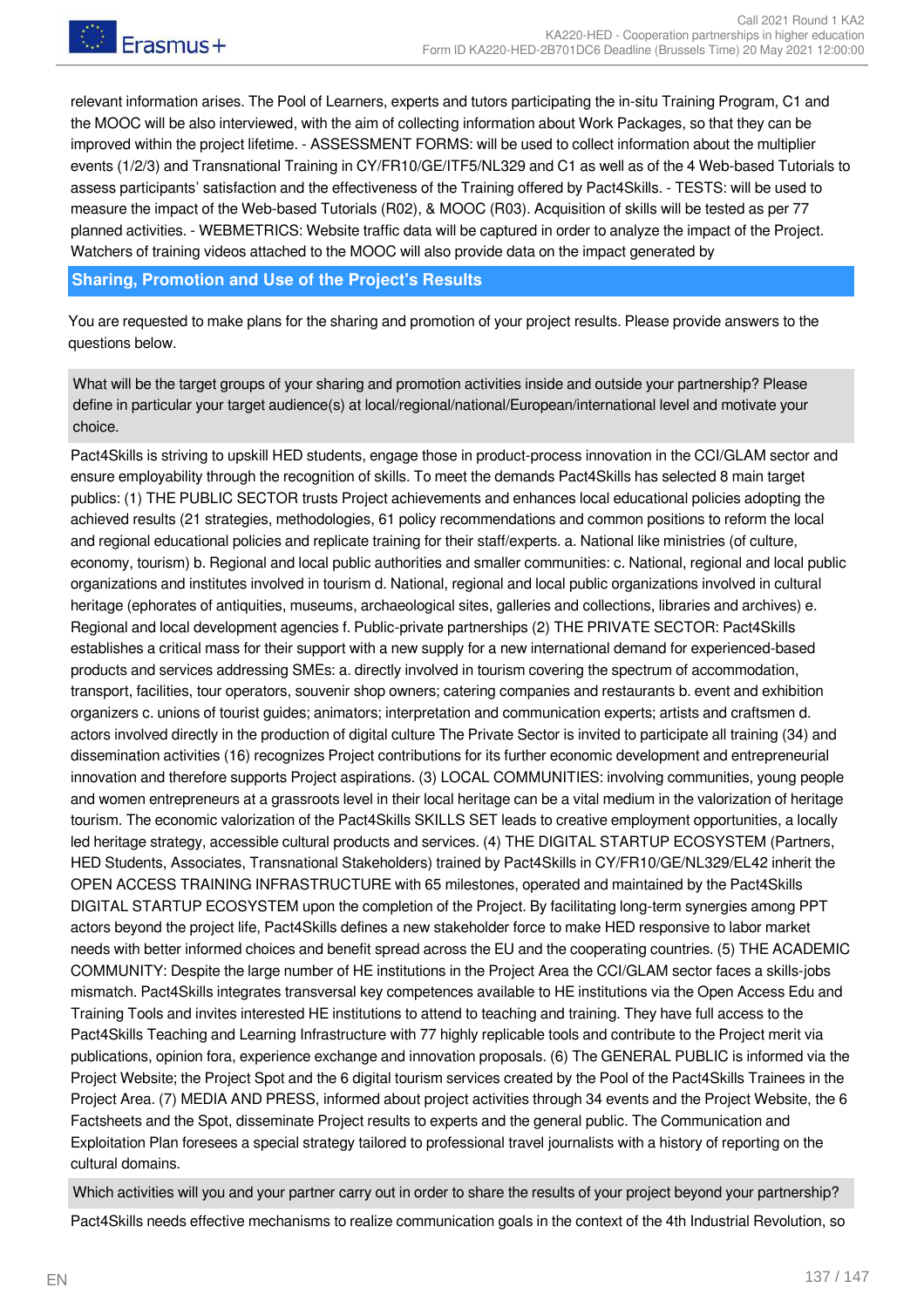relevant information arises. The Pool of Learners, experts and tutors participating the in-situ Training Program, C1 and the MOOC will be also interviewed, with the aim of collecting information about Work Packages, so that they can be improved within the project lifetime. - ASSESSMENT FORMS: will be used to collect information about the multiplier events (1/2/3) and Transnational Training in CY/FR10/GE/ITF5/NL329 and C1 as well as of the 4 Web-based Tutorials to assess participants' satisfaction and the effectiveness of the Training offered by Pact4Skills. - TESTS: will be used to measure the impact of the Web-based Tutorials (R02), & MOOC (R03). Acquisition of skills will be tested as per 77 planned activities. - WEBMETRICS: Website traffic data will be captured in order to analyze the impact of the Project. Watchers of training videos attached to the MOOC will also provide data on the impact generated by

## Sharing, Promotion and Use of the Project's Results

You are requested to make plans for the sharing and promotion of your project results. Please provide answers to the questions below.

**What will be the target groups of your sharing and promotion activities inside and outside your partnership? Please define in particular your target audience(s) at local/regional/national/European/international level and motivate your choice.**

Pact4Skills is striving to upskill HED students, engage those in product-process innovation in the CCI/GLAM sector and ensure employability through the recognition of skills. To meet the demands Pact4Skills has selected 8 main target publics: (1) THE PUBLIC SECTOR trusts Project achievements and enhances local educational policies adopting the achieved results (21 strategies, methodologies, 61 policy recommendations and common positions to reform the local and regional educational policies and replicate training for their staff/experts. a. National like ministries (of culture, economy, tourism) b. Regional and local public authorities and smaller communities: c. National, regional and local public organizations and institutes involved in tourism d. National, regional and local public organizations involved in cultural heritage (ephorates of antiquities, museums, archaeological sites, galleries and collections, libraries and archives) e. Regional and local development agencies f. Public-private partnerships (2) THE PRIVATE SECTOR: Pact4Skills establishes a critical mass for their support with a new supply for a new international demand for experienced-based products and services addressing SMEs: a. directly involved in tourism covering the spectrum of accommodation, transport, facilities, tour operators, souvenir shop owners; catering companies and restaurants b. event and exhibition organizers c. unions of tourist guides; animators; interpretation and communication experts; artists and craftsmen d. actors involved directly in the production of digital culture The Private Sector is invited to participate all training (34) and dissemination activities (16) recognizes Project contributions for its further economic development and entrepreneurial innovation and therefore supports Project aspirations. (3) LOCAL COMMUNITIES: involving communities, young people and women entrepreneurs at a grassroots level in their local heritage can be a vital medium in the valorization of heritage tourism. The economic valorization of the Pact4Skills SKILLS SET leads to creative employment opportunities, a locally led heritage strategy, accessible cultural products and services. (4) THE DIGITAL STARTUP ECOSYSTEM (Partners, HED Students, Associates, Transnational Stakeholders) trained by Pact4Skills in CY/FR10/GE/NL329/EL42 inherit the OPEN ACCESS TRAINING INFRASTRUCTURE with 65 milestones, operated and maintained by the Pact4Skills DIGITAL STARTUP ECOSYSTEM upon the completion of the Project. By facilitating long-term synergies among PPT actors beyond the project life, Pact4Skills defines a new stakeholder force to make HED responsive to labor market needs with better informed choices and benefit spread across the EU and the cooperating countries. (5) THE ACADEMIC COMMUNITY: Despite the large number of HE institutions in the Project Area the CCI/GLAM sector faces a skills-jobs mismatch. Pact4Skills integrates transversal key competences available to HE institutions via the Open Access Edu and Training Tools and invites interested HE institutions to attend to teaching and training. They have full access to the Pact4Skills Teaching and Learning Infrastructure with 77 highly replicable tools and contribute to the Project merit via publications, opinion fora, experience exchange and innovation proposals. (6) The GENERAL PUBLIC is informed via the Project Website; the Project Spot and the 6 digital tourism services created by the Pool of the Pact4Skills Trainees in the Project Area. (7) MEDIA AND PRESS, informed about project activities through 34 events and the Project Website, the 6 Factsheets and the Spot, disseminate Project results to experts and the general public. The Communication and Exploitation Plan foresees a special strategy tailored to professional travel journalists with a history of reporting on the cultural domains.

**Which activities will you and your partner carry out in order to share the results of your project beyond your partnership?**

Pact4Skills needs effective mechanisms to realize communication goals in the context of the 4th Industrial Revolution, so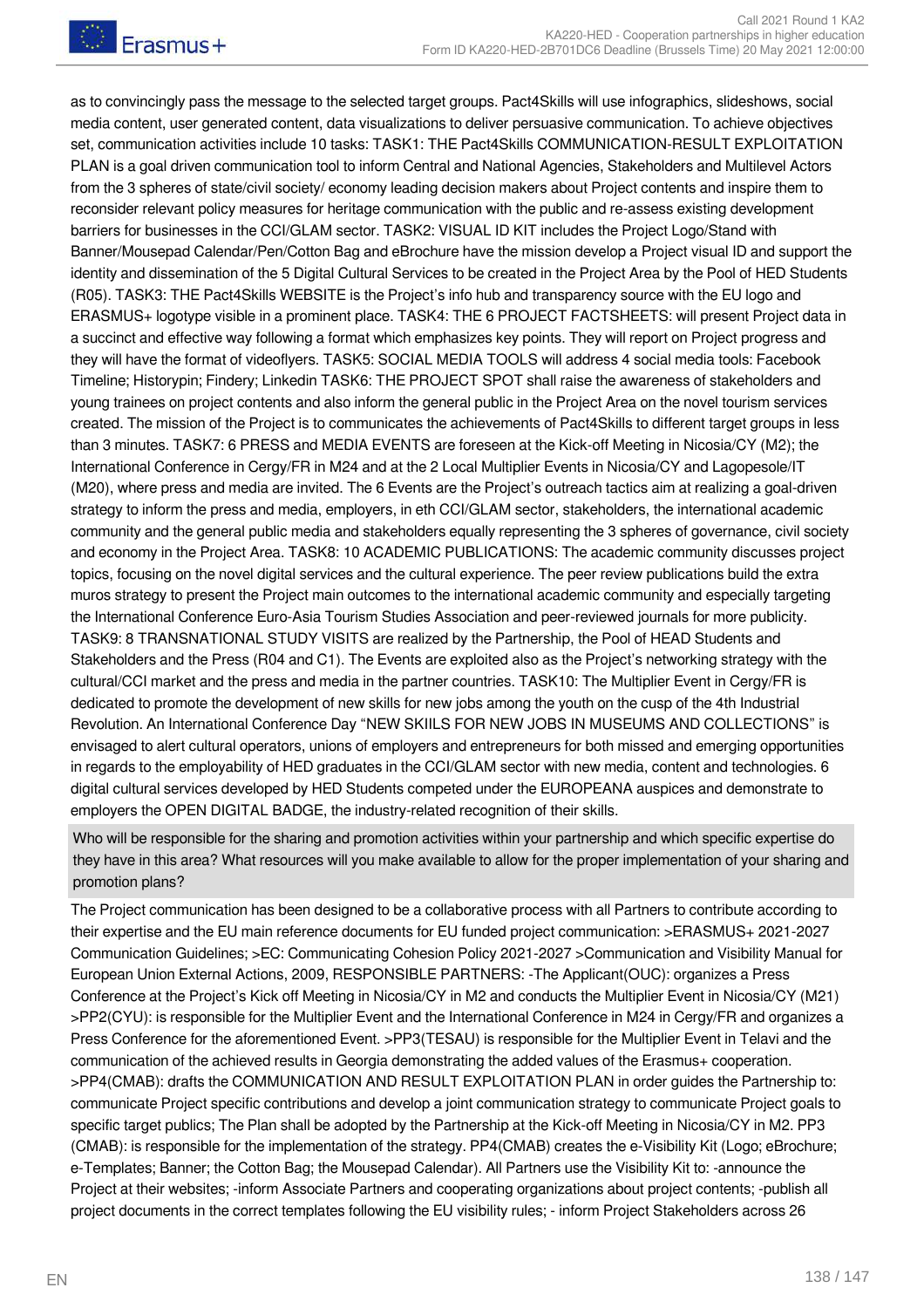as to convincingly pass the message to the selected target groups. Pact4Skills will use infographics, slideshows, social media content, user generated content, data visualizations to deliver persuasive communication. To achieve objectives set, communication activities include 10 tasks: TASK1: THE Pact4Skills COMMUNICATION-RESULT EXPLOITATION PLAN is a goal driven communication tool to inform Central and National Agencies, Stakeholders and Multilevel Actors from the 3 spheres of state/civil society/ economy leading decision makers about Project contents and inspire them to reconsider relevant policy measures for heritage communication with the public and re-assess existing development barriers for businesses in the CCI/GLAM sector. TASK2: VISUAL ID KIT includes the Project Logo/Stand with Banner/Mousepad Calendar/Pen/Cotton Bag and eBrochure have the mission develop a Project visual ID and support the identity and dissemination of the 5 Digital Cultural Services to be created in the Project Area by the Pool of HED Students (R05). TASK3: THE Pact4Skills WEBSITE is the Project's info hub and transparency source with the EU logo and ERASMUS+ logotype visible in a prominent place. TASK4: THE 6 PROJECT FACTSHEETS: will present Project data in a succinct and effective way following a format which emphasizes key points. They will report on Project progress and they will have the format of videoflyers. TASK5: SOCIAL MEDIA TOOLS will address 4 social media tools: Facebook Timeline; Historypin; Findery; Linkedin TASK6: THE PROJECT SPOT shall raise the awareness of stakeholders and young trainees on project contents and also inform the general public in the Project Area on the novel tourism services created. The mission of the Project is to communicates the achievements of Pact4Skills to different target groups in less than 3 minutes. TASK7: 6 PRESS and MEDIA EVENTS are foreseen at the Kick-off Meeting in Nicosia/CY (M2); the International Conference in Cergy/FR in M24 and at the 2 Local Multiplier Events in Nicosia/CY and Lagopesole/IT (M20), where press and media are invited. The 6 Events are the Project's outreach tactics aim at realizing a goal-driven strategy to inform the press and media, employers, in eth CCI/GLAM sector, stakeholders, the international academic community and the general public media and stakeholders equally representing the 3 spheres of governance, civil society and economy in the Project Area. TASK8: 10 ACADEMIC PUBLICATIONS: The academic community discusses project topics, focusing on the novel digital services and the cultural experience. The peer review publications build the extra muros strategy to present the Project main outcomes to the international academic community and especially targeting the International Conference Euro-Asia Tourism Studies Association and peer-reviewed journals for more publicity. TASK9: 8 TRANSNATIONAL STUDY VISITS are realized by the Partnership, the Pool of HEAD Students and Stakeholders and the Press (R04 and C1). The Events are exploited also as the Project's networking strategy with the cultural/CCI market and the press and media in the partner countries. TASK10: The Multiplier Event in Cergy/FR is dedicated to promote the development of new skills for new jobs among the youth on the cusp of the 4th Industrial Revolution. An International Conference Day "NEW SKIILS FOR NEW JOBS IN MUSEUMS AND COLLECTIONS" is envisaged to alert cultural operators, unions of employers and entrepreneurs for both missed and emerging opportunities in regards to the employability of HED graduates in the CCI/GLAM sector with new media, content and technologies. 6 digital cultural services developed by HED Students competed under the EUROPEANA auspices and demonstrate to employers the OPEN DIGITAL BADGE, the industry-related recognition of their skills.

**Who will be responsible for the sharing and promotion activities within your partnership and which specific expertise do they have in this area? What resources will you make available to allow for the proper implementation of your sharing and promotion plans?**

The Project communication has been designed to be a collaborative process with all Partners to contribute according to their expertise and the EU main reference documents for EU funded project communication: >ERASMUS+ 2021-2027 Communication Guidelines; >EC: Communicating Cohesion Policy 2021-2027 >Communication and Visibility Manual for European Union External Actions, 2009, RESPONSIBLE PARTNERS: -The Applicant(OUC): organizes a Press Conference at the Project's Kick off Meeting in Nicosia/CY in M2 and conducts the Multiplier Event in Nicosia/CY (M21) >PP2(CYU): is responsible for the Multiplier Event and the International Conference in M24 in Cergy/FR and organizes a Press Conference for the aforementioned Event. >PP3(TESAU) is responsible for the Multiplier Event in Telavi and the communication of the achieved results in Georgia demonstrating the added values of the Erasmus+ cooperation. >PP4(CMAB): drafts the COMMUNICATION AND RESULT EXPLOITATION PLAN in order guides the Partnership to: communicate Project specific contributions and develop a joint communication strategy to communicate Project goals to specific target publics; The Plan shall be adopted by the Partnership at the Kick-off Meeting in Nicosia/CY in M2. PP3 (CMAB): is responsible for the implementation of the strategy. PP4(CMAB) creates the e-Visibility Kit (Logo; eBrochure; e-Templates; Banner; the Cotton Bag; the Mousepad Calendar). All Partners use the Visibility Kit to: -announce the Project at their websites; -inform Associate Partners and cooperating organizations about project contents; -publish all project documents in the correct templates following the EU visibility rules; - inform Project Stakeholders across 26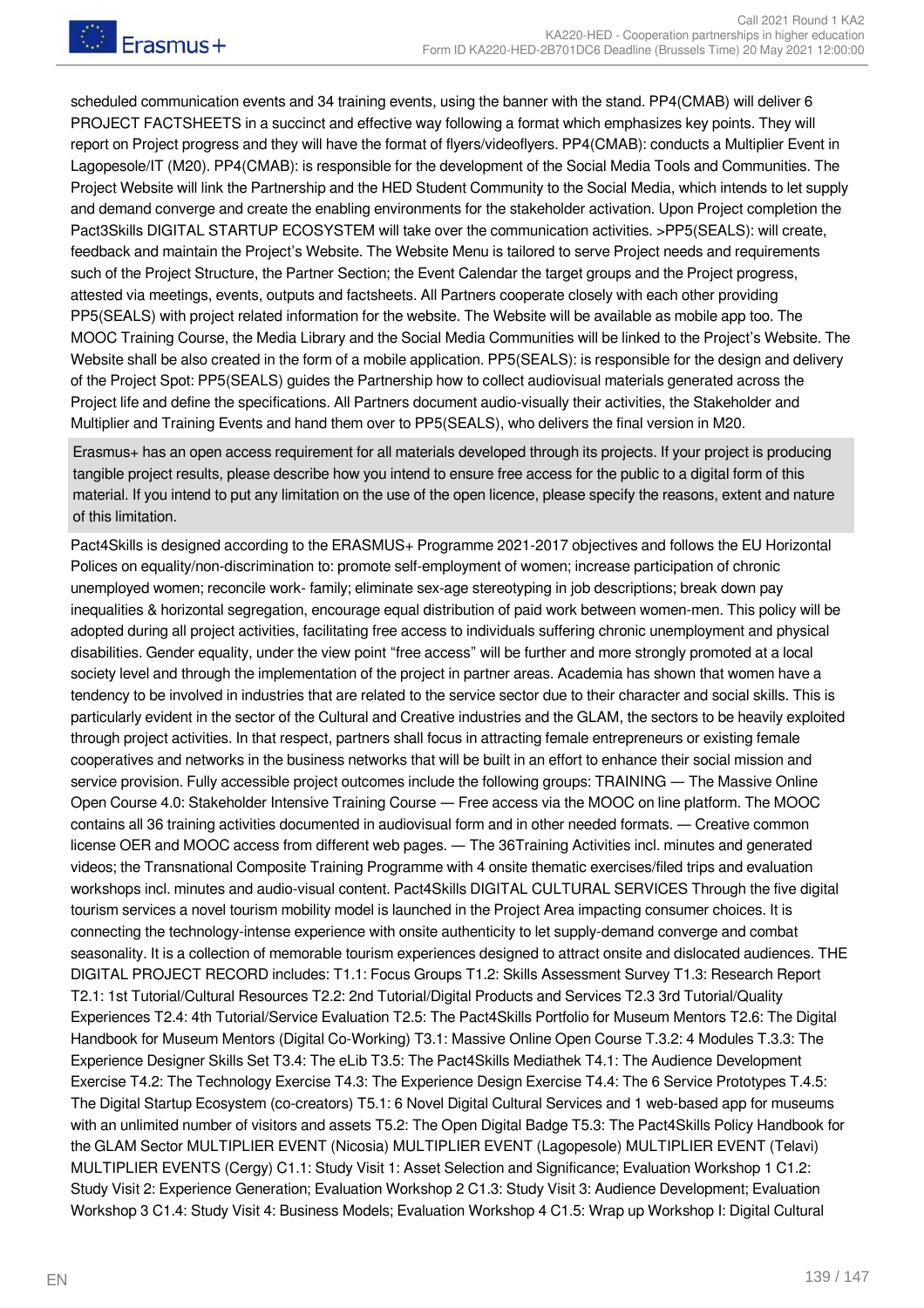scheduled communication events and 34 training events, using the banner with the stand. PP4(CMAB) will deliver 6 PROJECT FACTSHEETS in a succinct and effective way following a format which emphasizes key points. They will report on Project progress and they will have the format of flyers/videoflyers. PP4(CMAB): conducts a Multiplier Event in Lagopesole/IT (M20). PP4(CMAB): is responsible for the development of the Social Media Tools and Communities. The Project Website will link the Partnership and the HED Student Community to the Social Media, which intends to let supply and demand converge and create the enabling environments for the stakeholder activation. Upon Project completion the Pact3Skills DIGITAL STARTUP ECOSYSTEM will take over the communication activities. >PP5(SEALS): will create, feedback and maintain the Project's Website. The Website Menu is tailored to serve Project needs and requirements such of the Project Structure, the Partner Section; the Event Calendar the target groups and the Project progress, attested via meetings, events, outputs and factsheets. All Partners cooperate closely with each other providing PP5(SEALS) with project related information for the website. The Website will be available as mobile app too. The MOOC Training Course, the Media Library and the Social Media Communities will be linked to the Project's Website. The Website shall be also created in the form of a mobile application. PP5(SEALS): is responsible for the design and delivery of the Project Spot: PP5(SEALS) guides the Partnership how to collect audiovisual materials generated across the Project life and define the specifications. All Partners document audio-visually their activities, the Stakeholder and Multiplier and Training Events and hand them over to PP5(SEALS), who delivers the final version in M20.

Erasmus+ has an open access requirement for all materials developed through its projects. If your project is producing tangible project results, please describe how you intend to ensure free access for the public to a digital form of this material. If you intend to put any limitation on the use of the open licence, please specify the reasons, extent and nature of this limitation.

Pact4Skills is designed according to the ERASMUS+ Programme 2021-2017 objectives and follows the EU Horizontal Polices on equality/non-discrimination to: promote self-employment of women; increase participation of chronic unemployed women; reconcile work- family; eliminate sex-age stereotyping in job descriptions; break down pay inequalities & horizontal segregation, encourage equal distribution of paid work between women-men. This policy will be adopted during all project activities, facilitating free access to individuals suffering chronic unemployment and physical disabilities. Gender equality, under the view point "free access" will be further and more strongly promoted at a local society level and through the implementation of the project in partner areas. Academia has shown that women have a tendency to be involved in industries that are related to the service sector due to their character and social skills. This is particularly evident in the sector of the Cultural and Creative industries and the GLAM, the sectors to be heavily exploited through project activities. In that respect, partners shall focus in attracting female entrepreneurs or existing female cooperatives and networks in the business networks that will be built in an effort to enhance their social mission and service provision. Fully accessible project outcomes include the following groups: TRAINING — The Massive Online Open Course 4.0: Stakeholder Intensive Training Course — Free access via the MOOC on line platform. The MOOC contains all 36 training activities documented in audiovisual form and in other needed formats. — Creative common license OER and MOOC access from different web pages. — The 36Training Activities incl. minutes and generated videos; the Transnational Composite Training Programme with 4 onsite thematic exercises/filed trips and evaluation workshops incl. minutes and audio-visual content. Pact4Skills DIGITAL CULTURAL SERVICES Through the five digital tourism services a novel tourism mobility model is launched in the Project Area impacting consumer choices. It is connecting the technology-intense experience with onsite authenticity to let supply-demand converge and combat seasonality. It is a collection of memorable tourism experiences designed to attract onsite and dislocated audiences. THE DIGITAL PROJECT RECORD includes: T1.1: Focus Groups T1.2: Skills Assessment Survey T1.3: Research Report T2.1: 1st Tutorial/Cultural Resources T2.2: 2nd Tutorial/Digital Products and Services T2.3 3rd Tutorial/Quality Experiences T2.4: 4th Tutorial/Service Evaluation T2.5: The Pact4Skills Portfolio for Museum Mentors T2.6: The Digital Handbook for Museum Mentors (Digital Co-Working) T3.1: Massive Online Open Course T.3.2: 4 Modules T.3.3: The Experience Designer Skills Set T3.4: The eLib T3.5: The Pact4Skills Mediathek T4.1: The Audience Development Exercise T4.2: The Technology Exercise T4.3: The Experience Design Exercise T4.4: The 6 Service Prototypes T.4.5: The Digital Startup Ecosystem (co-creators) T5.1: 6 Novel Digital Cultural Services and 1 web-based app for museums with an unlimited number of visitors and assets T5.2: The Open Digital Badge T5.3: The Pact4Skills Policy Handbook for the GLAM Sector MULTIPLIER EVENT (Nicosia) MULTIPLIER EVENT (Lagopesole) MULTIPLIER EVENT (Telavi) MULTIPLIER EVENTS (Cergy) C1.1: Study Visit 1: Asset Selection and Significance; Evaluation Workshop 1 C1.2: Study Visit 2: Experience Generation; Evaluation Workshop 2 C1.3: Study Visit 3: Audience Development; Evaluation Workshop 3 C1.4: Study Visit 4: Business Models; Evaluation Workshop 4 C1.5: Wrap up Workshop I: Digital Cultural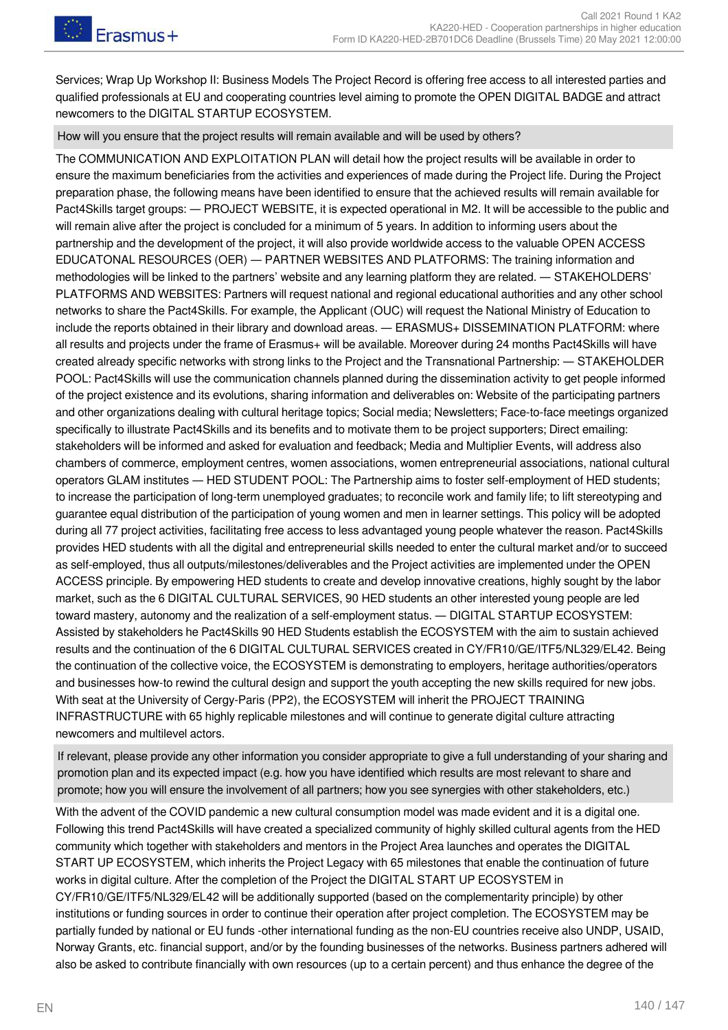Services; Wrap Up Workshop II: Business Models The Project Record is offering free access to all interested parties and qualified professionals at EU and cooperating countries level aiming to promote the OPEN DIGITAL BADGE and attract newcomers to the DIGITAL STARTUP ECOSYSTEM.

**How will you ensure that the project results will remain available and will be used by others?**

The COMMUNICATION AND EXPLOITATION PLAN will detail how the project results will be available in order to ensure the maximum beneficiaries from the activities and experiences of made during the Project life. During the Project preparation phase, the following means have been identified to ensure that the achieved results will remain available for Pact4Skills target groups: — PROJECT WEBSITE, it is expected operational in M2. It will be accessible to the public and will remain alive after the project is concluded for a minimum of 5 years. In addition to informing users about the partnership and the development of the project, it will also provide worldwide access to the valuable OPEN ACCESS EDUCATONAL RESOURCES (OER) — PARTNER WEBSITES AND PLATFORMS: The training information and methodologies will be linked to the partners' website and any learning platform they are related. — STAKEHOLDERS' PLATFORMS AND WEBSITES: Partners will request national and regional educational authorities and any other school networks to share the Pact4Skills. For example, the Applicant (OUC) will request the National Ministry of Education to include the reports obtained in their library and download areas. — ERASMUS+ DISSEMINATION PLATFORM: where all results and projects under the frame of Erasmus+ will be available. Moreover during 24 months Pact4Skills will have created already specific networks with strong links to the Project and the Transnational Partnership: — STAKEHOLDER POOL: Pact4Skills will use the communication channels planned during the dissemination activity to get people informed of the project existence and its evolutions, sharing information and deliverables on: Website of the participating partners and other organizations dealing with cultural heritage topics; Social media; Newsletters; Face-to-face meetings organized specifically to illustrate Pact4Skills and its benefits and to motivate them to be project supporters; Direct emailing: stakeholders will be informed and asked for evaluation and feedback; Media and Multiplier Events, will address also chambers of commerce, employment centres, women associations, women entrepreneurial associations, national cultural operators GLAM institutes — HED STUDENT POOL: The Partnership aims to foster self-employment of HED students; to increase the participation of long-term unemployed graduates; to reconcile work and family life; to lift stereotyping and guarantee equal distribution of the participation of young women and men in learner settings. This policy will be adopted during all 77 project activities, facilitating free access to less advantaged young people whatever the reason. Pact4Skills provides HED students with all the digital and entrepreneurial skills needed to enter the cultural market and/or to succeed as self-employed, thus all outputs/milestones/deliverables and the Project activities are implemented under the OPEN ACCESS principle. By empowering HED students to create and develop innovative creations, highly sought by the labor market, such as the 6 DIGITAL CULTURAL SERVICES, 90 HED students an other interested young people are led toward mastery, autonomy and the realization of a self-employment status. — DIGITAL STARTUP ECOSYSTEM: Assisted by stakeholders he Pact4Skills 90 HED Students establish the ECOSYSTEM with the aim to sustain achieved results and the continuation of the 6 DIGITAL CULTURAL SERVICES created in CY/FR10/GE/ITF5/NL329/EL42. Being the continuation of the collective voice, the ECOSYSTEM is demonstrating to employers, heritage authorities/operators and businesses how-to rewind the cultural design and support the youth accepting the new skills required for new jobs. With seat at the University of Cergy-Paris (PP2), the ECOSYSTEM will inherit the PROJECT TRAINING INFRASTRUCTURE with 65 highly replicable milestones and will continue to generate digital culture attracting newcomers and multilevel actors.

**If relevant, please provide any other information you consider appropriate to give a full understanding of your sharing and promotion plan and its expected impact (e.g. how you have identified which results are most relevant to share and promote; how you will ensure the involvement of all partners; how you see synergies with other stakeholders, etc.)**

With the advent of the COVID pandemic a new cultural consumption model was made evident and it is a digital one. Following this trend Pact4Skills will have created a specialized community of highly skilled cultural agents from the HED community which together with stakeholders and mentors in the Project Area launches and operates the DIGITAL START UP ECOSYSTEM, which inherits the Project Legacy with 65 milestones that enable the continuation of future works in digital culture. After the completion of the Project the DIGITAL START UP ECOSYSTEM in CY/FR10/GE/ITF5/NL329/EL42 will be additionally supported (based on the complementarity principle) by other institutions or funding sources in order to continue their operation after project completion. The ECOSYSTEM may be partially funded by national or EU funds -other international funding as the non-EU countries receive also UNDP, USAID, Norway Grants, etc. financial support, and/or by the founding businesses of the networks. Business partners adhered will also be asked to contribute financially with own resources (up to a certain percent) and thus enhance the degree of the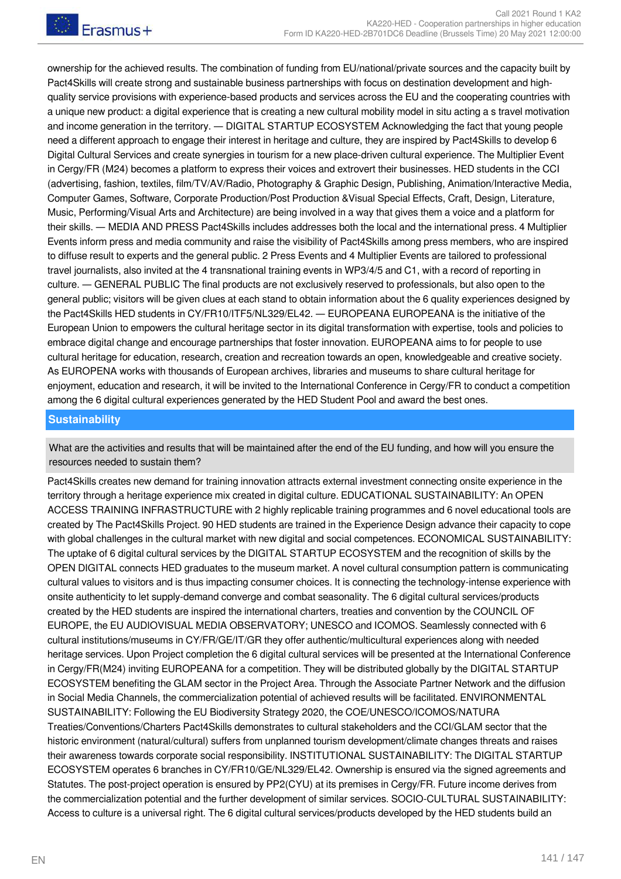ownership for the achieved results. The combination of funding from EU/national/private sources and the capacity built by Pact4Skills will create strong and sustainable business partnerships with focus on destination development and high-quality service provisions with experience-based products and services across the EU and the cooperating countries with a unique new product: a digital experience that is creating a new cultural mobility model in situ acting a s travel motivation and income generation in the territory. — DIGITAL STARTUP ECOSYSTEM Acknowledging the fact that young people need a different approach to engage their interest in heritage and culture, they are inspired by Pact4Skills to develop 6 Digital Cultural Services and create synergies in tourism for a new place-driven cultural experience. The Multiplier Event in Cergy/FR (M24) becomes a platform to express their voices and extrovert their businesses. HED students in the CCI (advertising, fashion, textiles, film/TV/AV/Radio, Photography & Graphic Design, Publishing, Animation/Interactive Media, Computer Games, Software, Corporate Production/Post Production &Visual Special Effects, Craft, Design, Literature, Music, Performing/Visual Arts and Architecture) are being involved in a way that gives them a voice and a platform for their skills. — MEDIA AND PRESS Pact4Skills includes addresses both the local and the international press. 4 Multiplier Events inform press and media community and raise the visibility of Pact4Skills among press members, who are inspired to diffuse result to experts and the general public. 2 Press Events and 4 Multiplier Events are tailored to professional travel journalists, also invited at the 4 transnational training events in WP3/4/5 and C1, with a record of reporting in culture. — GENERAL PUBLIC The final products are not exclusively reserved to professionals, but also open to the general public; visitors will be given clues at each stand to obtain information about the 6 quality experiences designed by the Pact4Skills HED students in CY/FR10/ITF5/NL329/EL42. — EUROPEANA EUROPEANA is the initiative of the European Union to empowers the cultural heritage sector in its digital transformation with expertise, tools and policies to embrace digital change and encourage partnerships that foster innovation. EUROPEANA aims to for people to use cultural heritage for education, research, creation and recreation towards an open, knowledgeable and creative society. As EUROPENA works with thousands of European archives, libraries and museums to share cultural heritage for enjoyment, education and research, it will be invited to the International Conference in Cergy/FR to conduct a competition among the 6 digital cultural experiences generated by the HED Student Pool and award the best ones.

## Sustainability

What are the activities and results that will be maintained after the end of the EU funding, and how will you ensure the resources needed to sustain them?

Pact4Skills creates new demand for training innovation attracts external investment connecting onsite experience in the territory through a heritage experience mix created in digital culture. EDUCATIONAL SUSTAINABILITY: An OPEN ACCESS TRAINING INFRASTRUCTURE with 2 highly replicable training programmes and 6 novel educational tools are created by The Pact4Skills Project. 90 HED students are trained in the Experience Design advance their capacity to cope with global challenges in the cultural market with new digital and social competences. ECONOMICAL SUSTAINABILITY: The uptake of 6 digital cultural services by the DIGITAL STARTUP ECOSYSTEM and the recognition of skills by the OPEN DIGITAL connects HED graduates to the museum market. A novel cultural consumption pattern is communicating cultural values to visitors and is thus impacting consumer choices. It is connecting the technology-intense experience with onsite authenticity to let supply-demand converge and combat seasonality. The 6 digital cultural services/products created by the HED students are inspired the international charters, treaties and convention by the COUNCIL OF EUROPE, the EU AUDIOVISUAL MEDIA OBSERVATORY; UNESCO and ICOMOS. Seamlessly connected with 6 cultural institutions/museums in CY/FR/GE/IT/GR they offer authentic/multicultural experiences along with needed heritage services. Upon Project completion the 6 digital cultural services will be presented at the International Conference in Cergy/FR(M24) inviting EUROPEANA for a competition. They will be distributed globally by the DIGITAL STARTUP ECOSYSTEM benefiting the GLAM sector in the Project Area. Through the Associate Partner Network and the diffusion in Social Media Channels, the commercialization potential of achieved results will be facilitated. ENVIRONMENTAL SUSTAINABILITY: Following the EU Biodiversity Strategy 2020, the COE/UNESCO/ICOMOS/NATURA Treaties/Conventions/Charters Pact4Skills demonstrates to cultural stakeholders and the CCI/GLAM sector that the historic environment (natural/cultural) suffers from unplanned tourism development/climate changes threats and raises their awareness towards corporate social responsibility. INSTITUTIONAL SUSTAINABILITY: The DIGITAL STARTUP ECOSYSTEM operates 6 branches in CY/FR10/GE/NL329/EL42. Ownership is ensured via the signed agreements and Statutes. The post-project operation is ensured by PP2(CYU) at its premises in Cergy/FR. Future income derives from the commercialization potential and the further development of similar services. SOCIO-CULTURAL SUSTAINABILITY: Access to culture is a universal right. The 6 digital cultural services/products developed by the HED students build an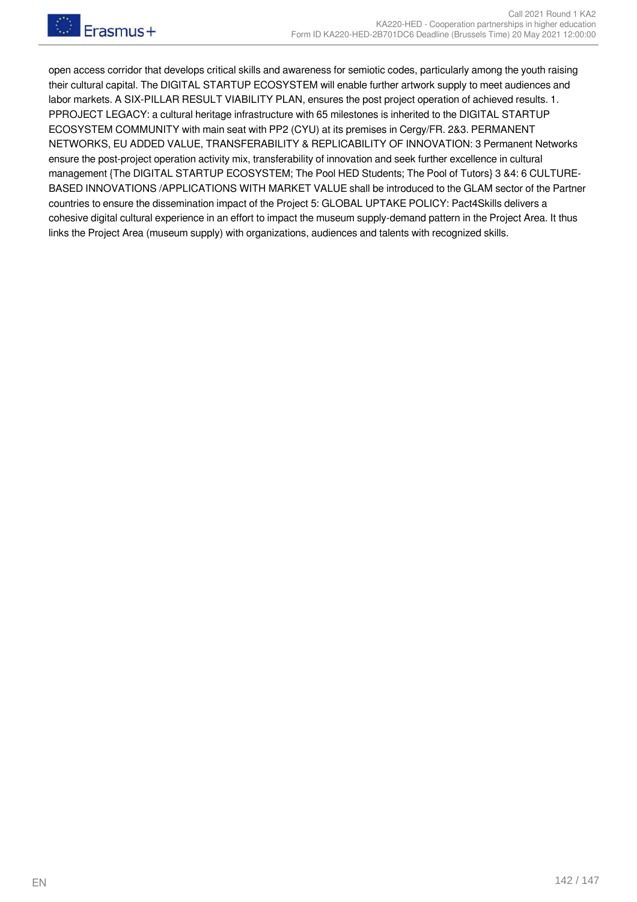open access corridor that develops critical skills and awareness for semiotic codes, particularly among the youth raising their cultural capital. The DIGITAL STARTUP ECOSYSTEM will enable further artwork supply to meet audiences and labor markets. A SIX-PILLAR RESULT VIABILITY PLAN, ensures the post project operation of achieved results. 1. PPROJECT LEGACY: a cultural heritage infrastructure with 65 milestones is inherited to the DIGITAL STARTUP ECOSYSTEM COMMUNITY with main seat with PP2 (CYU) at its premises in Cergy/FR. 2&3. PERMANENT NETWORKS, EU ADDED VALUE, TRANSFERABILITY & REPLICABILITY OF INNOVATION: 3 Permanent Networks ensure the post-project operation activity mix, transferability of innovation and seek further excellence in cultural management {The DIGITAL STARTUP ECOSYSTEM; The Pool HED Students; The Pool of Tutors} 3 &4: 6 CULTURE-BASED INNOVATIONS /APPLICATIONS WITH MARKET VALUE shall be introduced to the GLAM sector of the Partner countries to ensure the dissemination impact of the Project 5: GLOBAL UPTAKE POLICY: Pact4Skills delivers a cohesive digital cultural experience in an effort to impact the museum supply-demand pattern in the Project Area. It thus links the Project Area (museum supply) with organizations, audiences and talents with recognized skills.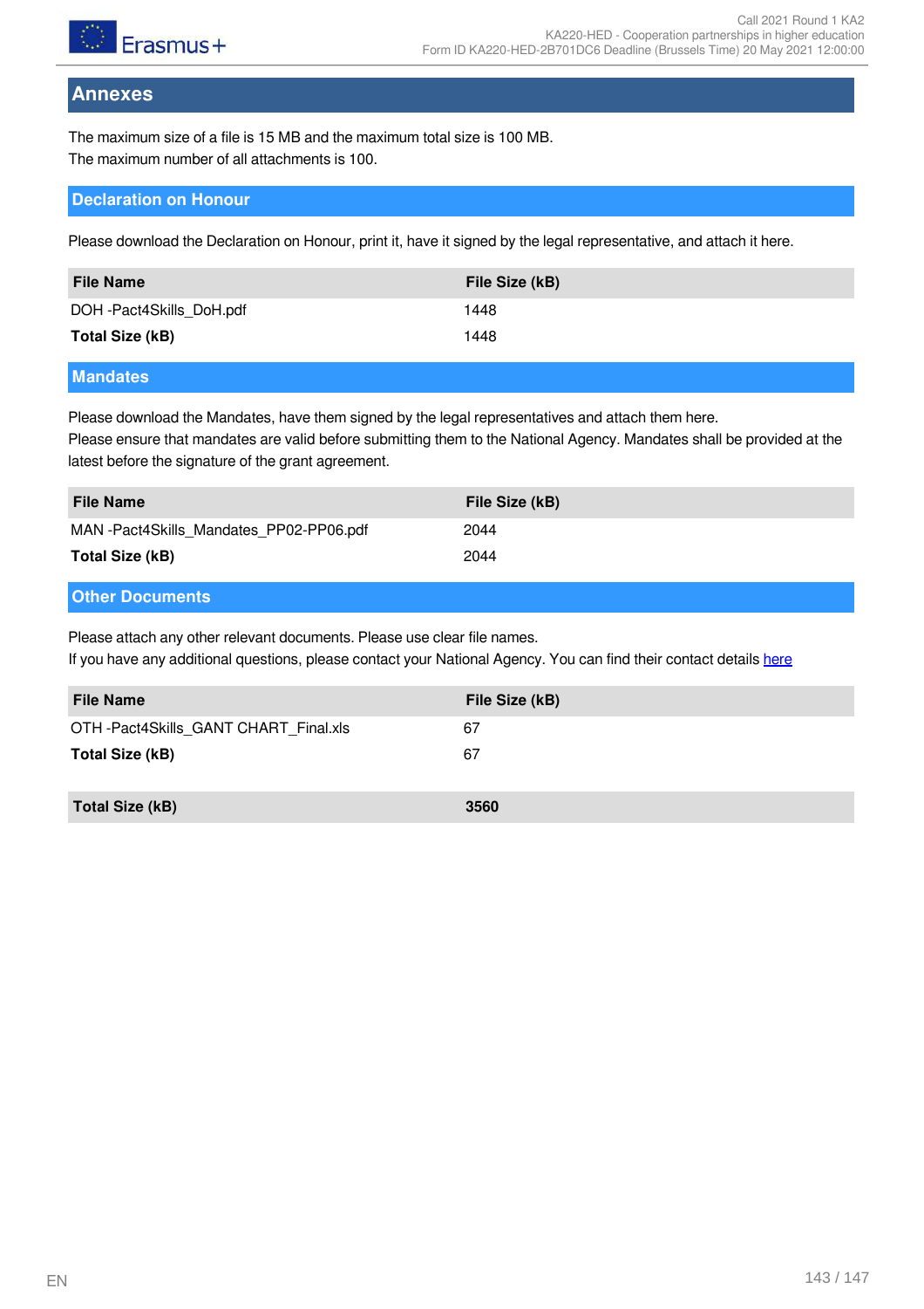# Annexes

The maximum size of a file is 15 MB and the maximum total size is 100 MB.
The maximum number of all attachments is 100.

## Declaration on Honour

Please download the Declaration on Honour, print it, have it signed by the legal representative, and attach it here.

| File Name | File Size (kB) |
| --- | --- |
| DOH -Pact4Skills_DoH.pdf | 1448 |
| **Total Size (kB)** | 1448 |

## Mandates

Please download the Mandates, have them signed by the legal representatives and attach them here.
Please ensure that mandates are valid before submitting them to the National Agency. Mandates shall be provided at the latest before the signature of the grant agreement.

| File Name | File Size (kB) |
| --- | --- |
| MAN -Pact4Skills_Mandates_PP02-PP06.pdf | 2044 |
| **Total Size (kB)** | 2044 |

## Other Documents

Please attach any other relevant documents. Please use clear file names.
If you have any additional questions, please contact your National Agency. You can find their contact details here

| File Name | File Size (kB) |
| --- | --- |
| OTH -Pact4Skills_GANT CHART_Final.xls | 67 |
| **Total Size (kB)** | 67 |

| **Total Size (kB)** | **3560** |
| --- | --- |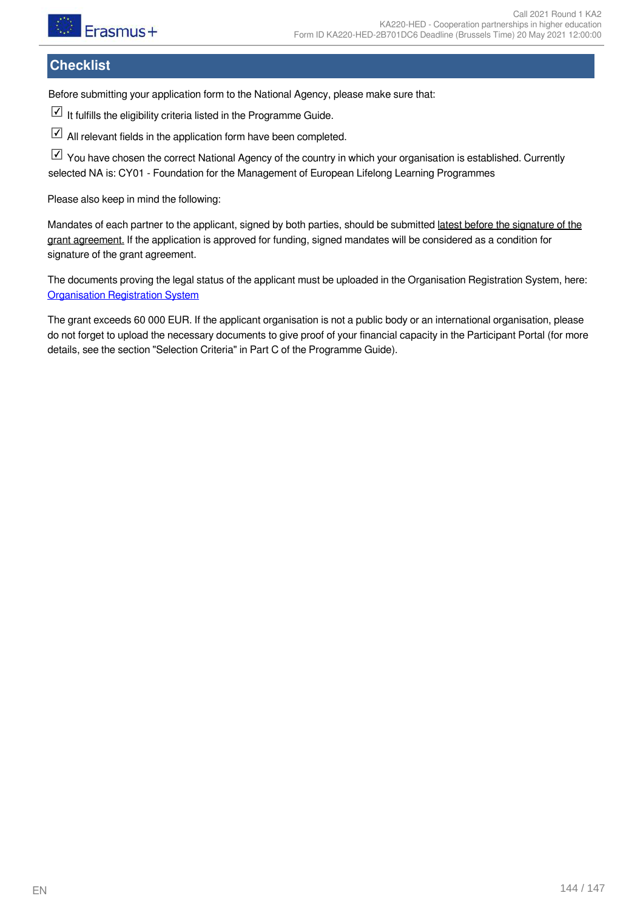# Checklist

Before submitting your application form to the National Agency, please make sure that:

☑ It fulfills the eligibility criteria listed in the Programme Guide.

☑ All relevant fields in the application form have been completed.

☑ You have chosen the correct National Agency of the country in which your organisation is established. Currently selected NA is: CY01 - Foundation for the Management of European Lifelong Learning Programmes

Please also keep in mind the following:

Mandates of each partner to the applicant, signed by both parties, should be submitted latest before the signature of the grant agreement. If the application is approved for funding, signed mandates will be considered as a condition for signature of the grant agreement.

The documents proving the legal status of the applicant must be uploaded in the Organisation Registration System, here: [Organisation Registration System]

The grant exceeds 60 000 EUR. If the applicant organisation is not a public body or an international organisation, please do not forget to upload the necessary documents to give proof of your financial capacity in the Participant Portal (for more details, see the section "Selection Criteria" in Part C of the Programme Guide).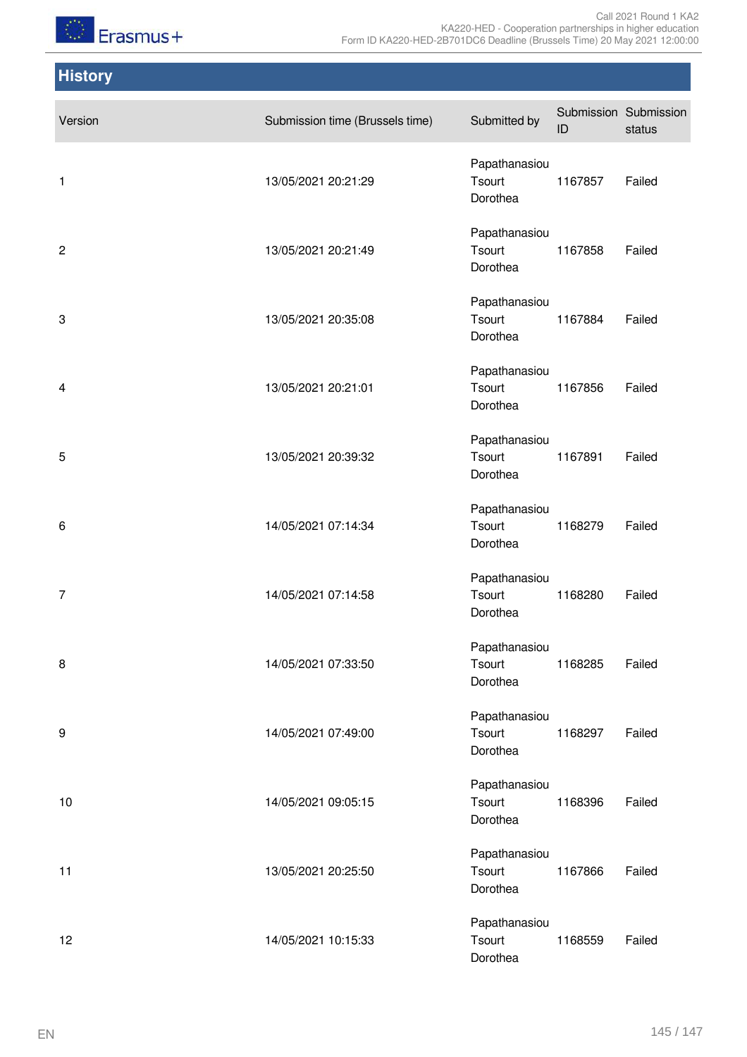## History

| Version | Submission time (Brussels time) | Submitted by | Submission ID | Submission status |
|---|---|---|---|---|
| 1 | 13/05/2021 20:21:29 | Papathanasiou Tsourt Dorothea | 1167857 | Failed |
| 2 | 13/05/2021 20:21:49 | Papathanasiou Tsourt Dorothea | 1167858 | Failed |
| 3 | 13/05/2021 20:35:08 | Papathanasiou Tsourt Dorothea | 1167884 | Failed |
| 4 | 13/05/2021 20:21:01 | Papathanasiou Tsourt Dorothea | 1167856 | Failed |
| 5 | 13/05/2021 20:39:32 | Papathanasiou Tsourt Dorothea | 1167891 | Failed |
| 6 | 14/05/2021 07:14:34 | Papathanasiou Tsourt Dorothea | 1168279 | Failed |
| 7 | 14/05/2021 07:14:58 | Papathanasiou Tsourt Dorothea | 1168280 | Failed |
| 8 | 14/05/2021 07:33:50 | Papathanasiou Tsourt Dorothea | 1168285 | Failed |
| 9 | 14/05/2021 07:49:00 | Papathanasiou Tsourt Dorothea | 1168297 | Failed |
| 10 | 14/05/2021 09:05:15 | Papathanasiou Tsourt Dorothea | 1168396 | Failed |
| 11 | 13/05/2021 20:25:50 | Papathanasiou Tsourt Dorothea | 1167866 | Failed |
| 12 | 14/05/2021 10:15:33 | Papathanasiou Tsourt Dorothea | 1168559 | Failed |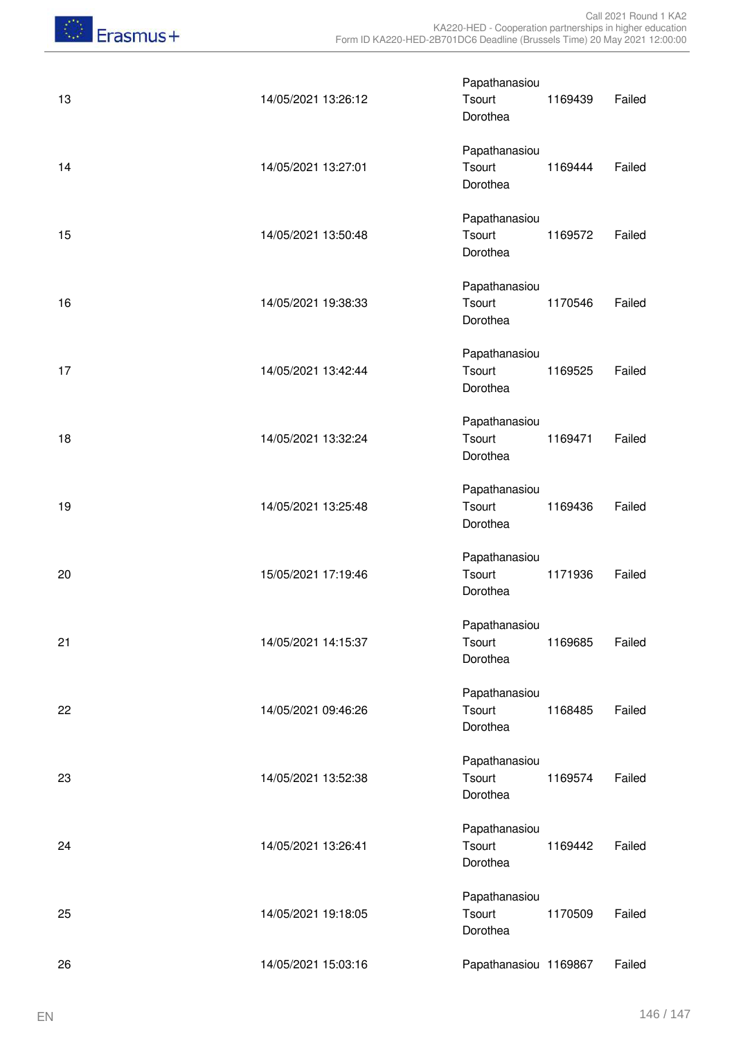| | | | | |
|---|---|---|---|---|
| 13 | 14/05/2021 13:26:12 | Papathanasiou Tsourt Dorothea | 1169439 | Failed |
| 14 | 14/05/2021 13:27:01 | Papathanasiou Tsourt Dorothea | 1169444 | Failed |
| 15 | 14/05/2021 13:50:48 | Papathanasiou Tsourt Dorothea | 1169572 | Failed |
| 16 | 14/05/2021 19:38:33 | Papathanasiou Tsourt Dorothea | 1170546 | Failed |
| 17 | 14/05/2021 13:42:44 | Papathanasiou Tsourt Dorothea | 1169525 | Failed |
| 18 | 14/05/2021 13:32:24 | Papathanasiou Tsourt Dorothea | 1169471 | Failed |
| 19 | 14/05/2021 13:25:48 | Papathanasiou Tsourt Dorothea | 1169436 | Failed |
| 20 | 15/05/2021 17:19:46 | Papathanasiou Tsourt Dorothea | 1171936 | Failed |
| 21 | 14/05/2021 14:15:37 | Papathanasiou Tsourt Dorothea | 1169685 | Failed |
| 22 | 14/05/2021 09:46:26 | Papathanasiou Tsourt Dorothea | 1168485 | Failed |
| 23 | 14/05/2021 13:52:38 | Papathanasiou Tsourt Dorothea | 1169574 | Failed |
| 24 | 14/05/2021 13:26:41 | Papathanasiou Tsourt Dorothea | 1169442 | Failed |
| 25 | 14/05/2021 19:18:05 | Papathanasiou Tsourt Dorothea | 1170509 | Failed |
| 26 | 14/05/2021 15:03:16 | Papathanasiou | 1169867 | Failed |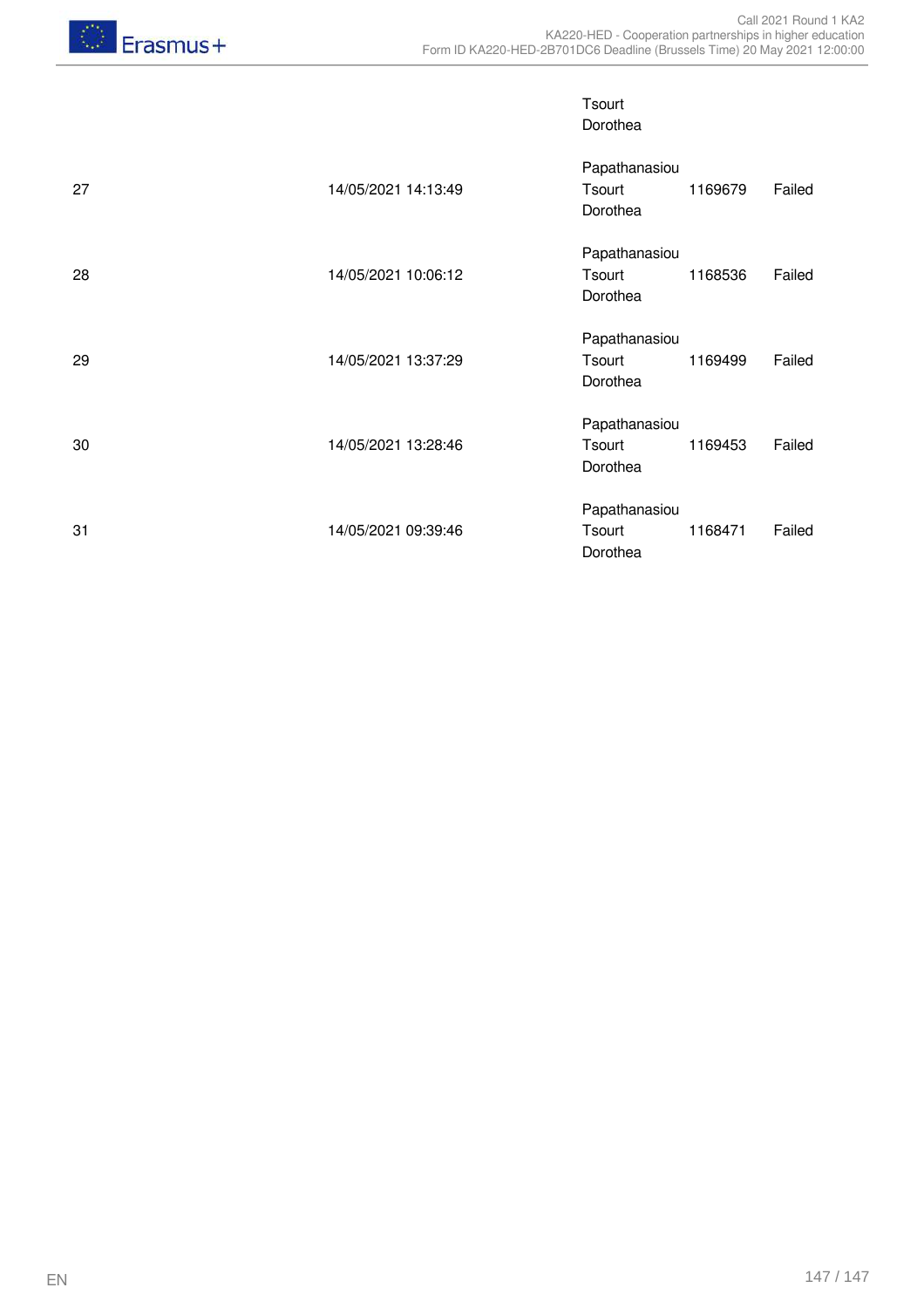| | | | | |
|---|---|---|---|---|
| | | Tsourt Dorothea | | |
| 27 | 14/05/2021 14:13:49 | Papathanasiou Tsourt Dorothea | 1169679 | Failed |
| 28 | 14/05/2021 10:06:12 | Papathanasiou Tsourt Dorothea | 1168536 | Failed |
| 29 | 14/05/2021 13:37:29 | Papathanasiou Tsourt Dorothea | 1169499 | Failed |
| 30 | 14/05/2021 13:28:46 | Papathanasiou Tsourt Dorothea | 1169453 | Failed |
| 31 | 14/05/2021 09:39:46 | Papathanasiou Tsourt Dorothea | 1168471 | Failed |